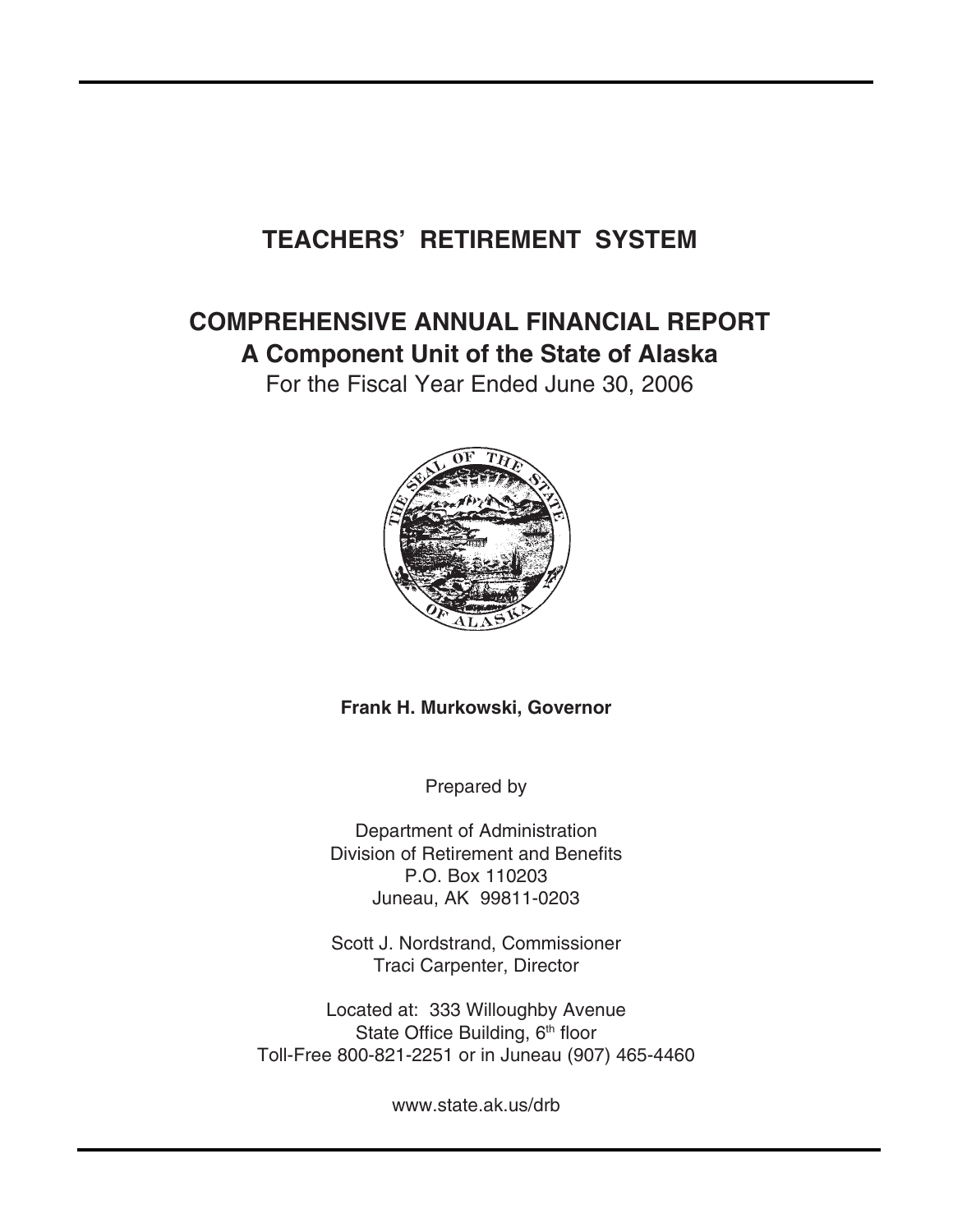# TEACHERS' RETIREMENT SYSTEM

## COMPREHENSIVE ANNUAL FINANCIAL REPORT

## A Component Unit of the State of Alaska

For the Fiscal Year Ended June 30, 2006

**Frank H. Murkowski, Governor**

Prepared by

Department of Administration
Division of Retirement and Benefits
P.O. Box 110203
Juneau, AK 99811-0203

Scott J. Nordstrand, Commissioner
Traci Carpenter, Director

Located at: 333 Willoughby Avenue
State Office Building, 6th floor
Toll-Free 800-821-2251 or in Juneau (907) 465-4460

www.state.ak.us/drb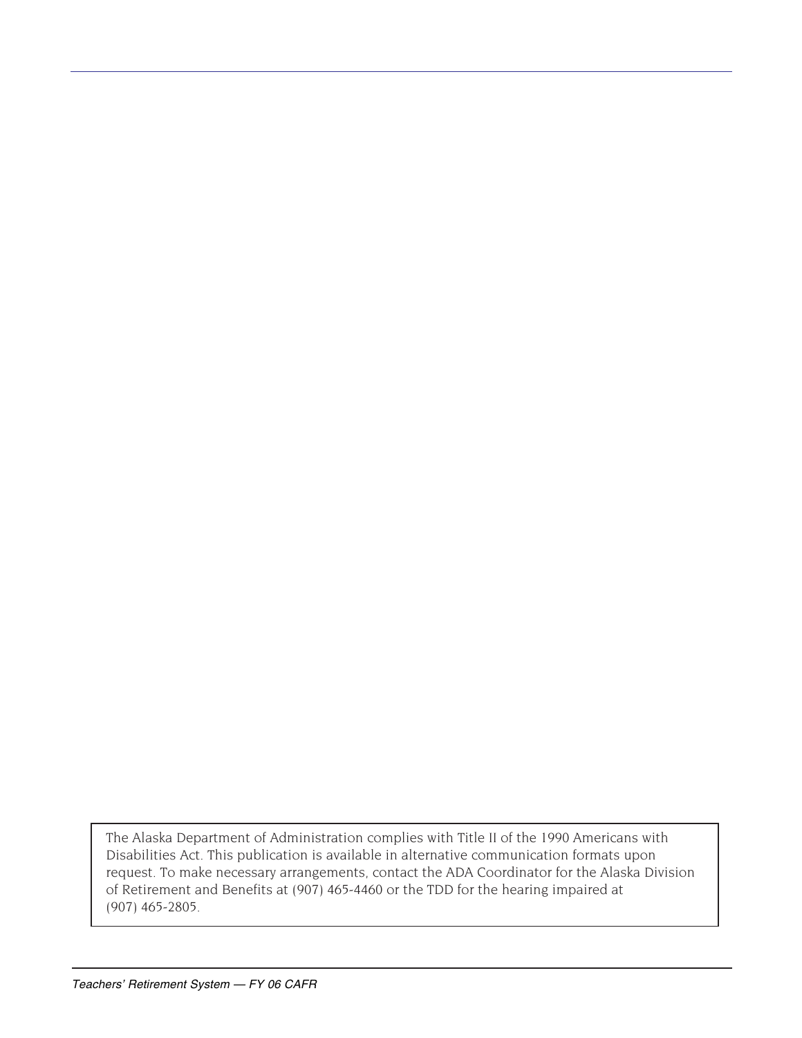The Alaska Department of Administration complies with Title II of the 1990 Americans with Disabilities Act. This publication is available in alternative communication formats upon request. To make necessary arrangements, contact the ADA Coordinator for the Alaska Division of Retirement and Benefits at (907) 465-4460 or the TDD for the hearing impaired at (907) 465-2805.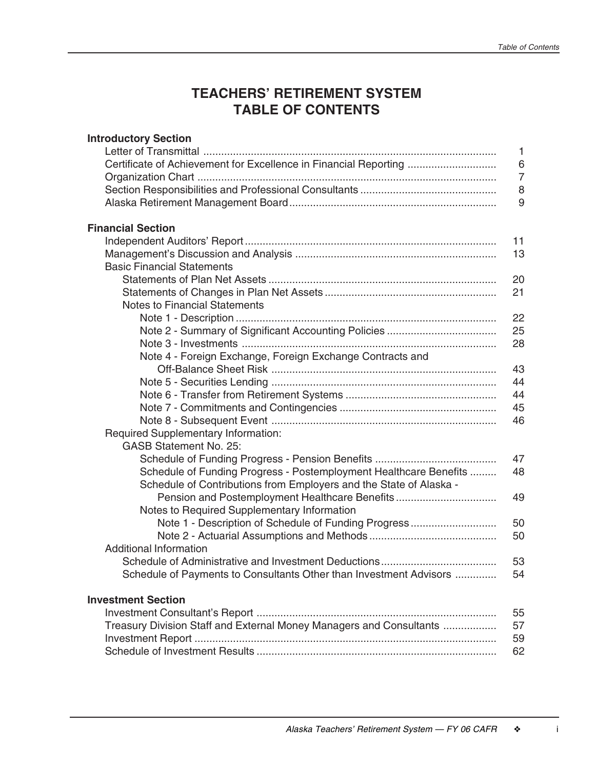# TEACHERS' RETIREMENT SYSTEM
# TABLE OF CONTENTS

**Introductory Section**

| | |
|---|---|
| Letter of Transmittal | 1 |
| Certificate of Achievement for Excellence in Financial Reporting | 6 |
| Organization Chart | 7 |
| Section Responsibilities and Professional Consultants | 8 |
| Alaska Retirement Management Board | 9 |

**Financial Section**

| | |
|---|---|
| Independent Auditors' Report | 11 |
| Management's Discussion and Analysis | 13 |
| Basic Financial Statements | |
| Statements of Plan Net Assets | 20 |
| Statements of Changes in Plan Net Assets | 21 |
| Notes to Financial Statements | |
| Note 1 - Description | 22 |
| Note 2 - Summary of Significant Accounting Policies | 25 |
| Note 3 - Investments | 28 |
| Note 4 - Foreign Exchange, Foreign Exchange Contracts and Off-Balance Sheet Risk | 43 |
| Note 5 - Securities Lending | 44 |
| Note 6 - Transfer from Retirement Systems | 44 |
| Note 7 - Commitments and Contingencies | 45 |
| Note 8 - Subsequent Event | 46 |
| Required Supplementary Information: | |
| GASB Statement No. 25: | |
| Schedule of Funding Progress - Pension Benefits | 47 |
| Schedule of Funding Progress - Postemployment Healthcare Benefits | 48 |
| Schedule of Contributions from Employers and the State of Alaska - Pension and Postemployment Healthcare Benefits | 49 |
| Notes to Required Supplementary Information | |
| Note 1 - Description of Schedule of Funding Progress | 50 |
| Note 2 - Actuarial Assumptions and Methods | 50 |
| Additional Information | |
| Schedule of Administrative and Investment Deductions | 53 |
| Schedule of Payments to Consultants Other than Investment Advisors | 54 |

**Investment Section**

| | |
|---|---|
| Investment Consultant's Report | 55 |
| Treasury Division Staff and External Money Managers and Consultants | 57 |
| Investment Report | 59 |
| Schedule of Investment Results | 62 |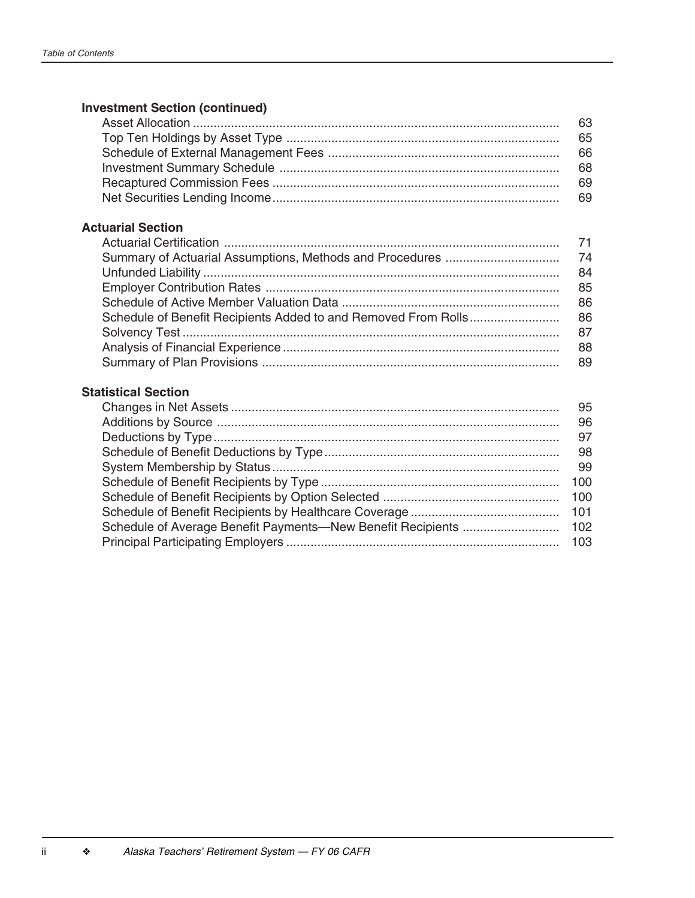### Investment Section (continued)

| | |
|---|---|
| Asset Allocation | 63 |
| Top Ten Holdings by Asset Type | 65 |
| Schedule of External Management Fees | 66 |
| Investment Summary Schedule | 68 |
| Recaptured Commission Fees | 69 |
| Net Securities Lending Income | 69 |

### Actuarial Section

| | |
|---|---|
| Actuarial Certification | 71 |
| Summary of Actuarial Assumptions, Methods and Procedures | 74 |
| Unfunded Liability | 84 |
| Employer Contribution Rates | 85 |
| Schedule of Active Member Valuation Data | 86 |
| Schedule of Benefit Recipients Added to and Removed From Rolls | 86 |
| Solvency Test | 87 |
| Analysis of Financial Experience | 88 |
| Summary of Plan Provisions | 89 |

### Statistical Section

| | |
|---|---|
| Changes in Net Assets | 95 |
| Additions by Source | 96 |
| Deductions by Type | 97 |
| Schedule of Benefit Deductions by Type | 98 |
| System Membership by Status | 99 |
| Schedule of Benefit Recipients by Type | 100 |
| Schedule of Benefit Recipients by Option Selected | 100 |
| Schedule of Benefit Recipients by Healthcare Coverage | 101 |
| Schedule of Average Benefit Payments—New Benefit Recipients | 102 |
| Principal Participating Employers | 103 |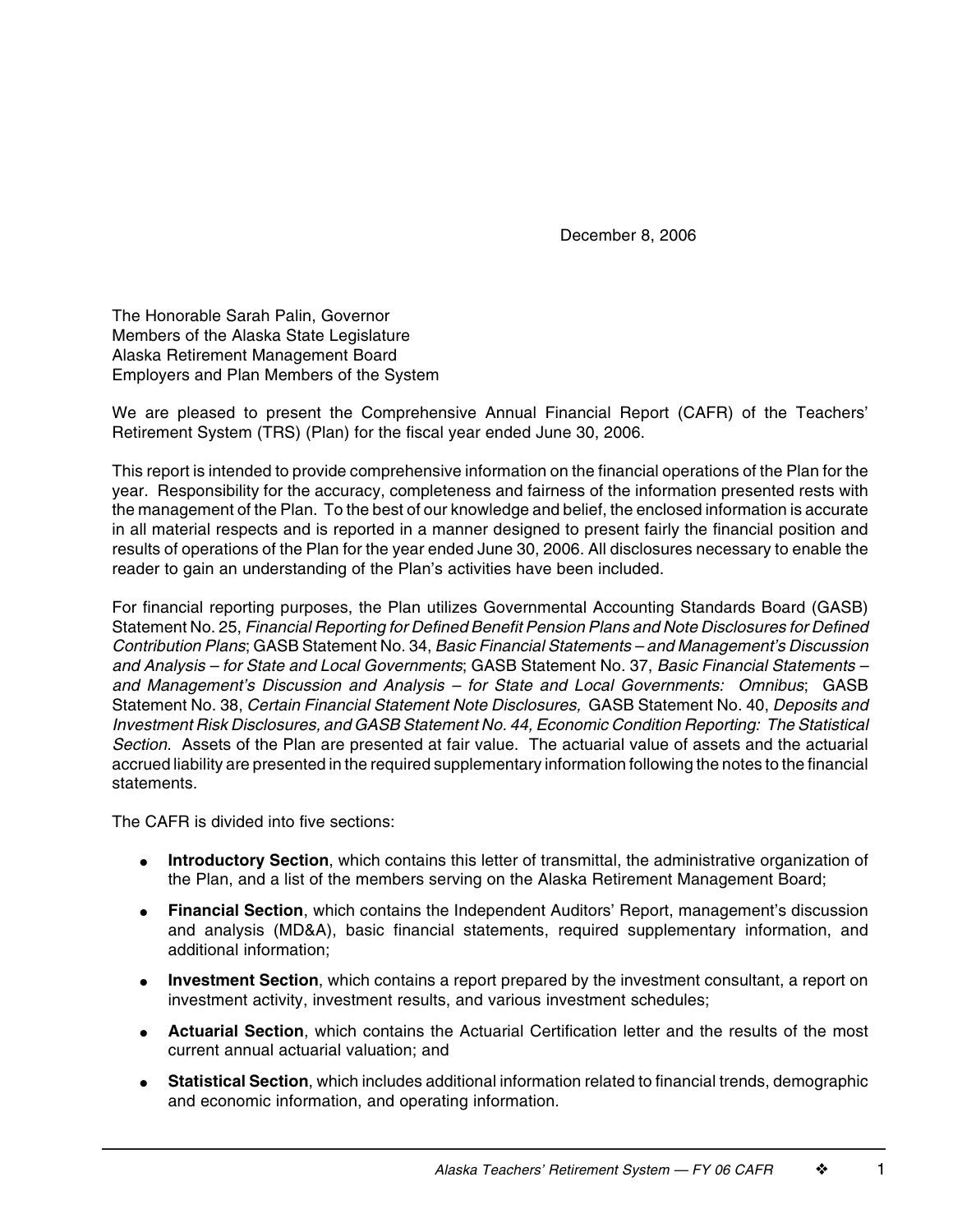December 8, 2006

The Honorable Sarah Palin, Governor
Members of the Alaska State Legislature
Alaska Retirement Management Board
Employers and Plan Members of the System

We are pleased to present the Comprehensive Annual Financial Report (CAFR) of the Teachers' Retirement System (TRS) (Plan) for the fiscal year ended June 30, 2006.

This report is intended to provide comprehensive information on the financial operations of the Plan for the year. Responsibility for the accuracy, completeness and fairness of the information presented rests with the management of the Plan. To the best of our knowledge and belief, the enclosed information is accurate in all material respects and is reported in a manner designed to present fairly the financial position and results of operations of the Plan for the year ended June 30, 2006. All disclosures necessary to enable the reader to gain an understanding of the Plan's activities have been included.

For financial reporting purposes, the Plan utilizes Governmental Accounting Standards Board (GASB) Statement No. 25, *Financial Reporting for Defined Benefit Pension Plans and Note Disclosures for Defined Contribution Plans*; GASB Statement No. 34, *Basic Financial Statements – and Management's Discussion and Analysis – for State and Local Governments*; GASB Statement No. 37, *Basic Financial Statements – and Management's Discussion and Analysis – for State and Local Governments: Omnibus*; GASB Statement No. 38, *Certain Financial Statement Note Disclosures,* GASB Statement No. 40, *Deposits and Investment Risk Disclosures, and GASB Statement No. 44, Economic Condition Reporting: The Statistical Section*. Assets of the Plan are presented at fair value. The actuarial value of assets and the actuarial accrued liability are presented in the required supplementary information following the notes to the financial statements.

The CAFR is divided into five sections:

- **Introductory Section**, which contains this letter of transmittal, the administrative organization of the Plan, and a list of the members serving on the Alaska Retirement Management Board;
- **Financial Section**, which contains the Independent Auditors' Report, management's discussion and analysis (MD&A), basic financial statements, required supplementary information, and additional information;
- **Investment Section**, which contains a report prepared by the investment consultant, a report on investment activity, investment results, and various investment schedules;
- **Actuarial Section**, which contains the Actuarial Certification letter and the results of the most current annual actuarial valuation; and
- **Statistical Section**, which includes additional information related to financial trends, demographic and economic information, and operating information.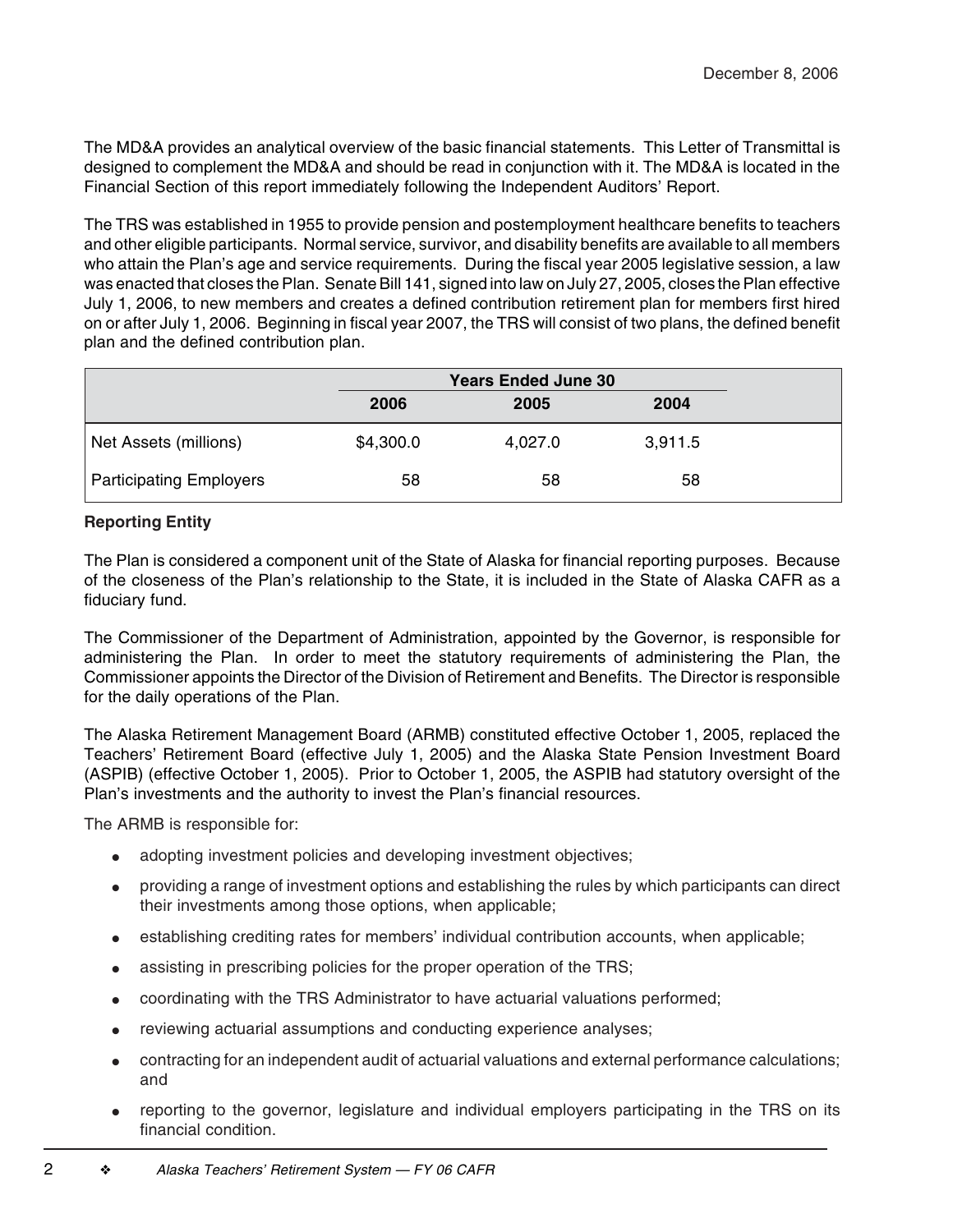December 8, 2006

The MD&A provides an analytical overview of the basic financial statements. This Letter of Transmittal is designed to complement the MD&A and should be read in conjunction with it. The MD&A is located in the Financial Section of this report immediately following the Independent Auditors' Report.

The TRS was established in 1955 to provide pension and postemployment healthcare benefits to teachers and other eligible participants. Normal service, survivor, and disability benefits are available to all members who attain the Plan's age and service requirements. During the fiscal year 2005 legislative session, a law was enacted that closes the Plan. Senate Bill 141, signed into law on July 27, 2005, closes the Plan effective July 1, 2006, to new members and creates a defined contribution retirement plan for members first hired on or after July 1, 2006. Beginning in fiscal year 2007, the TRS will consist of two plans, the defined benefit plan and the defined contribution plan.

| | Years Ended June 30 | | |
|---|---|---|---|
| | 2006 | 2005 | 2004 |
| Net Assets (millions) | $4,300.0 | 4,027.0 | 3,911.5 |
| Participating Employers | 58 | 58 | 58 |

**Reporting Entity**

The Plan is considered a component unit of the State of Alaska for financial reporting purposes. Because of the closeness of the Plan's relationship to the State, it is included in the State of Alaska CAFR as a fiduciary fund.

The Commissioner of the Department of Administration, appointed by the Governor, is responsible for administering the Plan. In order to meet the statutory requirements of administering the Plan, the Commissioner appoints the Director of the Division of Retirement and Benefits. The Director is responsible for the daily operations of the Plan.

The Alaska Retirement Management Board (ARMB) constituted effective October 1, 2005, replaced the Teachers' Retirement Board (effective July 1, 2005) and the Alaska State Pension Investment Board (ASPIB) (effective October 1, 2005). Prior to October 1, 2005, the ASPIB had statutory oversight of the Plan's investments and the authority to invest the Plan's financial resources.

The ARMB is responsible for:

- adopting investment policies and developing investment objectives;
- providing a range of investment options and establishing the rules by which participants can direct their investments among those options, when applicable;
- establishing crediting rates for members' individual contribution accounts, when applicable;
- assisting in prescribing policies for the proper operation of the TRS;
- coordinating with the TRS Administrator to have actuarial valuations performed;
- reviewing actuarial assumptions and conducting experience analyses;
- contracting for an independent audit of actuarial valuations and external performance calculations; and
- reporting to the governor, legislature and individual employers participating in the TRS on its financial condition.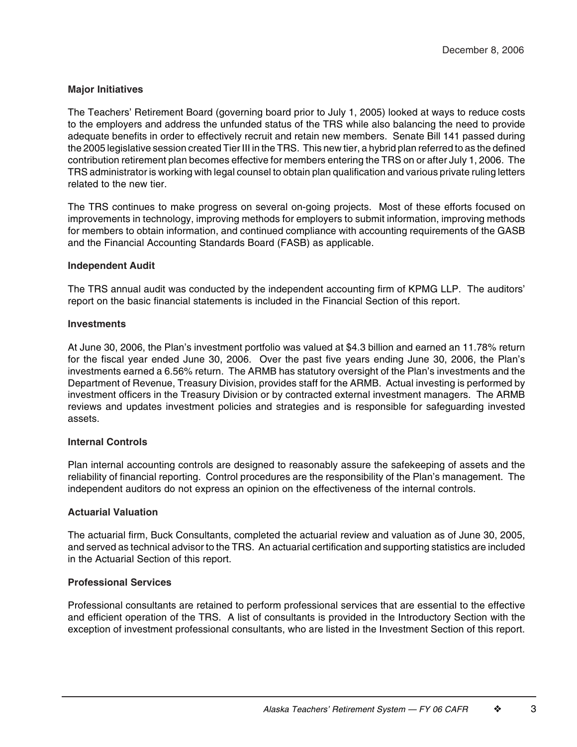December 8, 2006

### Major Initiatives

The Teachers' Retirement Board (governing board prior to July 1, 2005) looked at ways to reduce costs to the employers and address the unfunded status of the TRS while also balancing the need to provide adequate benefits in order to effectively recruit and retain new members. Senate Bill 141 passed during the 2005 legislative session created Tier III in the TRS. This new tier, a hybrid plan referred to as the defined contribution retirement plan becomes effective for members entering the TRS on or after July 1, 2006. The TRS administrator is working with legal counsel to obtain plan qualification and various private ruling letters related to the new tier.

The TRS continues to make progress on several on-going projects. Most of these efforts focused on improvements in technology, improving methods for employers to submit information, improving methods for members to obtain information, and continued compliance with accounting requirements of the GASB and the Financial Accounting Standards Board (FASB) as applicable.

### Independent Audit

The TRS annual audit was conducted by the independent accounting firm of KPMG LLP. The auditors' report on the basic financial statements is included in the Financial Section of this report.

### Investments

At June 30, 2006, the Plan's investment portfolio was valued at $4.3 billion and earned an 11.78% return for the fiscal year ended June 30, 2006. Over the past five years ending June 30, 2006, the Plan's investments earned a 6.56% return. The ARMB has statutory oversight of the Plan's investments and the Department of Revenue, Treasury Division, provides staff for the ARMB. Actual investing is performed by investment officers in the Treasury Division or by contracted external investment managers. The ARMB reviews and updates investment policies and strategies and is responsible for safeguarding invested assets.

### Internal Controls

Plan internal accounting controls are designed to reasonably assure the safekeeping of assets and the reliability of financial reporting. Control procedures are the responsibility of the Plan's management. The independent auditors do not express an opinion on the effectiveness of the internal controls.

### Actuarial Valuation

The actuarial firm, Buck Consultants, completed the actuarial review and valuation as of June 30, 2005, and served as technical advisor to the TRS. An actuarial certification and supporting statistics are included in the Actuarial Section of this report.

### Professional Services

Professional consultants are retained to perform professional services that are essential to the effective and efficient operation of the TRS. A list of consultants is provided in the Introductory Section with the exception of investment professional consultants, who are listed in the Investment Section of this report.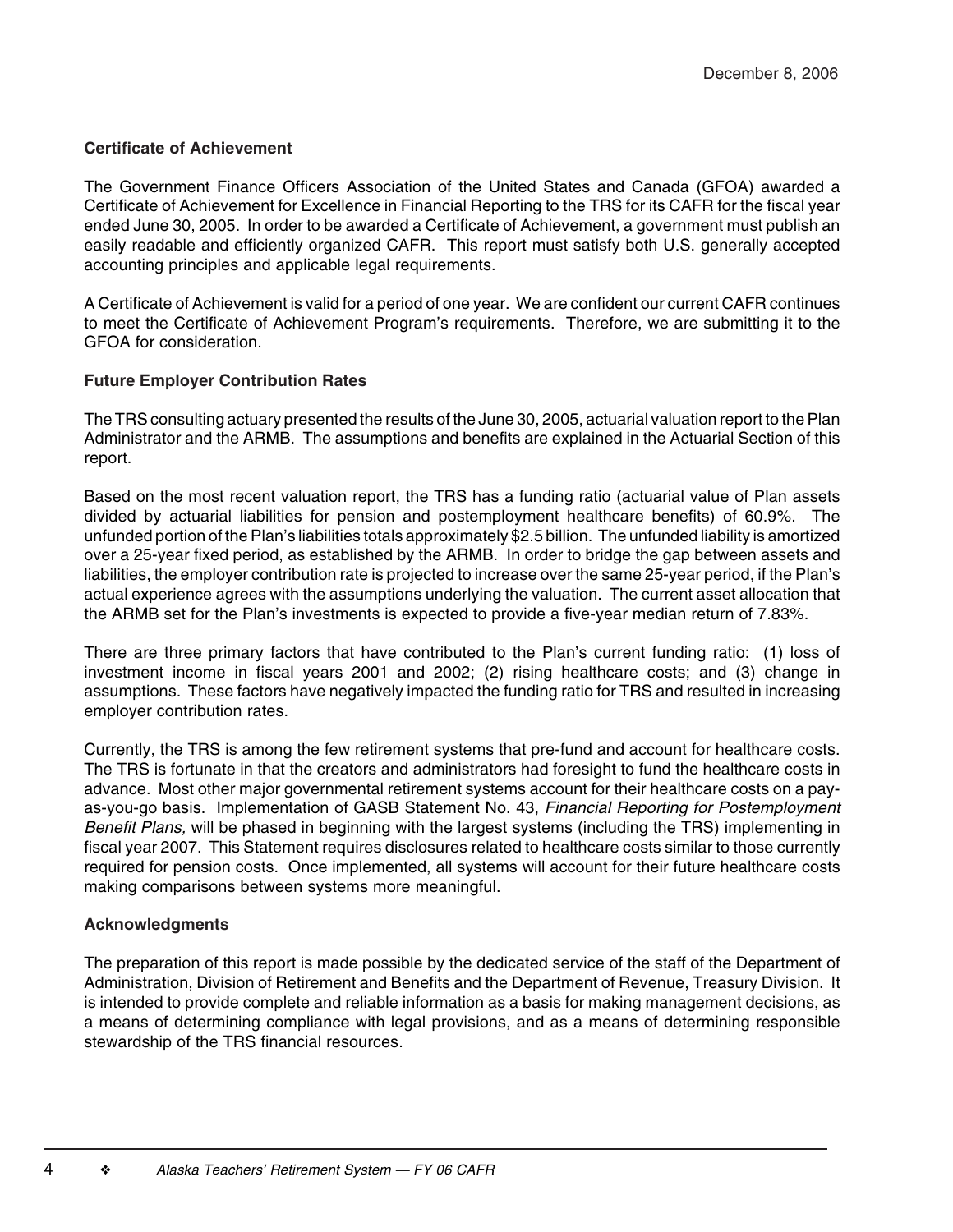December 8, 2006

**Certificate of Achievement**

The Government Finance Officers Association of the United States and Canada (GFOA) awarded a Certificate of Achievement for Excellence in Financial Reporting to the TRS for its CAFR for the fiscal year ended June 30, 2005. In order to be awarded a Certificate of Achievement, a government must publish an easily readable and efficiently organized CAFR. This report must satisfy both U.S. generally accepted accounting principles and applicable legal requirements.

A Certificate of Achievement is valid for a period of one year. We are confident our current CAFR continues to meet the Certificate of Achievement Program's requirements. Therefore, we are submitting it to the GFOA for consideration.

**Future Employer Contribution Rates**

The TRS consulting actuary presented the results of the June 30, 2005, actuarial valuation report to the Plan Administrator and the ARMB. The assumptions and benefits are explained in the Actuarial Section of this report.

Based on the most recent valuation report, the TRS has a funding ratio (actuarial value of Plan assets divided by actuarial liabilities for pension and postemployment healthcare benefits) of 60.9%. The unfunded portion of the Plan's liabilities totals approximately $2.5 billion. The unfunded liability is amortized over a 25-year fixed period, as established by the ARMB. In order to bridge the gap between assets and liabilities, the employer contribution rate is projected to increase over the same 25-year period, if the Plan's actual experience agrees with the assumptions underlying the valuation. The current asset allocation that the ARMB set for the Plan's investments is expected to provide a five-year median return of 7.83%.

There are three primary factors that have contributed to the Plan's current funding ratio: (1) loss of investment income in fiscal years 2001 and 2002; (2) rising healthcare costs; and (3) change in assumptions. These factors have negatively impacted the funding ratio for TRS and resulted in increasing employer contribution rates.

Currently, the TRS is among the few retirement systems that pre-fund and account for healthcare costs. The TRS is fortunate in that the creators and administrators had foresight to fund the healthcare costs in advance. Most other major governmental retirement systems account for their healthcare costs on a pay-as-you-go basis. Implementation of GASB Statement No. 43, *Financial Reporting for Postemployment Benefit Plans,* will be phased in beginning with the largest systems (including the TRS) implementing in fiscal year 2007. This Statement requires disclosures related to healthcare costs similar to those currently required for pension costs. Once implemented, all systems will account for their future healthcare costs making comparisons between systems more meaningful.

**Acknowledgments**

The preparation of this report is made possible by the dedicated service of the staff of the Department of Administration, Division of Retirement and Benefits and the Department of Revenue, Treasury Division. It is intended to provide complete and reliable information as a basis for making management decisions, as a means of determining compliance with legal provisions, and as a means of determining responsible stewardship of the TRS financial resources.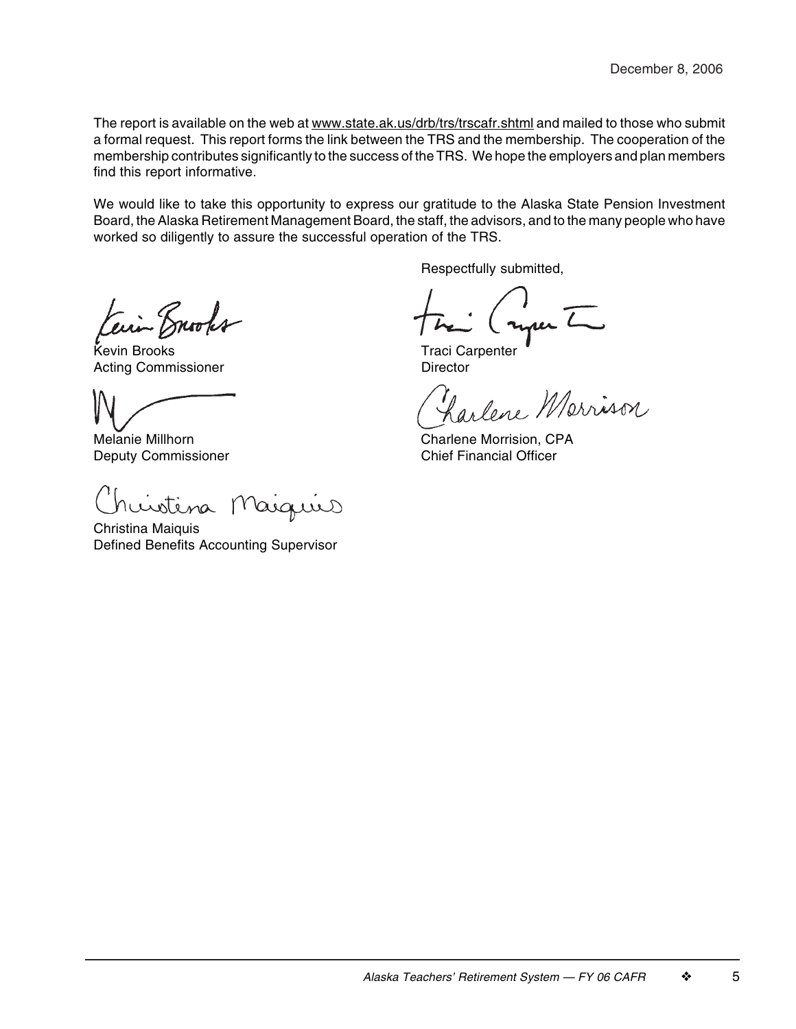December 8, 2006

The report is available on the web at www.state.ak.us/drb/trs/trscafr.shtml and mailed to those who submit a formal request. This report forms the link between the TRS and the membership. The cooperation of the membership contributes significantly to the success of the TRS. We hope the employers and plan members find this report informative.

We would like to take this opportunity to express our gratitude to the Alaska State Pension Investment Board, the Alaska Retirement Management Board, the staff, the advisors, and to the many people who have worked so diligently to assure the successful operation of the TRS.

Respectfully submitted,

Kevin Brooks
Acting Commissioner

Traci Carpenter
Director

Melanie Millhorn
Deputy Commissioner

Charlene Morrision, CPA
Chief Financial Officer

Christina Maiquis
Defined Benefits Accounting Supervisor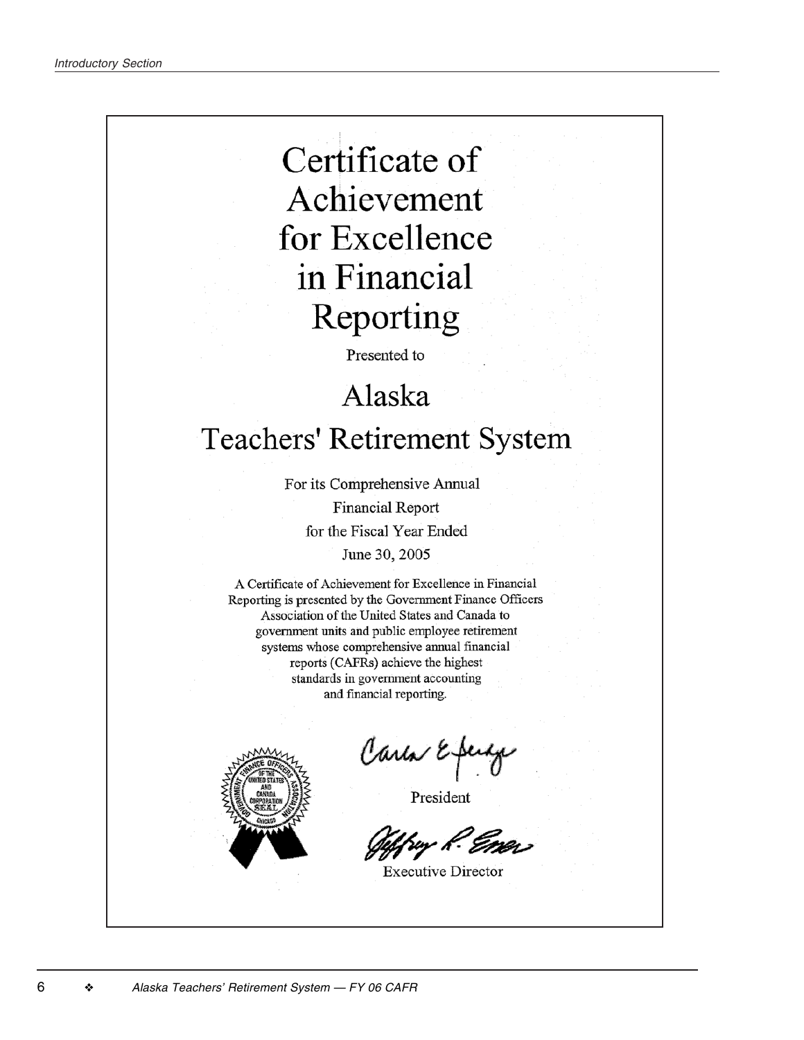# Certificate of Achievement for Excellence in Financial Reporting

Presented to

## Alaska Teachers' Retirement System

For its Comprehensive Annual Financial Report for the Fiscal Year Ended June 30, 2005

A Certificate of Achievement for Excellence in Financial Reporting is presented by the Government Finance Officers Association of the United States and Canada to government units and public employee retirement systems whose comprehensive annual financial reports (CAFRs) achieve the highest standards in government accounting and financial reporting.

President

Executive Director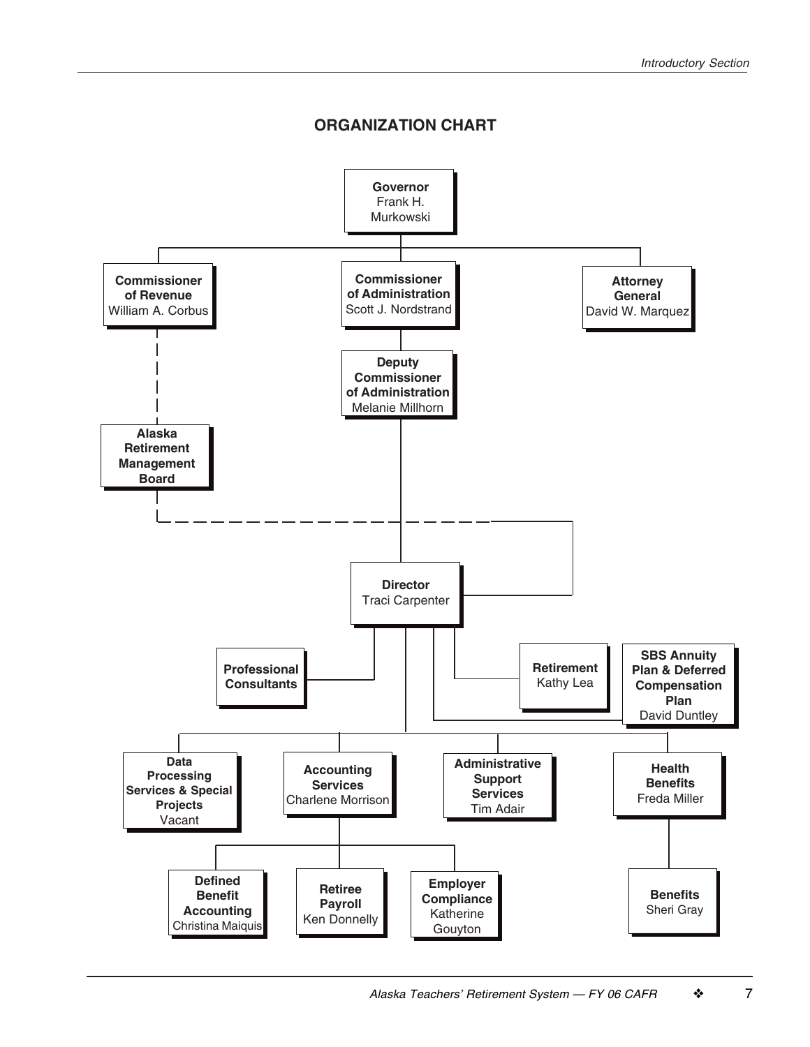## ORGANIZATION CHART

- **Governor** Frank H. Murkowski
  - **Commissioner of Revenue** William A. Corbus
    - **Alaska Retirement Management Board**
  - **Commissioner of Administration** Scott J. Nordstrand
    - **Deputy Commissioner of Administration** Melanie Millhorn
      - **Director** Traci Carpenter
        - **Professional Consultants**
        - **Retirement** Kathy Lea
        - **SBS Annuity Plan & Deferred Compensation Plan** David Duntley
        - **Data Processing Services & Special Projects** Vacant
        - **Accounting Services** Charlene Morrison
          - **Defined Benefit Accounting** Christina Maiquis
          - **Retiree Payroll** Ken Donnelly
          - **Employer Compliance** Katherine Gouyton
        - **Administrative Support Services** Tim Adair
        - **Health Benefits** Freda Miller
          - **Benefits** Sheri Gray
  - **Attorney General** David W. Marquez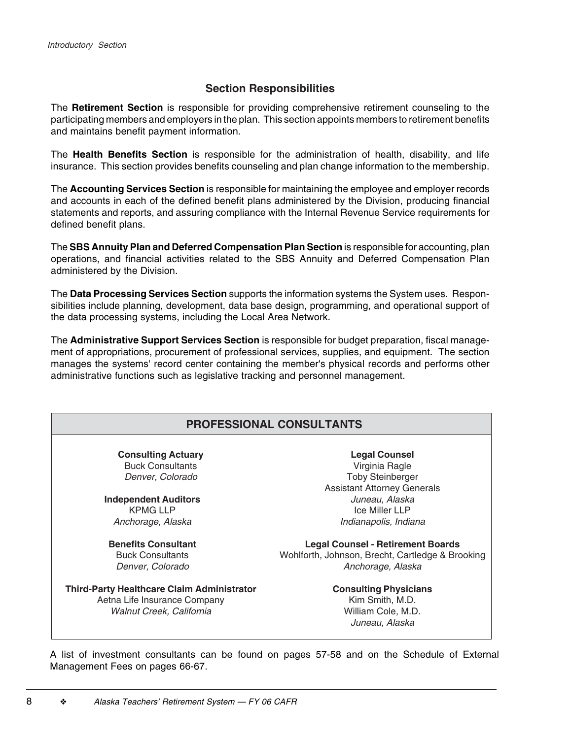## Section Responsibilities

The **Retirement Section** is responsible for providing comprehensive retirement counseling to the participating members and employers in the plan. This section appoints members to retirement benefits and maintains benefit payment information.

The **Health Benefits Section** is responsible for the administration of health, disability, and life insurance. This section provides benefits counseling and plan change information to the membership.

The **Accounting Services Section** is responsible for maintaining the employee and employer records and accounts in each of the defined benefit plans administered by the Division, producing financial statements and reports, and assuring compliance with the Internal Revenue Service requirements for defined benefit plans.

The **SBS Annuity Plan and Deferred Compensation Plan Section** is responsible for accounting, plan operations, and financial activities related to the SBS Annuity and Deferred Compensation Plan administered by the Division.

The **Data Processing Services Section** supports the information systems the System uses. Responsibilities include planning, development, data base design, programming, and operational support of the data processing systems, including the Local Area Network.

The **Administrative Support Services Section** is responsible for budget preparation, fiscal management of appropriations, procurement of professional services, supplies, and equipment. The section manages the systems' record center containing the member's physical records and performs other administrative functions such as legislative tracking and personnel management.

## PROFESSIONAL CONSULTANTS

**Consulting Actuary**
Buck Consultants
*Denver, Colorado*

**Independent Auditors**
KPMG LLP
*Anchorage, Alaska*

**Benefits Consultant**
Buck Consultants
*Denver, Colorado*

**Third-Party Healthcare Claim Administrator**
Aetna Life Insurance Company
*Walnut Creek, California*

**Legal Counsel**
Virginia Ragle
Toby Steinberger
Assistant Attorney Generals
*Juneau, Alaska*
Ice Miller LLP
*Indianapolis, Indiana*

**Legal Counsel - Retirement Boards**
Wohlforth, Johnson, Brecht, Cartledge & Brooking
*Anchorage, Alaska*

**Consulting Physicians**
Kim Smith, M.D.
William Cole, M.D.
*Juneau, Alaska*

A list of investment consultants can be found on pages 57-58 and on the Schedule of External Management Fees on pages 66-67.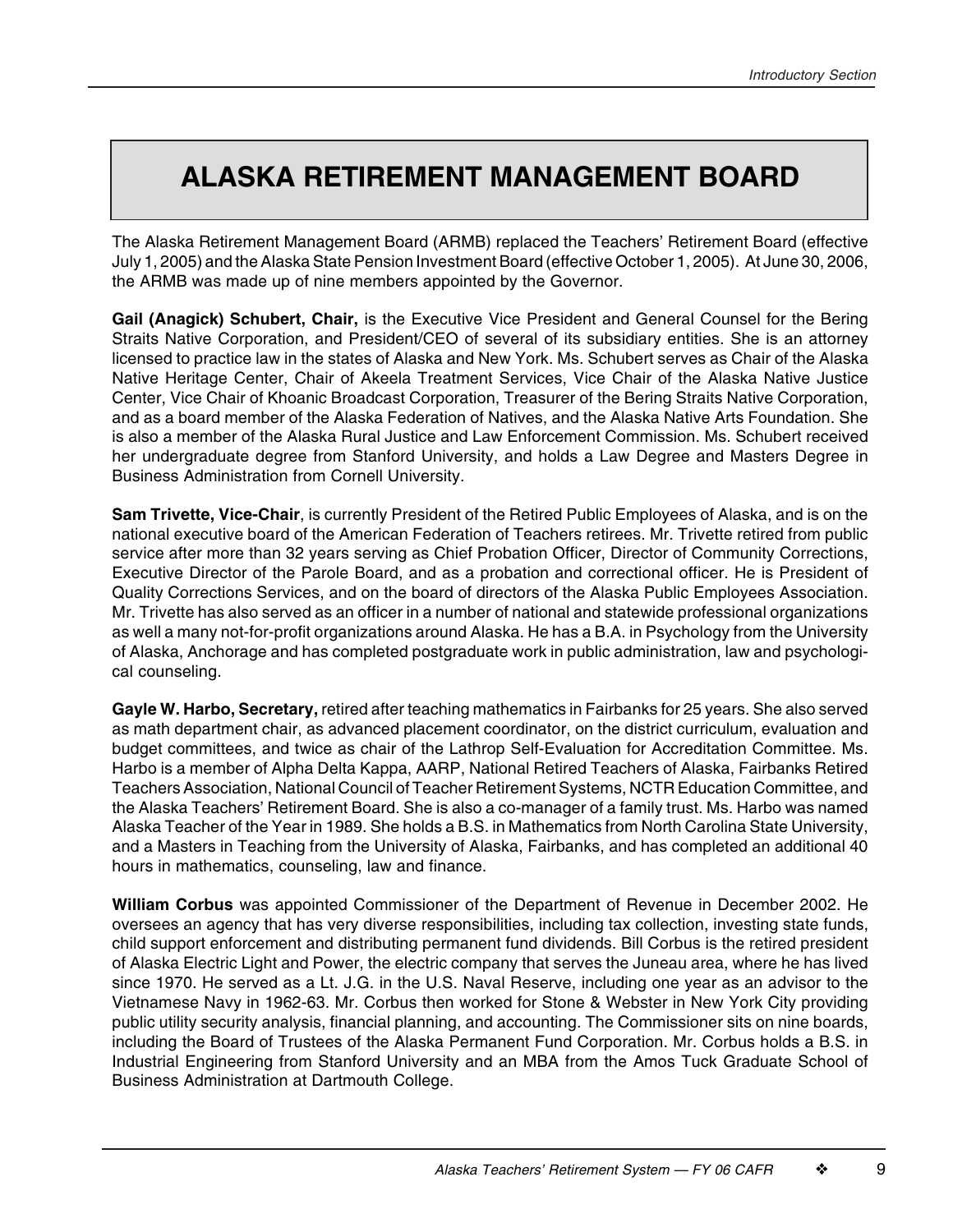# ALASKA RETIREMENT MANAGEMENT BOARD

The Alaska Retirement Management Board (ARMB) replaced the Teachers' Retirement Board (effective July 1, 2005) and the Alaska State Pension Investment Board (effective October 1, 2005). At June 30, 2006, the ARMB was made up of nine members appointed by the Governor.

**Gail (Anagick) Schubert, Chair,** is the Executive Vice President and General Counsel for the Bering Straits Native Corporation, and President/CEO of several of its subsidiary entities. She is an attorney licensed to practice law in the states of Alaska and New York. Ms. Schubert serves as Chair of the Alaska Native Heritage Center, Chair of Akeela Treatment Services, Vice Chair of the Alaska Native Justice Center, Vice Chair of Khoanic Broadcast Corporation, Treasurer of the Bering Straits Native Corporation, and as a board member of the Alaska Federation of Natives, and the Alaska Native Arts Foundation. She is also a member of the Alaska Rural Justice and Law Enforcement Commission. Ms. Schubert received her undergraduate degree from Stanford University, and holds a Law Degree and Masters Degree in Business Administration from Cornell University.

**Sam Trivette, Vice-Chair**, is currently President of the Retired Public Employees of Alaska, and is on the national executive board of the American Federation of Teachers retirees. Mr. Trivette retired from public service after more than 32 years serving as Chief Probation Officer, Director of Community Corrections, Executive Director of the Parole Board, and as a probation and correctional officer. He is President of Quality Corrections Services, and on the board of directors of the Alaska Public Employees Association. Mr. Trivette has also served as an officer in a number of national and statewide professional organizations as well a many not-for-profit organizations around Alaska. He has a B.A. in Psychology from the University of Alaska, Anchorage and has completed postgraduate work in public administration, law and psychological counseling.

**Gayle W. Harbo, Secretary,** retired after teaching mathematics in Fairbanks for 25 years. She also served as math department chair, as advanced placement coordinator, on the district curriculum, evaluation and budget committees, and twice as chair of the Lathrop Self-Evaluation for Accreditation Committee. Ms. Harbo is a member of Alpha Delta Kappa, AARP, National Retired Teachers of Alaska, Fairbanks Retired Teachers Association, National Council of Teacher Retirement Systems, NCTR Education Committee, and the Alaska Teachers' Retirement Board. She is also a co-manager of a family trust. Ms. Harbo was named Alaska Teacher of the Year in 1989. She holds a B.S. in Mathematics from North Carolina State University, and a Masters in Teaching from the University of Alaska, Fairbanks, and has completed an additional 40 hours in mathematics, counseling, law and finance.

**William Corbus** was appointed Commissioner of the Department of Revenue in December 2002. He oversees an agency that has very diverse responsibilities, including tax collection, investing state funds, child support enforcement and distributing permanent fund dividends. Bill Corbus is the retired president of Alaska Electric Light and Power, the electric company that serves the Juneau area, where he has lived since 1970. He served as a Lt. J.G. in the U.S. Naval Reserve, including one year as an advisor to the Vietnamese Navy in 1962-63. Mr. Corbus then worked for Stone & Webster in New York City providing public utility security analysis, financial planning, and accounting. The Commissioner sits on nine boards, including the Board of Trustees of the Alaska Permanent Fund Corporation. Mr. Corbus holds a B.S. in Industrial Engineering from Stanford University and an MBA from the Amos Tuck Graduate School of Business Administration at Dartmouth College.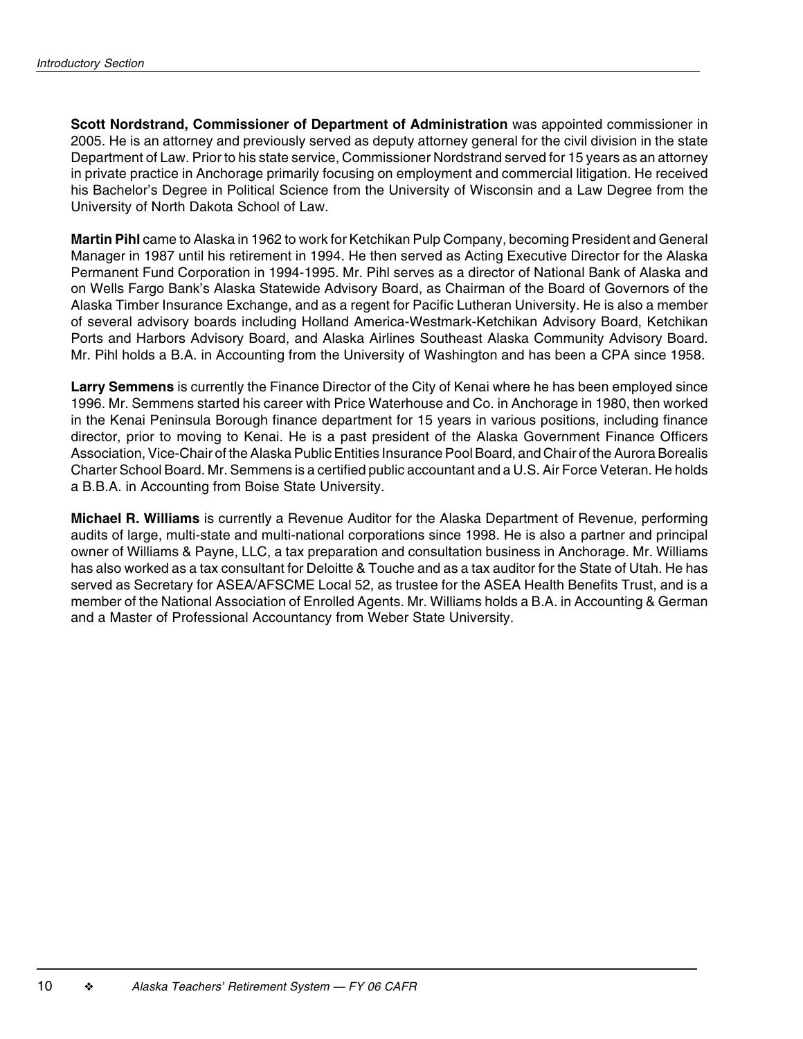**Scott Nordstrand, Commissioner of Department of Administration** was appointed commissioner in 2005. He is an attorney and previously served as deputy attorney general for the civil division in the state Department of Law. Prior to his state service, Commissioner Nordstrand served for 15 years as an attorney in private practice in Anchorage primarily focusing on employment and commercial litigation. He received his Bachelor's Degree in Political Science from the University of Wisconsin and a Law Degree from the University of North Dakota School of Law.

**Martin Pihl** came to Alaska in 1962 to work for Ketchikan Pulp Company, becoming President and General Manager in 1987 until his retirement in 1994. He then served as Acting Executive Director for the Alaska Permanent Fund Corporation in 1994-1995. Mr. Pihl serves as a director of National Bank of Alaska and on Wells Fargo Bank's Alaska Statewide Advisory Board, as Chairman of the Board of Governors of the Alaska Timber Insurance Exchange, and as a regent for Pacific Lutheran University. He is also a member of several advisory boards including Holland America-Westmark-Ketchikan Advisory Board, Ketchikan Ports and Harbors Advisory Board, and Alaska Airlines Southeast Alaska Community Advisory Board. Mr. Pihl holds a B.A. in Accounting from the University of Washington and has been a CPA since 1958.

**Larry Semmens** is currently the Finance Director of the City of Kenai where he has been employed since 1996. Mr. Semmens started his career with Price Waterhouse and Co. in Anchorage in 1980, then worked in the Kenai Peninsula Borough finance department for 15 years in various positions, including finance director, prior to moving to Kenai. He is a past president of the Alaska Government Finance Officers Association, Vice-Chair of the Alaska Public Entities Insurance Pool Board, and Chair of the Aurora Borealis Charter School Board. Mr. Semmens is a certified public accountant and a U.S. Air Force Veteran. He holds a B.B.A. in Accounting from Boise State University.

**Michael R. Williams** is currently a Revenue Auditor for the Alaska Department of Revenue, performing audits of large, multi-state and multi-national corporations since 1998. He is also a partner and principal owner of Williams & Payne, LLC, a tax preparation and consultation business in Anchorage. Mr. Williams has also worked as a tax consultant for Deloitte & Touche and as a tax auditor for the State of Utah. He has served as Secretary for ASEA/AFSCME Local 52, as trustee for the ASEA Health Benefits Trust, and is a member of the National Association of Enrolled Agents. Mr. Williams holds a B.A. in Accounting & German and a Master of Professional Accountancy from Weber State University.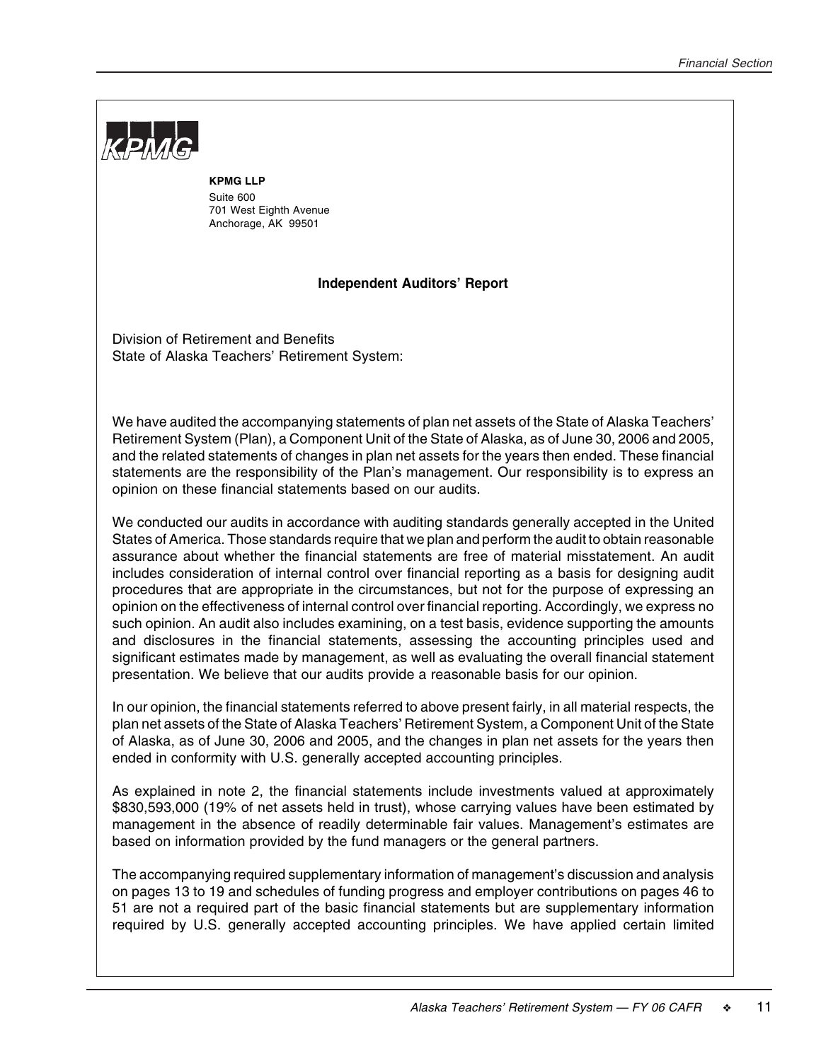KPMG

**KPMG LLP**
Suite 600
701 West Eighth Avenue
Anchorage, AK 99501

## Independent Auditors' Report

Division of Retirement and Benefits
State of Alaska Teachers' Retirement System:

We have audited the accompanying statements of plan net assets of the State of Alaska Teachers' Retirement System (Plan), a Component Unit of the State of Alaska, as of June 30, 2006 and 2005, and the related statements of changes in plan net assets for the years then ended. These financial statements are the responsibility of the Plan's management. Our responsibility is to express an opinion on these financial statements based on our audits.

We conducted our audits in accordance with auditing standards generally accepted in the United States of America. Those standards require that we plan and perform the audit to obtain reasonable assurance about whether the financial statements are free of material misstatement. An audit includes consideration of internal control over financial reporting as a basis for designing audit procedures that are appropriate in the circumstances, but not for the purpose of expressing an opinion on the effectiveness of internal control over financial reporting. Accordingly, we express no such opinion. An audit also includes examining, on a test basis, evidence supporting the amounts and disclosures in the financial statements, assessing the accounting principles used and significant estimates made by management, as well as evaluating the overall financial statement presentation. We believe that our audits provide a reasonable basis for our opinion.

In our opinion, the financial statements referred to above present fairly, in all material respects, the plan net assets of the State of Alaska Teachers' Retirement System, a Component Unit of the State of Alaska, as of June 30, 2006 and 2005, and the changes in plan net assets for the years then ended in conformity with U.S. generally accepted accounting principles.

As explained in note 2, the financial statements include investments valued at approximately $830,593,000 (19% of net assets held in trust), whose carrying values have been estimated by management in the absence of readily determinable fair values. Management's estimates are based on information provided by the fund managers or the general partners.

The accompanying required supplementary information of management's discussion and analysis on pages 13 to 19 and schedules of funding progress and employer contributions on pages 46 to 51 are not a required part of the basic financial statements but are supplementary information required by U.S. generally accepted accounting principles. We have applied certain limited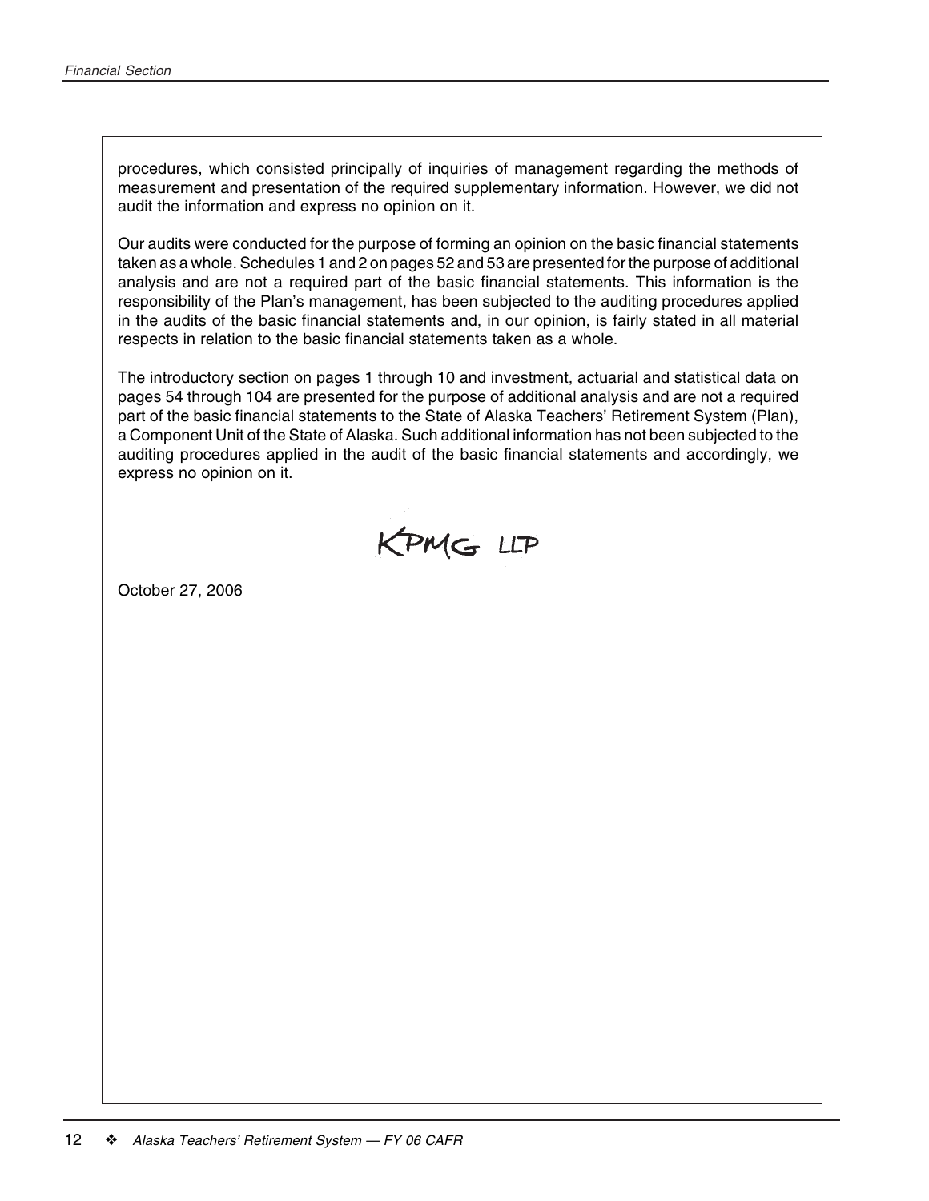procedures, which consisted principally of inquiries of management regarding the methods of measurement and presentation of the required supplementary information. However, we did not audit the information and express no opinion on it.

Our audits were conducted for the purpose of forming an opinion on the basic financial statements taken as a whole. Schedules 1 and 2 on pages 52 and 53 are presented for the purpose of additional analysis and are not a required part of the basic financial statements. This information is the responsibility of the Plan's management, has been subjected to the auditing procedures applied in the audits of the basic financial statements and, in our opinion, is fairly stated in all material respects in relation to the basic financial statements taken as a whole.

The introductory section on pages 1 through 10 and investment, actuarial and statistical data on pages 54 through 104 are presented for the purpose of additional analysis and are not a required part of the basic financial statements to the State of Alaska Teachers' Retirement System (Plan), a Component Unit of the State of Alaska. Such additional information has not been subjected to the auditing procedures applied in the audit of the basic financial statements and accordingly, we express no opinion on it.

KPMG LLP

October 27, 2006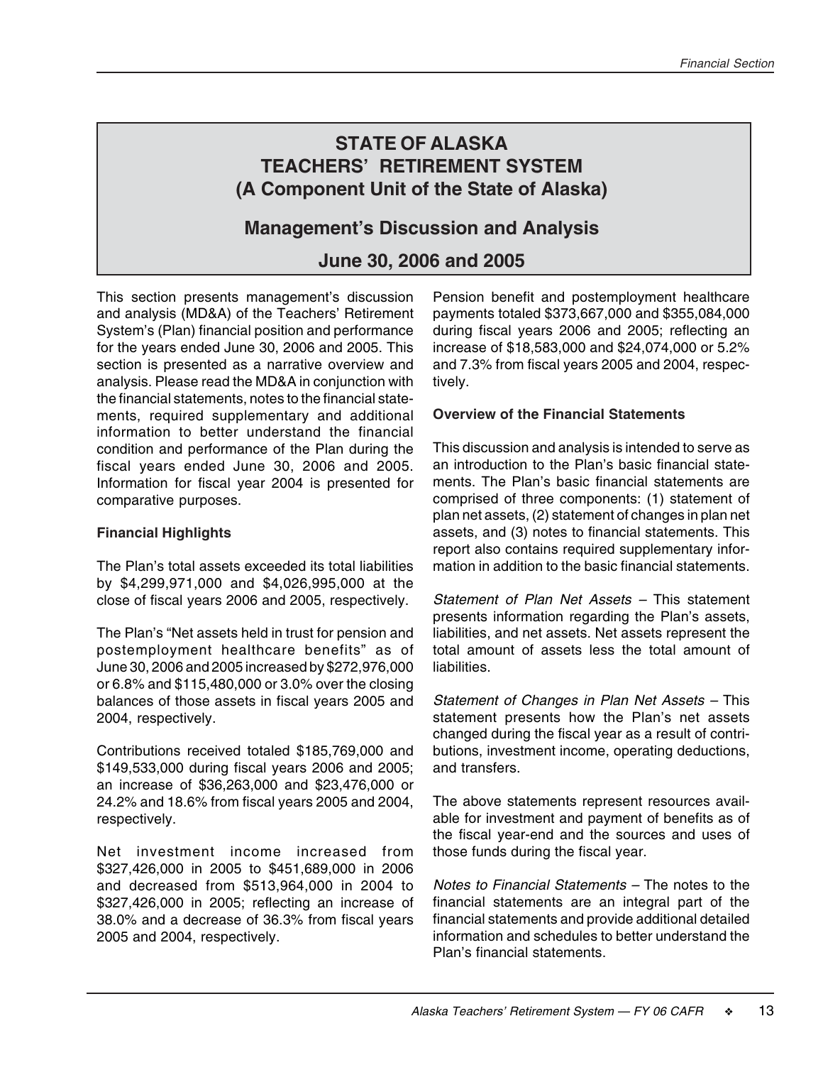# STATE OF ALASKA
# TEACHERS' RETIREMENT SYSTEM
# (A Component Unit of the State of Alaska)

## Management's Discussion and Analysis

## June 30, 2006 and 2005

This section presents management's discussion and analysis (MD&A) of the Teachers' Retirement System's (Plan) financial position and performance for the years ended June 30, 2006 and 2005. This section is presented as a narrative overview and analysis. Please read the MD&A in conjunction with the financial statements, notes to the financial statements, required supplementary and additional information to better understand the financial condition and performance of the Plan during the fiscal years ended June 30, 2006 and 2005. Information for fiscal year 2004 is presented for comparative purposes.

**Financial Highlights**

The Plan's total assets exceeded its total liabilities by $4,299,971,000 and $4,026,995,000 at the close of fiscal years 2006 and 2005, respectively.

The Plan's "Net assets held in trust for pension and postemployment healthcare benefits" as of June 30, 2006 and 2005 increased by $272,976,000 or 6.8% and $115,480,000 or 3.0% over the closing balances of those assets in fiscal years 2005 and 2004, respectively.

Contributions received totaled $185,769,000 and $149,533,000 during fiscal years 2006 and 2005; an increase of $36,263,000 and $23,476,000 or 24.2% and 18.6% from fiscal years 2005 and 2004, respectively.

Net investment income increased from $327,426,000 in 2005 to $451,689,000 in 2006 and decreased from $513,964,000 in 2004 to $327,426,000 in 2005; reflecting an increase of 38.0% and a decrease of 36.3% from fiscal years 2005 and 2004, respectively.

Pension benefit and postemployment healthcare payments totaled $373,667,000 and $355,084,000 during fiscal years 2006 and 2005; reflecting an increase of $18,583,000 and $24,074,000 or 5.2% and 7.3% from fiscal years 2005 and 2004, respectively.

**Overview of the Financial Statements**

This discussion and analysis is intended to serve as an introduction to the Plan's basic financial statements. The Plan's basic financial statements are comprised of three components: (1) statement of plan net assets, (2) statement of changes in plan net assets, and (3) notes to financial statements. This report also contains required supplementary information in addition to the basic financial statements.

*Statement of Plan Net Assets* – This statement presents information regarding the Plan's assets, liabilities, and net assets. Net assets represent the total amount of assets less the total amount of liabilities.

*Statement of Changes in Plan Net Assets* – This statement presents how the Plan's net assets changed during the fiscal year as a result of contributions, investment income, operating deductions, and transfers.

The above statements represent resources available for investment and payment of benefits as of the fiscal year-end and the sources and uses of those funds during the fiscal year.

*Notes to Financial Statements* – The notes to the financial statements are an integral part of the financial statements and provide additional detailed information and schedules to better understand the Plan's financial statements.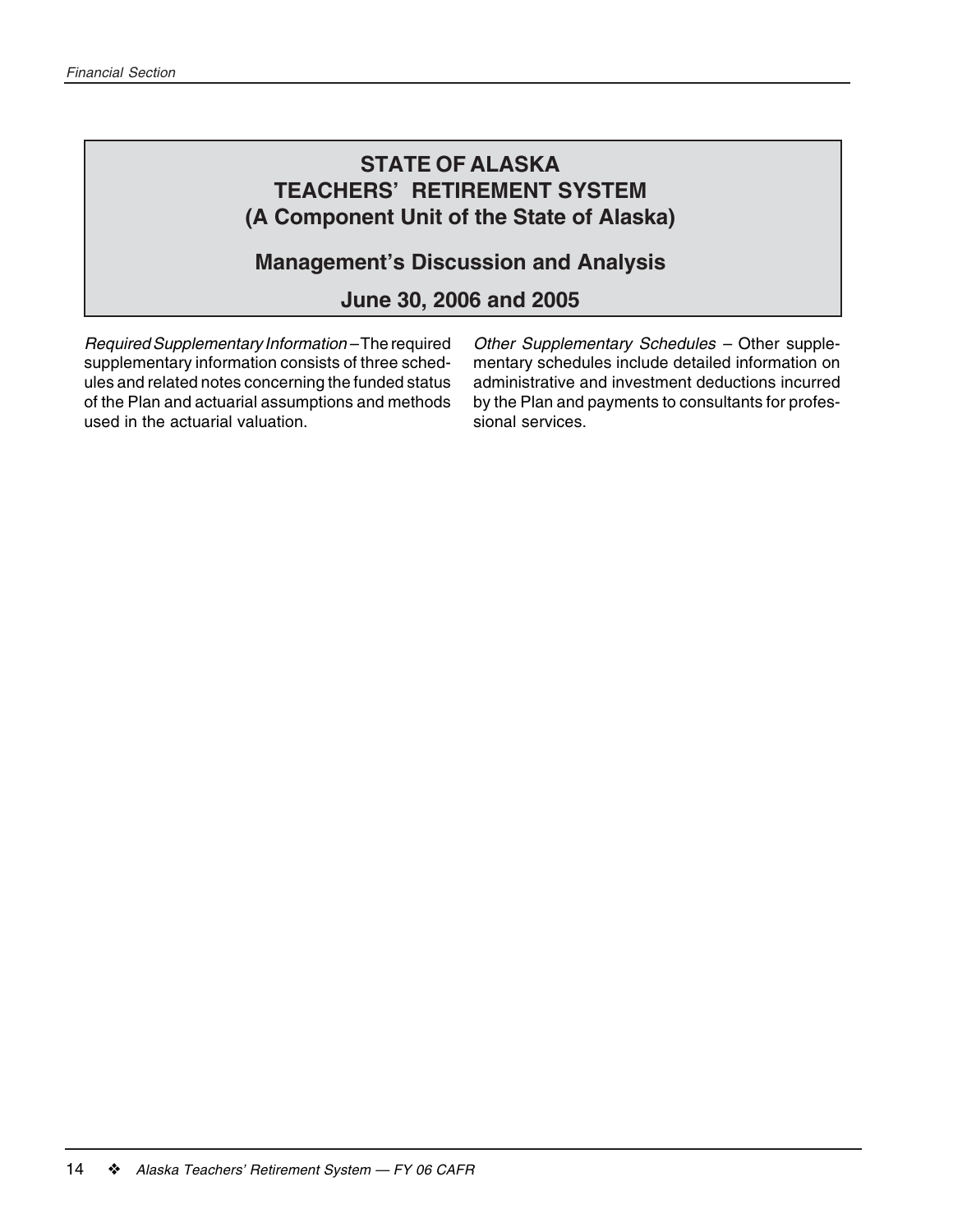# STATE OF ALASKA
# TEACHERS' RETIREMENT SYSTEM
# (A Component Unit of the State of Alaska)

## Management's Discussion and Analysis

## June 30, 2006 and 2005

*Required Supplementary Information* – The required supplementary information consists of three schedules and related notes concerning the funded status of the Plan and actuarial assumptions and methods used in the actuarial valuation.

*Other Supplementary Schedules* – Other supplementary schedules include detailed information on administrative and investment deductions incurred by the Plan and payments to consultants for professional services.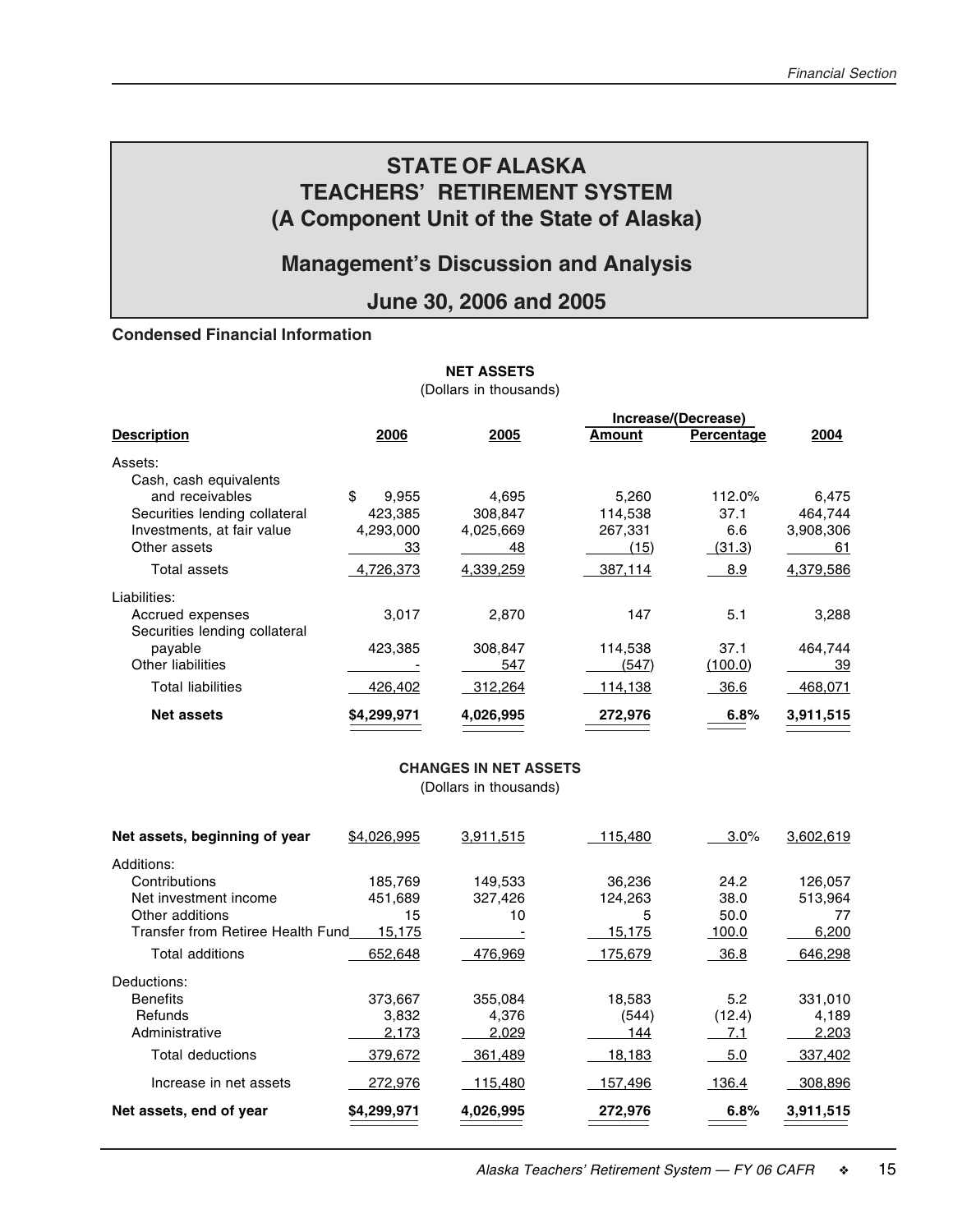# STATE OF ALASKA
# TEACHERS' RETIREMENT SYSTEM
# (A Component Unit of the State of Alaska)

## Management's Discussion and Analysis

## June 30, 2006 and 2005

**Condensed Financial Information**

**NET ASSETS**
(Dollars in thousands)

| Description | 2006 | 2005 | Increase/(Decrease) Amount | Increase/(Decrease) Percentage | 2004 |
|---|---|---|---|---|---|
| Assets: | | | | | |
| Cash, cash equivalents and receivables | $ 9,955 | 4,695 | 5,260 | 112.0% | 6,475 |
| Securities lending collateral | 423,385 | 308,847 | 114,538 | 37.1 | 464,744 |
| Investments, at fair value | 4,293,000 | 4,025,669 | 267,331 | 6.6 | 3,908,306 |
| Other assets | 33 | 48 | (15) | (31.3) | 61 |
| Total assets | 4,726,373 | 4,339,259 | 387,114 | 8.9 | 4,379,586 |
| Liabilities: | | | | | |
| Accrued expenses | 3,017 | 2,870 | 147 | 5.1 | 3,288 |
| Securities lending collateral payable | 423,385 | 308,847 | 114,538 | 37.1 | 464,744 |
| Other liabilities | - | 547 | (547) | (100.0) | 39 |
| Total liabilities | 426,402 | 312,264 | 114,138 | 36.6 | 468,071 |
| **Net assets** | **$4,299,971** | **4,026,995** | **272,976** | **6.8%** | **3,911,515** |

**CHANGES IN NET ASSETS**
(Dollars in thousands)

| Description | 2006 | 2005 | Increase/(Decrease) Amount | Increase/(Decrease) Percentage | 2004 |
|---|---|---|---|---|---|
| **Net assets, beginning of year** | $4,026,995 | 3,911,515 | 115,480 | 3.0% | 3,602,619 |
| Additions: | | | | | |
| Contributions | 185,769 | 149,533 | 36,236 | 24.2 | 126,057 |
| Net investment income | 451,689 | 327,426 | 124,263 | 38.0 | 513,964 |
| Other additions | 15 | 10 | 5 | 50.0 | 77 |
| Transfer from Retiree Health Fund | 15,175 | - | 15,175 | 100.0 | 6,200 |
| Total additions | 652,648 | 476,969 | 175,679 | 36.8 | 646,298 |
| Deductions: | | | | | |
| Benefits | 373,667 | 355,084 | 18,583 | 5.2 | 331,010 |
| Refunds | 3,832 | 4,376 | (544) | (12.4) | 4,189 |
| Administrative | 2,173 | 2,029 | 144 | 7.1 | 2,203 |
| Total deductions | 379,672 | 361,489 | 18,183 | 5.0 | 337,402 |
| Increase in net assets | 272,976 | 115,480 | 157,496 | 136.4 | 308,896 |
| **Net assets, end of year** | **$4,299,971** | **4,026,995** | **272,976** | **6.8%** | **3,911,515** |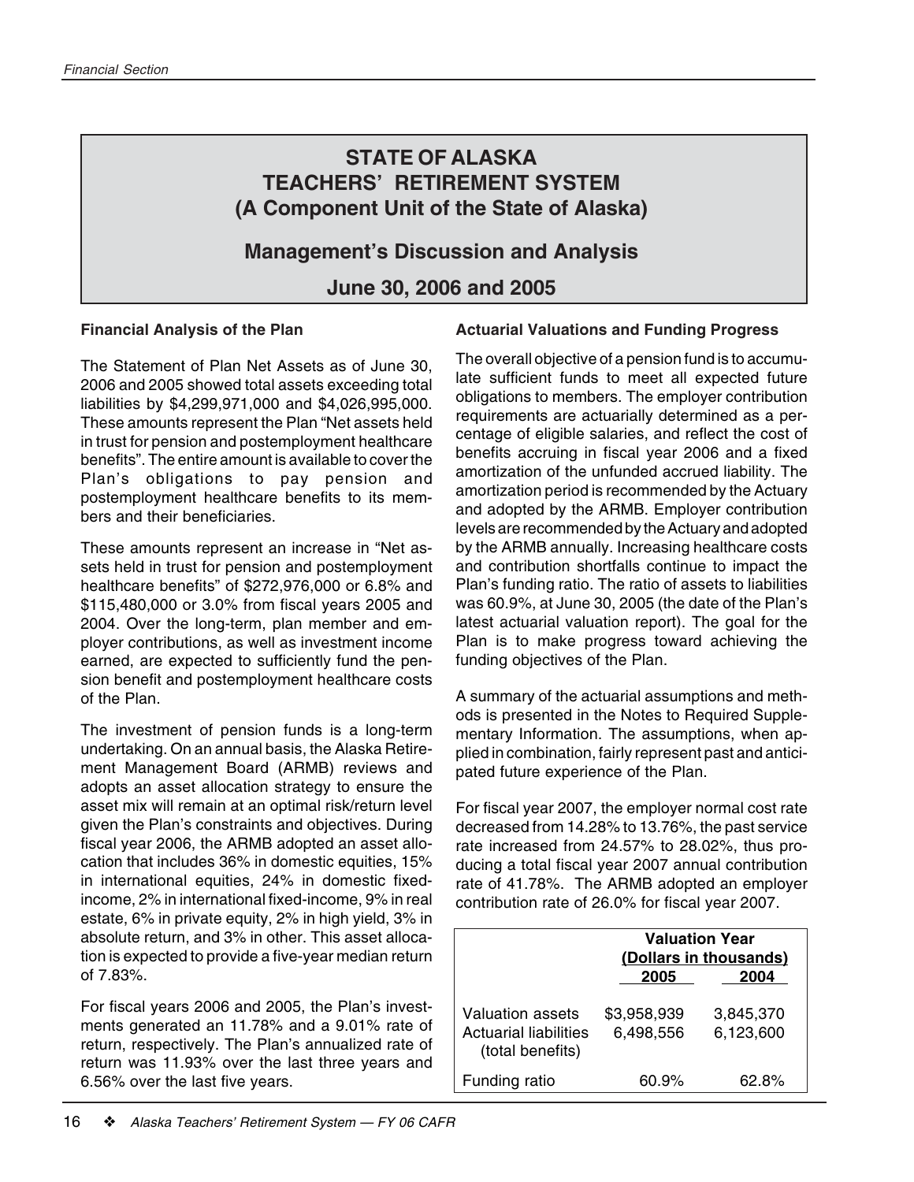# STATE OF ALASKA
# TEACHERS' RETIREMENT SYSTEM
# (A Component Unit of the State of Alaska)

## Management's Discussion and Analysis

## June 30, 2006 and 2005

### Financial Analysis of the Plan

The Statement of Plan Net Assets as of June 30, 2006 and 2005 showed total assets exceeding total liabilities by $4,299,971,000 and $4,026,995,000. These amounts represent the Plan "Net assets held in trust for pension and postemployment healthcare benefits". The entire amount is available to cover the Plan's obligations to pay pension and postemployment healthcare benefits to its members and their beneficiaries.

These amounts represent an increase in "Net assets held in trust for pension and postemployment healthcare benefits" of $272,976,000 or 6.8% and $115,480,000 or 3.0% from fiscal years 2005 and 2004. Over the long-term, plan member and employer contributions, as well as investment income earned, are expected to sufficiently fund the pension benefit and postemployment healthcare costs of the Plan.

The investment of pension funds is a long-term undertaking. On an annual basis, the Alaska Retirement Management Board (ARMB) reviews and adopts an asset allocation strategy to ensure the asset mix will remain at an optimal risk/return level given the Plan's constraints and objectives. During fiscal year 2006, the ARMB adopted an asset allocation that includes 36% in domestic equities, 15% in international equities, 24% in domestic fixed-income, 2% in international fixed-income, 9% in real estate, 6% in private equity, 2% in high yield, 3% in absolute return, and 3% in other. This asset allocation is expected to provide a five-year median return of 7.83%.

For fiscal years 2006 and 2005, the Plan's investments generated an 11.78% and a 9.01% rate of return, respectively. The Plan's annualized rate of return was 11.93% over the last three years and 6.56% over the last five years.

### Actuarial Valuations and Funding Progress

The overall objective of a pension fund is to accumulate sufficient funds to meet all expected future obligations to members. The employer contribution requirements are actuarially determined as a percentage of eligible salaries, and reflect the cost of benefits accruing in fiscal year 2006 and a fixed amortization of the unfunded accrued liability. The amortization period is recommended by the Actuary and adopted by the ARMB. Employer contribution levels are recommended by the Actuary and adopted by the ARMB annually. Increasing healthcare costs and contribution shortfalls continue to impact the Plan's funding ratio. The ratio of assets to liabilities was 60.9%, at June 30, 2005 (the date of the Plan's latest actuarial valuation report). The goal for the Plan is to make progress toward achieving the funding objectives of the Plan.

A summary of the actuarial assumptions and methods is presented in the Notes to Required Supplementary Information. The assumptions, when applied in combination, fairly represent past and anticipated future experience of the Plan.

For fiscal year 2007, the employer normal cost rate decreased from 14.28% to 13.76%, the past service rate increased from 24.57% to 28.02%, thus producing a total fiscal year 2007 annual contribution rate of 41.78%. The ARMB adopted an employer contribution rate of 26.0% for fiscal year 2007.

| | Valuation Year (Dollars in thousands) | |
|---|---|---|
| | 2005 | 2004 |
| Valuation assets | $3,958,939 | 3,845,370 |
| Actuarial liabilities (total benefits) | 6,498,556 | 6,123,600 |
| Funding ratio | 60.9% | 62.8% |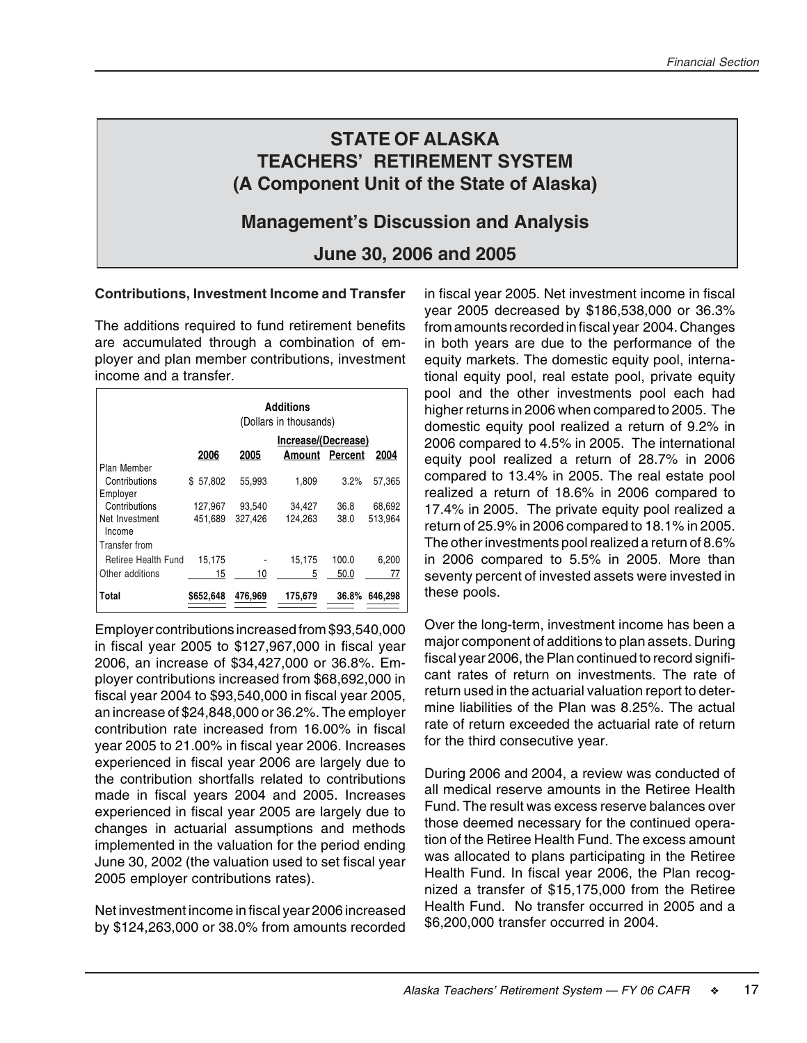# STATE OF ALASKA
# TEACHERS' RETIREMENT SYSTEM
# (A Component Unit of the State of Alaska)

## Management's Discussion and Analysis

## June 30, 2006 and 2005

**Contributions, Investment Income and Transfer**

The additions required to fund retirement benefits are accumulated through a combination of employer and plan member contributions, investment income and a transfer.

**Additions**
(Dollars in thousands)

| | 2006 | 2005 | Increase/(Decrease) Amount | Percent | 2004 |
|---|---|---|---|---|---|
| Plan Member Contributions | $ 57,802 | 55,993 | 1,809 | 3.2% | 57,365 |
| Employer Contributions | 127,967 | 93,540 | 34,427 | 36.8 | 68,692 |
| Net Investment Income | 451,689 | 327,426 | 124,263 | 38.0 | 513,964 |
| Transfer from Retiree Health Fund | 15,175 | - | 15,175 | 100.0 | 6,200 |
| Other additions | 15 | 10 | 5 | 50.0 | 77 |
| **Total** | **$652,648** | **476,969** | **175,679** | **36.8%** | **646,298** |

Employer contributions increased from $93,540,000 in fiscal year 2005 to $127,967,000 in fiscal year 2006, an increase of $34,427,000 or 36.8%. Employer contributions increased from $68,692,000 in fiscal year 2004 to $93,540,000 in fiscal year 2005, an increase of $24,848,000 or 36.2%. The employer contribution rate increased from 16.00% in fiscal year 2005 to 21.00% in fiscal year 2006. Increases experienced in fiscal year 2006 are largely due to the contribution shortfalls related to contributions made in fiscal years 2004 and 2005. Increases experienced in fiscal year 2005 are largely due to changes in actuarial assumptions and methods implemented in the valuation for the period ending June 30, 2002 (the valuation used to set fiscal year 2005 employer contributions rates).

Net investment income in fiscal year 2006 increased by $124,263,000 or 38.0% from amounts recorded in fiscal year 2005. Net investment income in fiscal year 2005 decreased by $186,538,000 or 36.3% from amounts recorded in fiscal year 2004. Changes in both years are due to the performance of the equity markets. The domestic equity pool, international equity pool, real estate pool, private equity pool and the other investments pool each had higher returns in 2006 when compared to 2005. The domestic equity pool realized a return of 9.2% in 2006 compared to 4.5% in 2005. The international equity pool realized a return of 28.7% in 2006 compared to 13.4% in 2005. The real estate pool realized a return of 18.6% in 2006 compared to 17.4% in 2005. The private equity pool realized a return of 25.9% in 2006 compared to 18.1% in 2005. The other investments pool realized a return of 8.6% in 2006 compared to 5.5% in 2005. More than seventy percent of invested assets were invested in these pools.

Over the long-term, investment income has been a major component of additions to plan assets. During fiscal year 2006, the Plan continued to record significant rates of return on investments. The rate of return used in the actuarial valuation report to determine liabilities of the Plan was 8.25%. The actual rate of return exceeded the actuarial rate of return for the third consecutive year.

During 2006 and 2004, a review was conducted of all medical reserve amounts in the Retiree Health Fund. The result was excess reserve balances over those deemed necessary for the continued operation of the Retiree Health Fund. The excess amount was allocated to plans participating in the Retiree Health Fund. In fiscal year 2006, the Plan recognized a transfer of $15,175,000 from the Retiree Health Fund. No transfer occurred in 2005 and a $6,200,000 transfer occurred in 2004.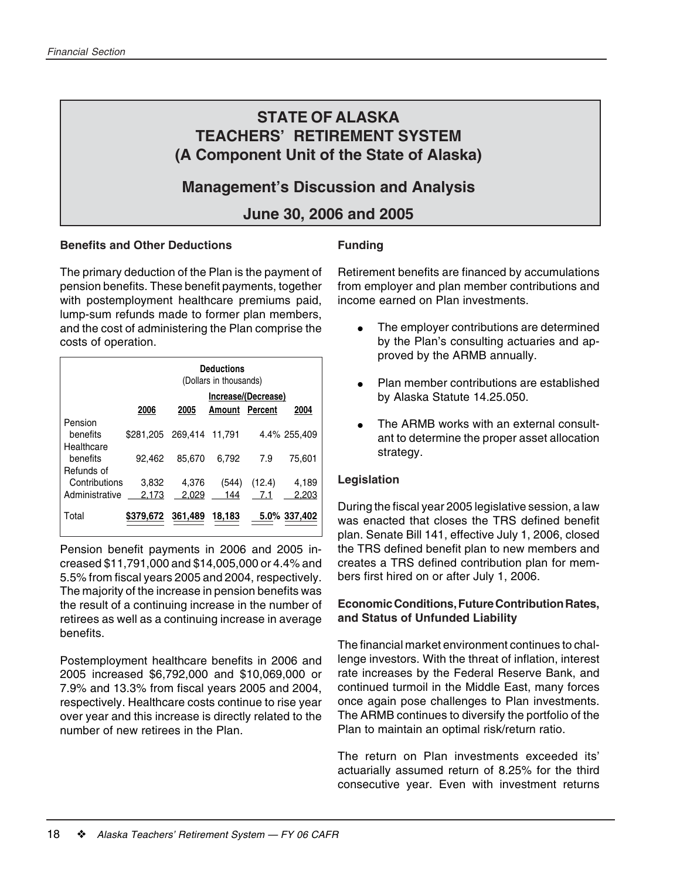# STATE OF ALASKA
# TEACHERS' RETIREMENT SYSTEM
# (A Component Unit of the State of Alaska)

## Management's Discussion and Analysis

## June 30, 2006 and 2005

### Benefits and Other Deductions

The primary deduction of the Plan is the payment of pension benefits. These benefit payments, together with postemployment healthcare premiums paid, lump-sum refunds made to former plan members, and the cost of administering the Plan comprise the costs of operation.

**Deductions**
(Dollars in thousands)

| | 2006 | 2005 | Increase/(Decrease) Amount | Increase/(Decrease) Percent | 2004 |
|---|---|---|---|---|---|
| Pension benefits | $281,205 | 269,414 | 11,791 | 4.4% | 255,409 |
| Healthcare benefits | 92,462 | 85,670 | 6,792 | 7.9 | 75,601 |
| Refunds of Contributions | 3,832 | 4,376 | (544) | (12.4) | 4,189 |
| Administrative | 2,173 | 2,029 | 144 | 7.1 | 2,203 |
| Total | $379,672 | 361,489 | 18,183 | 5.0% | 337,402 |

Pension benefit payments in 2006 and 2005 increased $11,791,000 and $14,005,000 or 4.4% and 5.5% from fiscal years 2005 and 2004, respectively. The majority of the increase in pension benefits was the result of a continuing increase in the number of retirees as well as a continuing increase in average benefits.

Postemployment healthcare benefits in 2006 and 2005 increased $6,792,000 and $10,069,000 or 7.9% and 13.3% from fiscal years 2005 and 2004, respectively. Healthcare costs continue to rise year over year and this increase is directly related to the number of new retirees in the Plan.

### Funding

Retirement benefits are financed by accumulations from employer and plan member contributions and income earned on Plan investments.

- The employer contributions are determined by the Plan's consulting actuaries and approved by the ARMB annually.
- Plan member contributions are established by Alaska Statute 14.25.050.
- The ARMB works with an external consultant to determine the proper asset allocation strategy.

### Legislation

During the fiscal year 2005 legislative session, a law was enacted that closes the TRS defined benefit plan. Senate Bill 141, effective July 1, 2006, closed the TRS defined benefit plan to new members and creates a TRS defined contribution plan for members first hired on or after July 1, 2006.

### Economic Conditions, Future Contribution Rates, and Status of Unfunded Liability

The financial market environment continues to challenge investors. With the threat of inflation, interest rate increases by the Federal Reserve Bank, and continued turmoil in the Middle East, many forces once again pose challenges to Plan investments. The ARMB continues to diversify the portfolio of the Plan to maintain an optimal risk/return ratio.

The return on Plan investments exceeded its' actuarially assumed return of 8.25% for the third consecutive year. Even with investment returns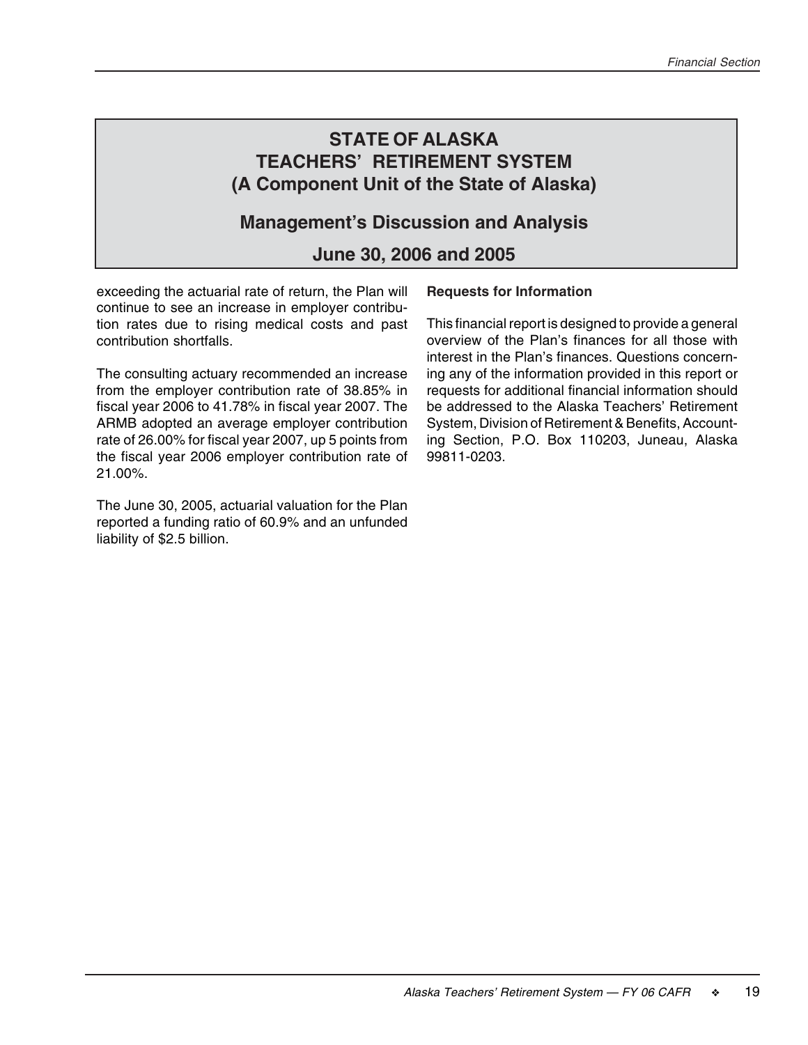# STATE OF ALASKA TEACHERS' RETIREMENT SYSTEM (A Component Unit of the State of Alaska)

## Management's Discussion and Analysis

## June 30, 2006 and 2005

exceeding the actuarial rate of return, the Plan will continue to see an increase in employer contribution rates due to rising medical costs and past contribution shortfalls.

The consulting actuary recommended an increase from the employer contribution rate of 38.85% in fiscal year 2006 to 41.78% in fiscal year 2007. The ARMB adopted an average employer contribution rate of 26.00% for fiscal year 2007, up 5 points from the fiscal year 2006 employer contribution rate of 21.00%.

The June 30, 2005, actuarial valuation for the Plan reported a funding ratio of 60.9% and an unfunded liability of $2.5 billion.

**Requests for Information**

This financial report is designed to provide a general overview of the Plan's finances for all those with interest in the Plan's finances. Questions concerning any of the information provided in this report or requests for additional financial information should be addressed to the Alaska Teachers' Retirement System, Division of Retirement & Benefits, Accounting Section, P.O. Box 110203, Juneau, Alaska 99811-0203.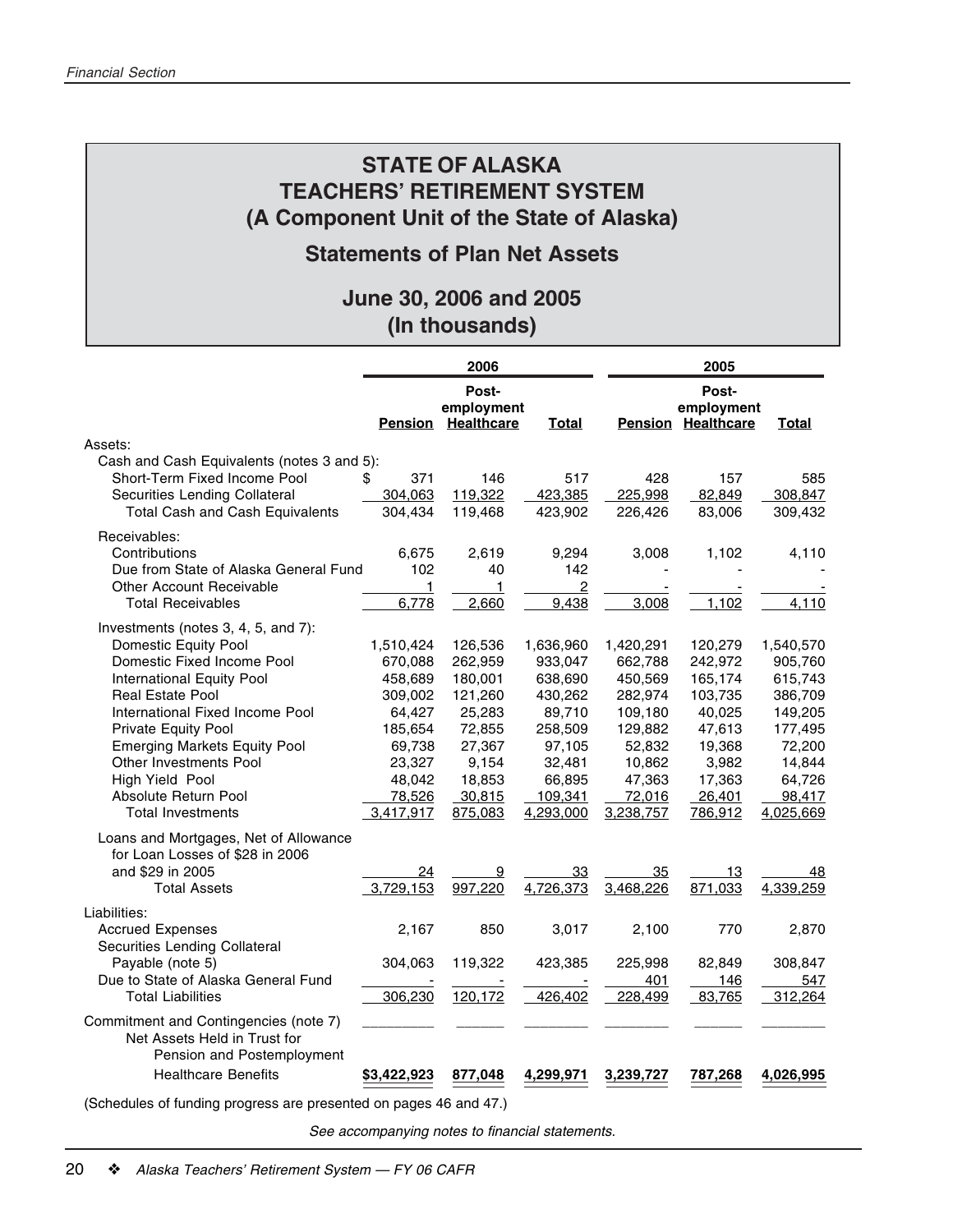# STATE OF ALASKA
# TEACHERS' RETIREMENT SYSTEM
# (A Component Unit of the State of Alaska)

## Statements of Plan Net Assets

## June 30, 2006 and 2005
## (In thousands)

| | 2006 | | | 2005 | | |
|---|---|---|---|---|---|---|
| | Pension | Post-employment Healthcare | Total | Pension | Post-employment Healthcare | Total |
| Assets: | | | | | | |
| Cash and Cash Equivalents (notes 3 and 5): | | | | | | |
| Short-Term Fixed Income Pool | $ 371 | 146 | 517 | 428 | 157 | 585 |
| Securities Lending Collateral | 304,063 | 119,322 | 423,385 | 225,998 | 82,849 | 308,847 |
| Total Cash and Cash Equivalents | 304,434 | 119,468 | 423,902 | 226,426 | 83,006 | 309,432 |
| Receivables: | | | | | | |
| Contributions | 6,675 | 2,619 | 9,294 | 3,008 | 1,102 | 4,110 |
| Due from State of Alaska General Fund | 102 | 40 | 142 | - | - | - |
| Other Account Receivable | 1 | 1 | 2 | - | - | - |
| Total Receivables | 6,778 | 2,660 | 9,438 | 3,008 | 1,102 | 4,110 |
| Investments (notes 3, 4, 5, and 7): | | | | | | |
| Domestic Equity Pool | 1,510,424 | 126,536 | 1,636,960 | 1,420,291 | 120,279 | 1,540,570 |
| Domestic Fixed Income Pool | 670,088 | 262,959 | 933,047 | 662,788 | 242,972 | 905,760 |
| International Equity Pool | 458,689 | 180,001 | 638,690 | 450,569 | 165,174 | 615,743 |
| Real Estate Pool | 309,002 | 121,260 | 430,262 | 282,974 | 103,735 | 386,709 |
| International Fixed Income Pool | 64,427 | 25,283 | 89,710 | 109,180 | 40,025 | 149,205 |
| Private Equity Pool | 185,654 | 72,855 | 258,509 | 129,882 | 47,613 | 177,495 |
| Emerging Markets Equity Pool | 69,738 | 27,367 | 97,105 | 52,832 | 19,368 | 72,200 |
| Other Investments Pool | 23,327 | 9,154 | 32,481 | 10,862 | 3,982 | 14,844 |
| High Yield Pool | 48,042 | 18,853 | 66,895 | 47,363 | 17,363 | 64,726 |
| Absolute Return Pool | 78,526 | 30,815 | 109,341 | 72,016 | 26,401 | 98,417 |
| Total Investments | 3,417,917 | 875,083 | 4,293,000 | 3,238,757 | 786,912 | 4,025,669 |
| Loans and Mortgages, Net of Allowance for Loan Losses of $28 in 2006 and $29 in 2005 | 24 | 9 | 33 | 35 | 13 | 48 |
| Total Assets | 3,729,153 | 997,220 | 4,726,373 | 3,468,226 | 871,033 | 4,339,259 |
| Liabilities: | | | | | | |
| Accrued Expenses | 2,167 | 850 | 3,017 | 2,100 | 770 | 2,870 |
| Securities Lending Collateral Payable (note 5) | 304,063 | 119,322 | 423,385 | 225,998 | 82,849 | 308,847 |
| Due to State of Alaska General Fund | - | - | - | 401 | 146 | 547 |
| Total Liabilities | 306,230 | 120,172 | 426,402 | 228,499 | 83,765 | 312,264 |
| Commitment and Contingencies (note 7) | | | | | | |
| Net Assets Held in Trust for Pension and Postemployment Healthcare Benefits | **$3,422,923** | **877,048** | **4,299,971** | **3,239,727** | **787,268** | **4,026,995** |

(Schedules of funding progress are presented on pages 46 and 47.)

*See accompanying notes to financial statements.*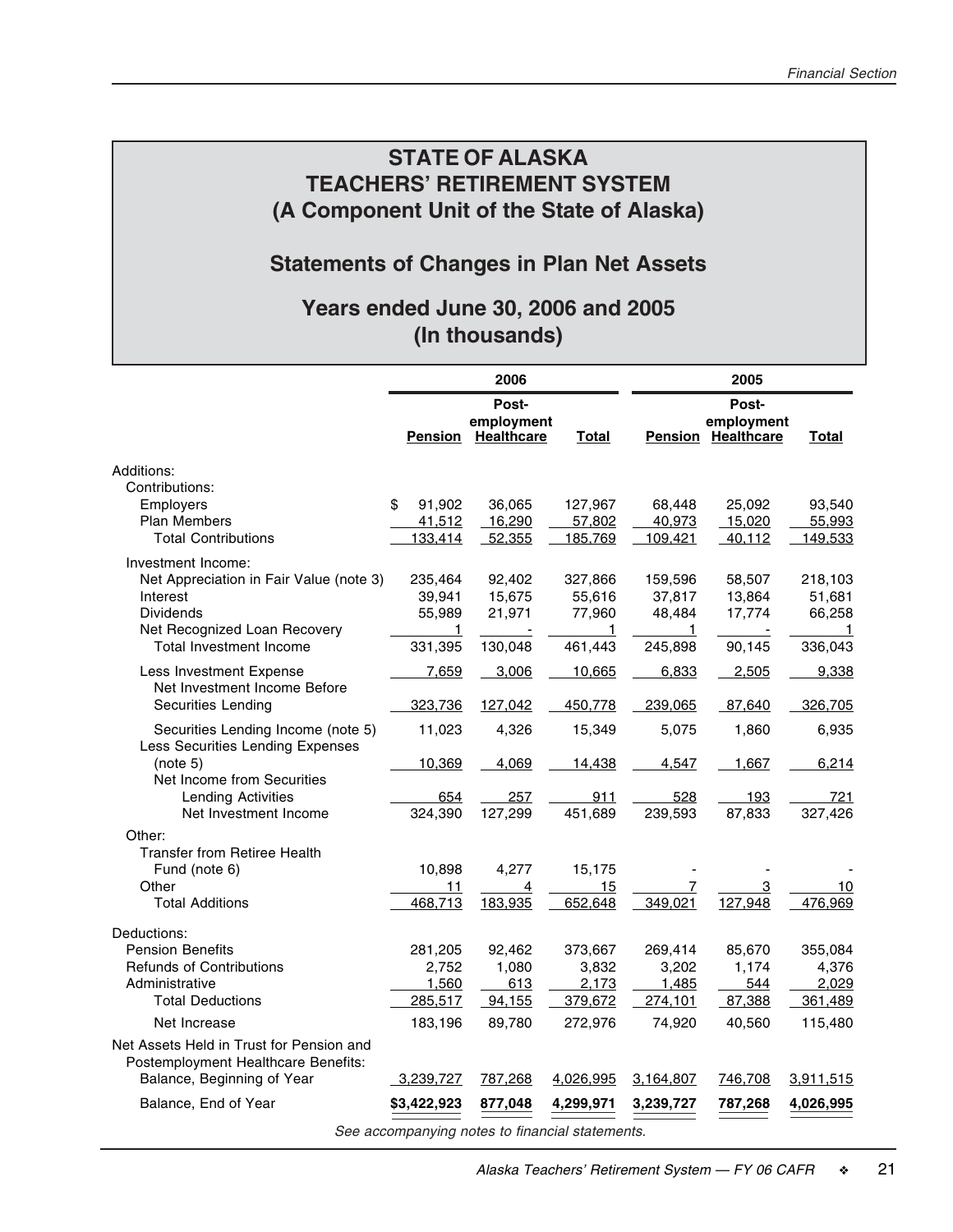# STATE OF ALASKA
# TEACHERS' RETIREMENT SYSTEM
# (A Component Unit of the State of Alaska)

## Statements of Changes in Plan Net Assets

## Years ended June 30, 2006 and 2005
## (In thousands)

| | 2006 | | | 2005 | | |
|---|---|---|---|---|---|---|
| | Pension | Post-employment Healthcare | Total | Pension | Post-employment Healthcare | Total |
| **Additions:** | | | | | | |
| Contributions: | | | | | | |
| Employers | $ 91,902 | 36,065 | 127,967 | 68,448 | 25,092 | 93,540 |
| Plan Members | 41,512 | 16,290 | 57,802 | 40,973 | 15,020 | 55,993 |
| Total Contributions | 133,414 | 52,355 | 185,769 | 109,421 | 40,112 | 149,533 |
| Investment Income: | | | | | | |
| Net Appreciation in Fair Value (note 3) | 235,464 | 92,402 | 327,866 | 159,596 | 58,507 | 218,103 |
| Interest | 39,941 | 15,675 | 55,616 | 37,817 | 13,864 | 51,681 |
| Dividends | 55,989 | 21,971 | 77,960 | 48,484 | 17,774 | 66,258 |
| Net Recognized Loan Recovery | 1 | - | 1 | 1 | - | 1 |
| Total Investment Income | 331,395 | 130,048 | 461,443 | 245,898 | 90,145 | 336,043 |
| Less Investment Expense | 7,659 | 3,006 | 10,665 | 6,833 | 2,505 | 9,338 |
| Net Investment Income Before Securities Lending | 323,736 | 127,042 | 450,778 | 239,065 | 87,640 | 326,705 |
| Securities Lending Income (note 5) | 11,023 | 4,326 | 15,349 | 5,075 | 1,860 | 6,935 |
| Less Securities Lending Expenses (note 5) | 10,369 | 4,069 | 14,438 | 4,547 | 1,667 | 6,214 |
| Net Income from Securities Lending Activities | 654 | 257 | 911 | 528 | 193 | 721 |
| Net Investment Income | 324,390 | 127,299 | 451,689 | 239,593 | 87,833 | 327,426 |
| Other: | | | | | | |
| Transfer from Retiree Health Fund (note 6) | 10,898 | 4,277 | 15,175 | - | - | - |
| Other | 11 | 4 | 15 | 7 | 3 | 10 |
| Total Additions | 468,713 | 183,935 | 652,648 | 349,021 | 127,948 | 476,969 |
| **Deductions:** | | | | | | |
| Pension Benefits | 281,205 | 92,462 | 373,667 | 269,414 | 85,670 | 355,084 |
| Refunds of Contributions | 2,752 | 1,080 | 3,832 | 3,202 | 1,174 | 4,376 |
| Administrative | 1,560 | 613 | 2,173 | 1,485 | 544 | 2,029 |
| Total Deductions | 285,517 | 94,155 | 379,672 | 274,101 | 87,388 | 361,489 |
| Net Increase | 183,196 | 89,780 | 272,976 | 74,920 | 40,560 | 115,480 |
| Net Assets Held in Trust for Pension and Postemployment Healthcare Benefits: | | | | | | |
| Balance, Beginning of Year | 3,239,727 | 787,268 | 4,026,995 | 3,164,807 | 746,708 | 3,911,515 |
| Balance, End of Year | **$3,422,923** | **877,048** | **4,299,971** | **3,239,727** | **787,268** | **4,026,995** |

*See accompanying notes to financial statements.*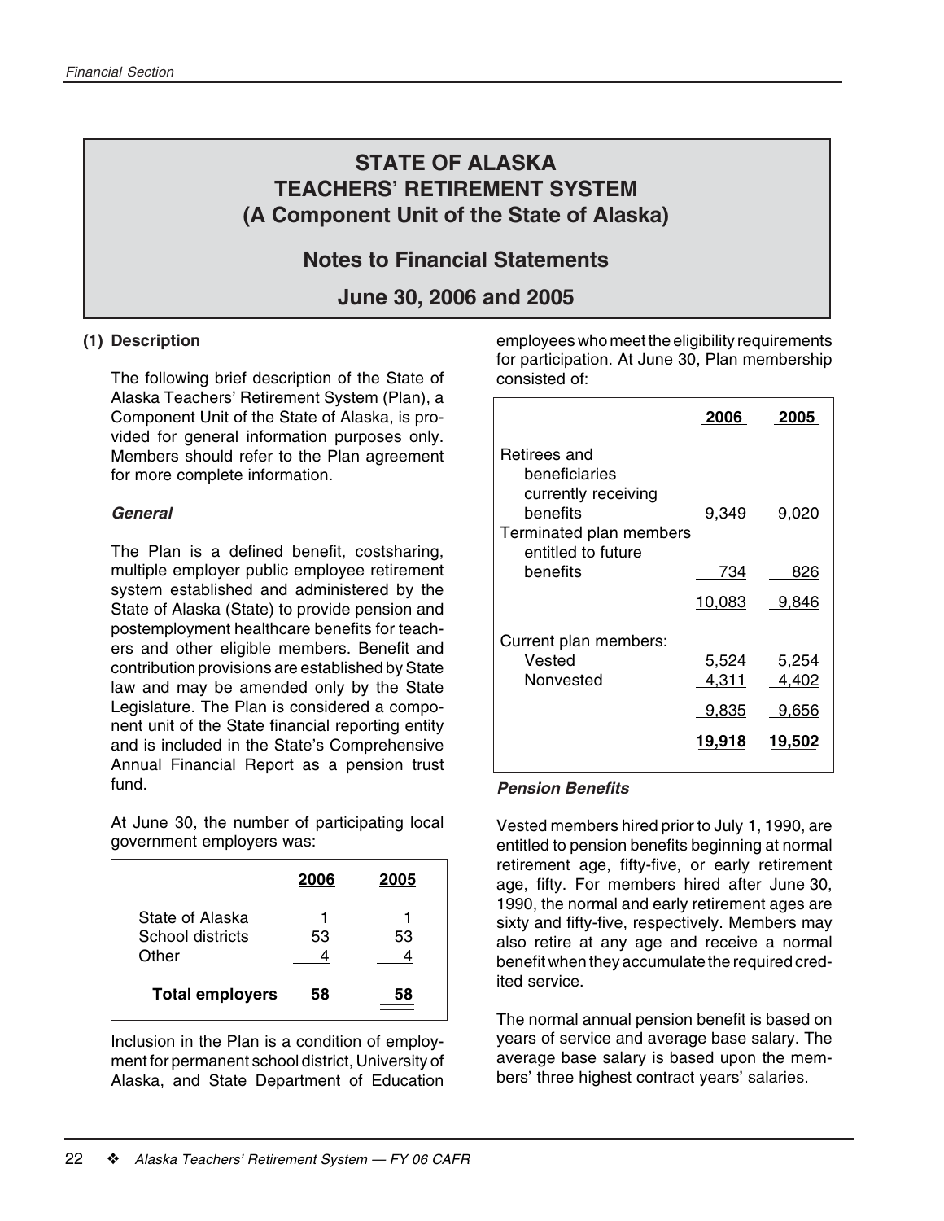# STATE OF ALASKA
# TEACHERS' RETIREMENT SYSTEM
# (A Component Unit of the State of Alaska)

## Notes to Financial Statements

## June 30, 2006 and 2005

### (1) Description

The following brief description of the State of Alaska Teachers' Retirement System (Plan), a Component Unit of the State of Alaska, is provided for general information purposes only. Members should refer to the Plan agreement for more complete information.

#### *General*

The Plan is a defined benefit, costsharing, multiple employer public employee retirement system established and administered by the State of Alaska (State) to provide pension and postemployment healthcare benefits for teachers and other eligible members. Benefit and contribution provisions are established by State law and may be amended only by the State Legislature. The Plan is considered a component unit of the State financial reporting entity and is included in the State's Comprehensive Annual Financial Report as a pension trust fund.

At June 30, the number of participating local government employers was:

| | 2006 | 2005 |
|---|---|---|
| State of Alaska | 1 | 1 |
| School districts | 53 | 53 |
| Other | 4 | 4 |
| **Total employers** | **58** | **58** |

Inclusion in the Plan is a condition of employment for permanent school district, University of Alaska, and State Department of Education employees who meet the eligibility requirements for participation. At June 30, Plan membership consisted of:

| | 2006 | 2005 |
|---|---|---|
| Retirees and beneficiaries currently receiving benefits | 9,349 | 9,020 |
| Terminated plan members entitled to future benefits | 734 | 826 |
| | 10,083 | 9,846 |
| Current plan members: | | |
| Vested | 5,524 | 5,254 |
| Nonvested | 4,311 | 4,402 |
| | 9,835 | 9,656 |
| | **19,918** | **19,502** |

#### *Pension Benefits*

Vested members hired prior to July 1, 1990, are entitled to pension benefits beginning at normal retirement age, fifty-five, or early retirement age, fifty. For members hired after June 30, 1990, the normal and early retirement ages are sixty and fifty-five, respectively. Members may also retire at any age and receive a normal benefit when they accumulate the required credited service.

The normal annual pension benefit is based on years of service and average base salary. The average base salary is based upon the members' three highest contract years' salaries.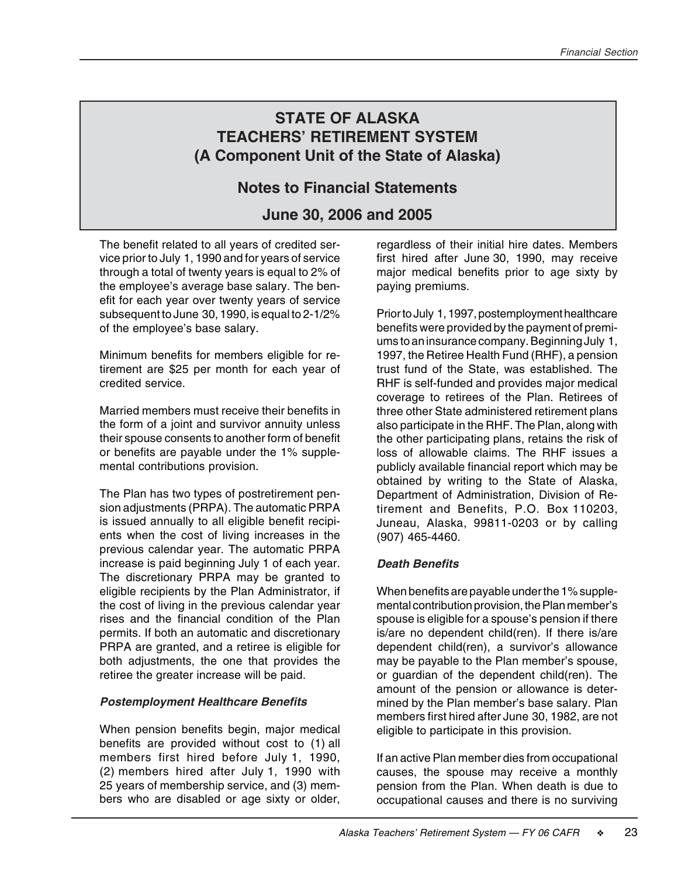# STATE OF ALASKA
# TEACHERS' RETIREMENT SYSTEM
# (A Component Unit of the State of Alaska)

## Notes to Financial Statements

## June 30, 2006 and 2005

The benefit related to all years of credited service prior to July 1, 1990 and for years of service through a total of twenty years is equal to 2% of the employee's average base salary. The benefit for each year over twenty years of service subsequent to June 30, 1990, is equal to 2-1/2% of the employee's base salary.

Minimum benefits for members eligible for retirement are $25 per month for each year of credited service.

Married members must receive their benefits in the form of a joint and survivor annuity unless their spouse consents to another form of benefit or benefits are payable under the 1% supplemental contributions provision.

The Plan has two types of postretirement pension adjustments (PRPA). The automatic PRPA is issued annually to all eligible benefit recipients when the cost of living increases in the previous calendar year. The automatic PRPA increase is paid beginning July 1 of each year. The discretionary PRPA may be granted to eligible recipients by the Plan Administrator, if the cost of living in the previous calendar year rises and the financial condition of the Plan permits. If both an automatic and discretionary PRPA are granted, and a retiree is eligible for both adjustments, the one that provides the retiree the greater increase will be paid.

### *Postemployment Healthcare Benefits*

When pension benefits begin, major medical benefits are provided without cost to (1) all members first hired before July 1, 1990, (2) members hired after July 1, 1990 with 25 years of membership service, and (3) members who are disabled or age sixty or older, regardless of their initial hire dates. Members first hired after June 30, 1990, may receive major medical benefits prior to age sixty by paying premiums.

Prior to July 1, 1997, postemployment healthcare benefits were provided by the payment of premiums to an insurance company. Beginning July 1, 1997, the Retiree Health Fund (RHF), a pension trust fund of the State, was established. The RHF is self-funded and provides major medical coverage to retirees of the Plan. Retirees of three other State administered retirement plans also participate in the RHF. The Plan, along with the other participating plans, retains the risk of loss of allowable claims. The RHF issues a publicly available financial report which may be obtained by writing to the State of Alaska, Department of Administration, Division of Retirement and Benefits, P.O. Box 110203, Juneau, Alaska, 99811-0203 or by calling (907) 465-4460.

### *Death Benefits*

When benefits are payable under the 1% supplemental contribution provision, the Plan member's spouse is eligible for a spouse's pension if there is/are no dependent child(ren). If there is/are dependent child(ren), a survivor's allowance may be payable to the Plan member's spouse, or guardian of the dependent child(ren). The amount of the pension or allowance is determined by the Plan member's base salary. Plan members first hired after June 30, 1982, are not eligible to participate in this provision.

If an active Plan member dies from occupational causes, the spouse may receive a monthly pension from the Plan. When death is due to occupational causes and there is no surviving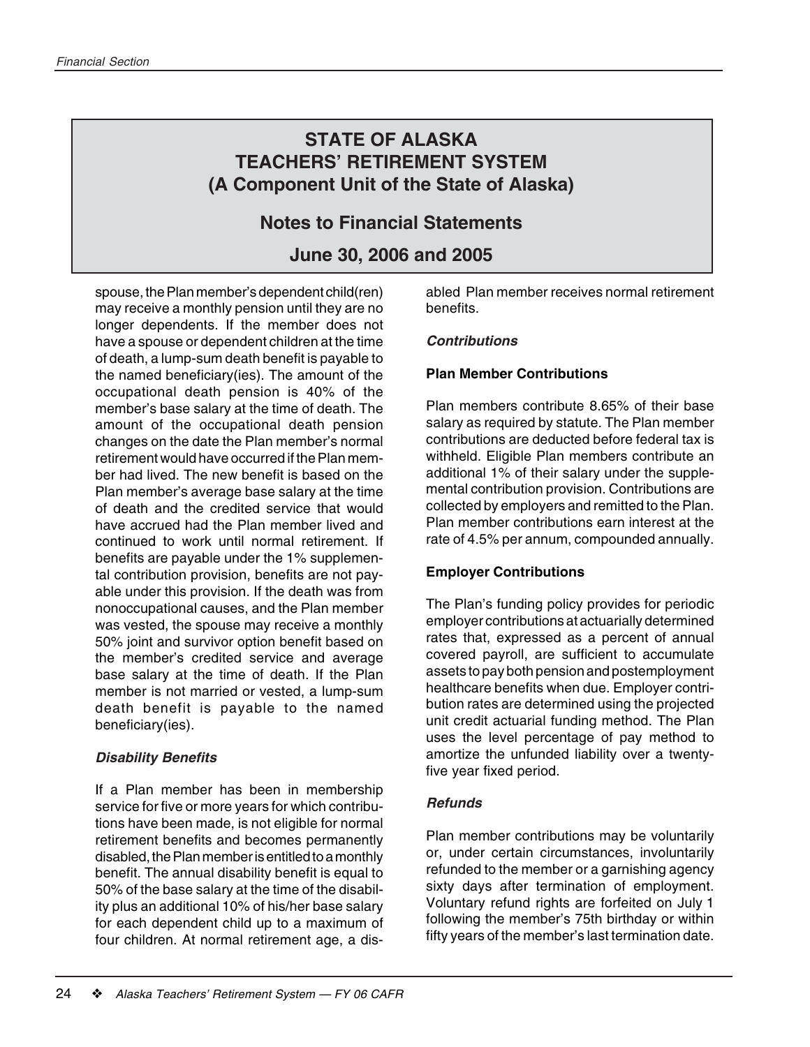# STATE OF ALASKA
# TEACHERS' RETIREMENT SYSTEM
# (A Component Unit of the State of Alaska)

## Notes to Financial Statements

## June 30, 2006 and 2005

spouse, the Plan member's dependent child(ren) may receive a monthly pension until they are no longer dependents. If the member does not have a spouse or dependent children at the time of death, a lump-sum death benefit is payable to the named beneficiary(ies). The amount of the occupational death pension is 40% of the member's base salary at the time of death. The amount of the occupational death pension changes on the date the Plan member's normal retirement would have occurred if the Plan member had lived. The new benefit is based on the Plan member's average base salary at the time of death and the credited service that would have accrued had the Plan member lived and continued to work until normal retirement. If benefits are payable under the 1% supplemental contribution provision, benefits are not payable under this provision. If the death was from nonoccupational causes, and the Plan member was vested, the spouse may receive a monthly 50% joint and survivor option benefit based on the member's credited service and average base salary at the time of death. If the Plan member is not married or vested, a lump-sum death benefit is payable to the named beneficiary(ies).

#### *Disability Benefits*

If a Plan member has been in membership service for five or more years for which contributions have been made, is not eligible for normal retirement benefits and becomes permanently disabled, the Plan member is entitled to a monthly benefit. The annual disability benefit is equal to 50% of the base salary at the time of the disability plus an additional 10% of his/her base salary for each dependent child up to a maximum of four children. At normal retirement age, a disabled Plan member receives normal retirement benefits.

#### *Contributions*

**Plan Member Contributions**

Plan members contribute 8.65% of their base salary as required by statute. The Plan member contributions are deducted before federal tax is withheld. Eligible Plan members contribute an additional 1% of their salary under the supplemental contribution provision. Contributions are collected by employers and remitted to the Plan. Plan member contributions earn interest at the rate of 4.5% per annum, compounded annually.

**Employer Contributions**

The Plan's funding policy provides for periodic employer contributions at actuarially determined rates that, expressed as a percent of annual covered payroll, are sufficient to accumulate assets to pay both pension and postemployment healthcare benefits when due. Employer contribution rates are determined using the projected unit credit actuarial funding method. The Plan uses the level percentage of pay method to amortize the unfunded liability over a twenty-five year fixed period.

#### *Refunds*

Plan member contributions may be voluntarily or, under certain circumstances, involuntarily refunded to the member or a garnishing agency sixty days after termination of employment. Voluntary refund rights are forfeited on July 1 following the member's 75th birthday or within fifty years of the member's last termination date.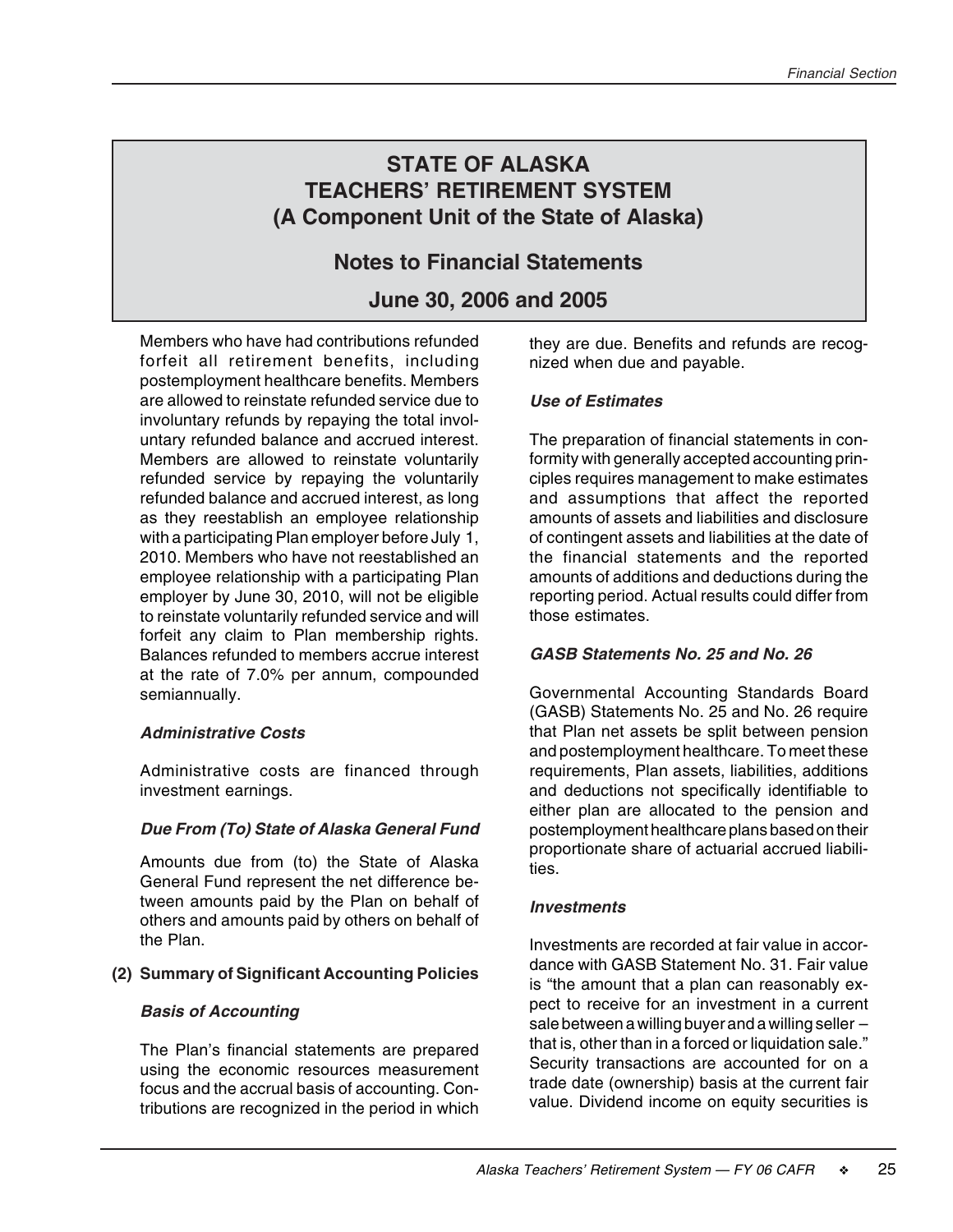# STATE OF ALASKA
# TEACHERS' RETIREMENT SYSTEM
# (A Component Unit of the State of Alaska)

## Notes to Financial Statements

## June 30, 2006 and 2005

Members who have had contributions refunded forfeit all retirement benefits, including postemployment healthcare benefits. Members are allowed to reinstate refunded service due to involuntary refunds by repaying the total involuntary refunded balance and accrued interest. Members are allowed to reinstate voluntarily refunded service by repaying the voluntarily refunded balance and accrued interest, as long as they reestablish an employee relationship with a participating Plan employer before July 1, 2010. Members who have not reestablished an employee relationship with a participating Plan employer by June 30, 2010, will not be eligible to reinstate voluntarily refunded service and will forfeit any claim to Plan membership rights. Balances refunded to members accrue interest at the rate of 7.0% per annum, compounded semiannually.

***Administrative Costs***

Administrative costs are financed through investment earnings.

***Due From (To) State of Alaska General Fund***

Amounts due from (to) the State of Alaska General Fund represent the net difference between amounts paid by the Plan on behalf of others and amounts paid by others on behalf of the Plan.

**(2) Summary of Significant Accounting Policies**

***Basis of Accounting***

The Plan's financial statements are prepared using the economic resources measurement focus and the accrual basis of accounting. Contributions are recognized in the period in which they are due. Benefits and refunds are recognized when due and payable.

***Use of Estimates***

The preparation of financial statements in conformity with generally accepted accounting principles requires management to make estimates and assumptions that affect the reported amounts of assets and liabilities and disclosure of contingent assets and liabilities at the date of the financial statements and the reported amounts of additions and deductions during the reporting period. Actual results could differ from those estimates.

***GASB Statements No. 25 and No. 26***

Governmental Accounting Standards Board (GASB) Statements No. 25 and No. 26 require that Plan net assets be split between pension and postemployment healthcare. To meet these requirements, Plan assets, liabilities, additions and deductions not specifically identifiable to either plan are allocated to the pension and postemployment healthcare plans based on their proportionate share of actuarial accrued liabilities.

***Investments***

Investments are recorded at fair value in accordance with GASB Statement No. 31. Fair value is "the amount that a plan can reasonably expect to receive for an investment in a current sale between a willing buyer and a willing seller – that is, other than in a forced or liquidation sale." Security transactions are accounted for on a trade date (ownership) basis at the current fair value. Dividend income on equity securities is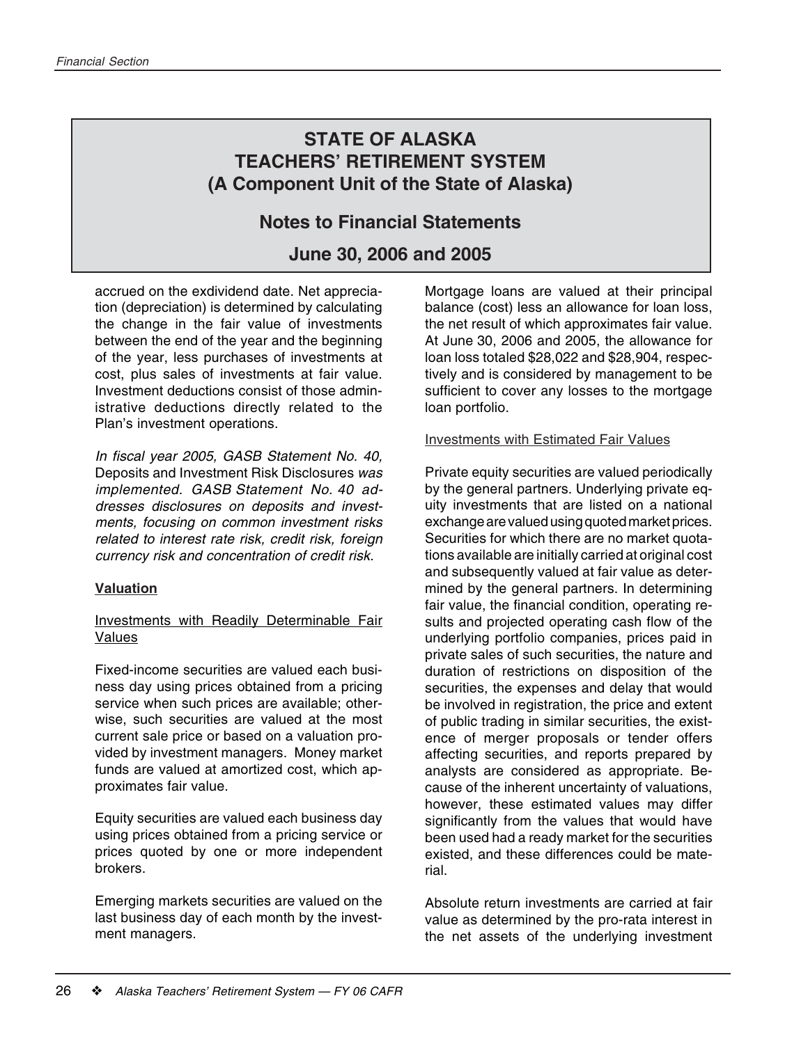# STATE OF ALASKA
# TEACHERS' RETIREMENT SYSTEM
# (A Component Unit of the State of Alaska)

## Notes to Financial Statements

## June 30, 2006 and 2005

accrued on the exdividend date. Net appreciation (depreciation) is determined by calculating the change in the fair value of investments between the end of the year and the beginning of the year, less purchases of investments at cost, plus sales of investments at fair value. Investment deductions consist of those administrative deductions directly related to the Plan's investment operations.

*In fiscal year 2005, GASB Statement No. 40,* Deposits and Investment Risk Disclosures *was implemented. GASB Statement No. 40 addresses disclosures on deposits and investments, focusing on common investment risks related to interest rate risk, credit risk, foreign currency risk and concentration of credit risk.*

**Valuation**

Investments with Readily Determinable Fair Values

Fixed-income securities are valued each business day using prices obtained from a pricing service when such prices are available; otherwise, such securities are valued at the most current sale price or based on a valuation provided by investment managers. Money market funds are valued at amortized cost, which approximates fair value.

Equity securities are valued each business day using prices obtained from a pricing service or prices quoted by one or more independent brokers.

Emerging markets securities are valued on the last business day of each month by the investment managers.

Mortgage loans are valued at their principal balance (cost) less an allowance for loan loss, the net result of which approximates fair value. At June 30, 2006 and 2005, the allowance for loan loss totaled $28,022 and $28,904, respectively and is considered by management to be sufficient to cover any losses to the mortgage loan portfolio.

Investments with Estimated Fair Values

Private equity securities are valued periodically by the general partners. Underlying private equity investments that are listed on a national exchange are valued using quoted market prices. Securities for which there are no market quotations available are initially carried at original cost and subsequently valued at fair value as determined by the general partners. In determining fair value, the financial condition, operating results and projected operating cash flow of the underlying portfolio companies, prices paid in private sales of such securities, the nature and duration of restrictions on disposition of the securities, the expenses and delay that would be involved in registration, the price and extent of public trading in similar securities, the existence of merger proposals or tender offers affecting securities, and reports prepared by analysts are considered as appropriate. Because of the inherent uncertainty of valuations, however, these estimated values may differ significantly from the values that would have been used had a ready market for the securities existed, and these differences could be material.

Absolute return investments are carried at fair value as determined by the pro-rata interest in the net assets of the underlying investment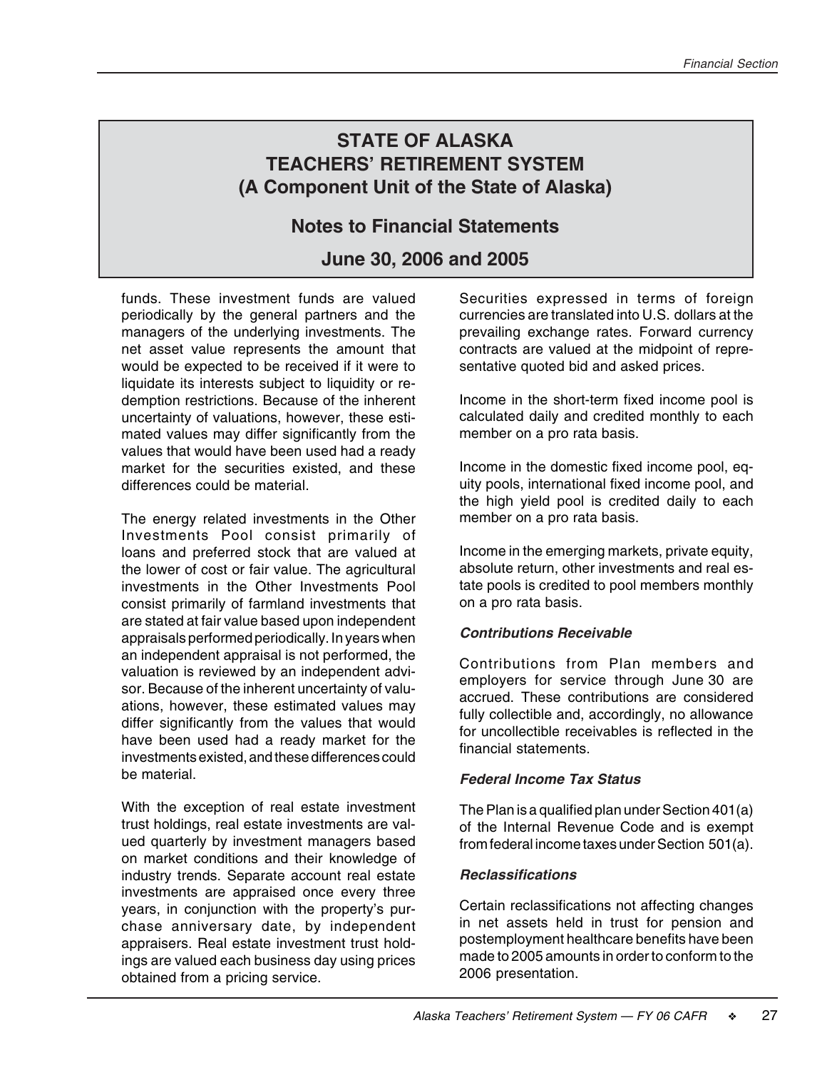funds. These investment funds are valued periodically by the general partners and the managers of the underlying investments. The net asset value represents the amount that would be expected to be received if it were to liquidate its interests subject to liquidity or redemption restrictions. Because of the inherent uncertainty of valuations, however, these estimated values may differ significantly from the values that would have been used had a ready market for the securities existed, and these differences could be material.

The energy related investments in the Other Investments Pool consist primarily of loans and preferred stock that are valued at the lower of cost or fair value. The agricultural investments in the Other Investments Pool consist primarily of farmland investments that are stated at fair value based upon independent appraisals performed periodically. In years when an independent appraisal is not performed, the valuation is reviewed by an independent advisor. Because of the inherent uncertainty of valuations, however, these estimated values may differ significantly from the values that would have been used had a ready market for the investments existed, and these differences could be material.

With the exception of real estate investment trust holdings, real estate investments are valued quarterly by investment managers based on market conditions and their knowledge of industry trends. Separate account real estate investments are appraised once every three years, in conjunction with the property's purchase anniversary date, by independent appraisers. Real estate investment trust holdings are valued each business day using prices obtained from a pricing service.

Securities expressed in terms of foreign currencies are translated into U.S. dollars at the prevailing exchange rates. Forward currency contracts are valued at the midpoint of representative quoted bid and asked prices.

Income in the short-term fixed income pool is calculated daily and credited monthly to each member on a pro rata basis.

Income in the domestic fixed income pool, equity pools, international fixed income pool, and the high yield pool is credited daily to each member on a pro rata basis.

Income in the emerging markets, private equity, absolute return, other investments and real estate pools is credited to pool members monthly on a pro rata basis.

#### *Contributions Receivable*

Contributions from Plan members and employers for service through June 30 are accrued. These contributions are considered fully collectible and, accordingly, no allowance for uncollectible receivables is reflected in the financial statements.

#### *Federal Income Tax Status*

The Plan is a qualified plan under Section 401(a) of the Internal Revenue Code and is exempt from federal income taxes under Section 501(a).

#### *Reclassifications*

Certain reclassifications not affecting changes in net assets held in trust for pension and postemployment healthcare benefits have been made to 2005 amounts in order to conform to the 2006 presentation.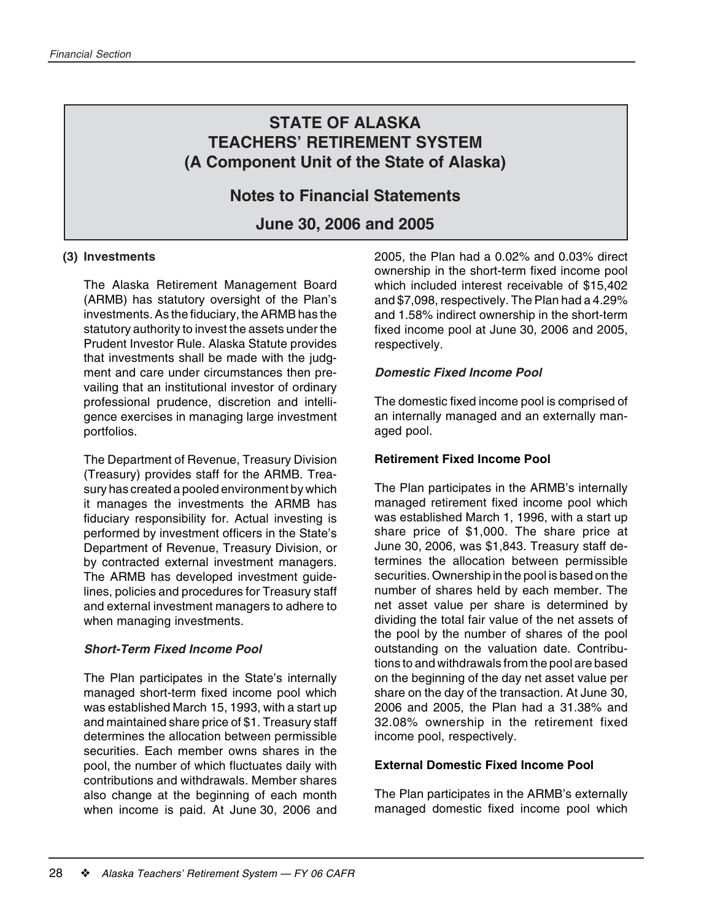# STATE OF ALASKA
# TEACHERS' RETIREMENT SYSTEM
# (A Component Unit of the State of Alaska)

## Notes to Financial Statements

## June 30, 2006 and 2005

### (3) Investments

The Alaska Retirement Management Board (ARMB) has statutory oversight of the Plan's investments. As the fiduciary, the ARMB has the statutory authority to invest the assets under the Prudent Investor Rule. Alaska Statute provides that investments shall be made with the judgment and care under circumstances then prevailing that an institutional investor of ordinary professional prudence, discretion and intelligence exercises in managing large investment portfolios.

The Department of Revenue, Treasury Division (Treasury) provides staff for the ARMB. Treasury has created a pooled environment by which it manages the investments the ARMB has fiduciary responsibility for. Actual investing is performed by investment officers in the State's Department of Revenue, Treasury Division, or by contracted external investment managers. The ARMB has developed investment guidelines, policies and procedures for Treasury staff and external investment managers to adhere to when managing investments.

#### *Short-Term Fixed Income Pool*

The Plan participates in the State's internally managed short-term fixed income pool which was established March 15, 1993, with a start up and maintained share price of $1. Treasury staff determines the allocation between permissible securities. Each member owns shares in the pool, the number of which fluctuates daily with contributions and withdrawals. Member shares also change at the beginning of each month when income is paid. At June 30, 2006 and 2005, the Plan had a 0.02% and 0.03% direct ownership in the short-term fixed income pool which included interest receivable of $15,402 and $7,098, respectively. The Plan had a 4.29% and 1.58% indirect ownership in the short-term fixed income pool at June 30, 2006 and 2005, respectively.

#### *Domestic Fixed Income Pool*

The domestic fixed income pool is comprised of an internally managed and an externally managed pool.

**Retirement Fixed Income Pool**

The Plan participates in the ARMB's internally managed retirement fixed income pool which was established March 1, 1996, with a start up share price of $1,000. The share price at June 30, 2006, was $1,843. Treasury staff determines the allocation between permissible securities. Ownership in the pool is based on the number of shares held by each member. The net asset value per share is determined by dividing the total fair value of the net assets of the pool by the number of shares of the pool outstanding on the valuation date. Contributions to and withdrawals from the pool are based on the beginning of the day net asset value per share on the day of the transaction. At June 30, 2006 and 2005, the Plan had a 31.38% and 32.08% ownership in the retirement fixed income pool, respectively.

**External Domestic Fixed Income Pool**

The Plan participates in the ARMB's externally managed domestic fixed income pool which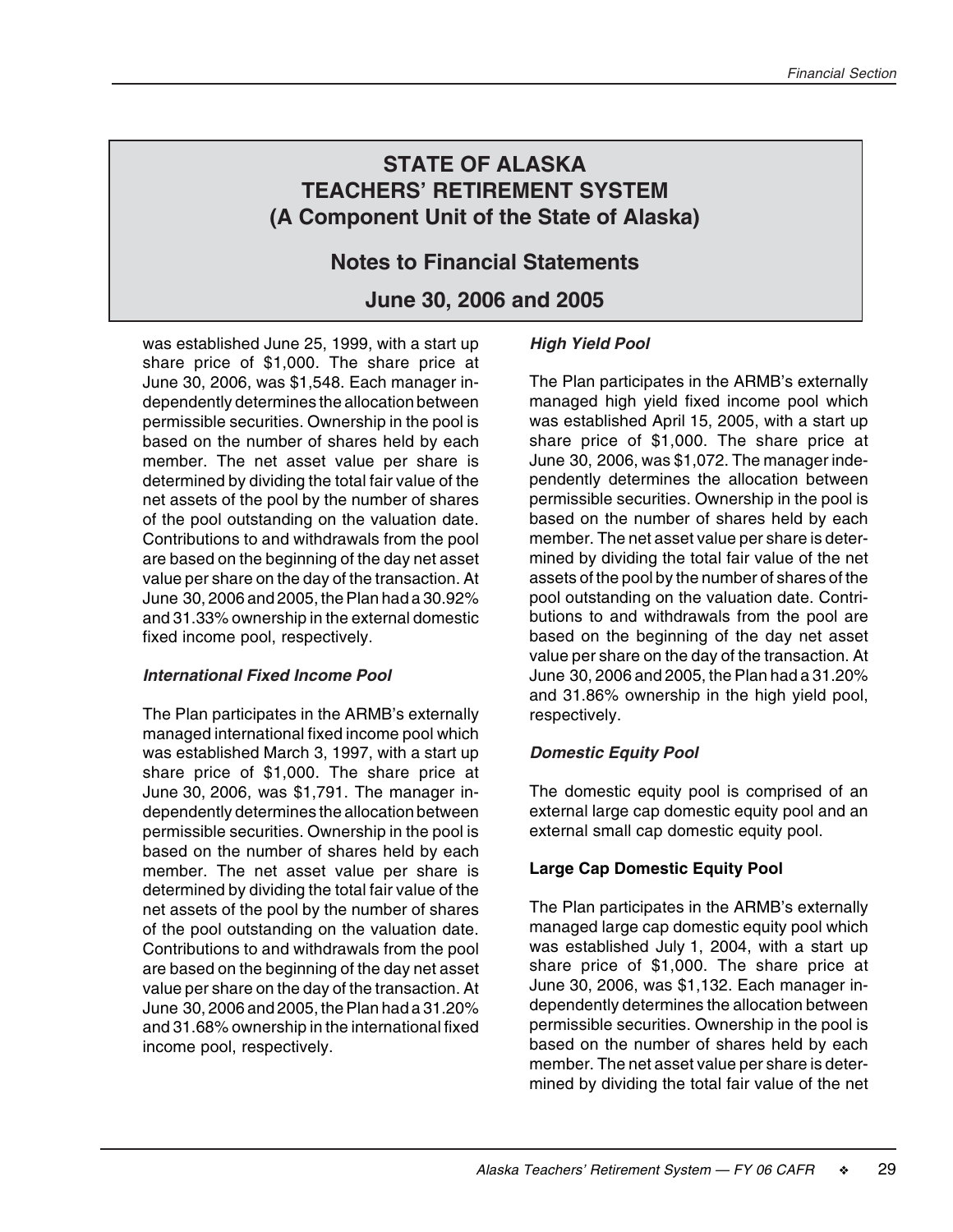# STATE OF ALASKA
# TEACHERS' RETIREMENT SYSTEM
# (A Component Unit of the State of Alaska)

## Notes to Financial Statements

## June 30, 2006 and 2005

was established June 25, 1999, with a start up share price of $1,000. The share price at June 30, 2006, was $1,548. Each manager independently determines the allocation between permissible securities. Ownership in the pool is based on the number of shares held by each member. The net asset value per share is determined by dividing the total fair value of the net assets of the pool by the number of shares of the pool outstanding on the valuation date. Contributions to and withdrawals from the pool are based on the beginning of the day net asset value per share on the day of the transaction. At June 30, 2006 and 2005, the Plan had a 30.92% and 31.33% ownership in the external domestic fixed income pool, respectively.

### *International Fixed Income Pool*

The Plan participates in the ARMB's externally managed international fixed income pool which was established March 3, 1997, with a start up share price of $1,000. The share price at June 30, 2006, was $1,791. The manager independently determines the allocation between permissible securities. Ownership in the pool is based on the number of shares held by each member. The net asset value per share is determined by dividing the total fair value of the net assets of the pool by the number of shares of the pool outstanding on the valuation date. Contributions to and withdrawals from the pool are based on the beginning of the day net asset value per share on the day of the transaction. At June 30, 2006 and 2005, the Plan had a 31.20% and 31.68% ownership in the international fixed income pool, respectively.

### *High Yield Pool*

The Plan participates in the ARMB's externally managed high yield fixed income pool which was established April 15, 2005, with a start up share price of $1,000. The share price at June 30, 2006, was $1,072. The manager independently determines the allocation between permissible securities. Ownership in the pool is based on the number of shares held by each member. The net asset value per share is determined by dividing the total fair value of the net assets of the pool by the number of shares of the pool outstanding on the valuation date. Contributions to and withdrawals from the pool are based on the beginning of the day net asset value per share on the day of the transaction. At June 30, 2006 and 2005, the Plan had a 31.20% and 31.86% ownership in the high yield pool, respectively.

### *Domestic Equity Pool*

The domestic equity pool is comprised of an external large cap domestic equity pool and an external small cap domestic equity pool.

#### Large Cap Domestic Equity Pool

The Plan participates in the ARMB's externally managed large cap domestic equity pool which was established July 1, 2004, with a start up share price of $1,000. The share price at June 30, 2006, was $1,132. Each manager independently determines the allocation between permissible securities. Ownership in the pool is based on the number of shares held by each member. The net asset value per share is determined by dividing the total fair value of the net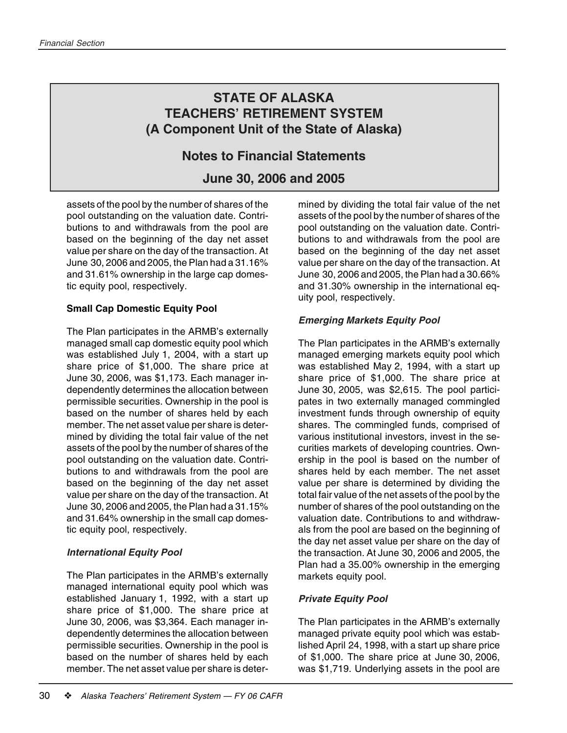# STATE OF ALASKA
# TEACHERS' RETIREMENT SYSTEM
# (A Component Unit of the State of Alaska)

## Notes to Financial Statements

## June 30, 2006 and 2005

assets of the pool by the number of shares of the pool outstanding on the valuation date. Contributions to and withdrawals from the pool are based on the beginning of the day net asset value per share on the day of the transaction. At June 30, 2006 and 2005, the Plan had a 31.16% and 31.61% ownership in the large cap domestic equity pool, respectively.

**Small Cap Domestic Equity Pool**

The Plan participates in the ARMB's externally managed small cap domestic equity pool which was established July 1, 2004, with a start up share price of $1,000. The share price at June 30, 2006, was $1,173. Each manager independently determines the allocation between permissible securities. Ownership in the pool is based on the number of shares held by each member. The net asset value per share is determined by dividing the total fair value of the net assets of the pool by the number of shares of the pool outstanding on the valuation date. Contributions to and withdrawals from the pool are based on the beginning of the day net asset value per share on the day of the transaction. At June 30, 2006 and 2005, the Plan had a 31.15% and 31.64% ownership in the small cap domestic equity pool, respectively.

***International Equity Pool***

The Plan participates in the ARMB's externally managed international equity pool which was established January 1, 1992, with a start up share price of $1,000. The share price at June 30, 2006, was $3,364. Each manager independently determines the allocation between permissible securities. Ownership in the pool is based on the number of shares held by each member. The net asset value per share is determined by dividing the total fair value of the net assets of the pool by the number of shares of the pool outstanding on the valuation date. Contributions to and withdrawals from the pool are based on the beginning of the day net asset value per share on the day of the transaction. At June 30, 2006 and 2005, the Plan had a 30.66% and 31.30% ownership in the international equity pool, respectively.

***Emerging Markets Equity Pool***

The Plan participates in the ARMB's externally managed emerging markets equity pool which was established May 2, 1994, with a start up share price of $1,000. The share price at June 30, 2005, was $2,615. The pool participates in two externally managed commingled investment funds through ownership of equity shares. The commingled funds, comprised of various institutional investors, invest in the securities markets of developing countries. Ownership in the pool is based on the number of shares held by each member. The net asset value per share is determined by dividing the total fair value of the net assets of the pool by the number of shares of the pool outstanding on the valuation date. Contributions to and withdrawals from the pool are based on the beginning of the day net asset value per share on the day of the transaction. At June 30, 2006 and 2005, the Plan had a 35.00% ownership in the emerging markets equity pool.

***Private Equity Pool***

The Plan participates in the ARMB's externally managed private equity pool which was established April 24, 1998, with a start up share price of $1,000. The share price at June 30, 2006, was $1,719. Underlying assets in the pool are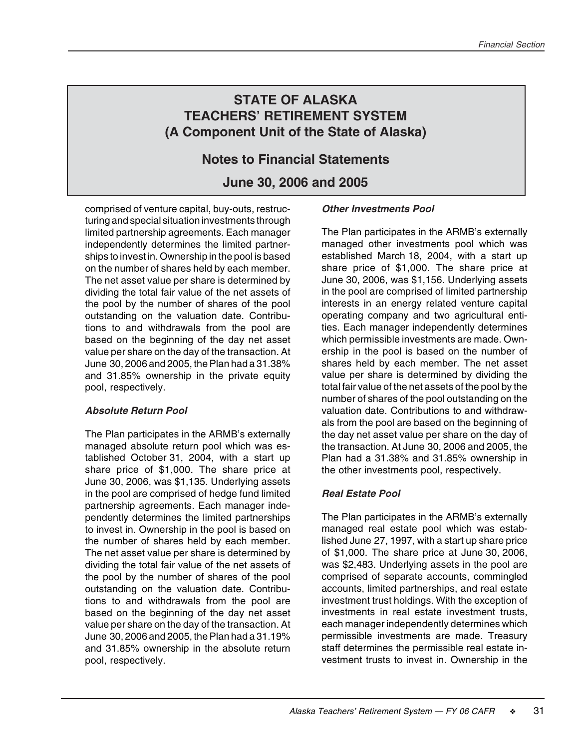# STATE OF ALASKA
# TEACHERS' RETIREMENT SYSTEM
# (A Component Unit of the State of Alaska)

## Notes to Financial Statements

## June 30, 2006 and 2005

comprised of venture capital, buy-outs, restructuring and special situation investments through limited partnership agreements. Each manager independently determines the limited partnerships to invest in. Ownership in the pool is based on the number of shares held by each member. The net asset value per share is determined by dividing the total fair value of the net assets of the pool by the number of shares of the pool outstanding on the valuation date. Contributions to and withdrawals from the pool are based on the beginning of the day net asset value per share on the day of the transaction. At June 30, 2006 and 2005, the Plan had a 31.38% and 31.85% ownership in the private equity pool, respectively.

### *Absolute Return Pool*

The Plan participates in the ARMB's externally managed absolute return pool which was established October 31, 2004, with a start up share price of $1,000. The share price at June 30, 2006, was $1,135. Underlying assets in the pool are comprised of hedge fund limited partnership agreements. Each manager independently determines the limited partnerships to invest in. Ownership in the pool is based on the number of shares held by each member. The net asset value per share is determined by dividing the total fair value of the net assets of the pool by the number of shares of the pool outstanding on the valuation date. Contributions to and withdrawals from the pool are based on the beginning of the day net asset value per share on the day of the transaction. At June 30, 2006 and 2005, the Plan had a 31.19% and 31.85% ownership in the absolute return pool, respectively.

### *Other Investments Pool*

The Plan participates in the ARMB's externally managed other investments pool which was established March 18, 2004, with a start up share price of $1,000. The share price at June 30, 2006, was $1,156. Underlying assets in the pool are comprised of limited partnership interests in an energy related venture capital operating company and two agricultural entities. Each manager independently determines which permissible investments are made. Ownership in the pool is based on the number of shares held by each member. The net asset value per share is determined by dividing the total fair value of the net assets of the pool by the number of shares of the pool outstanding on the valuation date. Contributions to and withdrawals from the pool are based on the beginning of the day net asset value per share on the day of the transaction. At June 30, 2006 and 2005, the Plan had a 31.38% and 31.85% ownership in the other investments pool, respectively.

### *Real Estate Pool*

The Plan participates in the ARMB's externally managed real estate pool which was established June 27, 1997, with a start up share price of $1,000. The share price at June 30, 2006, was $2,483. Underlying assets in the pool are comprised of separate accounts, commingled accounts, limited partnerships, and real estate investment trust holdings. With the exception of investments in real estate investment trusts, each manager independently determines which permissible investments are made. Treasury staff determines the permissible real estate investment trusts to invest in. Ownership in the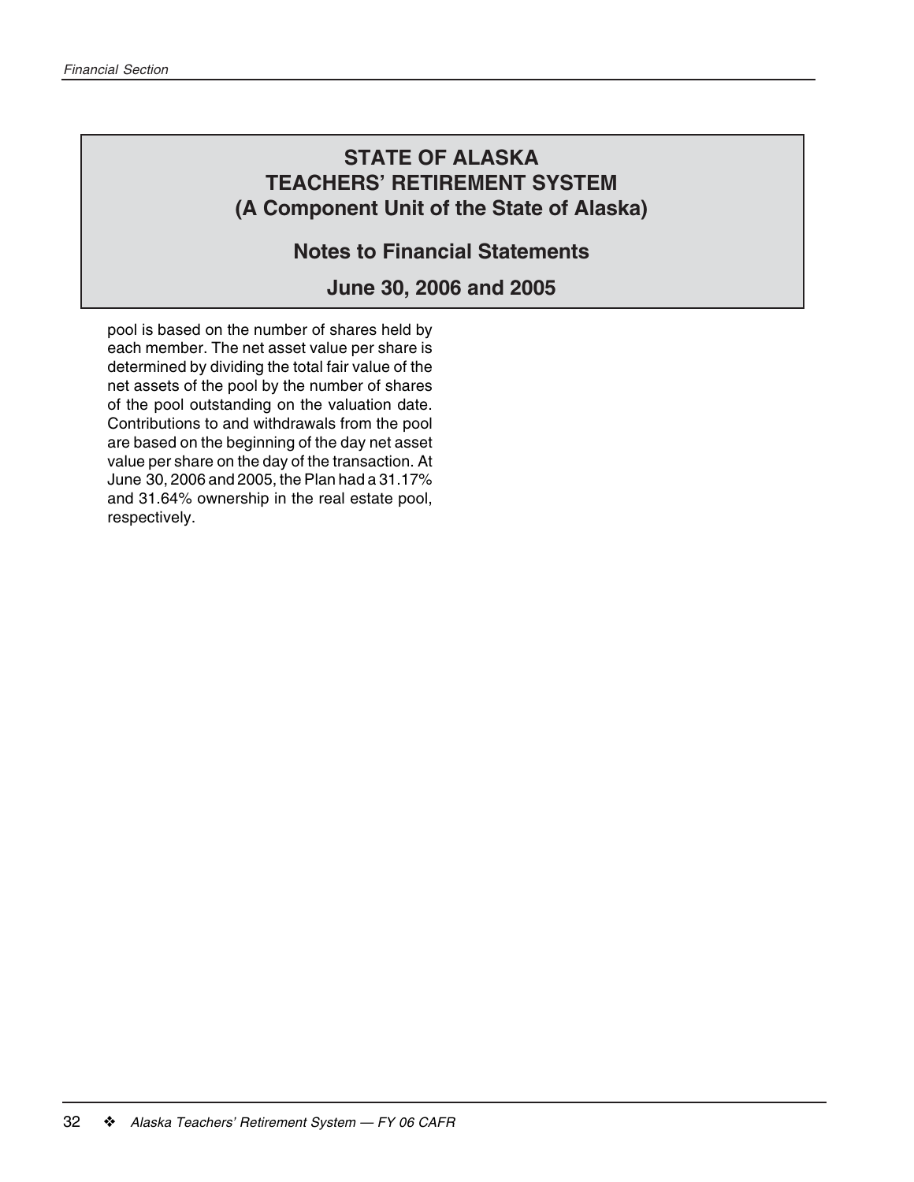# STATE OF ALASKA
# TEACHERS' RETIREMENT SYSTEM
# (A Component Unit of the State of Alaska)

## Notes to Financial Statements

## June 30, 2006 and 2005

pool is based on the number of shares held by each member. The net asset value per share is determined by dividing the total fair value of the net assets of the pool by the number of shares of the pool outstanding on the valuation date. Contributions to and withdrawals from the pool are based on the beginning of the day net asset value per share on the day of the transaction. At June 30, 2006 and 2005, the Plan had a 31.17% and 31.64% ownership in the real estate pool, respectively.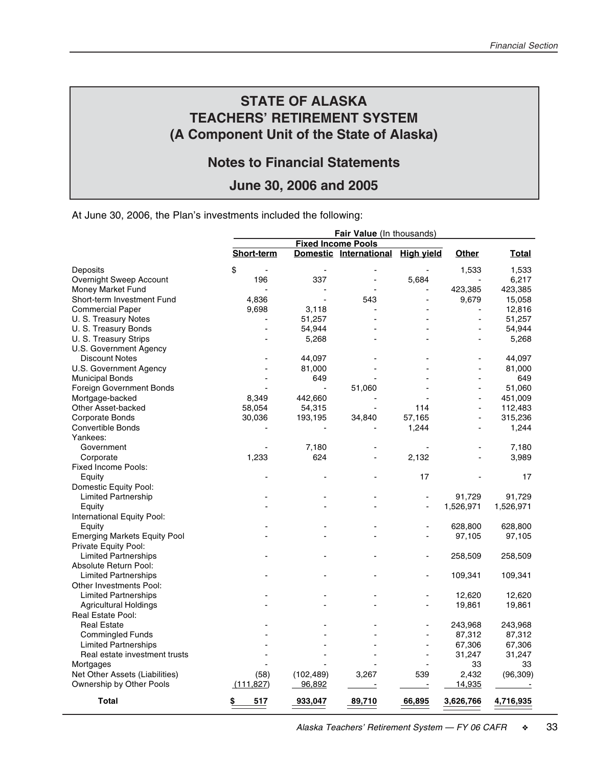# STATE OF ALASKA
# TEACHERS' RETIREMENT SYSTEM
# (A Component Unit of the State of Alaska)

## Notes to Financial Statements

## June 30, 2006 and 2005

At June 30, 2006, the Plan's investments included the following:

| | **Fair Value** (In thousands) | | | | | |
|---|---|---|---|---|---|---|
| | **Fixed Income Pools** | | | | | |
| | **Short-term** | **Domestic** | **International** | **High yield** | **Other** | **Total** |
| Deposits | $ - | - | - | - | 1,533 | 1,533 |
| Overnight Sweep Account | 196 | 337 | - | 5,684 | - | 6,217 |
| Money Market Fund | - | - | - | - | 423,385 | 423,385 |
| Short-term Investment Fund | 4,836 | - | 543 | - | 9,679 | 15,058 |
| Commercial Paper | 9,698 | 3,118 | - | - | - | 12,816 |
| U. S. Treasury Notes | - | 51,257 | - | - | - | 51,257 |
| U. S. Treasury Bonds | - | 54,944 | - | - | - | 54,944 |
| U. S. Treasury Strips | - | 5,268 | - | - | - | 5,268 |
| U.S. Government Agency Discount Notes | - | 44,097 | - | - | - | 44,097 |
| U.S. Government Agency | - | 81,000 | - | - | - | 81,000 |
| Municipal Bonds | - | 649 | - | - | - | 649 |
| Foreign Government Bonds | - | - | 51,060 | - | - | 51,060 |
| Mortgage-backed | 8,349 | 442,660 | - | - | - | 451,009 |
| Other Asset-backed | 58,054 | 54,315 | - | 114 | - | 112,483 |
| Corporate Bonds | 30,036 | 193,195 | 34,840 | 57,165 | - | 315,236 |
| Convertible Bonds | - | - | - | 1,244 | - | 1,244 |
| Yankees: | | | | | | |
| Government | - | 7,180 | - | - | - | 7,180 |
| Corporate | 1,233 | 624 | - | 2,132 | - | 3,989 |
| Fixed Income Pools: | | | | | | |
| Equity | - | - | - | 17 | - | 17 |
| Domestic Equity Pool: | | | | | | |
| Limited Partnership | - | - | - | - | 91,729 | 91,729 |
| Equity | - | - | - | - | 1,526,971 | 1,526,971 |
| International Equity Pool: | | | | | | |
| Equity | - | - | - | - | 628,800 | 628,800 |
| Emerging Markets Equity Pool | - | - | - | - | 97,105 | 97,105 |
| Private Equity Pool: | | | | | | |
| Limited Partnerships | - | - | - | - | 258,509 | 258,509 |
| Absolute Return Pool: | | | | | | |
| Limited Partnerships | - | - | - | - | 109,341 | 109,341 |
| Other Investments Pool: | | | | | | |
| Limited Partnerships | - | - | - | - | 12,620 | 12,620 |
| Agricultural Holdings | - | - | - | - | 19,861 | 19,861 |
| Real Estate Pool: | | | | | | |
| Real Estate | - | - | - | - | 243,968 | 243,968 |
| Commingled Funds | - | - | - | - | 87,312 | 87,312 |
| Limited Partnerships | - | - | - | - | 67,306 | 67,306 |
| Real estate investment trusts | - | - | - | - | 31,247 | 31,247 |
| Mortgages | - | - | - | - | 33 | 33 |
| Net Other Assets (Liabilities) | (58) | (102,489) | 3,267 | 539 | 2,432 | (96,309) |
| Ownership by Other Pools | (111,827) | 96,892 | - | - | 14,935 | - |
| **Total** | **$ 517** | **933,047** | **89,710** | **66,895** | **3,626,766** | **4,716,935** |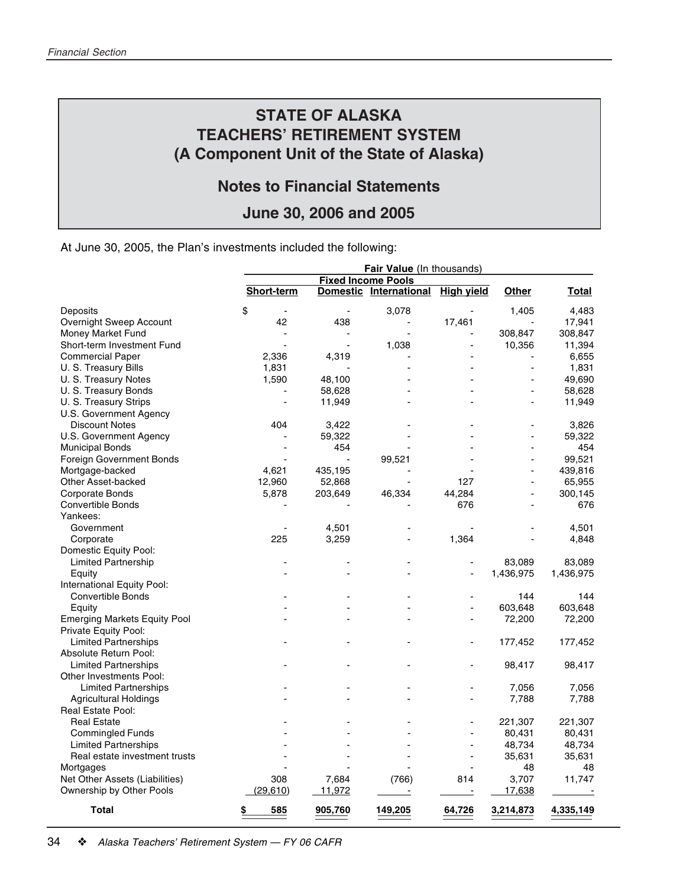# STATE OF ALASKA
# TEACHERS' RETIREMENT SYSTEM
# (A Component Unit of the State of Alaska)

## Notes to Financial Statements

## June 30, 2006 and 2005

At June 30, 2005, the Plan's investments included the following:

| | **Fair Value** (In thousands) | | | | | |
|---|---|---|---|---|---|---|
| | **Fixed Income Pools** | | | | | |
| | **Short-term** | **Domestic** | **International** | **High yield** | **Other** | **Total** |
| Deposits | $ - | - | 3,078 | - | 1,405 | 4,483 |
| Overnight Sweep Account | 42 | 438 | - | 17,461 | - | 17,941 |
| Money Market Fund | - | - | - | - | 308,847 | 308,847 |
| Short-term Investment Fund | - | - | 1,038 | - | 10,356 | 11,394 |
| Commercial Paper | 2,336 | 4,319 | - | - | - | 6,655 |
| U. S. Treasury Bills | 1,831 | - | - | - | - | 1,831 |
| U. S. Treasury Notes | 1,590 | 48,100 | - | - | - | 49,690 |
| U. S. Treasury Bonds | - | 58,628 | - | - | - | 58,628 |
| U. S. Treasury Strips | - | 11,949 | - | - | - | 11,949 |
| U.S. Government Agency | | | | | | |
| Discount Notes | 404 | 3,422 | - | - | - | 3,826 |
| U.S. Government Agency | - | 59,322 | - | - | - | 59,322 |
| Municipal Bonds | - | 454 | - | - | - | 454 |
| Foreign Government Bonds | - | - | 99,521 | - | - | 99,521 |
| Mortgage-backed | 4,621 | 435,195 | - | - | - | 439,816 |
| Other Asset-backed | 12,960 | 52,868 | - | 127 | - | 65,955 |
| Corporate Bonds | 5,878 | 203,649 | 46,334 | 44,284 | - | 300,145 |
| Convertible Bonds | - | - | - | 676 | - | 676 |
| Yankees: | | | | | | |
| Government | - | 4,501 | - | - | - | 4,501 |
| Corporate | 225 | 3,259 | - | 1,364 | - | 4,848 |
| Domestic Equity Pool: | | | | | | |
| Limited Partnership | - | - | - | - | 83,089 | 83,089 |
| Equity | - | - | - | - | 1,436,975 | 1,436,975 |
| International Equity Pool: | | | | | | |
| Convertible Bonds | - | - | - | - | 144 | 144 |
| Equity | - | - | - | - | 603,648 | 603,648 |
| Emerging Markets Equity Pool | - | - | - | - | 72,200 | 72,200 |
| Private Equity Pool: | | | | | | |
| Limited Partnerships | - | - | - | - | 177,452 | 177,452 |
| Absolute Return Pool: | | | | | | |
| Limited Partnerships | - | - | - | - | 98,417 | 98,417 |
| Other Investments Pool: | | | | | | |
| Limited Partnerships | - | - | - | - | 7,056 | 7,056 |
| Agricultural Holdings | - | - | - | - | 7,788 | 7,788 |
| Real Estate Pool: | | | | | | |
| Real Estate | - | - | - | - | 221,307 | 221,307 |
| Commingled Funds | - | - | - | - | 80,431 | 80,431 |
| Limited Partnerships | - | - | - | - | 48,734 | 48,734 |
| Real estate investment trusts | - | - | - | - | 35,631 | 35,631 |
| Mortgages | - | - | - | - | 48 | 48 |
| Net Other Assets (Liabilities) | 308 | 7,684 | (766) | 814 | 3,707 | 11,747 |
| Ownership by Other Pools | (29,610) | 11,972 | - | - | 17,638 | - |
| **Total** | **$ 585** | **905,760** | **149,205** | **64,726** | **3,214,873** | **4,335,149** |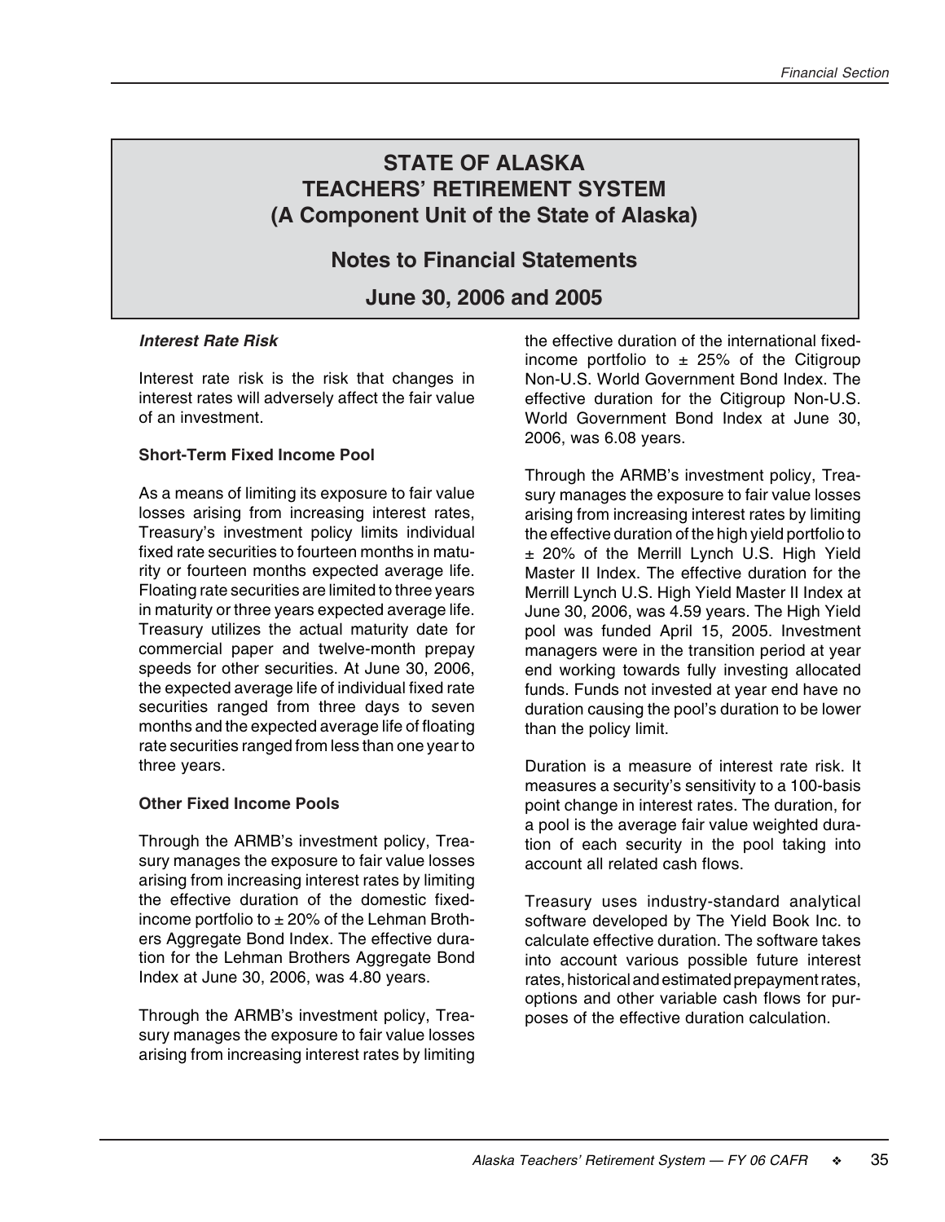# STATE OF ALASKA
# TEACHERS' RETIREMENT SYSTEM
# (A Component Unit of the State of Alaska)

## Notes to Financial Statements

## June 30, 2006 and 2005

***Interest Rate Risk***

Interest rate risk is the risk that changes in interest rates will adversely affect the fair value of an investment.

**Short-Term Fixed Income Pool**

As a means of limiting its exposure to fair value losses arising from increasing interest rates, Treasury's investment policy limits individual fixed rate securities to fourteen months in maturity or fourteen months expected average life. Floating rate securities are limited to three years in maturity or three years expected average life. Treasury utilizes the actual maturity date for commercial paper and twelve-month prepay speeds for other securities. At June 30, 2006, the expected average life of individual fixed rate securities ranged from three days to seven months and the expected average life of floating rate securities ranged from less than one year to three years.

**Other Fixed Income Pools**

Through the ARMB's investment policy, Treasury manages the exposure to fair value losses arising from increasing interest rates by limiting the effective duration of the domestic fixed-income portfolio to ± 20% of the Lehman Brothers Aggregate Bond Index. The effective duration for the Lehman Brothers Aggregate Bond Index at June 30, 2006, was 4.80 years.

Through the ARMB's investment policy, Treasury manages the exposure to fair value losses arising from increasing interest rates by limiting the effective duration of the international fixed-income portfolio to ± 25% of the Citigroup Non-U.S. World Government Bond Index. The effective duration for the Citigroup Non-U.S. World Government Bond Index at June 30, 2006, was 6.08 years.

Through the ARMB's investment policy, Treasury manages the exposure to fair value losses arising from increasing interest rates by limiting the effective duration of the high yield portfolio to ± 20% of the Merrill Lynch U.S. High Yield Master II Index. The effective duration for the Merrill Lynch U.S. High Yield Master II Index at June 30, 2006, was 4.59 years. The High Yield pool was funded April 15, 2005. Investment managers were in the transition period at year end working towards fully investing allocated funds. Funds not invested at year end have no duration causing the pool's duration to be lower than the policy limit.

Duration is a measure of interest rate risk. It measures a security's sensitivity to a 100-basis point change in interest rates. The duration, for a pool is the average fair value weighted duration of each security in the pool taking into account all related cash flows.

Treasury uses industry-standard analytical software developed by The Yield Book Inc. to calculate effective duration. The software takes into account various possible future interest rates, historical and estimated prepayment rates, options and other variable cash flows for purposes of the effective duration calculation.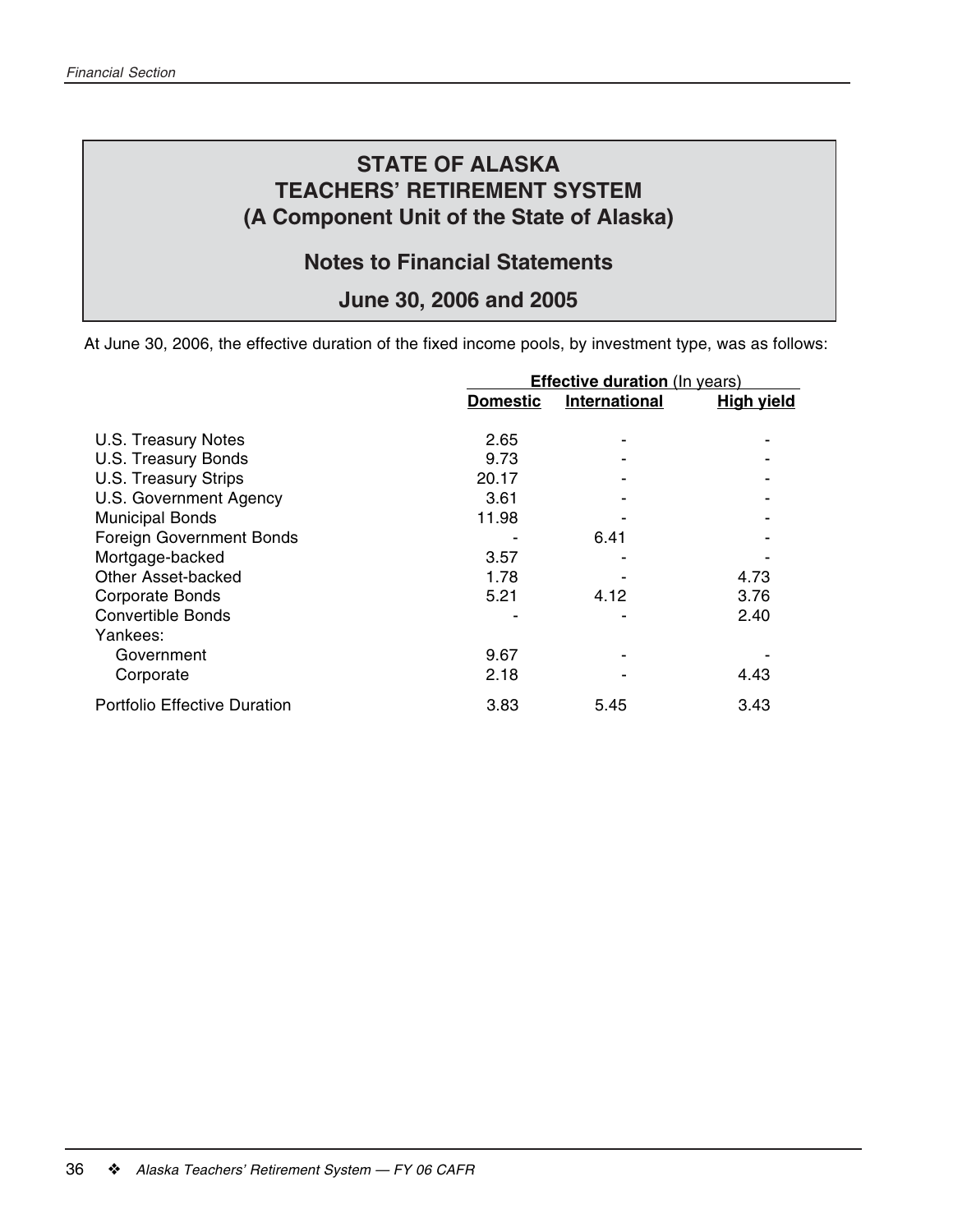# STATE OF ALASKA
# TEACHERS' RETIREMENT SYSTEM
# (A Component Unit of the State of Alaska)

## Notes to Financial Statements

## June 30, 2006 and 2005

At June 30, 2006, the effective duration of the fixed income pools, by investment type, was as follows:

| | **Effective duration** (In years) | | |
|---|---|---|---|
| | **Domestic** | **International** | **High yield** |
| U.S. Treasury Notes | 2.65 | - | - |
| U.S. Treasury Bonds | 9.73 | - | - |
| U.S. Treasury Strips | 20.17 | - | - |
| U.S. Government Agency | 3.61 | - | - |
| Municipal Bonds | 11.98 | - | - |
| Foreign Government Bonds | - | 6.41 | - |
| Mortgage-backed | 3.57 | - | - |
| Other Asset-backed | 1.78 | - | 4.73 |
| Corporate Bonds | 5.21 | 4.12 | 3.76 |
| Convertible Bonds | - | - | 2.40 |
| Yankees: | | | |
| Government | 9.67 | - | - |
| Corporate | 2.18 | - | 4.43 |
| Portfolio Effective Duration | 3.83 | 5.45 | 3.43 |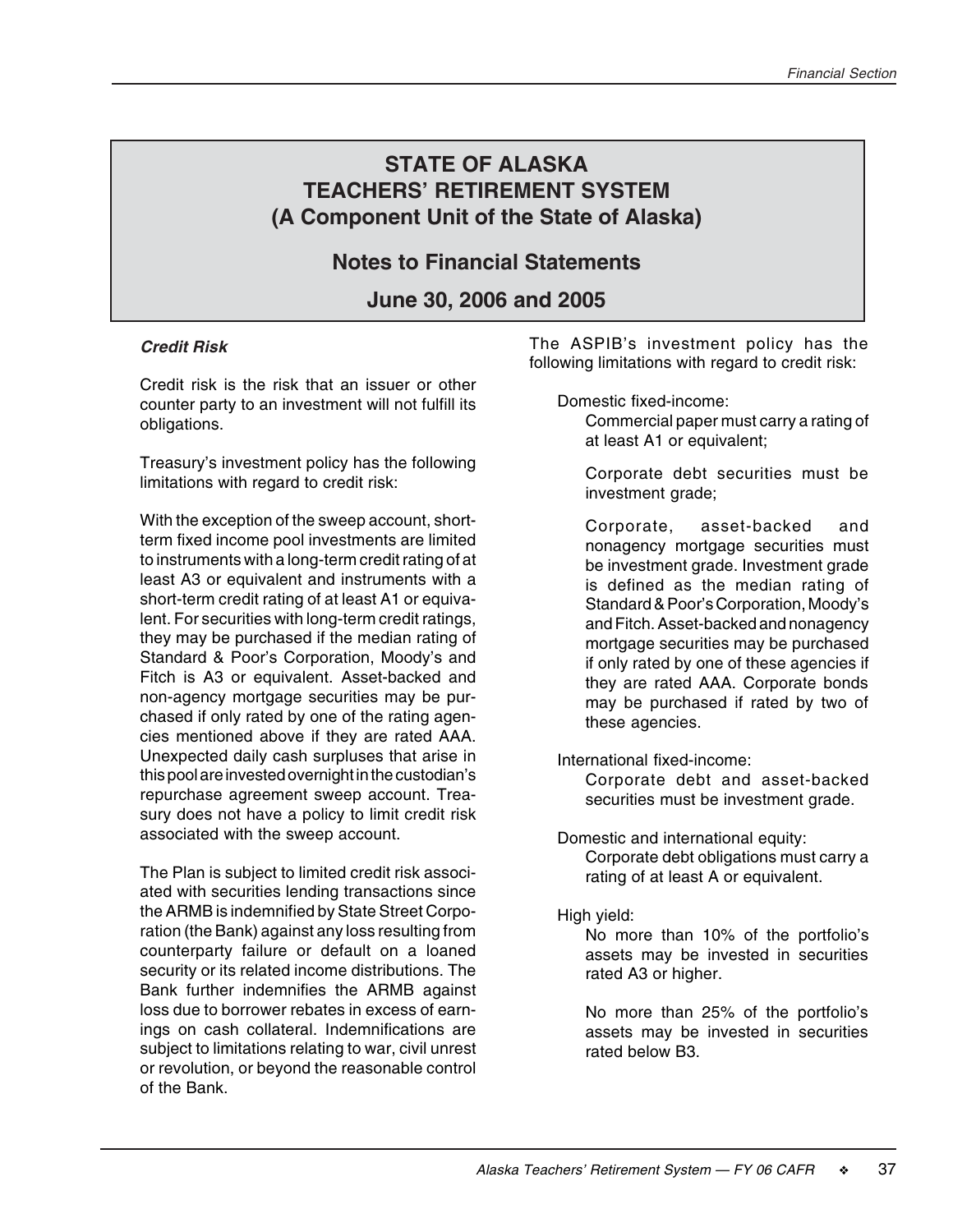# STATE OF ALASKA
# TEACHERS' RETIREMENT SYSTEM
# (A Component Unit of the State of Alaska)

## Notes to Financial Statements

## June 30, 2006 and 2005

***Credit Risk***

Credit risk is the risk that an issuer or other counter party to an investment will not fulfill its obligations.

Treasury's investment policy has the following limitations with regard to credit risk:

With the exception of the sweep account, short-term fixed income pool investments are limited to instruments with a long-term credit rating of at least A3 or equivalent and instruments with a short-term credit rating of at least A1 or equivalent. For securities with long-term credit ratings, they may be purchased if the median rating of Standard & Poor's Corporation, Moody's and Fitch is A3 or equivalent. Asset-backed and non-agency mortgage securities may be purchased if only rated by one of the rating agencies mentioned above if they are rated AAA. Unexpected daily cash surpluses that arise in this pool are invested overnight in the custodian's repurchase agreement sweep account. Treasury does not have a policy to limit credit risk associated with the sweep account.

The Plan is subject to limited credit risk associated with securities lending transactions since the ARMB is indemnified by State Street Corporation (the Bank) against any loss resulting from counterparty failure or default on a loaned security or its related income distributions. The Bank further indemnifies the ARMB against loss due to borrower rebates in excess of earnings on cash collateral. Indemnifications are subject to limitations relating to war, civil unrest or revolution, or beyond the reasonable control of the Bank.

The ASPIB's investment policy has the following limitations with regard to credit risk:

Domestic fixed-income:

- Commercial paper must carry a rating of at least A1 or equivalent;
- Corporate debt securities must be investment grade;
- Corporate, asset-backed and nonagency mortgage securities must be investment grade. Investment grade is defined as the median rating of Standard & Poor's Corporation, Moody's and Fitch. Asset-backed and nonagency mortgage securities may be purchased if only rated by one of these agencies if they are rated AAA. Corporate bonds may be purchased if rated by two of these agencies.

International fixed-income:

- Corporate debt and asset-backed securities must be investment grade.

Domestic and international equity:

- Corporate debt obligations must carry a rating of at least A or equivalent.

High yield:

- No more than 10% of the portfolio's assets may be invested in securities rated A3 or higher.
- No more than 25% of the portfolio's assets may be invested in securities rated below B3.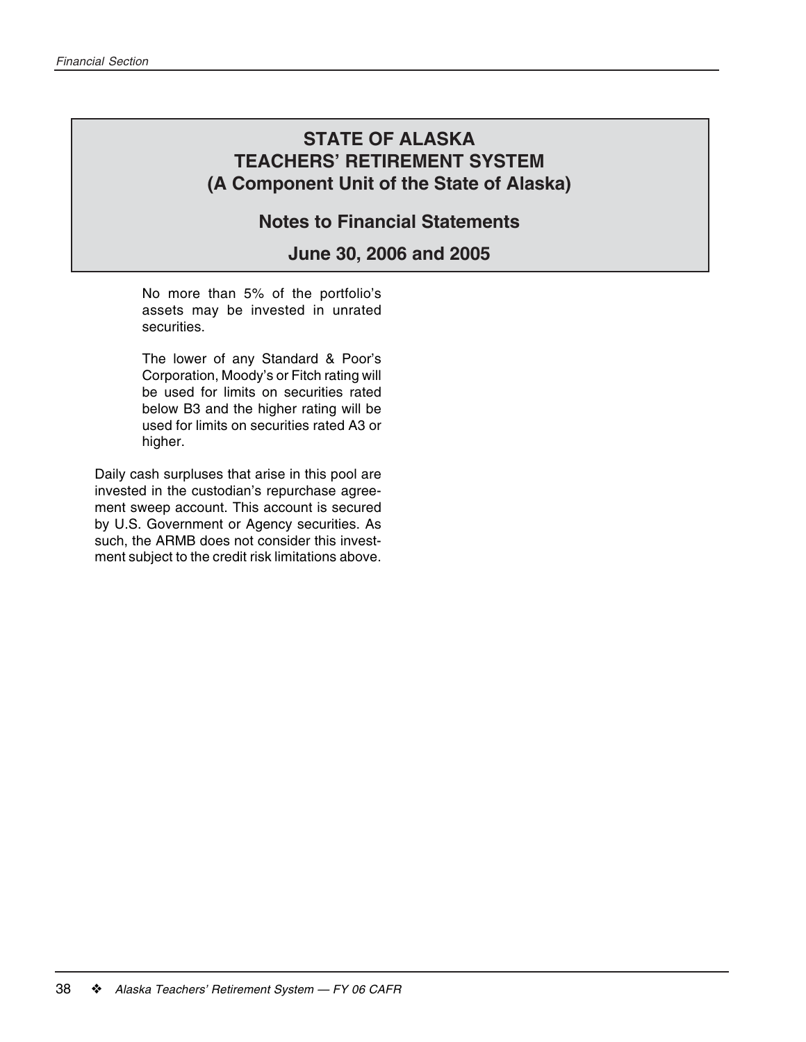# STATE OF ALASKA
# TEACHERS' RETIREMENT SYSTEM
# (A Component Unit of the State of Alaska)

## Notes to Financial Statements

## June 30, 2006 and 2005

No more than 5% of the portfolio's assets may be invested in unrated securities.

The lower of any Standard & Poor's Corporation, Moody's or Fitch rating will be used for limits on securities rated below B3 and the higher rating will be used for limits on securities rated A3 or higher.

Daily cash surpluses that arise in this pool are invested in the custodian's repurchase agreement sweep account. This account is secured by U.S. Government or Agency securities. As such, the ARMB does not consider this investment subject to the credit risk limitations above.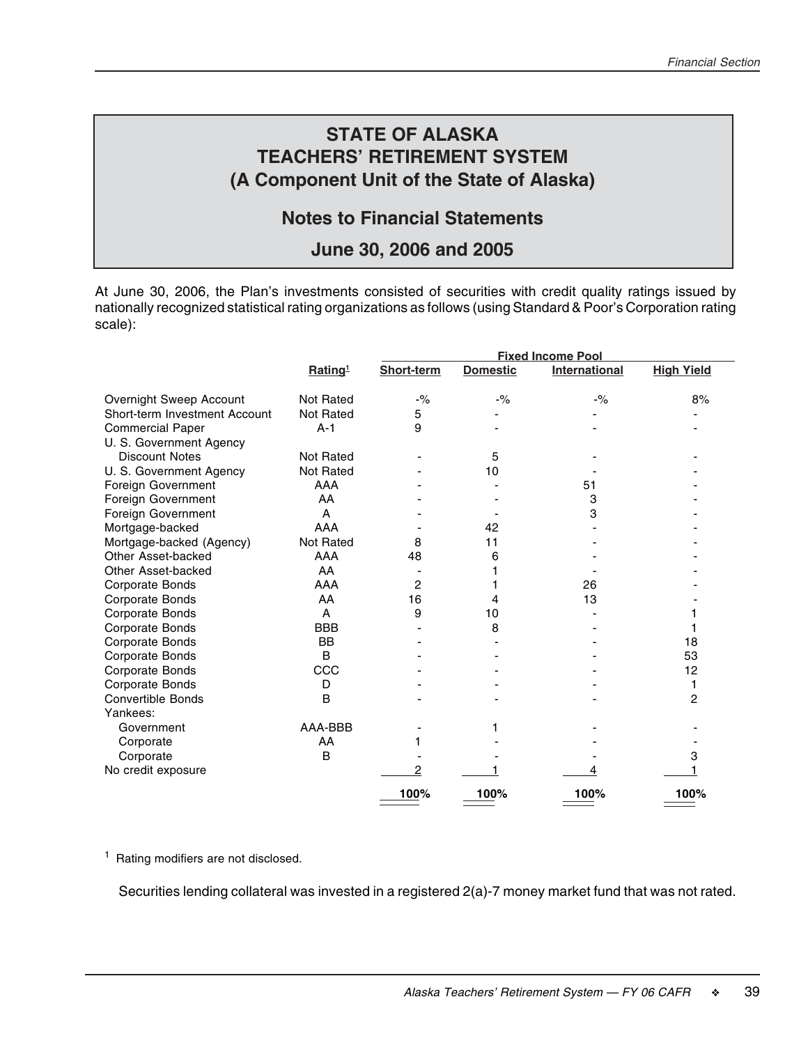# STATE OF ALASKA
# TEACHERS' RETIREMENT SYSTEM
# (A Component Unit of the State of Alaska)

## Notes to Financial Statements

## June 30, 2006 and 2005

At June 30, 2006, the Plan's investments consisted of securities with credit quality ratings issued by nationally recognized statistical rating organizations as follows (using Standard & Poor's Corporation rating scale):

| | Rating[1] | Fixed Income Pool | | | |
|---|---|---|---|---|---|
| | | Short-term | Domestic | International | High Yield |
| Overnight Sweep Account | Not Rated | -% | -% | -% | 8% |
| Short-term Investment Account | Not Rated | 5 | - | - | - |
| Commercial Paper | A-1 | 9 | - | - | - |
| U. S. Government Agency Discount Notes | Not Rated | - | 5 | - | - |
| U. S. Government Agency | Not Rated | - | 10 | - | - |
| Foreign Government | AAA | - | - | 51 | - |
| Foreign Government | AA | - | - | 3 | - |
| Foreign Government | A | - | - | 3 | - |
| Mortgage-backed | AAA | - | 42 | - | - |
| Mortgage-backed (Agency) | Not Rated | 8 | 11 | - | - |
| Other Asset-backed | AAA | 48 | 6 | - | - |
| Other Asset-backed | AA | - | 1 | - | - |
| Corporate Bonds | AAA | 2 | 1 | 26 | - |
| Corporate Bonds | AA | 16 | 4 | 13 | - |
| Corporate Bonds | A | 9 | 10 | - | 1 |
| Corporate Bonds | BBB | - | 8 | - | 1 |
| Corporate Bonds | BB | - | - | - | 18 |
| Corporate Bonds | B | - | - | - | 53 |
| Corporate Bonds | CCC | - | - | - | 12 |
| Corporate Bonds | D | - | - | - | 1 |
| Convertible Bonds | B | - | - | - | 2 |
| Yankees: | | | | | |
| Government | AAA-BBB | - | 1 | - | - |
| Corporate | AA | 1 | - | - | - |
| Corporate | B | - | - | - | 3 |
| No credit exposure | | 2 | 1 | 4 | 1 |
| | | 100% | 100% | 100% | 100% |

[1] Rating modifiers are not disclosed.

Securities lending collateral was invested in a registered 2(a)-7 money market fund that was not rated.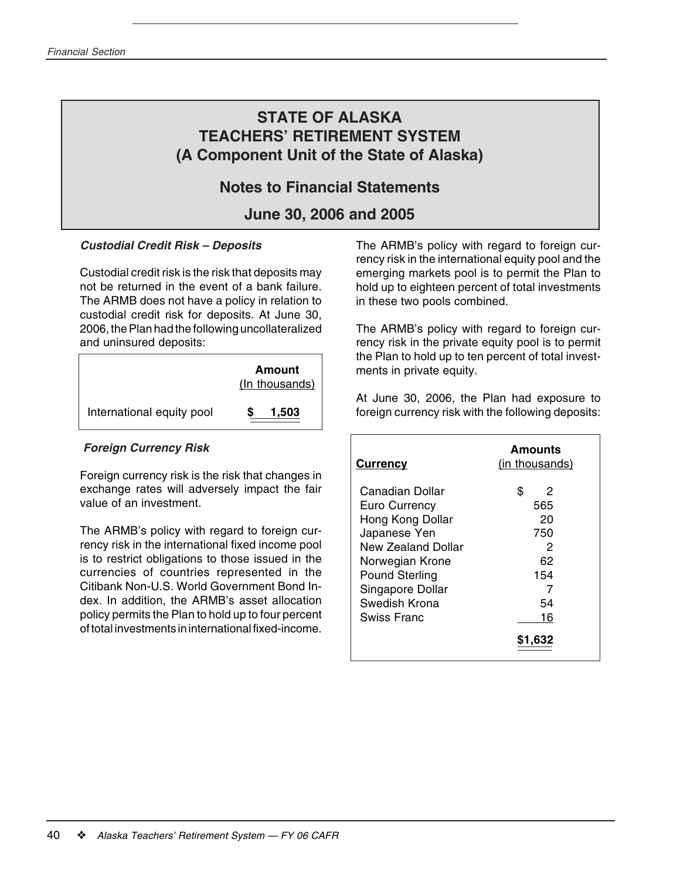# STATE OF ALASKA TEACHERS' RETIREMENT SYSTEM (A Component Unit of the State of Alaska)

## Notes to Financial Statements

## June 30, 2006 and 2005

***Custodial Credit Risk – Deposits***

Custodial credit risk is the risk that deposits may not be returned in the event of a bank failure. The ARMB does not have a policy in relation to custodial credit risk for deposits. At June 30, 2006, the Plan had the following uncollateralized and uninsured deposits:

| | Amount (In thousands) |
|---|---|
| International equity pool | **$ 1,503** |

***Foreign Currency Risk***

Foreign currency risk is the risk that changes in exchange rates will adversely impact the fair value of an investment.

The ARMB's policy with regard to foreign currency risk in the international fixed income pool is to restrict obligations to those issued in the currencies of countries represented in the Citibank Non-U.S. World Government Bond Index. In addition, the ARMB's asset allocation policy permits the Plan to hold up to four percent of total investments in international fixed-income.

The ARMB's policy with regard to foreign currency risk in the international equity pool and the emerging markets pool is to permit the Plan to hold up to eighteen percent of total investments in these two pools combined.

The ARMB's policy with regard to foreign currency risk in the private equity pool is to permit the Plan to hold up to ten percent of total investments in private equity.

At June 30, 2006, the Plan had exposure to foreign currency risk with the following deposits:

| Currency | Amounts (in thousands) |
|---|---|
| Canadian Dollar | $ 2 |
| Euro Currency | 565 |
| Hong Kong Dollar | 20 |
| Japanese Yen | 750 |
| New Zealand Dollar | 2 |
| Norwegian Krone | 62 |
| Pound Sterling | 154 |
| Singapore Dollar | 7 |
| Swedish Krona | 54 |
| Swiss Franc | 16 |
| | **$1,632** |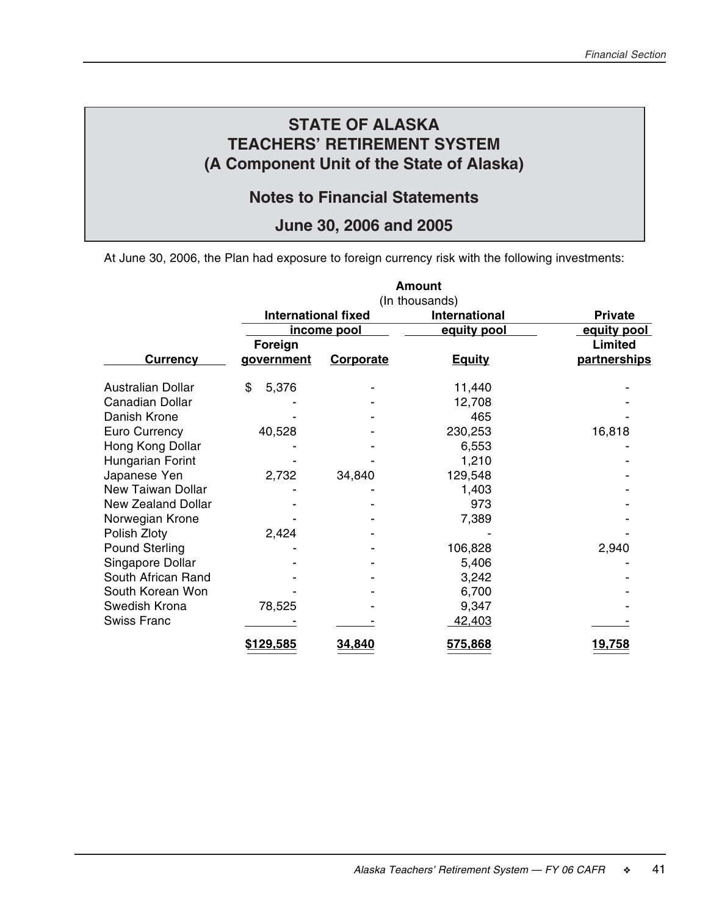# STATE OF ALASKA
# TEACHERS' RETIREMENT SYSTEM
# (A Component Unit of the State of Alaska)

## Notes to Financial Statements

## June 30, 2006 and 2005

At June 30, 2006, the Plan had exposure to foreign currency risk with the following investments:

| | Amount (In thousands) | | | |
|---|---|---|---|---|
| | International fixed income pool | | International equity pool | Private equity pool |
| Currency | Foreign government | Corporate | Equity | Limited partnerships |
| Australian Dollar | $ 5,376 | - | 11,440 | - |
| Canadian Dollar | - | - | 12,708 | - |
| Danish Krone | - | - | 465 | - |
| Euro Currency | 40,528 | - | 230,253 | 16,818 |
| Hong Kong Dollar | - | - | 6,553 | - |
| Hungarian Forint | - | - | 1,210 | - |
| Japanese Yen | 2,732 | 34,840 | 129,548 | - |
| New Taiwan Dollar | - | - | 1,403 | - |
| New Zealand Dollar | - | - | 973 | - |
| Norwegian Krone | - | - | 7,389 | - |
| Polish Zloty | 2,424 | - | - | - |
| Pound Sterling | - | - | 106,828 | 2,940 |
| Singapore Dollar | - | - | 5,406 | - |
| South African Rand | - | - | 3,242 | - |
| South Korean Won | - | - | 6,700 | - |
| Swedish Krona | 78,525 | - | 9,347 | - |
| Swiss Franc | - | - | 42,403 | - |
| | $129,585 | 34,840 | 575,868 | 19,758 |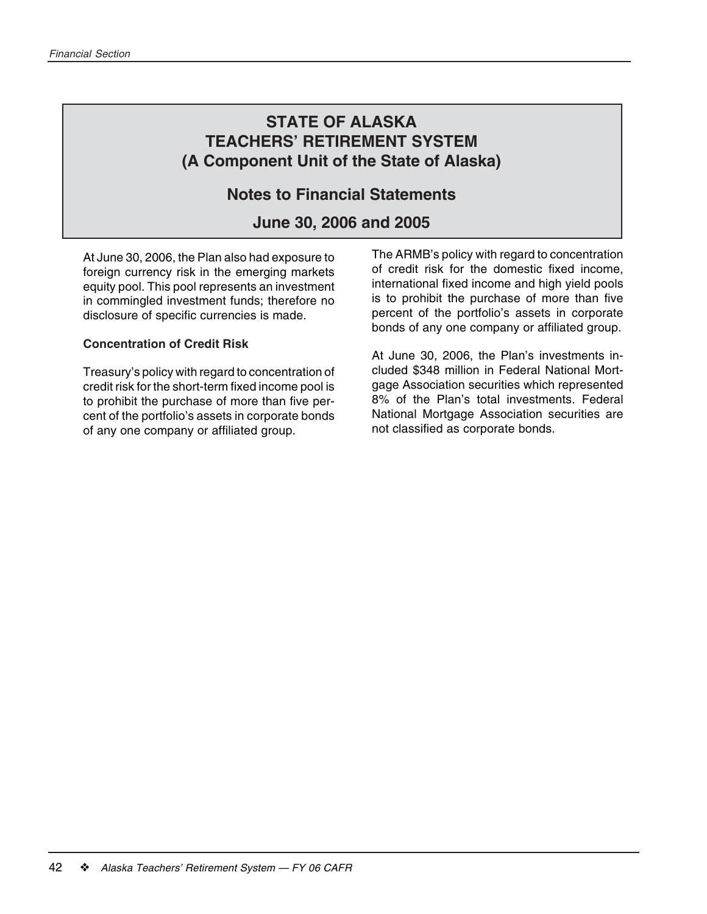# STATE OF ALASKA
# TEACHERS' RETIREMENT SYSTEM
# (A Component Unit of the State of Alaska)

## Notes to Financial Statements

## June 30, 2006 and 2005

At June 30, 2006, the Plan also had exposure to foreign currency risk in the emerging markets equity pool. This pool represents an investment in commingled investment funds; therefore no disclosure of specific currencies is made.

**Concentration of Credit Risk**

Treasury's policy with regard to concentration of credit risk for the short-term fixed income pool is to prohibit the purchase of more than five percent of the portfolio's assets in corporate bonds of any one company or affiliated group.

The ARMB's policy with regard to concentration of credit risk for the domestic fixed income, international fixed income and high yield pools is to prohibit the purchase of more than five percent of the portfolio's assets in corporate bonds of any one company or affiliated group.

At June 30, 2006, the Plan's investments included $348 million in Federal National Mortgage Association securities which represented 8% of the Plan's total investments. Federal National Mortgage Association securities are not classified as corporate bonds.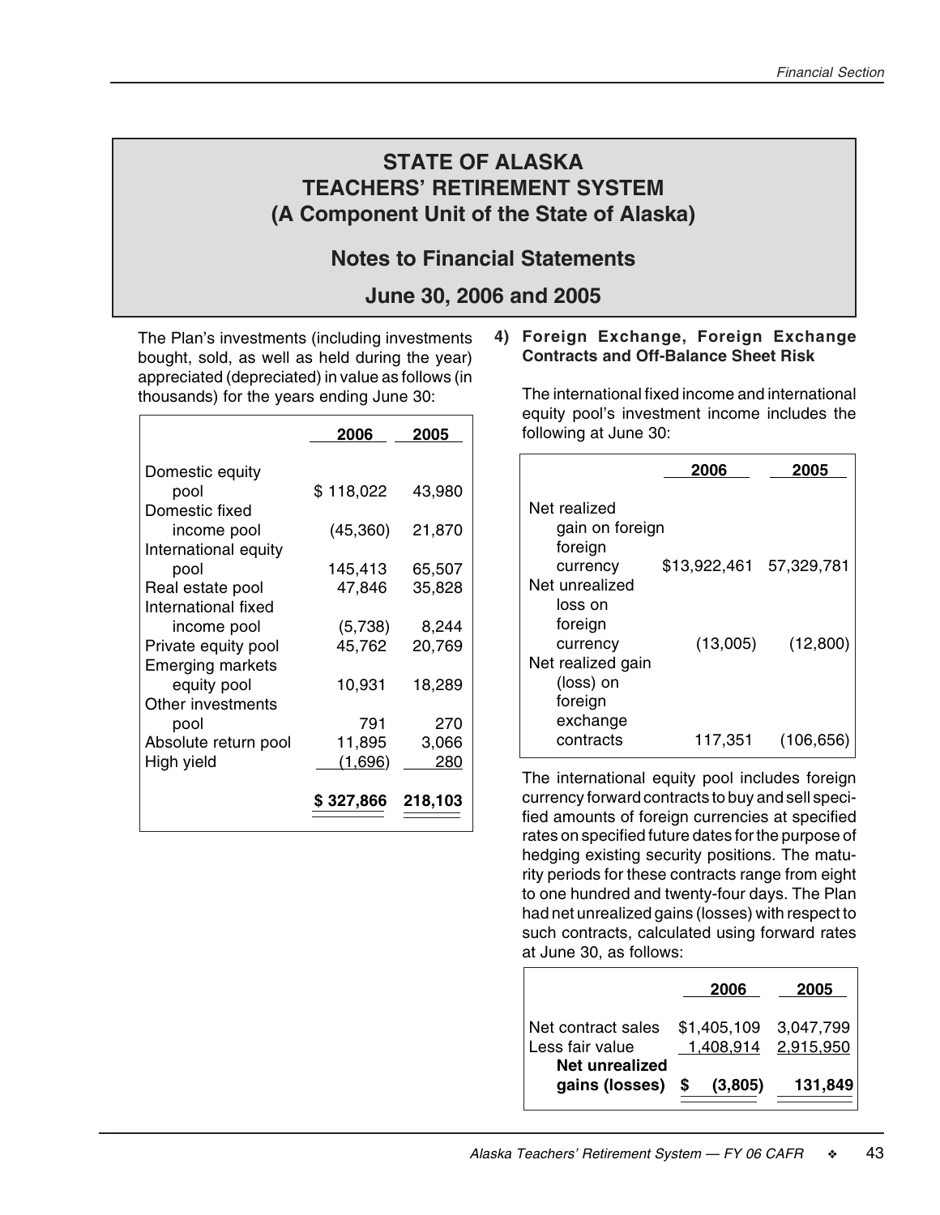# STATE OF ALASKA
# TEACHERS' RETIREMENT SYSTEM
# (A Component Unit of the State of Alaska)

## Notes to Financial Statements

## June 30, 2006 and 2005

The Plan's investments (including investments bought, sold, as well as held during the year) appreciated (depreciated) in value as follows (in thousands) for the years ending June 30:

| | 2006 | 2005 |
|---|---|---|
| Domestic equity pool | $ 118,022 | 43,980 |
| Domestic fixed income pool | (45,360) | 21,870 |
| International equity pool | 145,413 | 65,507 |
| Real estate pool | 47,846 | 35,828 |
| International fixed income pool | (5,738) | 8,244 |
| Private equity pool | 45,762 | 20,769 |
| Emerging markets equity pool | 10,931 | 18,289 |
| Other investments pool | 791 | 270 |
| Absolute return pool | 11,895 | 3,066 |
| High yield | (1,696) | 280 |
| | $ 327,866 | 218,103 |

**4) Foreign Exchange, Foreign Exchange Contracts and Off-Balance Sheet Risk**

The international fixed income and international equity pool's investment income includes the following at June 30:

| | 2006 | 2005 |
|---|---|---|
| Net realized gain on foreign foreign currency | $13,922,461 | 57,329,781 |
| Net unrealized loss on foreign currency | (13,005) | (12,800) |
| Net realized gain (loss) on foreign exchange contracts | 117,351 | (106,656) |

The international equity pool includes foreign currency forward contracts to buy and sell specified amounts of foreign currencies at specified rates on specified future dates for the purpose of hedging existing security positions. The maturity periods for these contracts range from eight to one hundred and twenty-four days. The Plan had net unrealized gains (losses) with respect to such contracts, calculated using forward rates at June 30, as follows:

| | 2006 | 2005 |
|---|---|---|
| Net contract sales | $1,405,109 | 3,047,799 |
| Less fair value | 1,408,914 | 2,915,950 |
| **Net unrealized gains (losses)** | **$ (3,805)** | **131,849** |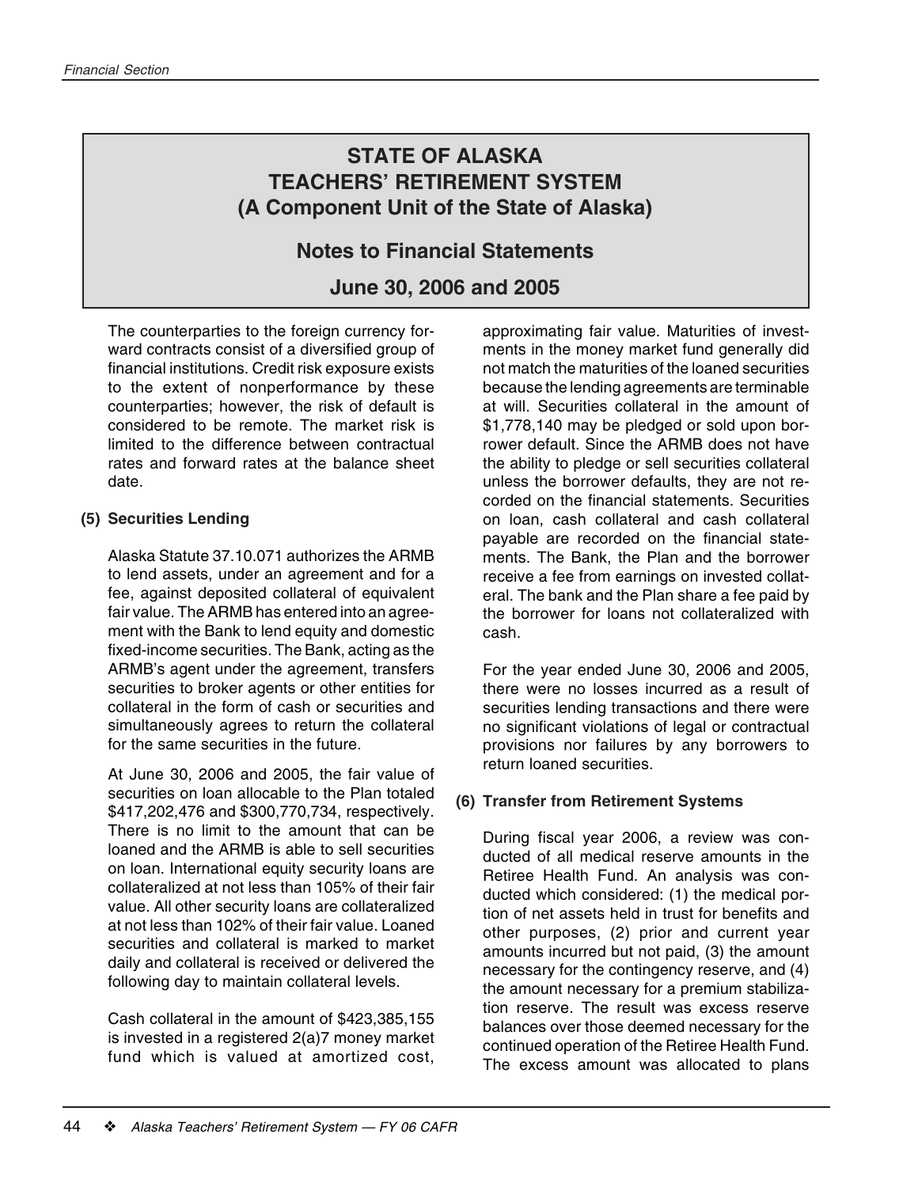# STATE OF ALASKA
# TEACHERS' RETIREMENT SYSTEM
# (A Component Unit of the State of Alaska)

## Notes to Financial Statements

## June 30, 2006 and 2005

The counterparties to the foreign currency forward contracts consist of a diversified group of financial institutions. Credit risk exposure exists to the extent of nonperformance by these counterparties; however, the risk of default is considered to be remote. The market risk is limited to the difference between contractual rates and forward rates at the balance sheet date.

### (5) Securities Lending

Alaska Statute 37.10.071 authorizes the ARMB to lend assets, under an agreement and for a fee, against deposited collateral of equivalent fair value. The ARMB has entered into an agreement with the Bank to lend equity and domestic fixed-income securities. The Bank, acting as the ARMB's agent under the agreement, transfers securities to broker agents or other entities for collateral in the form of cash or securities and simultaneously agrees to return the collateral for the same securities in the future.

At June 30, 2006 and 2005, the fair value of securities on loan allocable to the Plan totaled $417,202,476 and $300,770,734, respectively. There is no limit to the amount that can be loaned and the ARMB is able to sell securities on loan. International equity security loans are collateralized at not less than 105% of their fair value. All other security loans are collateralized at not less than 102% of their fair value. Loaned securities and collateral is marked to market daily and collateral is received or delivered the following day to maintain collateral levels.

Cash collateral in the amount of $423,385,155 is invested in a registered 2(a)7 money market fund which is valued at amortized cost, approximating fair value. Maturities of investments in the money market fund generally did not match the maturities of the loaned securities because the lending agreements are terminable at will. Securities collateral in the amount of $1,778,140 may be pledged or sold upon borrower default. Since the ARMB does not have the ability to pledge or sell securities collateral unless the borrower defaults, they are not recorded on the financial statements. Securities on loan, cash collateral and cash collateral payable are recorded on the financial statements. The Bank, the Plan and the borrower receive a fee from earnings on invested collateral. The bank and the Plan share a fee paid by the borrower for loans not collateralized with cash.

For the year ended June 30, 2006 and 2005, there were no losses incurred as a result of securities lending transactions and there were no significant violations of legal or contractual provisions nor failures by any borrowers to return loaned securities.

### (6) Transfer from Retirement Systems

During fiscal year 2006, a review was conducted of all medical reserve amounts in the Retiree Health Fund. An analysis was conducted which considered: (1) the medical portion of net assets held in trust for benefits and other purposes, (2) prior and current year amounts incurred but not paid, (3) the amount necessary for the contingency reserve, and (4) the amount necessary for a premium stabilization reserve. The result was excess reserve balances over those deemed necessary for the continued operation of the Retiree Health Fund. The excess amount was allocated to plans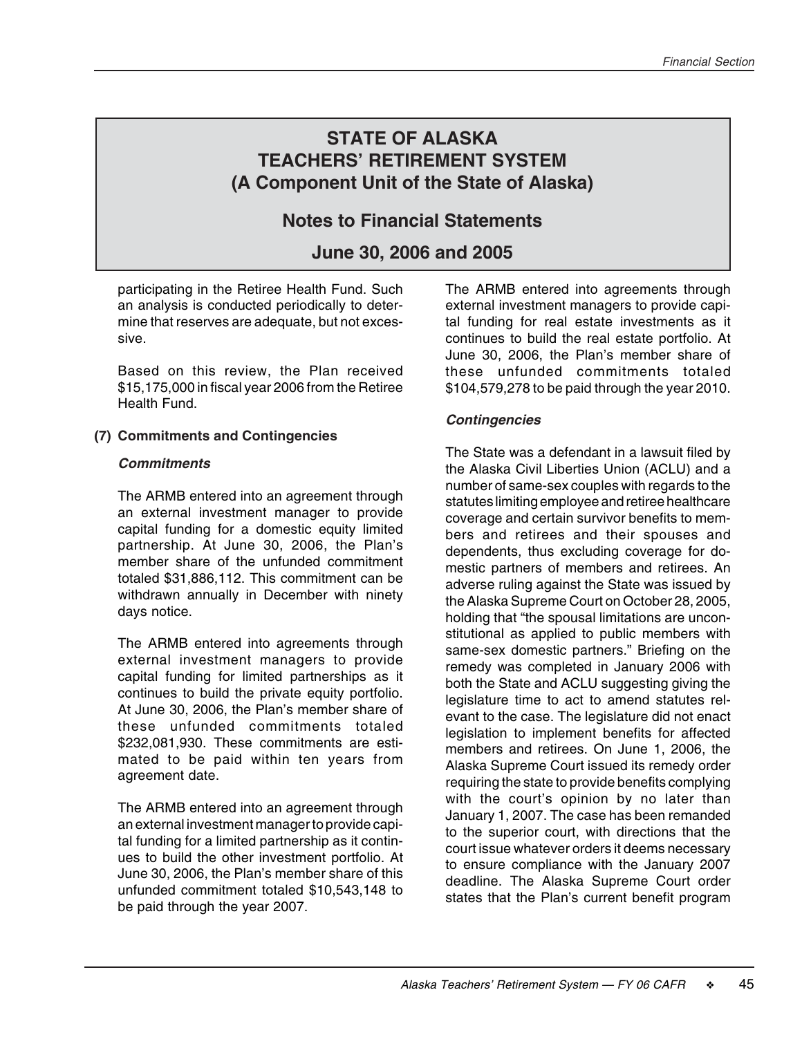# STATE OF ALASKA
# TEACHERS' RETIREMENT SYSTEM
# (A Component Unit of the State of Alaska)

## Notes to Financial Statements

## June 30, 2006 and 2005

participating in the Retiree Health Fund. Such an analysis is conducted periodically to determine that reserves are adequate, but not excessive.

Based on this review, the Plan received $15,175,000 in fiscal year 2006 from the Retiree Health Fund.

**(7) Commitments and Contingencies**

***Commitments***

The ARMB entered into an agreement through an external investment manager to provide capital funding for a domestic equity limited partnership. At June 30, 2006, the Plan's member share of the unfunded commitment totaled $31,886,112. This commitment can be withdrawn annually in December with ninety days notice.

The ARMB entered into agreements through external investment managers to provide capital funding for limited partnerships as it continues to build the private equity portfolio. At June 30, 2006, the Plan's member share of these unfunded commitments totaled $232,081,930. These commitments are estimated to be paid within ten years from agreement date.

The ARMB entered into an agreement through an external investment manager to provide capital funding for a limited partnership as it continues to build the other investment portfolio. At June 30, 2006, the Plan's member share of this unfunded commitment totaled $10,543,148 to be paid through the year 2007.

The ARMB entered into agreements through external investment managers to provide capital funding for real estate investments as it continues to build the real estate portfolio. At June 30, 2006, the Plan's member share of these unfunded commitments totaled $104,579,278 to be paid through the year 2010.

***Contingencies***

The State was a defendant in a lawsuit filed by the Alaska Civil Liberties Union (ACLU) and a number of same-sex couples with regards to the statutes limiting employee and retiree healthcare coverage and certain survivor benefits to members and retirees and their spouses and dependents, thus excluding coverage for domestic partners of members and retirees. An adverse ruling against the State was issued by the Alaska Supreme Court on October 28, 2005, holding that "the spousal limitations are unconstitutional as applied to public members with same-sex domestic partners." Briefing on the remedy was completed in January 2006 with both the State and ACLU suggesting giving the legislature time to act to amend statutes relevant to the case. The legislature did not enact legislation to implement benefits for affected members and retirees. On June 1, 2006, the Alaska Supreme Court issued its remedy order requiring the state to provide benefits complying with the court's opinion by no later than January 1, 2007. The case has been remanded to the superior court, with directions that the court issue whatever orders it deems necessary to ensure compliance with the January 2007 deadline. The Alaska Supreme Court order states that the Plan's current benefit program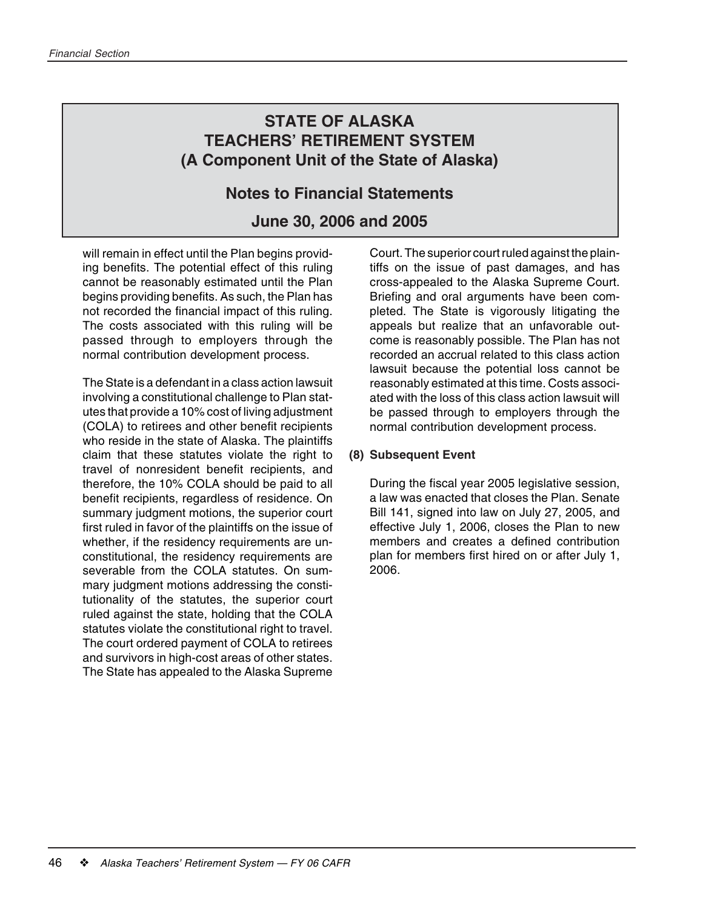# STATE OF ALASKA
# TEACHERS' RETIREMENT SYSTEM
# (A Component Unit of the State of Alaska)

## Notes to Financial Statements

## June 30, 2006 and 2005

will remain in effect until the Plan begins providing benefits. The potential effect of this ruling cannot be reasonably estimated until the Plan begins providing benefits. As such, the Plan has not recorded the financial impact of this ruling. The costs associated with this ruling will be passed through to employers through the normal contribution development process.

The State is a defendant in a class action lawsuit involving a constitutional challenge to Plan statutes that provide a 10% cost of living adjustment (COLA) to retirees and other benefit recipients who reside in the state of Alaska. The plaintiffs claim that these statutes violate the right to travel of nonresident benefit recipients, and therefore, the 10% COLA should be paid to all benefit recipients, regardless of residence. On summary judgment motions, the superior court first ruled in favor of the plaintiffs on the issue of whether, if the residency requirements are unconstitutional, the residency requirements are severable from the COLA statutes. On summary judgment motions addressing the constitutionality of the statutes, the superior court ruled against the state, holding that the COLA statutes violate the constitutional right to travel. The court ordered payment of COLA to retirees and survivors in high-cost areas of other states. The State has appealed to the Alaska Supreme Court. The superior court ruled against the plaintiffs on the issue of past damages, and has cross-appealed to the Alaska Supreme Court. Briefing and oral arguments have been completed. The State is vigorously litigating the appeals but realize that an unfavorable outcome is reasonably possible. The Plan has not recorded an accrual related to this class action lawsuit because the potential loss cannot be reasonably estimated at this time. Costs associated with the loss of this class action lawsuit will be passed through to employers through the normal contribution development process.

**(8) Subsequent Event**

During the fiscal year 2005 legislative session, a law was enacted that closes the Plan. Senate Bill 141, signed into law on July 27, 2005, and effective July 1, 2006, closes the Plan to new members and creates a defined contribution plan for members first hired on or after July 1, 2006.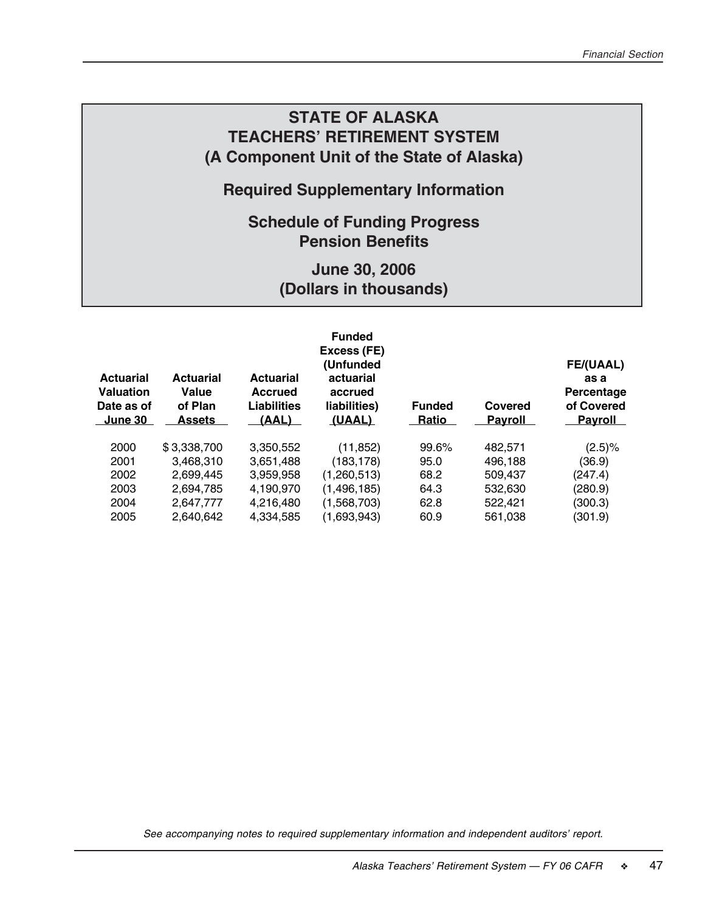# STATE OF ALASKA
# TEACHERS' RETIREMENT SYSTEM
# (A Component Unit of the State of Alaska)

## Required Supplementary Information

## Schedule of Funding Progress
## Pension Benefits

## June 30, 2006
## (Dollars in thousands)

| Actuarial Valuation Date as of June 30 | Actuarial Value of Plan Assets | Actuarial Accrued Liabilities (AAL) | Funded Excess (FE) (Unfunded actuarial accrued liabilities) (UAAL) | Funded Ratio | Covered Payroll | FE/(UAAL) as a Percentage of Covered Payroll |
|---|---|---|---|---|---|---|
| 2000 | $ 3,338,700 | 3,350,552 | (11,852) | 99.6% | 482,571 | (2.5)% |
| 2001 | 3,468,310 | 3,651,488 | (183,178) | 95.0 | 496,188 | (36.9) |
| 2002 | 2,699,445 | 3,959,958 | (1,260,513) | 68.2 | 509,437 | (247.4) |
| 2003 | 2,694,785 | 4,190,970 | (1,496,185) | 64.3 | 532,630 | (280.9) |
| 2004 | 2,647,777 | 4,216,480 | (1,568,703) | 62.8 | 522,421 | (300.3) |
| 2005 | 2,640,642 | 4,334,585 | (1,693,943) | 60.9 | 561,038 | (301.9) |

*See accompanying notes to required supplementary information and independent auditors' report.*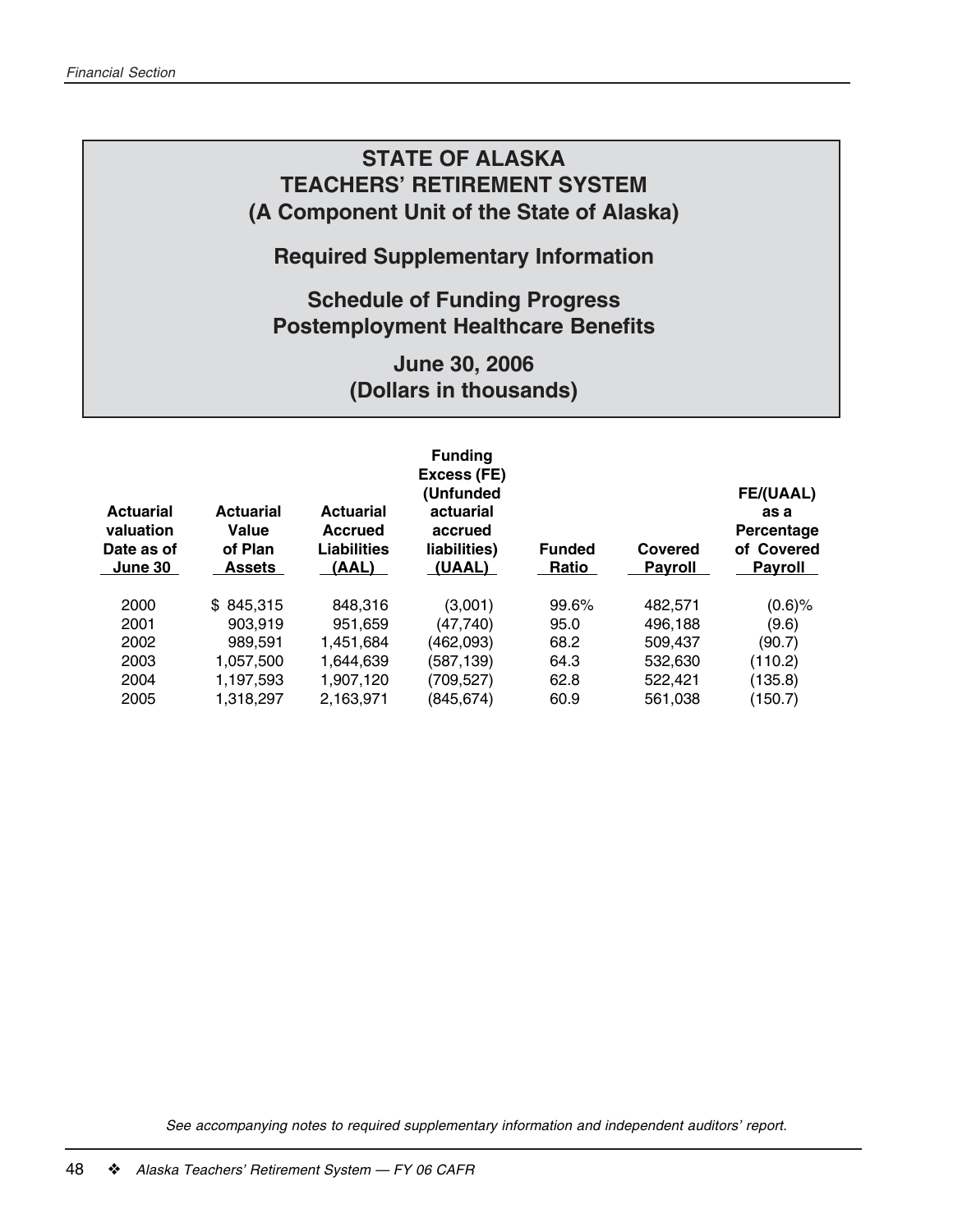# STATE OF ALASKA
# TEACHERS' RETIREMENT SYSTEM
# (A Component Unit of the State of Alaska)

## Required Supplementary Information

## Schedule of Funding Progress
## Postemployment Healthcare Benefits

### June 30, 2006
### (Dollars in thousands)

| Actuarial valuation Date as of June 30 | Actuarial Value of Plan Assets | Actuarial Accrued Liabilities (AAL) | Funding Excess (FE) (Unfunded actuarial accrued liabilities) (UAAL) | Funded Ratio | Covered Payroll | FE/(UAAL) as a Percentage of Covered Payroll |
|---|---|---|---|---|---|---|
| 2000 | $ 845,315 | 848,316 | (3,001) | 99.6% | 482,571 | (0.6)% |
| 2001 | 903,919 | 951,659 | (47,740) | 95.0 | 496,188 | (9.6) |
| 2002 | 989,591 | 1,451,684 | (462,093) | 68.2 | 509,437 | (90.7) |
| 2003 | 1,057,500 | 1,644,639 | (587,139) | 64.3 | 532,630 | (110.2) |
| 2004 | 1,197,593 | 1,907,120 | (709,527) | 62.8 | 522,421 | (135.8) |
| 2005 | 1,318,297 | 2,163,971 | (845,674) | 60.9 | 561,038 | (150.7) |

*See accompanying notes to required supplementary information and independent auditors' report.*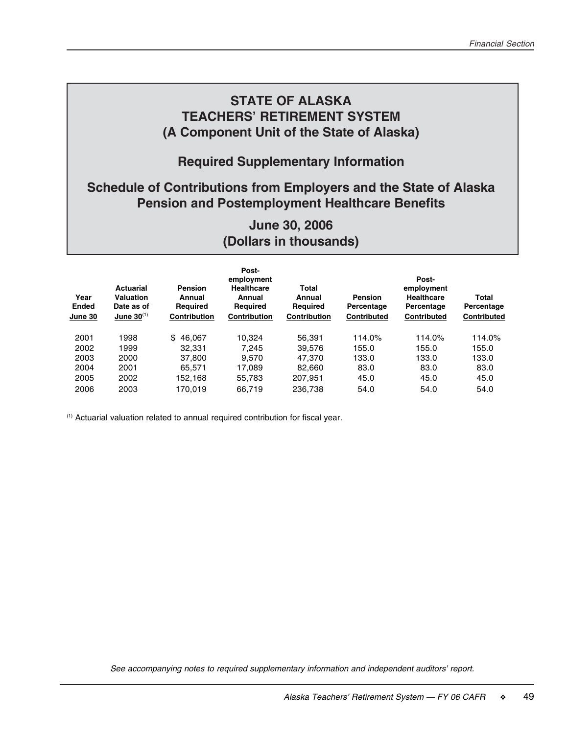# STATE OF ALASKA
# TEACHERS' RETIREMENT SYSTEM
# (A Component Unit of the State of Alaska)

## Required Supplementary Information

## Schedule of Contributions from Employers and the State of Alaska Pension and Postemployment Healthcare Benefits

## June 30, 2006
## (Dollars in thousands)

| Year Ended June 30 | Actuarial Valuation Date as of June 30[1] | Pension Annual Required Contribution | Post-employment Healthcare Annual Required Contribution | Total Annual Required Contribution | Pension Percentage Contributed | Post-employment Healthcare Percentage Contributed | Total Percentage Contributed |
|---|---|---|---|---|---|---|---|
| 2001 | 1998 | $ 46,067 | 10,324 | 56,391 | 114.0% | 114.0% | 114.0% |
| 2002 | 1999 | 32,331 | 7,245 | 39,576 | 155.0 | 155.0 | 155.0 |
| 2003 | 2000 | 37,800 | 9,570 | 47,370 | 133.0 | 133.0 | 133.0 |
| 2004 | 2001 | 65,571 | 17,089 | 82,660 | 83.0 | 83.0 | 83.0 |
| 2005 | 2002 | 152,168 | 55,783 | 207,951 | 45.0 | 45.0 | 45.0 |
| 2006 | 2003 | 170,019 | 66,719 | 236,738 | 54.0 | 54.0 | 54.0 |

[1] Actuarial valuation related to annual required contribution for fiscal year.

*See accompanying notes to required supplementary information and independent auditors' report.*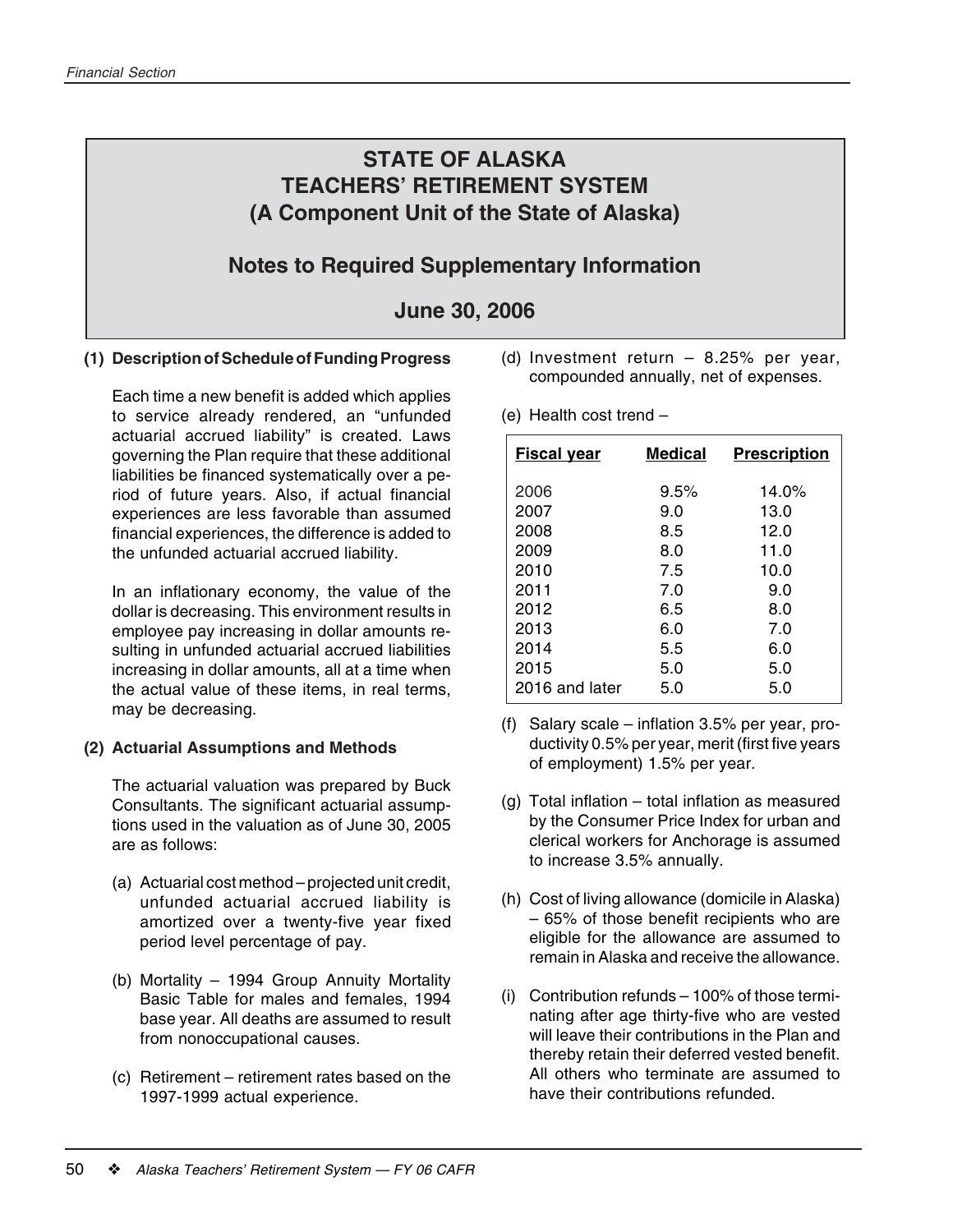# STATE OF ALASKA
# TEACHERS' RETIREMENT SYSTEM
# (A Component Unit of the State of Alaska)

## Notes to Required Supplementary Information

## June 30, 2006

### (1) Description of Schedule of Funding Progress

Each time a new benefit is added which applies to service already rendered, an "unfunded actuarial accrued liability" is created. Laws governing the Plan require that these additional liabilities be financed systematically over a period of future years. Also, if actual financial experiences are less favorable than assumed financial experiences, the difference is added to the unfunded actuarial accrued liability.

In an inflationary economy, the value of the dollar is decreasing. This environment results in employee pay increasing in dollar amounts resulting in unfunded actuarial accrued liabilities increasing in dollar amounts, all at a time when the actual value of these items, in real terms, may be decreasing.

### (2) Actuarial Assumptions and Methods

The actuarial valuation was prepared by Buck Consultants. The significant actuarial assumptions used in the valuation as of June 30, 2005 are as follows:

(a) Actuarial cost method – projected unit credit, unfunded actuarial accrued liability is amortized over a twenty-five year fixed period level percentage of pay.

(b) Mortality – 1994 Group Annuity Mortality Basic Table for males and females, 1994 base year. All deaths are assumed to result from nonoccupational causes.

(c) Retirement – retirement rates based on the 1997-1999 actual experience.

(d) Investment return – 8.25% per year, compounded annually, net of expenses.

(e) Health cost trend –

| Fiscal year | Medical | Prescription |
|---|---|---|
| 2006 | 9.5% | 14.0% |
| 2007 | 9.0 | 13.0 |
| 2008 | 8.5 | 12.0 |
| 2009 | 8.0 | 11.0 |
| 2010 | 7.5 | 10.0 |
| 2011 | 7.0 | 9.0 |
| 2012 | 6.5 | 8.0 |
| 2013 | 6.0 | 7.0 |
| 2014 | 5.5 | 6.0 |
| 2015 | 5.0 | 5.0 |
| 2016 and later | 5.0 | 5.0 |

(f) Salary scale – inflation 3.5% per year, productivity 0.5% per year, merit (first five years of employment) 1.5% per year.

(g) Total inflation – total inflation as measured by the Consumer Price Index for urban and clerical workers for Anchorage is assumed to increase 3.5% annually.

(h) Cost of living allowance (domicile in Alaska) – 65% of those benefit recipients who are eligible for the allowance are assumed to remain in Alaska and receive the allowance.

(i) Contribution refunds – 100% of those terminating after age thirty-five who are vested will leave their contributions in the Plan and thereby retain their deferred vested benefit. All others who terminate are assumed to have their contributions refunded.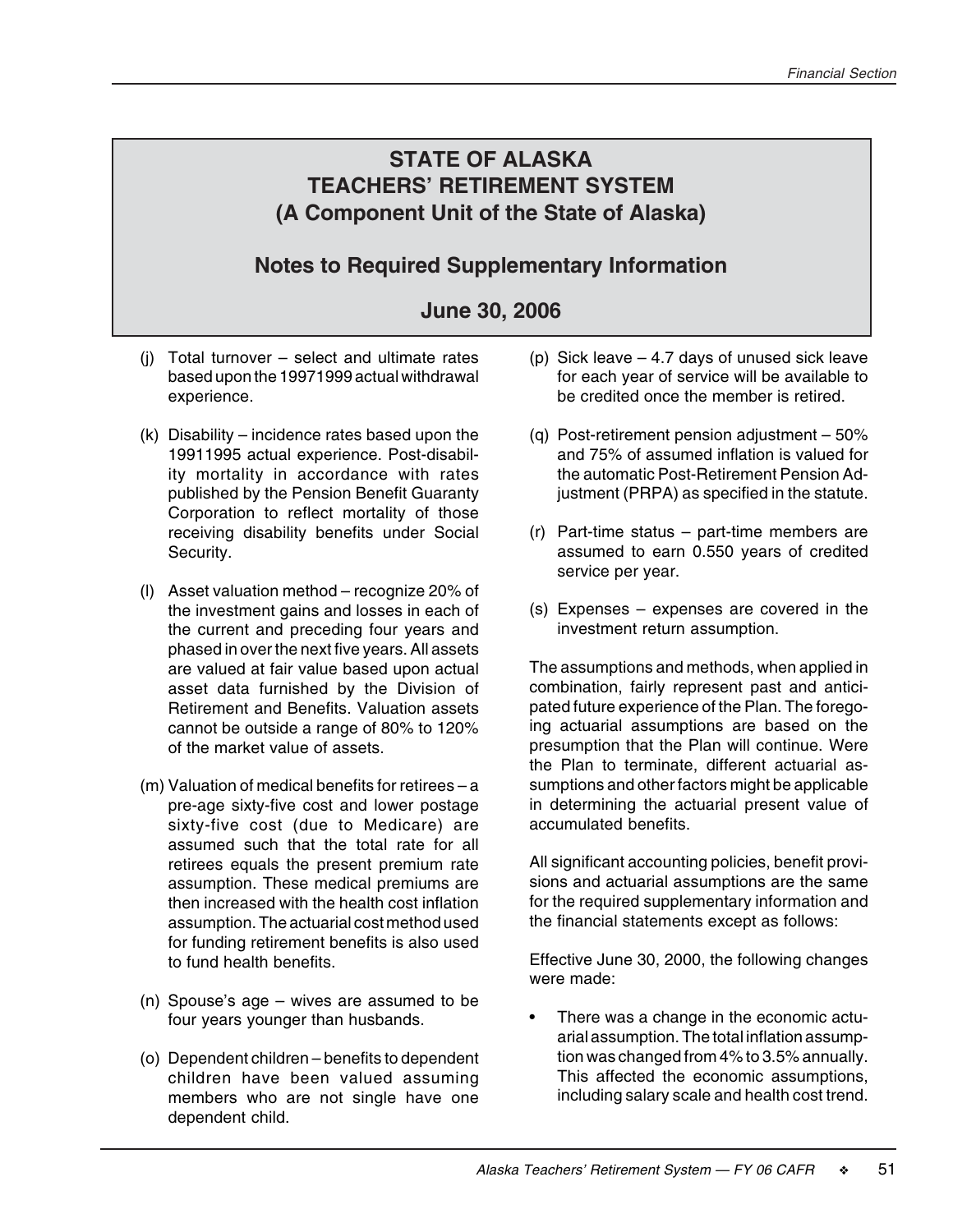# STATE OF ALASKA
# TEACHERS' RETIREMENT SYSTEM
# (A Component Unit of the State of Alaska)

## Notes to Required Supplementary Information

## June 30, 2006

(j) Total turnover – select and ultimate rates based upon the 19971999 actual withdrawal experience.

(k) Disability – incidence rates based upon the 19911995 actual experience. Post-disability mortality in accordance with rates published by the Pension Benefit Guaranty Corporation to reflect mortality of those receiving disability benefits under Social Security.

(l) Asset valuation method – recognize 20% of the investment gains and losses in each of the current and preceding four years and phased in over the next five years. All assets are valued at fair value based upon actual asset data furnished by the Division of Retirement and Benefits. Valuation assets cannot be outside a range of 80% to 120% of the market value of assets.

(m) Valuation of medical benefits for retirees – a pre-age sixty-five cost and lower postage sixty-five cost (due to Medicare) are assumed such that the total rate for all retirees equals the present premium rate assumption. These medical premiums are then increased with the health cost inflation assumption. The actuarial cost method used for funding retirement benefits is also used to fund health benefits.

(n) Spouse's age – wives are assumed to be four years younger than husbands.

(o) Dependent children – benefits to dependent children have been valued assuming members who are not single have one dependent child.

(p) Sick leave – 4.7 days of unused sick leave for each year of service will be available to be credited once the member is retired.

(q) Post-retirement pension adjustment – 50% and 75% of assumed inflation is valued for the automatic Post-Retirement Pension Adjustment (PRPA) as specified in the statute.

(r) Part-time status – part-time members are assumed to earn 0.550 years of credited service per year.

(s) Expenses – expenses are covered in the investment return assumption.

The assumptions and methods, when applied in combination, fairly represent past and anticipated future experience of the Plan. The foregoing actuarial assumptions are based on the presumption that the Plan will continue. Were the Plan to terminate, different actuarial assumptions and other factors might be applicable in determining the actuarial present value of accumulated benefits.

All significant accounting policies, benefit provisions and actuarial assumptions are the same for the required supplementary information and the financial statements except as follows:

Effective June 30, 2000, the following changes were made:

- There was a change in the economic actuarial assumption. The total inflation assumption was changed from 4% to 3.5% annually. This affected the economic assumptions, including salary scale and health cost trend.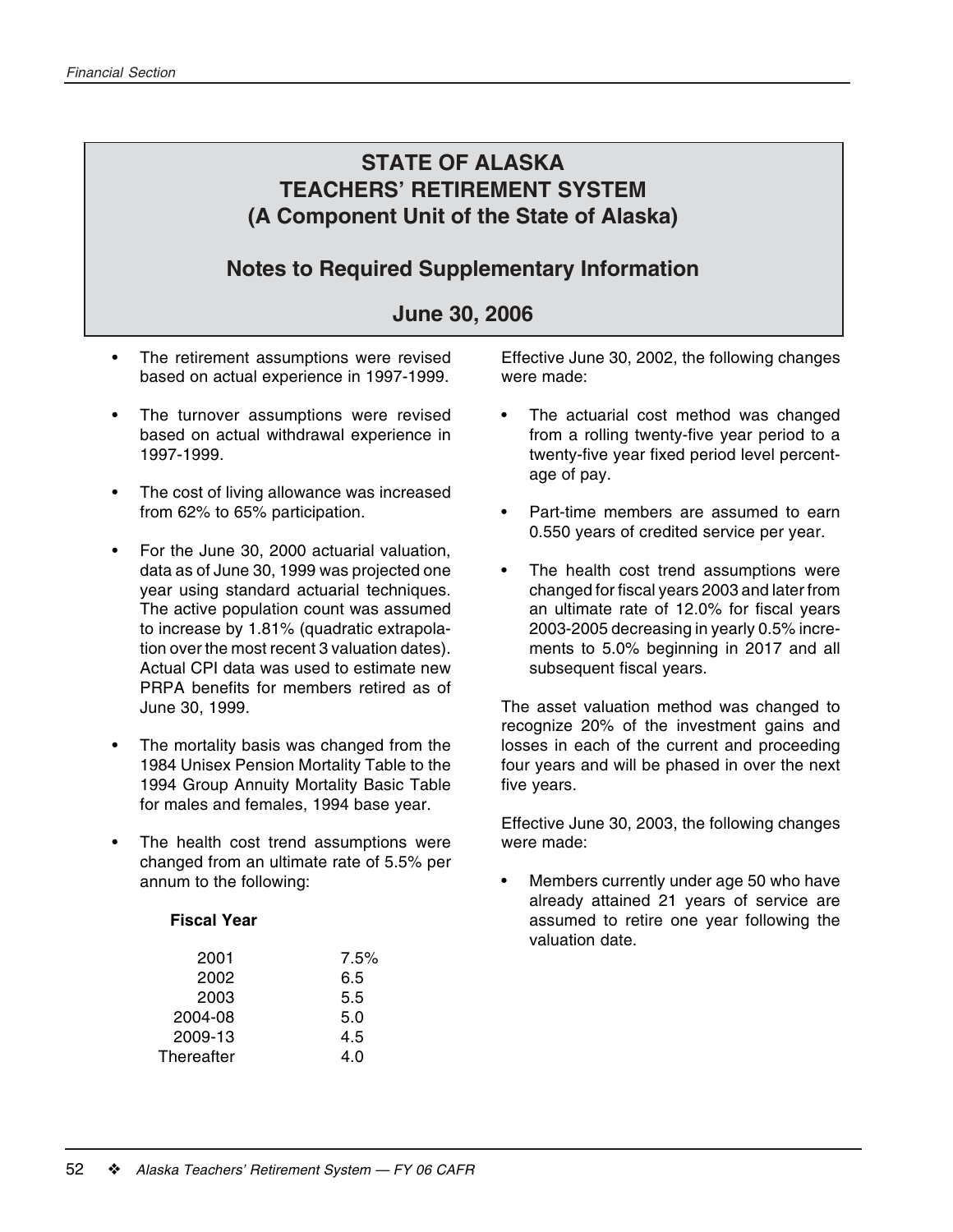# STATE OF ALASKA
# TEACHERS' RETIREMENT SYSTEM
# (A Component Unit of the State of Alaska)

## Notes to Required Supplementary Information

## June 30, 2006

- The retirement assumptions were revised based on actual experience in 1997-1999.
- The turnover assumptions were revised based on actual withdrawal experience in 1997-1999.
- The cost of living allowance was increased from 62% to 65% participation.
- For the June 30, 2000 actuarial valuation, data as of June 30, 1999 was projected one year using standard actuarial techniques. The active population count was assumed to increase by 1.81% (quadratic extrapolation over the most recent 3 valuation dates). Actual CPI data was used to estimate new PRPA benefits for members retired as of June 30, 1999.
- The mortality basis was changed from the 1984 Unisex Pension Mortality Table to the 1994 Group Annuity Mortality Basic Table for males and females, 1994 base year.
- The health cost trend assumptions were changed from an ultimate rate of 5.5% per annum to the following:

| Fiscal Year | |
|---|---|
| 2001 | 7.5% |
| 2002 | 6.5 |
| 2003 | 5.5 |
| 2004-08 | 5.0 |
| 2009-13 | 4.5 |
| Thereafter | 4.0 |

Effective June 30, 2002, the following changes were made:

- The actuarial cost method was changed from a rolling twenty-five year period to a twenty-five year fixed period level percentage of pay.
- Part-time members are assumed to earn 0.550 years of credited service per year.
- The health cost trend assumptions were changed for fiscal years 2003 and later from an ultimate rate of 12.0% for fiscal years 2003-2005 decreasing in yearly 0.5% increments to 5.0% beginning in 2017 and all subsequent fiscal years.

The asset valuation method was changed to recognize 20% of the investment gains and losses in each of the current and proceeding four years and will be phased in over the next five years.

Effective June 30, 2003, the following changes were made:

- Members currently under age 50 who have already attained 21 years of service are assumed to retire one year following the valuation date.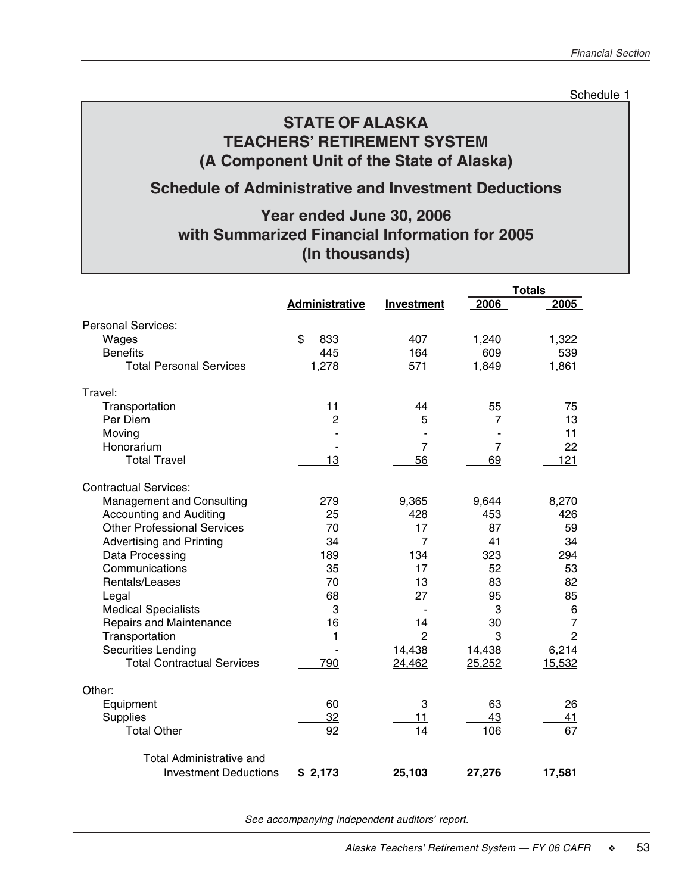Schedule 1

# STATE OF ALASKA
# TEACHERS' RETIREMENT SYSTEM
# (A Component Unit of the State of Alaska)

## Schedule of Administrative and Investment Deductions

## Year ended June 30, 2006
## with Summarized Financial Information for 2005
## (In thousands)

| | Administrative | Investment | Totals 2006 | Totals 2005 |
|---|---|---|---|---|
| **Personal Services:** | | | | |
| Wages | $ 833 | 407 | 1,240 | 1,322 |
| Benefits | 445 | 164 | 609 | 539 |
| Total Personal Services | 1,278 | 571 | 1,849 | 1,861 |
| **Travel:** | | | | |
| Transportation | 11 | 44 | 55 | 75 |
| Per Diem | 2 | 5 | 7 | 13 |
| Moving | - | - | - | 11 |
| Honorarium | - | 7 | 7 | 22 |
| Total Travel | 13 | 56 | 69 | 121 |
| **Contractual Services:** | | | | |
| Management and Consulting | 279 | 9,365 | 9,644 | 8,270 |
| Accounting and Auditing | 25 | 428 | 453 | 426 |
| Other Professional Services | 70 | 17 | 87 | 59 |
| Advertising and Printing | 34 | 7 | 41 | 34 |
| Data Processing | 189 | 134 | 323 | 294 |
| Communications | 35 | 17 | 52 | 53 |
| Rentals/Leases | 70 | 13 | 83 | 82 |
| Legal | 68 | 27 | 95 | 85 |
| Medical Specialists | 3 | - | 3 | 6 |
| Repairs and Maintenance | 16 | 14 | 30 | 7 |
| Transportation | 1 | 2 | 3 | 2 |
| Securities Lending | - | 14,438 | 14,438 | 6,214 |
| Total Contractual Services | 790 | 24,462 | 25,252 | 15,532 |
| **Other:** | | | | |
| Equipment | 60 | 3 | 63 | 26 |
| Supplies | 32 | 11 | 43 | 41 |
| Total Other | 92 | 14 | 106 | 67 |
| **Total Administrative and Investment Deductions** | **$ 2,173** | **25,103** | **27,276** | **17,581** |

*See accompanying independent auditors' report.*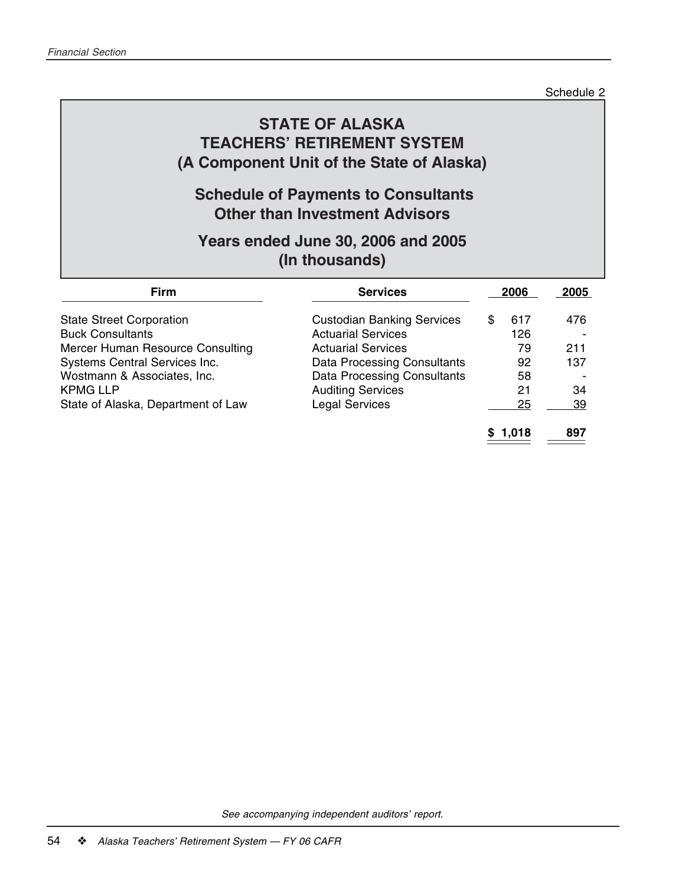Schedule 2

# STATE OF ALASKA
# TEACHERS' RETIREMENT SYSTEM
# (A Component Unit of the State of Alaska)

## Schedule of Payments to Consultants Other than Investment Advisors

## Years ended June 30, 2006 and 2005 (In thousands)

| Firm | Services | 2006 | 2005 |
|---|---|---|---|
| State Street Corporation | Custodian Banking Services | $ 617 | 476 |
| Buck Consultants | Actuarial Services | 126 | - |
| Mercer Human Resource Consulting | Actuarial Services | 79 | 211 |
| Systems Central Services Inc. | Data Processing Consultants | 92 | 137 |
| Wostmann & Associates, Inc. | Data Processing Consultants | 58 | - |
| KPMG LLP | Auditing Services | 21 | 34 |
| State of Alaska, Department of Law | Legal Services | 25 | 39 |
| | | **$ 1,018** | **897** |

*See accompanying independent auditors' report.*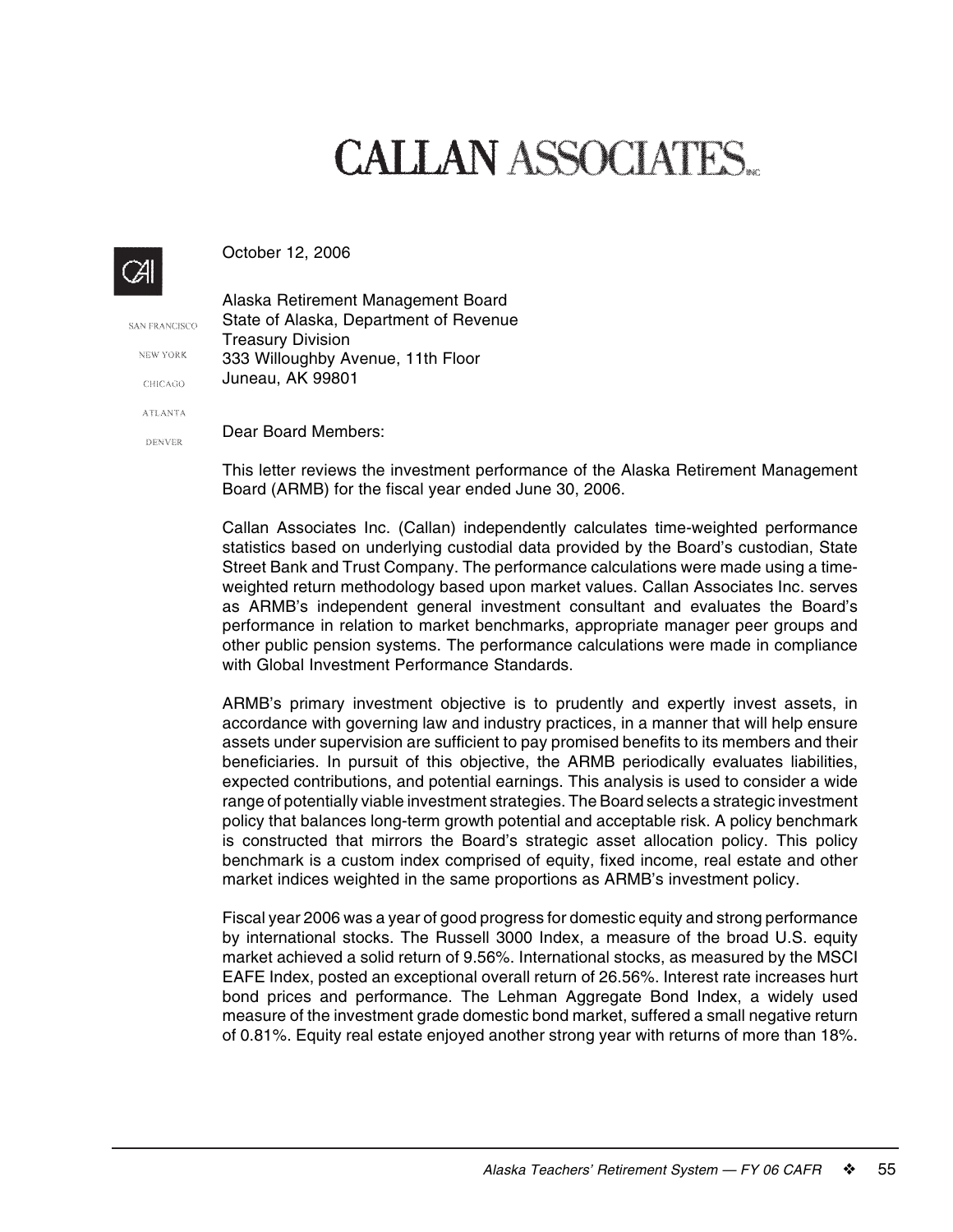# CALLAN ASSOCIATES INC

SAN FRANCISCO

NEW YORK

CHICAGO

ATLANTA

DENVER

October 12, 2006

Alaska Retirement Management Board
State of Alaska, Department of Revenue
Treasury Division
333 Willoughby Avenue, 11th Floor
Juneau, AK 99801

Dear Board Members:

This letter reviews the investment performance of the Alaska Retirement Management Board (ARMB) for the fiscal year ended June 30, 2006.

Callan Associates Inc. (Callan) independently calculates time-weighted performance statistics based on underlying custodial data provided by the Board's custodian, State Street Bank and Trust Company. The performance calculations were made using a time-weighted return methodology based upon market values. Callan Associates Inc. serves as ARMB's independent general investment consultant and evaluates the Board's performance in relation to market benchmarks, appropriate manager peer groups and other public pension systems. The performance calculations were made in compliance with Global Investment Performance Standards.

ARMB's primary investment objective is to prudently and expertly invest assets, in accordance with governing law and industry practices, in a manner that will help ensure assets under supervision are sufficient to pay promised benefits to its members and their beneficiaries. In pursuit of this objective, the ARMB periodically evaluates liabilities, expected contributions, and potential earnings. This analysis is used to consider a wide range of potentially viable investment strategies. The Board selects a strategic investment policy that balances long-term growth potential and acceptable risk. A policy benchmark is constructed that mirrors the Board's strategic asset allocation policy. This policy benchmark is a custom index comprised of equity, fixed income, real estate and other market indices weighted in the same proportions as ARMB's investment policy.

Fiscal year 2006 was a year of good progress for domestic equity and strong performance by international stocks. The Russell 3000 Index, a measure of the broad U.S. equity market achieved a solid return of 9.56%. International stocks, as measured by the MSCI EAFE Index, posted an exceptional overall return of 26.56%. Interest rate increases hurt bond prices and performance. The Lehman Aggregate Bond Index, a widely used measure of the investment grade domestic bond market, suffered a small negative return of 0.81%. Equity real estate enjoyed another strong year with returns of more than 18%.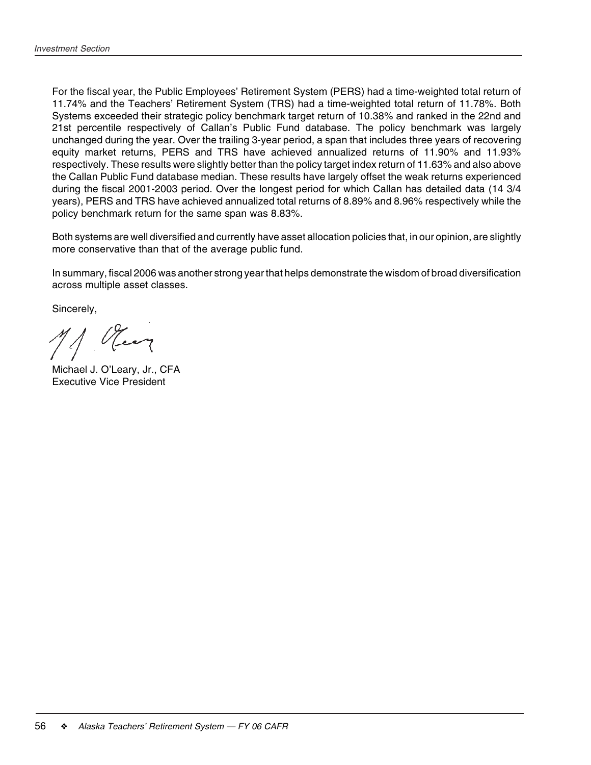For the fiscal year, the Public Employees' Retirement System (PERS) had a time-weighted total return of 11.74% and the Teachers' Retirement System (TRS) had a time-weighted total return of 11.78%. Both Systems exceeded their strategic policy benchmark target return of 10.38% and ranked in the 22nd and 21st percentile respectively of Callan's Public Fund database. The policy benchmark was largely unchanged during the year. Over the trailing 3-year period, a span that includes three years of recovering equity market returns, PERS and TRS have achieved annualized returns of 11.90% and 11.93% respectively. These results were slightly better than the policy target index return of 11.63% and also above the Callan Public Fund database median. These results have largely offset the weak returns experienced during the fiscal 2001-2003 period. Over the longest period for which Callan has detailed data (14 3/4 years), PERS and TRS have achieved annualized total returns of 8.89% and 8.96% respectively while the policy benchmark return for the same span was 8.83%.

Both systems are well diversified and currently have asset allocation policies that, in our opinion, are slightly more conservative than that of the average public fund.

In summary, fiscal 2006 was another strong year that helps demonstrate the wisdom of broad diversification across multiple asset classes.

Sincerely,

Michael J. O'Leary, Jr., CFA
Executive Vice President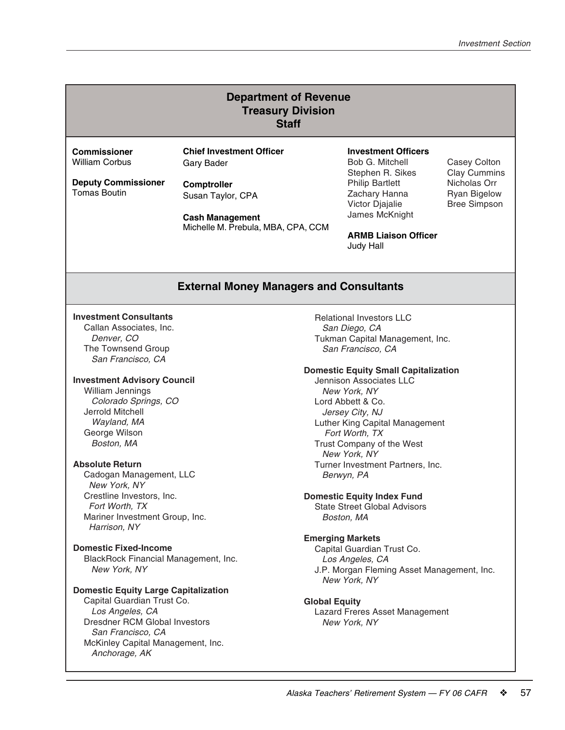## Department of Revenue
## Treasury Division
## Staff

**Commissioner**
William Corbus

**Deputy Commissioner**
Tomas Boutin

**Chief Investment Officer**
Gary Bader

**Comptroller**
Susan Taylor, CPA

**Cash Management**
Michelle M. Prebula, MBA, CPA, CCM

**Investment Officers**
Bob G. Mitchell
Stephen R. Sikes
Philip Bartlett
Zachary Hanna
Victor Djajalie
James McKnight
Casey Colton
Clay Cummins
Nicholas Orr
Ryan Bigelow
Bree Simpson

**ARMB Liaison Officer**
Judy Hall

## External Money Managers and Consultants

**Investment Consultants**
- Callan Associates, Inc.
  *Denver, CO*
- The Townsend Group
  *San Francisco, CA*

**Investment Advisory Council**
- William Jennings
  *Colorado Springs, CO*
- Jerrold Mitchell
  *Wayland, MA*
- George Wilson
  *Boston, MA*

**Absolute Return**
- Cadogan Management, LLC
  *New York, NY*
- Crestline Investors, Inc.
  *Fort Worth, TX*
- Mariner Investment Group, Inc.
  *Harrison, NY*

**Domestic Fixed-Income**
- BlackRock Financial Management, Inc.
  *New York, NY*

**Domestic Equity Large Capitalization**
- Capital Guardian Trust Co.
  *Los Angeles, CA*
- Dresdner RCM Global Investors
  *San Francisco, CA*
- McKinley Capital Management, Inc.
  *Anchorage, AK*
- Relational Investors LLC
  *San Diego, CA*
- Tukman Capital Management, Inc.
  *San Francisco, CA*

**Domestic Equity Small Capitalization**
- Jennison Associates LLC
  *New York, NY*
- Lord Abbett & Co.
  *Jersey City, NJ*
- Luther King Capital Management
  *Fort Worth, TX*
- Trust Company of the West
  *New York, NY*
- Turner Investment Partners, Inc.
  *Berwyn, PA*

**Domestic Equity Index Fund**
- State Street Global Advisors
  *Boston, MA*

**Emerging Markets**
- Capital Guardian Trust Co.
  *Los Angeles, CA*
- J.P. Morgan Fleming Asset Management, Inc.
  *New York, NY*

**Global Equity**
- Lazard Freres Asset Management
  *New York, NY*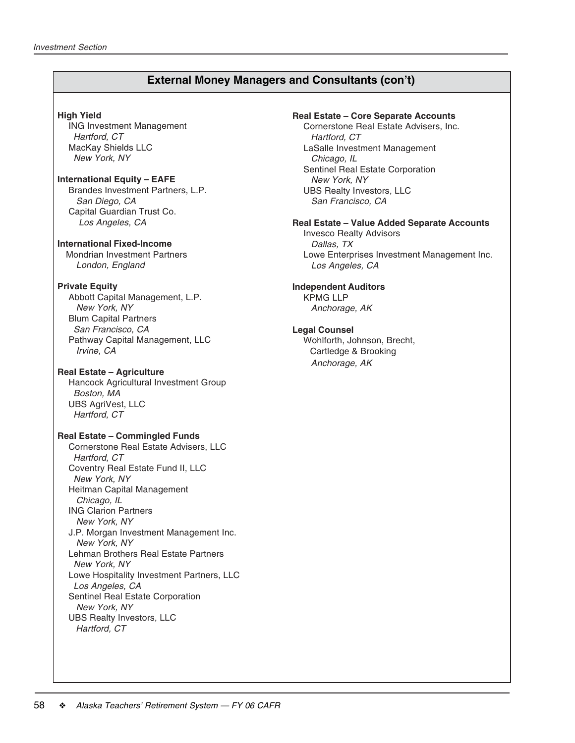## External Money Managers and Consultants (con't)

**High Yield**
ING Investment Management
*Hartford, CT*
MacKay Shields LLC
*New York, NY*

**International Equity – EAFE**
Brandes Investment Partners, L.P.
*San Diego, CA*
Capital Guardian Trust Co.
*Los Angeles, CA*

**International Fixed-Income**
Mondrian Investment Partners
*London, England*

**Private Equity**
Abbott Capital Management, L.P.
*New York, NY*
Blum Capital Partners
*San Francisco, CA*
Pathway Capital Management, LLC
*Irvine, CA*

**Real Estate – Agriculture**
Hancock Agricultural Investment Group
*Boston, MA*
UBS AgriVest, LLC
*Hartford, CT*

**Real Estate – Commingled Funds**
Cornerstone Real Estate Advisers, LLC
*Hartford, CT*
Coventry Real Estate Fund II, LLC
*New York, NY*
Heitman Capital Management
*Chicago, IL*
ING Clarion Partners
*New York, NY*
J.P. Morgan Investment Management Inc.
*New York, NY*
Lehman Brothers Real Estate Partners
*New York, NY*
Lowe Hospitality Investment Partners, LLC
*Los Angeles, CA*
Sentinel Real Estate Corporation
*New York, NY*
UBS Realty Investors, LLC
*Hartford, CT*

**Real Estate – Core Separate Accounts**
Cornerstone Real Estate Advisers, Inc.
*Hartford, CT*
LaSalle Investment Management
*Chicago, IL*
Sentinel Real Estate Corporation
*New York, NY*
UBS Realty Investors, LLC
*San Francisco, CA*

**Real Estate – Value Added Separate Accounts**
Invesco Realty Advisors
*Dallas, TX*
Lowe Enterprises Investment Management Inc.
*Los Angeles, CA*

**Independent Auditors**
KPMG LLP
*Anchorage, AK*

**Legal Counsel**
Wohlforth, Johnson, Brecht,
Cartledge & Brooking
*Anchorage, AK*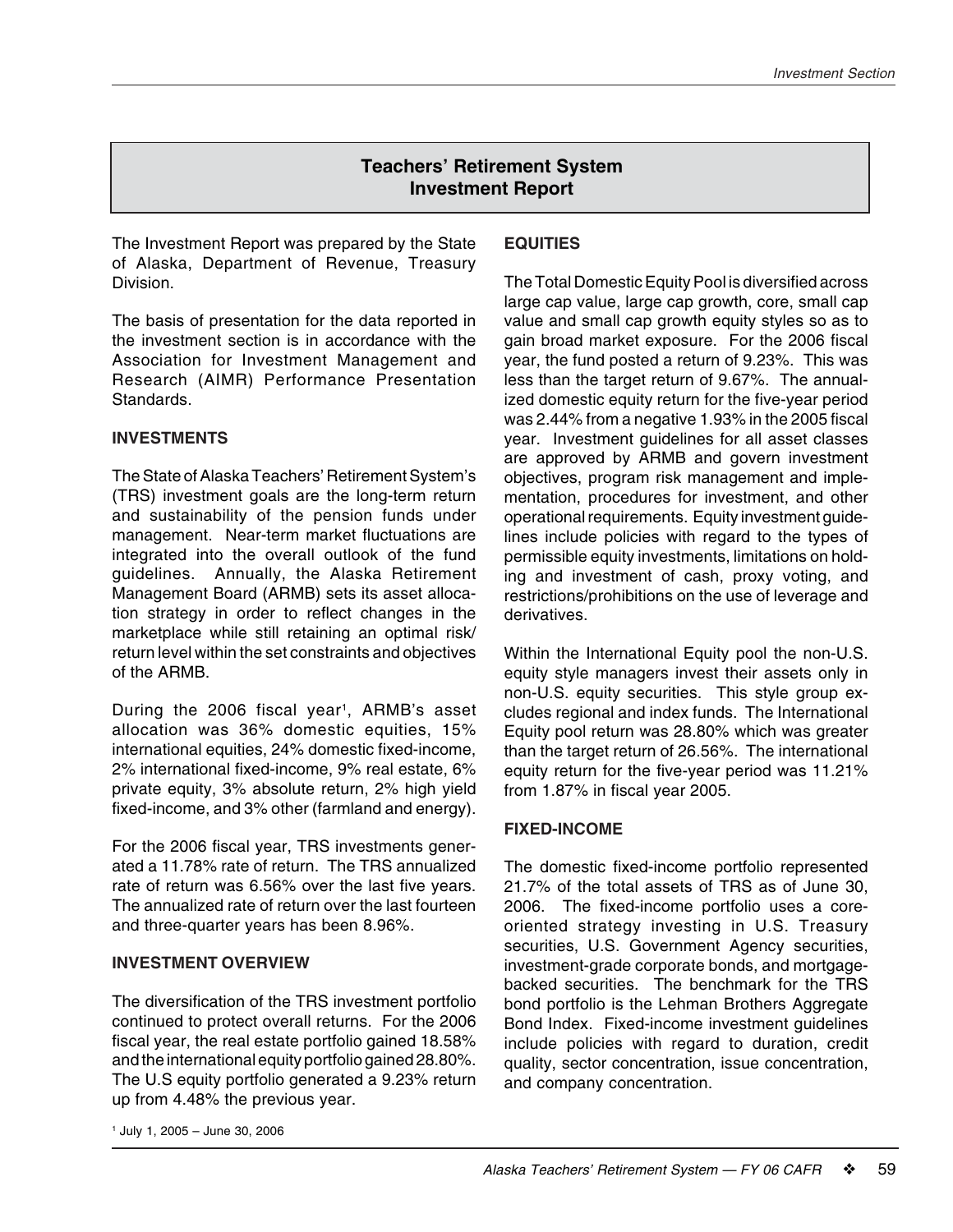## Teachers' Retirement System Investment Report

The Investment Report was prepared by the State of Alaska, Department of Revenue, Treasury Division.

The basis of presentation for the data reported in the investment section is in accordance with the Association for Investment Management and Research (AIMR) Performance Presentation Standards.

### INVESTMENTS

The State of Alaska Teachers' Retirement System's (TRS) investment goals are the long-term return and sustainability of the pension funds under management. Near-term market fluctuations are integrated into the overall outlook of the fund guidelines. Annually, the Alaska Retirement Management Board (ARMB) sets its asset allocation strategy in order to reflect changes in the marketplace while still retaining an optimal risk/return level within the set constraints and objectives of the ARMB.

During the 2006 fiscal year[1], ARMB's asset allocation was 36% domestic equities, 15% international equities, 24% domestic fixed-income, 2% international fixed-income, 9% real estate, 6% private equity, 3% absolute return, 2% high yield fixed-income, and 3% other (farmland and energy).

For the 2006 fiscal year, TRS investments generated a 11.78% rate of return. The TRS annualized rate of return was 6.56% over the last five years. The annualized rate of return over the last fourteen and three-quarter years has been 8.96%.

### INVESTMENT OVERVIEW

The diversification of the TRS investment portfolio continued to protect overall returns. For the 2006 fiscal year, the real estate portfolio gained 18.58% and the international equity portfolio gained 28.80%. The U.S equity portfolio generated a 9.23% return up from 4.48% the previous year.

[1] July 1, 2005 – June 30, 2006

### EQUITIES

The Total Domestic Equity Pool is diversified across large cap value, large cap growth, core, small cap value and small cap growth equity styles so as to gain broad market exposure. For the 2006 fiscal year, the fund posted a return of 9.23%. This was less than the target return of 9.67%. The annualized domestic equity return for the five-year period was 2.44% from a negative 1.93% in the 2005 fiscal year. Investment guidelines for all asset classes are approved by ARMB and govern investment objectives, program risk management and implementation, procedures for investment, and other operational requirements. Equity investment guidelines include policies with regard to the types of permissible equity investments, limitations on holding and investment of cash, proxy voting, and restrictions/prohibitions on the use of leverage and derivatives.

Within the International Equity pool the non-U.S. equity style managers invest their assets only in non-U.S. equity securities. This style group excludes regional and index funds. The International Equity pool return was 28.80% which was greater than the target return of 26.56%. The international equity return for the five-year period was 11.21% from 1.87% in fiscal year 2005.

### FIXED-INCOME

The domestic fixed-income portfolio represented 21.7% of the total assets of TRS as of June 30, 2006. The fixed-income portfolio uses a core-oriented strategy investing in U.S. Treasury securities, U.S. Government Agency securities, investment-grade corporate bonds, and mortgage-backed securities. The benchmark for the TRS bond portfolio is the Lehman Brothers Aggregate Bond Index. Fixed-income investment guidelines include policies with regard to duration, credit quality, sector concentration, issue concentration, and company concentration.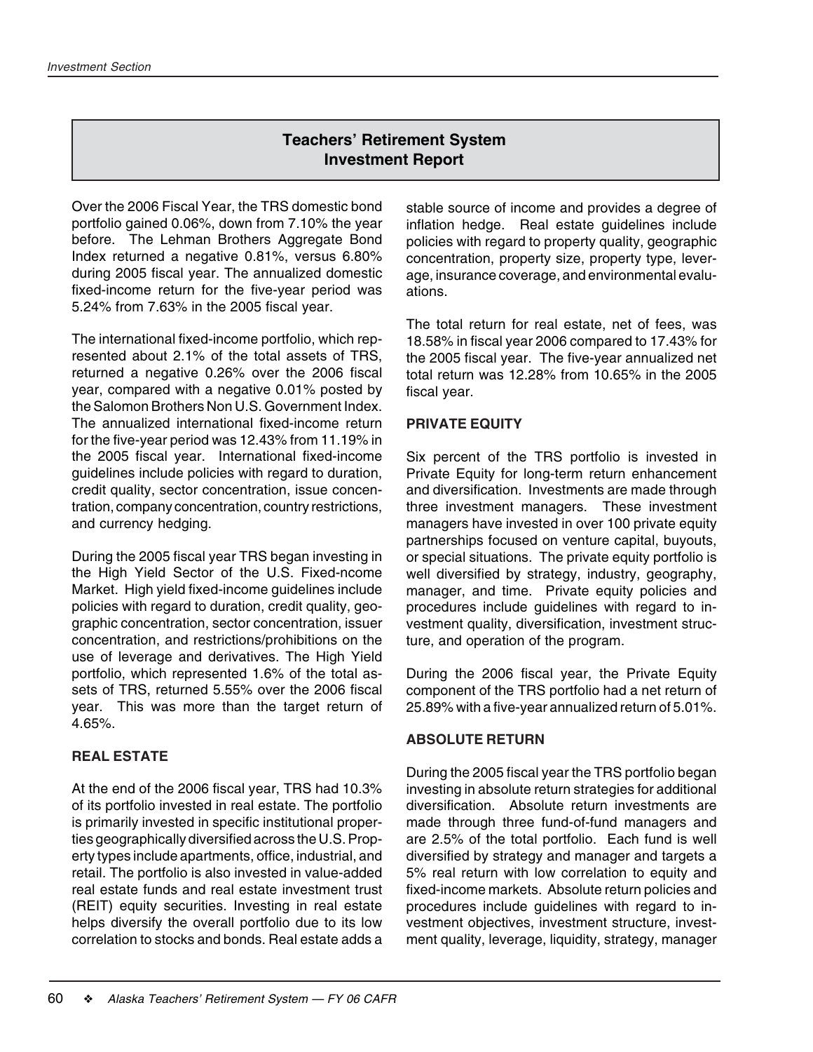## Teachers' Retirement System Investment Report

Over the 2006 Fiscal Year, the TRS domestic bond portfolio gained 0.06%, down from 7.10% the year before. The Lehman Brothers Aggregate Bond Index returned a negative 0.81%, versus 6.80% during 2005 fiscal year. The annualized domestic fixed-income return for the five-year period was 5.24% from 7.63% in the 2005 fiscal year.

The international fixed-income portfolio, which represented about 2.1% of the total assets of TRS, returned a negative 0.26% over the 2006 fiscal year, compared with a negative 0.01% posted by the Salomon Brothers Non U.S. Government Index. The annualized international fixed-income return for the five-year period was 12.43% from 11.19% in the 2005 fiscal year. International fixed-income guidelines include policies with regard to duration, credit quality, sector concentration, issue concentration, company concentration, country restrictions, and currency hedging.

During the 2005 fiscal year TRS began investing in the High Yield Sector of the U.S. Fixed-ncome Market. High yield fixed-income guidelines include policies with regard to duration, credit quality, geographic concentration, sector concentration, issuer concentration, and restrictions/prohibitions on the use of leverage and derivatives. The High Yield portfolio, which represented 1.6% of the total assets of TRS, returned 5.55% over the 2006 fiscal year. This was more than the target return of 4.65%.

### REAL ESTATE

At the end of the 2006 fiscal year, TRS had 10.3% of its portfolio invested in real estate. The portfolio is primarily invested in specific institutional properties geographically diversified across the U.S. Property types include apartments, office, industrial, and retail. The portfolio is also invested in value-added real estate funds and real estate investment trust (REIT) equity securities. Investing in real estate helps diversify the overall portfolio due to its low correlation to stocks and bonds. Real estate adds a stable source of income and provides a degree of inflation hedge. Real estate guidelines include policies with regard to property quality, geographic concentration, property size, property type, leverage, insurance coverage, and environmental evaluations.

The total return for real estate, net of fees, was 18.58% in fiscal year 2006 compared to 17.43% for the 2005 fiscal year. The five-year annualized net total return was 12.28% from 10.65% in the 2005 fiscal year.

### PRIVATE EQUITY

Six percent of the TRS portfolio is invested in Private Equity for long-term return enhancement and diversification. Investments are made through three investment managers. These investment managers have invested in over 100 private equity partnerships focused on venture capital, buyouts, or special situations. The private equity portfolio is well diversified by strategy, industry, geography, manager, and time. Private equity policies and procedures include guidelines with regard to investment quality, diversification, investment structure, and operation of the program.

During the 2006 fiscal year, the Private Equity component of the TRS portfolio had a net return of 25.89% with a five-year annualized return of 5.01%.

### ABSOLUTE RETURN

During the 2005 fiscal year the TRS portfolio began investing in absolute return strategies for additional diversification. Absolute return investments are made through three fund-of-fund managers and are 2.5% of the total portfolio. Each fund is well diversified by strategy and manager and targets a 5% real return with low correlation to equity and fixed-income markets. Absolute return policies and procedures include guidelines with regard to investment objectives, investment structure, investment quality, leverage, liquidity, strategy, manager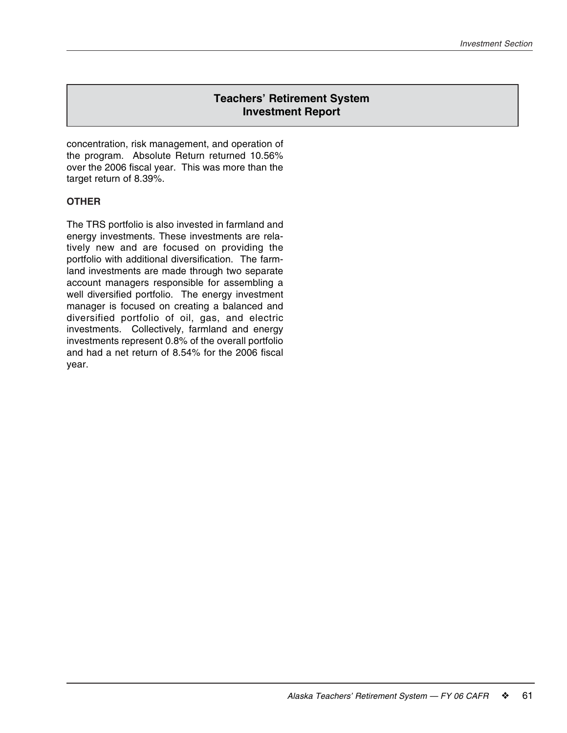## Teachers' Retirement System Investment Report

concentration, risk management, and operation of the program. Absolute Return returned 10.56% over the 2006 fiscal year. This was more than the target return of 8.39%.

**OTHER**

The TRS portfolio is also invested in farmland and energy investments. These investments are relatively new and are focused on providing the portfolio with additional diversification. The farmland investments are made through two separate account managers responsible for assembling a well diversified portfolio. The energy investment manager is focused on creating a balanced and diversified portfolio of oil, gas, and electric investments. Collectively, farmland and energy investments represent 0.8% of the overall portfolio and had a net return of 8.54% for the 2006 fiscal year.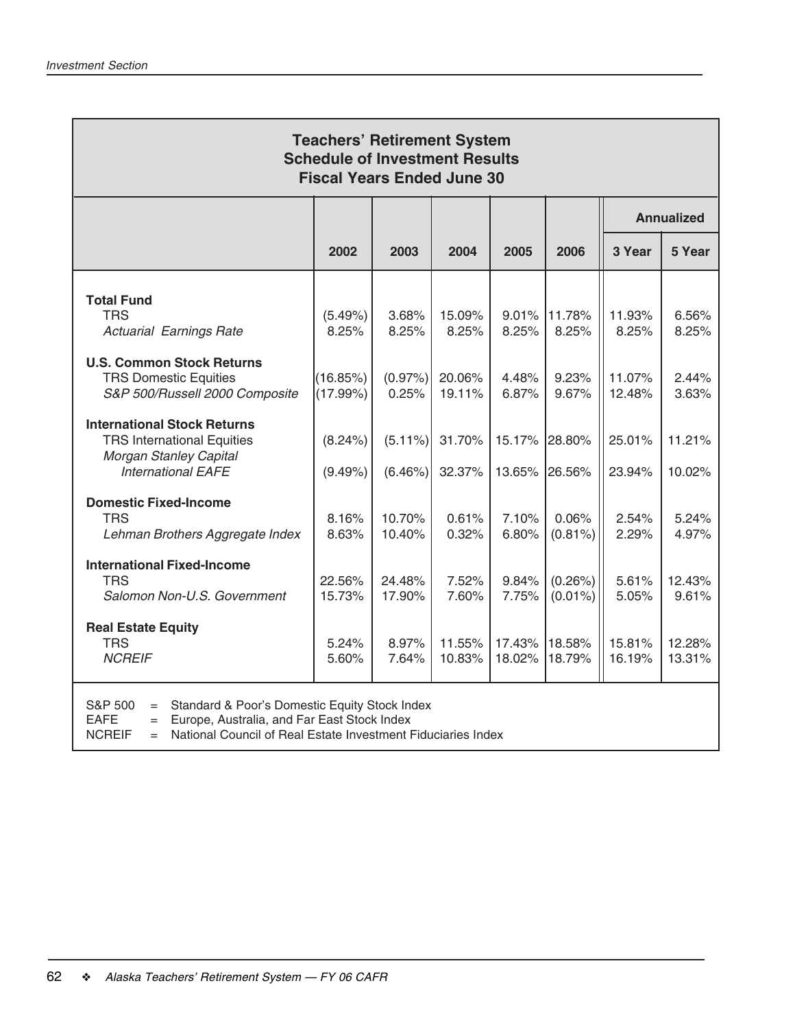## Teachers' Retirement System
## Schedule of Investment Results
## Fiscal Years Ended June 30

| | | | | | | Annualized | |
|---|---|---|---|---|---|---|---|
| | 2002 | 2003 | 2004 | 2005 | 2006 | 3 Year | 5 Year |
| **Total Fund** | | | | | | | |
| TRS | (5.49%) | 3.68% | 15.09% | 9.01% | 11.78% | 11.93% | 6.56% |
| *Actuarial Earnings Rate* | 8.25% | 8.25% | 8.25% | 8.25% | 8.25% | 8.25% | 8.25% |
| **U.S. Common Stock Returns** | | | | | | | |
| TRS Domestic Equities | (16.85%) | (0.97%) | 20.06% | 4.48% | 9.23% | 11.07% | 2.44% |
| *S&P 500/Russell 2000 Composite* | (17.99%) | 0.25% | 19.11% | 6.87% | 9.67% | 12.48% | 3.63% |
| **International Stock Returns** | | | | | | | |
| TRS International Equities | (8.24%) | (5.11%) | 31.70% | 15.17% | 28.80% | 25.01% | 11.21% |
| *Morgan Stanley Capital International EAFE* | (9.49%) | (6.46%) | 32.37% | 13.65% | 26.56% | 23.94% | 10.02% |
| **Domestic Fixed-Income** | | | | | | | |
| TRS | 8.16% | 10.70% | 0.61% | 7.10% | 0.06% | 2.54% | 5.24% |
| *Lehman Brothers Aggregate Index* | 8.63% | 10.40% | 0.32% | 6.80% | (0.81%) | 2.29% | 4.97% |
| **International Fixed-Income** | | | | | | | |
| TRS | 22.56% | 24.48% | 7.52% | 9.84% | (0.26%) | 5.61% | 12.43% |
| *Salomon Non-U.S. Government* | 15.73% | 17.90% | 7.60% | 7.75% | (0.01%) | 5.05% | 9.61% |
| **Real Estate Equity** | | | | | | | |
| TRS | 5.24% | 8.97% | 11.55% | 17.43% | 18.58% | 15.81% | 12.28% |
| *NCREIF* | 5.60% | 7.64% | 10.83% | 18.02% | 18.79% | 16.19% | 13.31% |

S&P 500 = Standard & Poor's Domestic Equity Stock Index
EAFE = Europe, Australia, and Far East Stock Index
NCREIF = National Council of Real Estate Investment Fiduciaries Index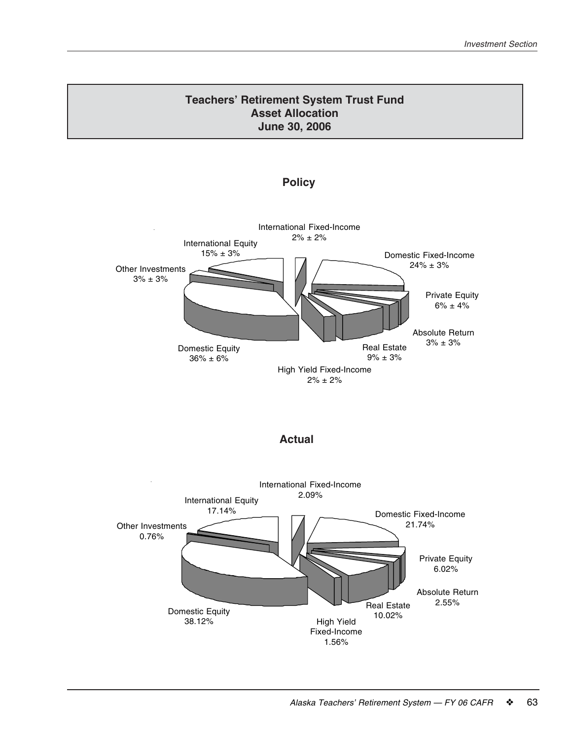# Teachers' Retirement System Trust Fund
# Asset Allocation
# June 30, 2006

## Policy

International Fixed-Income
2% ± 2%

International Equity
15% ± 3%

Domestic Fixed-Income
24% ± 3%

Other Investments
3% ± 3%

Private Equity
6% ± 4%

Absolute Return
3% ± 3%

Real Estate
9% ± 3%

Domestic Equity
36% ± 6%

High Yield Fixed-Income
2% ± 2%

## Actual

International Fixed-Income
2.09%

International Equity
17.14%

Domestic Fixed-Income
21.74%

Other Investments
0.76%

Private Equity
6.02%

Absolute Return
2.55%

Real Estate
10.02%

Domestic Equity
38.12%

High Yield
Fixed-Income
1.56%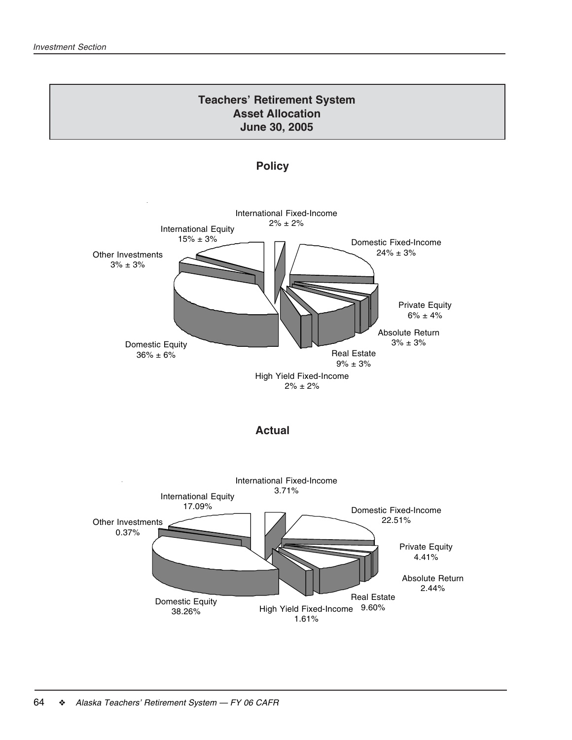## Teachers' Retirement System
## Asset Allocation
## June 30, 2005

### Policy

International Fixed-Income
2% ± 2%

Domestic Fixed-Income
24% ± 3%

Private Equity
6% ± 4%

Absolute Return
3% ± 3%

Real Estate
9% ± 3%

High Yield Fixed-Income
2% ± 2%

Domestic Equity
36% ± 6%

Other Investments
3% ± 3%

International Equity
15% ± 3%

### Actual

International Fixed-Income
3.71%

Domestic Fixed-Income
22.51%

Private Equity
4.41%

Absolute Return
2.44%

Real Estate
9.60%

High Yield Fixed-Income
1.61%

Domestic Equity
38.26%

Other Investments
0.37%

International Equity
17.09%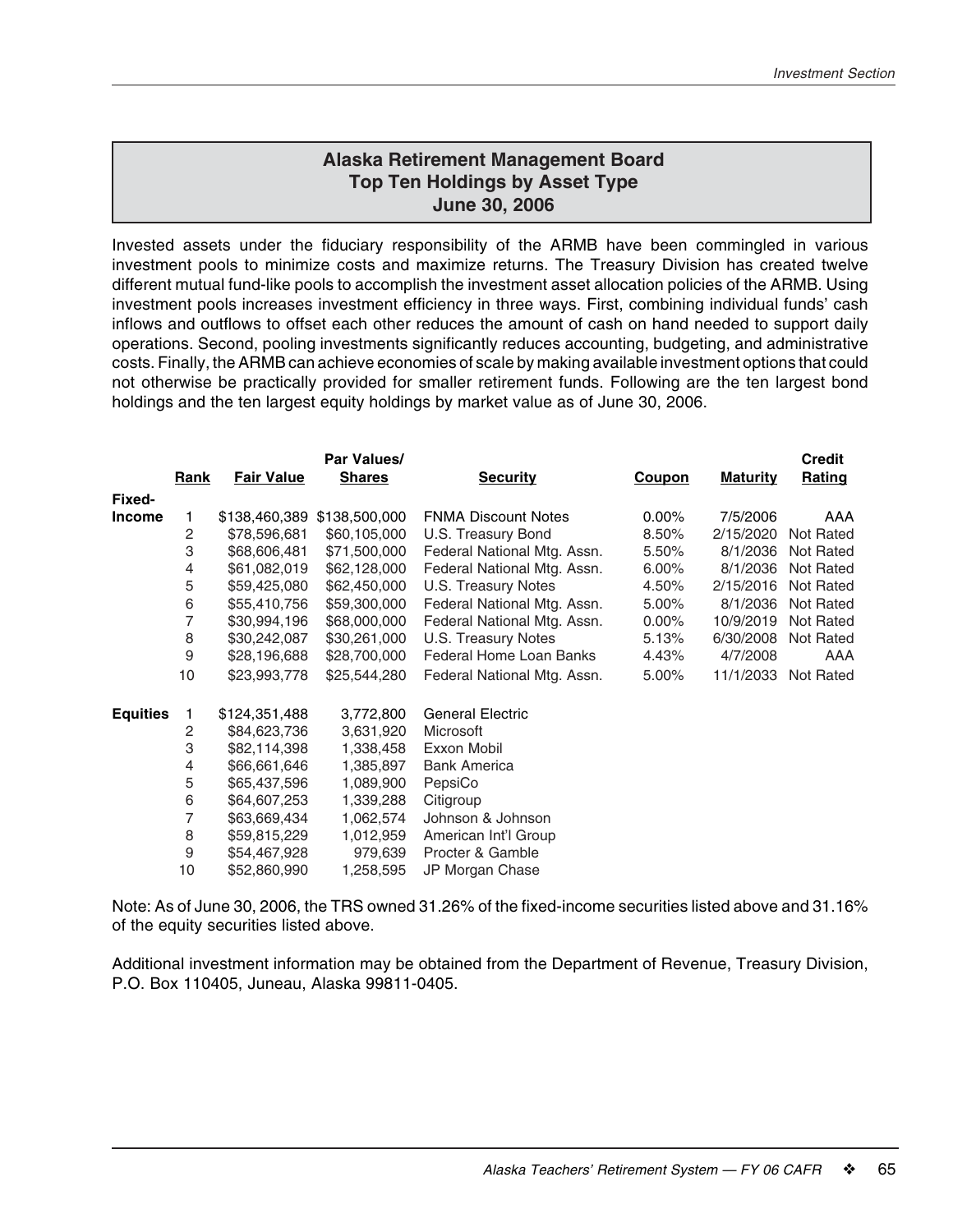## Alaska Retirement Management Board
## Top Ten Holdings by Asset Type
## June 30, 2006

Invested assets under the fiduciary responsibility of the ARMB have been commingled in various investment pools to minimize costs and maximize returns. The Treasury Division has created twelve different mutual fund-like pools to accomplish the investment asset allocation policies of the ARMB. Using investment pools increases investment efficiency in three ways. First, combining individual funds' cash inflows and outflows to offset each other reduces the amount of cash on hand needed to support daily operations. Second, pooling investments significantly reduces accounting, budgeting, and administrative costs. Finally, the ARMB can achieve economies of scale by making available investment options that could not otherwise be practically provided for smaller retirement funds. Following are the ten largest bond holdings and the ten largest equity holdings by market value as of June 30, 2006.

| | Rank | Fair Value | Par Values/ Shares | Security | Coupon | Maturity | Credit Rating |
|---|---|---|---|---|---|---|---|
| Fixed-Income | 1 | $138,460,389 | $138,500,000 | FNMA Discount Notes | 0.00% | 7/5/2006 | AAA |
| | 2 | $78,596,681 | $60,105,000 | U.S. Treasury Bond | 8.50% | 2/15/2020 | Not Rated |
| | 3 | $68,606,481 | $71,500,000 | Federal National Mtg. Assn. | 5.50% | 8/1/2036 | Not Rated |
| | 4 | $61,082,019 | $62,128,000 | Federal National Mtg. Assn. | 6.00% | 8/1/2036 | Not Rated |
| | 5 | $59,425,080 | $62,450,000 | U.S. Treasury Notes | 4.50% | 2/15/2016 | Not Rated |
| | 6 | $55,410,756 | $59,300,000 | Federal National Mtg. Assn. | 5.00% | 8/1/2036 | Not Rated |
| | 7 | $30,994,196 | $68,000,000 | Federal National Mtg. Assn. | 0.00% | 10/9/2019 | Not Rated |
| | 8 | $30,242,087 | $30,261,000 | U.S. Treasury Notes | 5.13% | 6/30/2008 | Not Rated |
| | 9 | $28,196,688 | $28,700,000 | Federal Home Loan Banks | 4.43% | 4/7/2008 | AAA |
| | 10 | $23,993,778 | $25,544,280 | Federal National Mtg. Assn. | 5.00% | 11/1/2033 | Not Rated |
| Equities | 1 | $124,351,488 | 3,772,800 | General Electric | | | |
| | 2 | $84,623,736 | 3,631,920 | Microsoft | | | |
| | 3 | $82,114,398 | 1,338,458 | Exxon Mobil | | | |
| | 4 | $66,661,646 | 1,385,897 | Bank America | | | |
| | 5 | $65,437,596 | 1,089,900 | PepsiCo | | | |
| | 6 | $64,607,253 | 1,339,288 | Citigroup | | | |
| | 7 | $63,669,434 | 1,062,574 | Johnson & Johnson | | | |
| | 8 | $59,815,229 | 1,012,959 | American Int'l Group | | | |
| | 9 | $54,467,928 | 979,639 | Procter & Gamble | | | |
| | 10 | $52,860,990 | 1,258,595 | JP Morgan Chase | | | |

Note: As of June 30, 2006, the TRS owned 31.26% of the fixed-income securities listed above and 31.16% of the equity securities listed above.

Additional investment information may be obtained from the Department of Revenue, Treasury Division, P.O. Box 110405, Juneau, Alaska 99811-0405.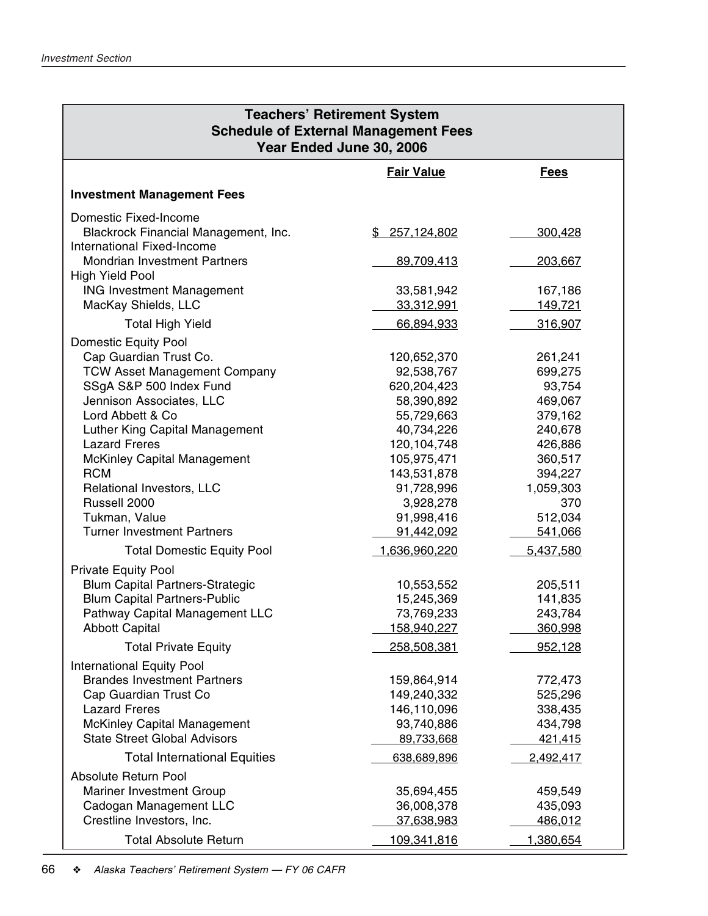## Teachers' Retirement System
## Schedule of External Management Fees
## Year Ended June 30, 2006

| | Fair Value | Fees |
|---|---|---|
| **Investment Management Fees** | | |
| Domestic Fixed-Income | | |
| Blackrock Financial Management, Inc. | $ 257,124,802 | 300,428 |
| International Fixed-Income | | |
| Mondrian Investment Partners | 89,709,413 | 203,667 |
| High Yield Pool | | |
| ING Investment Management | 33,581,942 | 167,186 |
| MacKay Shields, LLC | 33,312,991 | 149,721 |
| Total High Yield | 66,894,933 | 316,907 |
| Domestic Equity Pool | | |
| Cap Guardian Trust Co. | 120,652,370 | 261,241 |
| TCW Asset Management Company | 92,538,767 | 699,275 |
| SSgA S&P 500 Index Fund | 620,204,423 | 93,754 |
| Jennison Associates, LLC | 58,390,892 | 469,067 |
| Lord Abbett & Co | 55,729,663 | 379,162 |
| Luther King Capital Management | 40,734,226 | 240,678 |
| Lazard Freres | 120,104,748 | 426,886 |
| McKinley Capital Management | 105,975,471 | 360,517 |
| RCM | 143,531,878 | 394,227 |
| Relational Investors, LLC | 91,728,996 | 1,059,303 |
| Russell 2000 | 3,928,278 | 370 |
| Tukman, Value | 91,998,416 | 512,034 |
| Turner Investment Partners | 91,442,092 | 541,066 |
| Total Domestic Equity Pool | 1,636,960,220 | 5,437,580 |
| Private Equity Pool | | |
| Blum Capital Partners-Strategic | 10,553,552 | 205,511 |
| Blum Capital Partners-Public | 15,245,369 | 141,835 |
| Pathway Capital Management LLC | 73,769,233 | 243,784 |
| Abbott Capital | 158,940,227 | 360,998 |
| Total Private Equity | 258,508,381 | 952,128 |
| International Equity Pool | | |
| Brandes Investment Partners | 159,864,914 | 772,473 |
| Cap Guardian Trust Co | 149,240,332 | 525,296 |
| Lazard Freres | 146,110,096 | 338,435 |
| McKinley Capital Management | 93,740,886 | 434,798 |
| State Street Global Advisors | 89,733,668 | 421,415 |
| Total International Equities | 638,689,896 | 2,492,417 |
| Absolute Return Pool | | |
| Mariner Investment Group | 35,694,455 | 459,549 |
| Cadogan Management LLC | 36,008,378 | 435,093 |
| Crestline Investors, Inc. | 37,638,983 | 486,012 |
| Total Absolute Return | 109,341,816 | 1,380,654 |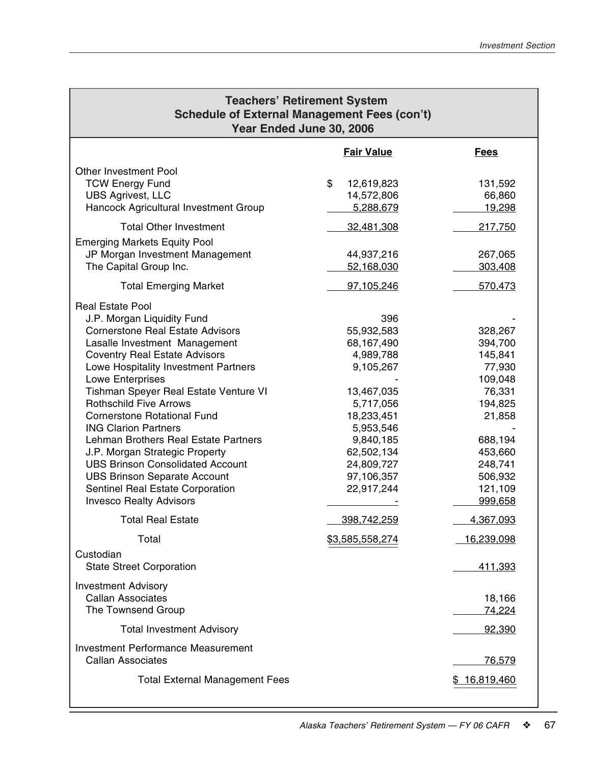## Teachers' Retirement System
## Schedule of External Management Fees (con't)
## Year Ended June 30, 2006

| | Fair Value | Fees |
|---|---|---|
| **Other Investment Pool** | | |
| TCW Energy Fund | $ 12,619,823 | 131,592 |
| UBS Agrivest, LLC | 14,572,806 | 66,860 |
| Hancock Agricultural Investment Group | 5,288,679 | 19,298 |
| Total Other Investment | 32,481,308 | 217,750 |
| **Emerging Markets Equity Pool** | | |
| JP Morgan Investment Management | 44,937,216 | 267,065 |
| The Capital Group Inc. | 52,168,030 | 303,408 |
| Total Emerging Market | 97,105,246 | 570,473 |
| **Real Estate Pool** | | |
| J.P. Morgan Liquidity Fund | 396 | - |
| Cornerstone Real Estate Advisors | 55,932,583 | 328,267 |
| Lasalle Investment Management | 68,167,490 | 394,700 |
| Coventry Real Estate Advisors | 4,989,788 | 145,841 |
| Lowe Hospitality Investment Partners | 9,105,267 | 77,930 |
| Lowe Enterprises | - | 109,048 |
| Tishman Speyer Real Estate Venture VI | 13,467,035 | 76,331 |
| Rothschild Five Arrows | 5,717,056 | 194,825 |
| Cornerstone Rotational Fund | 18,233,451 | 21,858 |
| ING Clarion Partners | 5,953,546 | - |
| Lehman Brothers Real Estate Partners | 9,840,185 | 688,194 |
| J.P. Morgan Strategic Property | 62,502,134 | 453,660 |
| UBS Brinson Consolidated Account | 24,809,727 | 248,741 |
| UBS Brinson Separate Account | 97,106,357 | 506,932 |
| Sentinel Real Estate Corporation | 22,917,244 | 121,109 |
| Invesco Realty Advisors | - | 999,658 |
| Total Real Estate | 398,742,259 | 4,367,093 |
| Total | $3,585,558,274 | 16,239,098 |
| **Custodian** | | |
| State Street Corporation | | 411,393 |
| **Investment Advisory** | | |
| Callan Associates | | 18,166 |
| The Townsend Group | | 74,224 |
| Total Investment Advisory | | 92,390 |
| **Investment Performance Measurement** | | |
| Callan Associates | | 76,579 |
| Total External Management Fees | | $ 16,819,460 |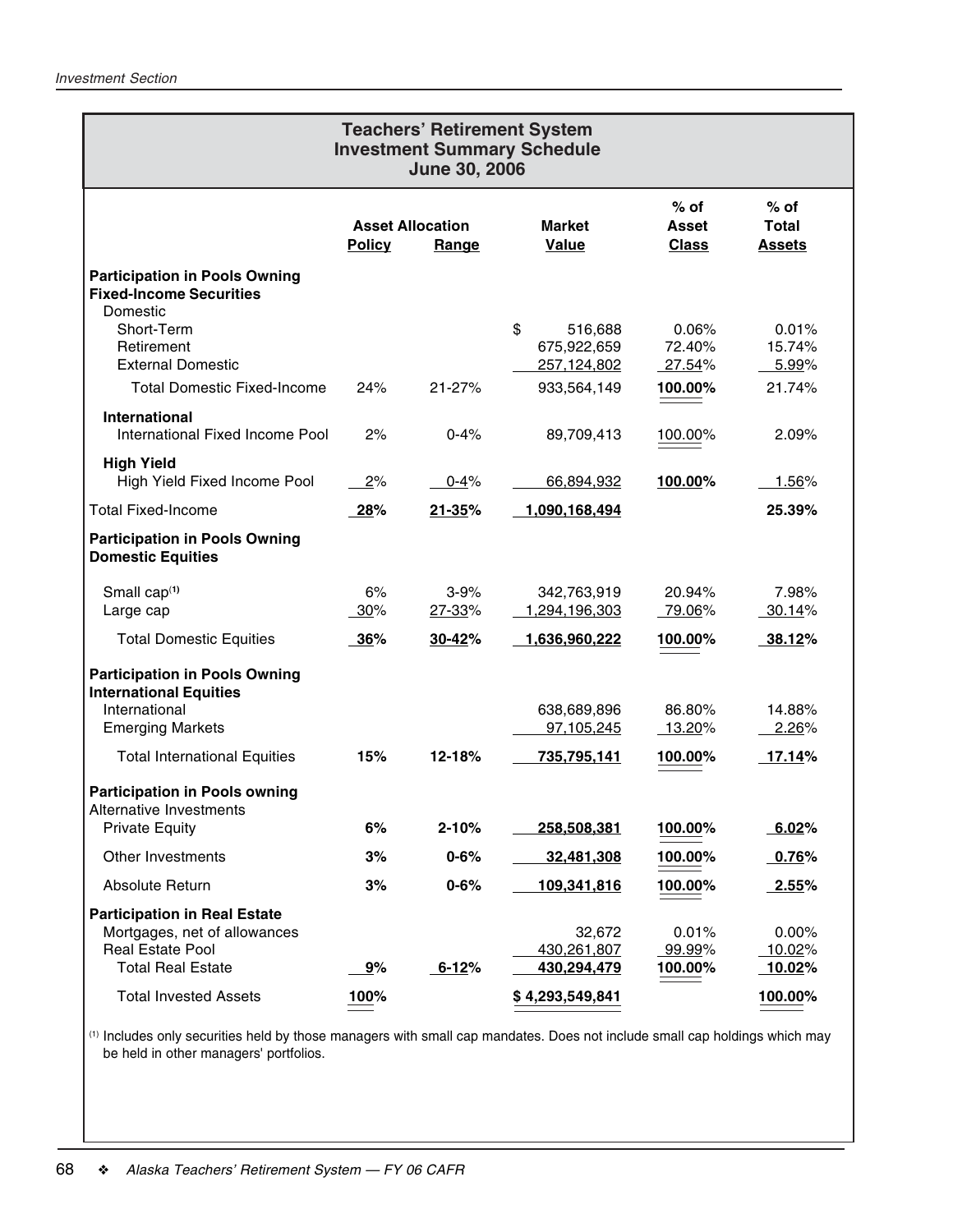## Teachers' Retirement System
## Investment Summary Schedule
## June 30, 2006

| | Asset Allocation Policy | Asset Allocation Range | Market Value | % of Asset Class | % of Total Assets |
|---|---|---|---|---|---|
| **Participation in Pools Owning Fixed-Income Securities** | | | | | |
| Domestic | | | | | |
| Short-Term | | | $ 516,688 | 0.06% | 0.01% |
| Retirement | | | 675,922,659 | 72.40% | 15.74% |
| External Domestic | | | 257,124,802 | 27.54% | 5.99% |
| Total Domestic Fixed-Income | 24% | 21-27% | 933,564,149 | **100.00%** | 21.74% |
| **International** | | | | | |
| International Fixed Income Pool | 2% | 0-4% | 89,709,413 | 100.00% | 2.09% |
| **High Yield** | | | | | |
| High Yield Fixed Income Pool | 2% | 0-4% | 66,894,932 | **100.00%** | 1.56% |
| Total Fixed-Income | **28%** | **21-35%** | **1,090,168,494** | | **25.39%** |
| **Participation in Pools Owning Domestic Equities** | | | | | |
| Small cap[1] | 6% | 3-9% | 342,763,919 | 20.94% | 7.98% |
| Large cap | 30% | 27-33% | 1,294,196,303 | 79.06% | 30.14% |
| Total Domestic Equities | **36%** | **30-42%** | **1,636,960,222** | **100.00%** | **38.12%** |
| **Participation in Pools Owning International Equities** | | | | | |
| International | | | 638,689,896 | 86.80% | 14.88% |
| Emerging Markets | | | 97,105,245 | 13.20% | 2.26% |
| Total International Equities | **15%** | **12-18%** | **735,795,141** | **100.00%** | **17.14%** |
| **Participation in Pools owning** Alternative Investments | | | | | |
| Private Equity | **6%** | **2-10%** | **258,508,381** | **100.00%** | **6.02%** |
| Other Investments | **3%** | **0-6%** | **32,481,308** | **100.00%** | **0.76%** |
| Absolute Return | **3%** | **0-6%** | **109,341,816** | **100.00%** | **2.55%** |
| **Participation in Real Estate** | | | | | |
| Mortgages, net of allowances | | | 32,672 | 0.01% | 0.00% |
| Real Estate Pool | | | 430,261,807 | 99.99% | 10.02% |
| Total Real Estate | **9%** | **6-12%** | **430,294,479** | **100.00%** | **10.02%** |
| Total Invested Assets | **100%** | | **$ 4,293,549,841** | | **100.00%** |

[1] Includes only securities held by those managers with small cap mandates. Does not include small cap holdings which may be held in other managers' portfolios.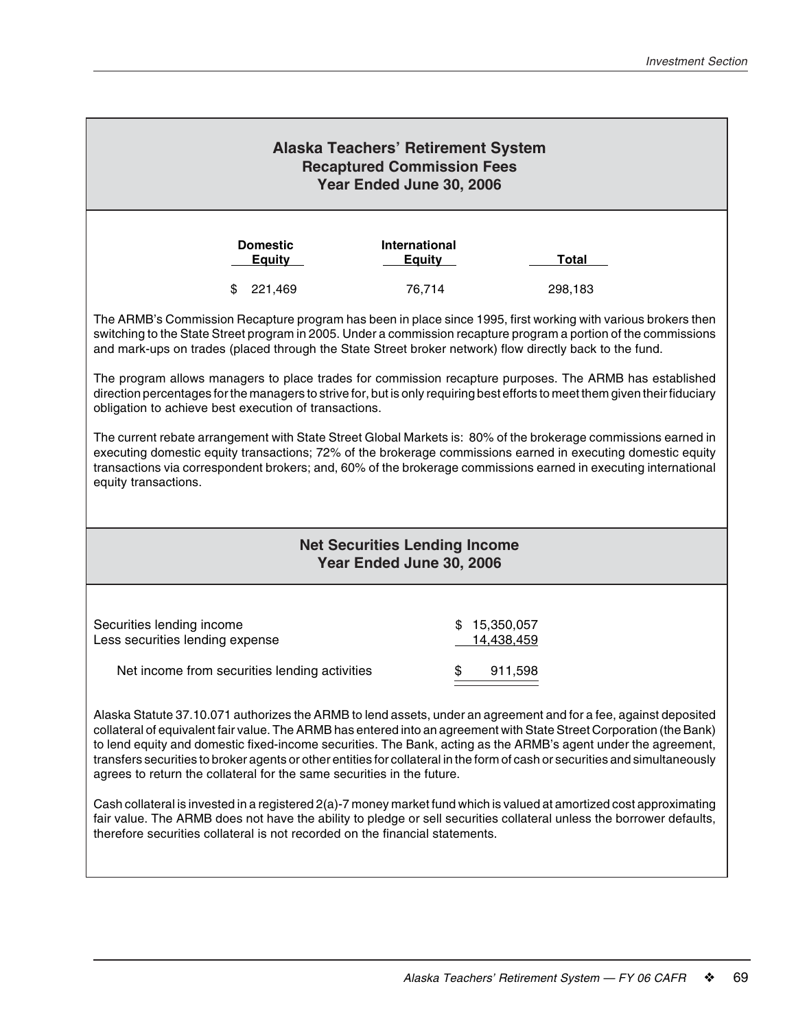## Alaska Teachers' Retirement System
### Recaptured Commission Fees
### Year Ended June 30, 2006

| Domestic Equity | International Equity | Total |
|---|---|---|
| $ 221,469 | 76,714 | 298,183 |

The ARMB's Commission Recapture program has been in place since 1995, first working with various brokers then switching to the State Street program in 2005. Under a commission recapture program a portion of the commissions and mark-ups on trades (placed through the State Street broker network) flow directly back to the fund.

The program allows managers to place trades for commission recapture purposes. The ARMB has established direction percentages for the managers to strive for, but is only requiring best efforts to meet them given their fiduciary obligation to achieve best execution of transactions.

The current rebate arrangement with State Street Global Markets is: 80% of the brokerage commissions earned in executing domestic equity transactions; 72% of the brokerage commissions earned in executing domestic equity transactions via correspondent brokers; and, 60% of the brokerage commissions earned in executing international equity transactions.

## Net Securities Lending Income
### Year Ended June 30, 2006

| | |
|---|---|
| Securities lending income | $ 15,350,057 |
| Less securities lending expense | 14,438,459 |
| Net income from securities lending activities | $ 911,598 |

Alaska Statute 37.10.071 authorizes the ARMB to lend assets, under an agreement and for a fee, against deposited collateral of equivalent fair value. The ARMB has entered into an agreement with State Street Corporation (the Bank) to lend equity and domestic fixed-income securities. The Bank, acting as the ARMB's agent under the agreement, transfers securities to broker agents or other entities for collateral in the form of cash or securities and simultaneously agrees to return the collateral for the same securities in the future.

Cash collateral is invested in a registered 2(a)-7 money market fund which is valued at amortized cost approximating fair value. The ARMB does not have the ability to pledge or sell securities collateral unless the borrower defaults, therefore securities collateral is not recorded on the financial statements.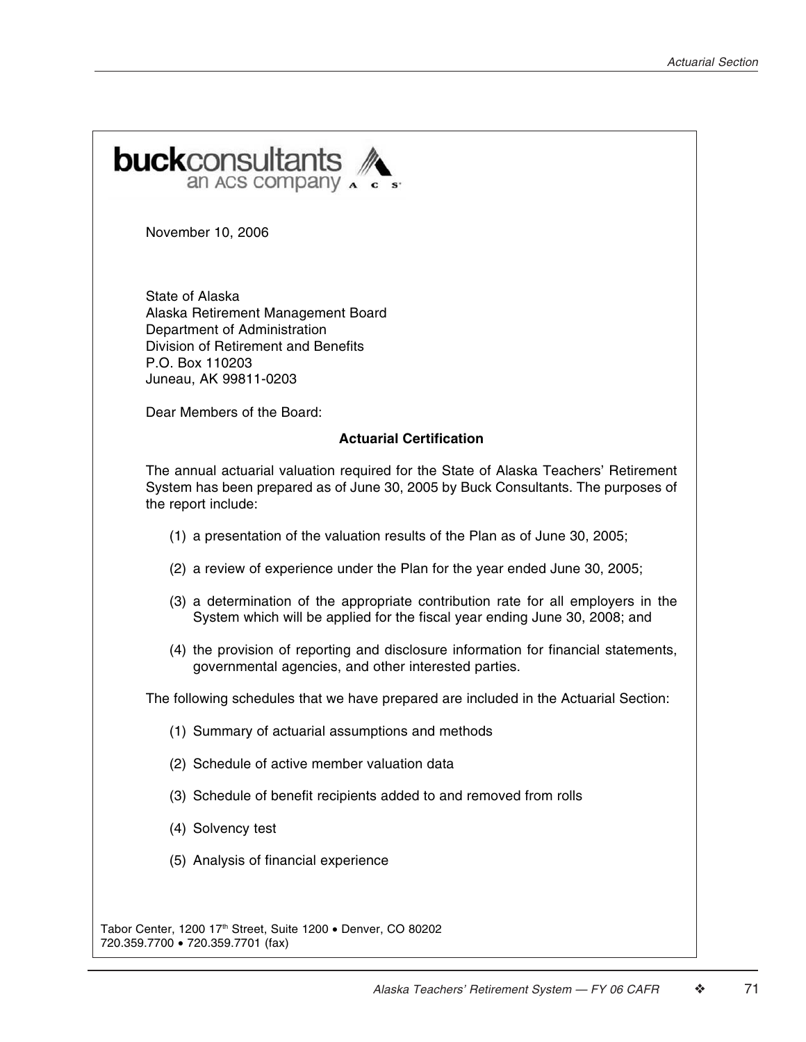**buck**consultants
an ACS company

November 10, 2006

State of Alaska
Alaska Retirement Management Board
Department of Administration
Division of Retirement and Benefits
P.O. Box 110203
Juneau, AK 99811-0203

Dear Members of the Board:

**Actuarial Certification**

The annual actuarial valuation required for the State of Alaska Teachers' Retirement System has been prepared as of June 30, 2005 by Buck Consultants. The purposes of the report include:

(1) a presentation of the valuation results of the Plan as of June 30, 2005;

(2) a review of experience under the Plan for the year ended June 30, 2005;

(3) a determination of the appropriate contribution rate for all employers in the System which will be applied for the fiscal year ending June 30, 2008; and

(4) the provision of reporting and disclosure information for financial statements, governmental agencies, and other interested parties.

The following schedules that we have prepared are included in the Actuarial Section:

(1) Summary of actuarial assumptions and methods

(2) Schedule of active member valuation data

(3) Schedule of benefit recipients added to and removed from rolls

(4) Solvency test

(5) Analysis of financial experience

Tabor Center, 1200 17th Street, Suite 1200 • Denver, CO 80202
720.359.7700 • 720.359.7701 (fax)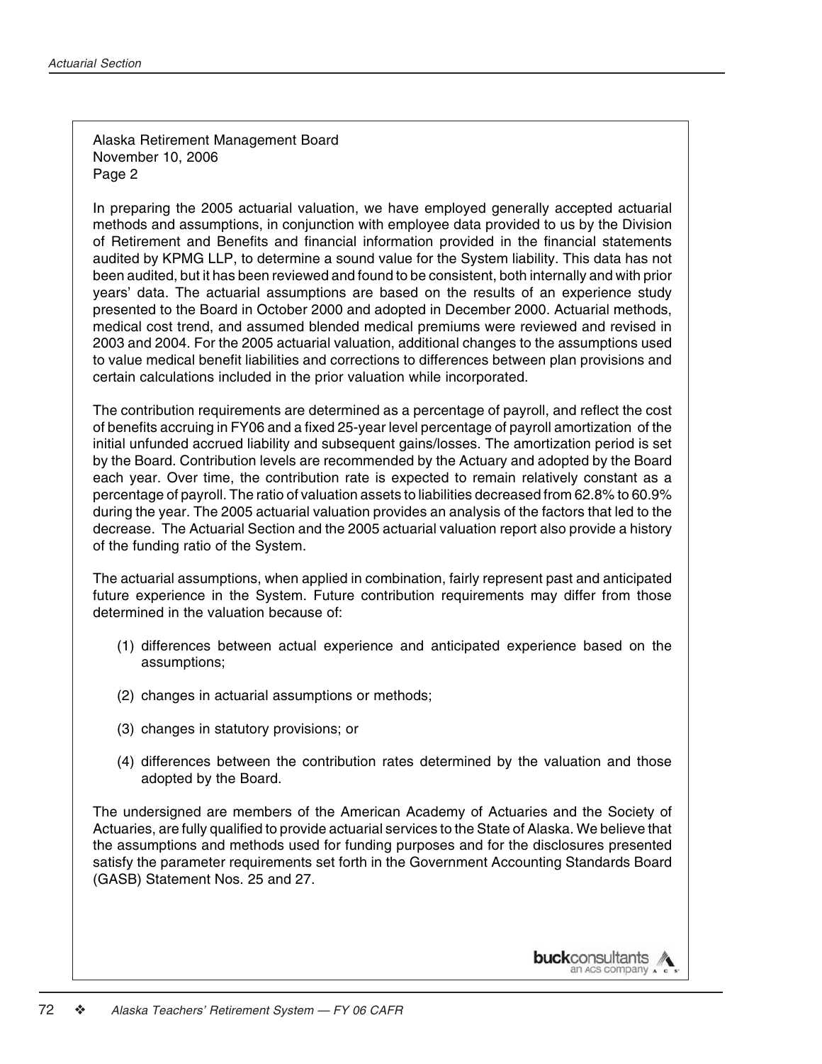Alaska Retirement Management Board
November 10, 2006
Page 2

In preparing the 2005 actuarial valuation, we have employed generally accepted actuarial methods and assumptions, in conjunction with employee data provided to us by the Division of Retirement and Benefits and financial information provided in the financial statements audited by KPMG LLP, to determine a sound value for the System liability. This data has not been audited, but it has been reviewed and found to be consistent, both internally and with prior years' data. The actuarial assumptions are based on the results of an experience study presented to the Board in October 2000 and adopted in December 2000. Actuarial methods, medical cost trend, and assumed blended medical premiums were reviewed and revised in 2003 and 2004. For the 2005 actuarial valuation, additional changes to the assumptions used to value medical benefit liabilities and corrections to differences between plan provisions and certain calculations included in the prior valuation while incorporated.

The contribution requirements are determined as a percentage of payroll, and reflect the cost of benefits accruing in FY06 and a fixed 25-year level percentage of payroll amortization of the initial unfunded accrued liability and subsequent gains/losses. The amortization period is set by the Board. Contribution levels are recommended by the Actuary and adopted by the Board each year. Over time, the contribution rate is expected to remain relatively constant as a percentage of payroll. The ratio of valuation assets to liabilities decreased from 62.8% to 60.9% during the year. The 2005 actuarial valuation provides an analysis of the factors that led to the decrease. The Actuarial Section and the 2005 actuarial valuation report also provide a history of the funding ratio of the System.

The actuarial assumptions, when applied in combination, fairly represent past and anticipated future experience in the System. Future contribution requirements may differ from those determined in the valuation because of:

(1) differences between actual experience and anticipated experience based on the assumptions;

(2) changes in actuarial assumptions or methods;

(3) changes in statutory provisions; or

(4) differences between the contribution rates determined by the valuation and those adopted by the Board.

The undersigned are members of the American Academy of Actuaries and the Society of Actuaries, are fully qualified to provide actuarial services to the State of Alaska. We believe that the assumptions and methods used for funding purposes and for the disclosures presented satisfy the parameter requirements set forth in the Government Accounting Standards Board (GASB) Statement Nos. 25 and 27.

buckconsultants
an ACS company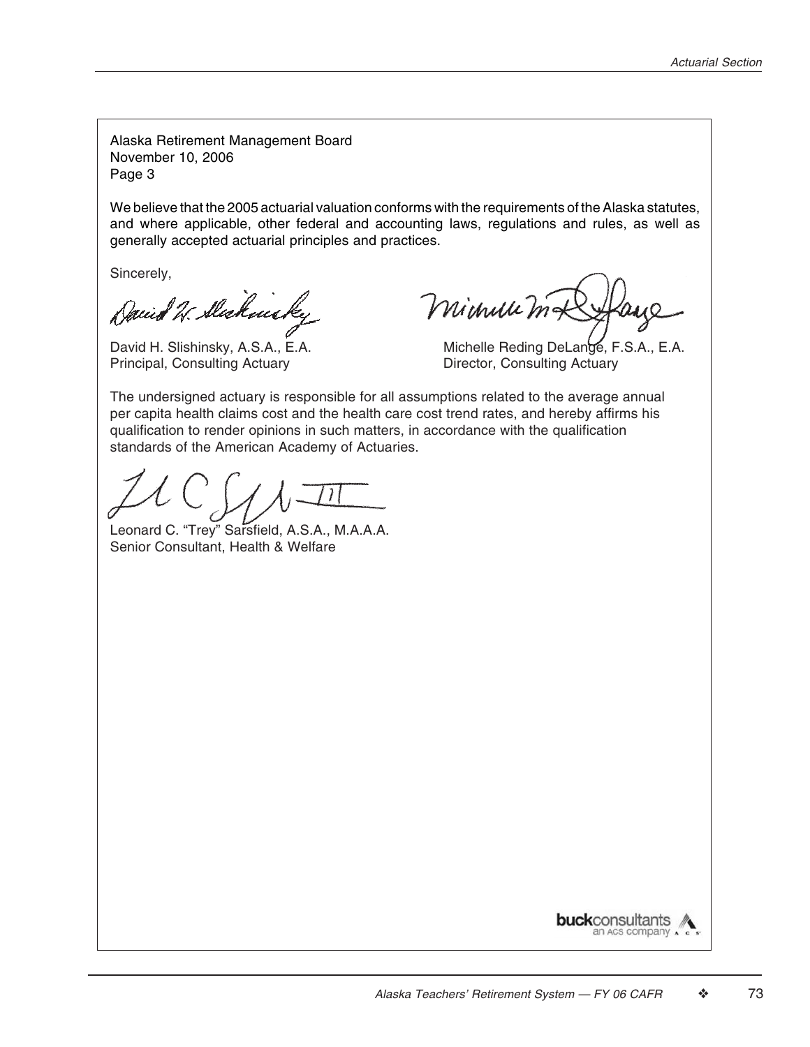Alaska Retirement Management Board
November 10, 2006
Page 3

We believe that the 2005 actuarial valuation conforms with the requirements of the Alaska statutes, and where applicable, other federal and accounting laws, regulations and rules, as well as generally accepted actuarial principles and practices.

Sincerely,

David H. Slishinsky, A.S.A., E.A.
Principal, Consulting Actuary

Michelle Reding DeLange, F.S.A., E.A.
Director, Consulting Actuary

The undersigned actuary is responsible for all assumptions related to the average annual per capita health claims cost and the health care cost trend rates, and hereby affirms his qualification to render opinions in such matters, in accordance with the qualification standards of the American Academy of Actuaries.

Leonard C. "Trey" Sarsfield, A.S.A., M.A.A.A.
Senior Consultant, Health & Welfare

buckconsultants
an ACS company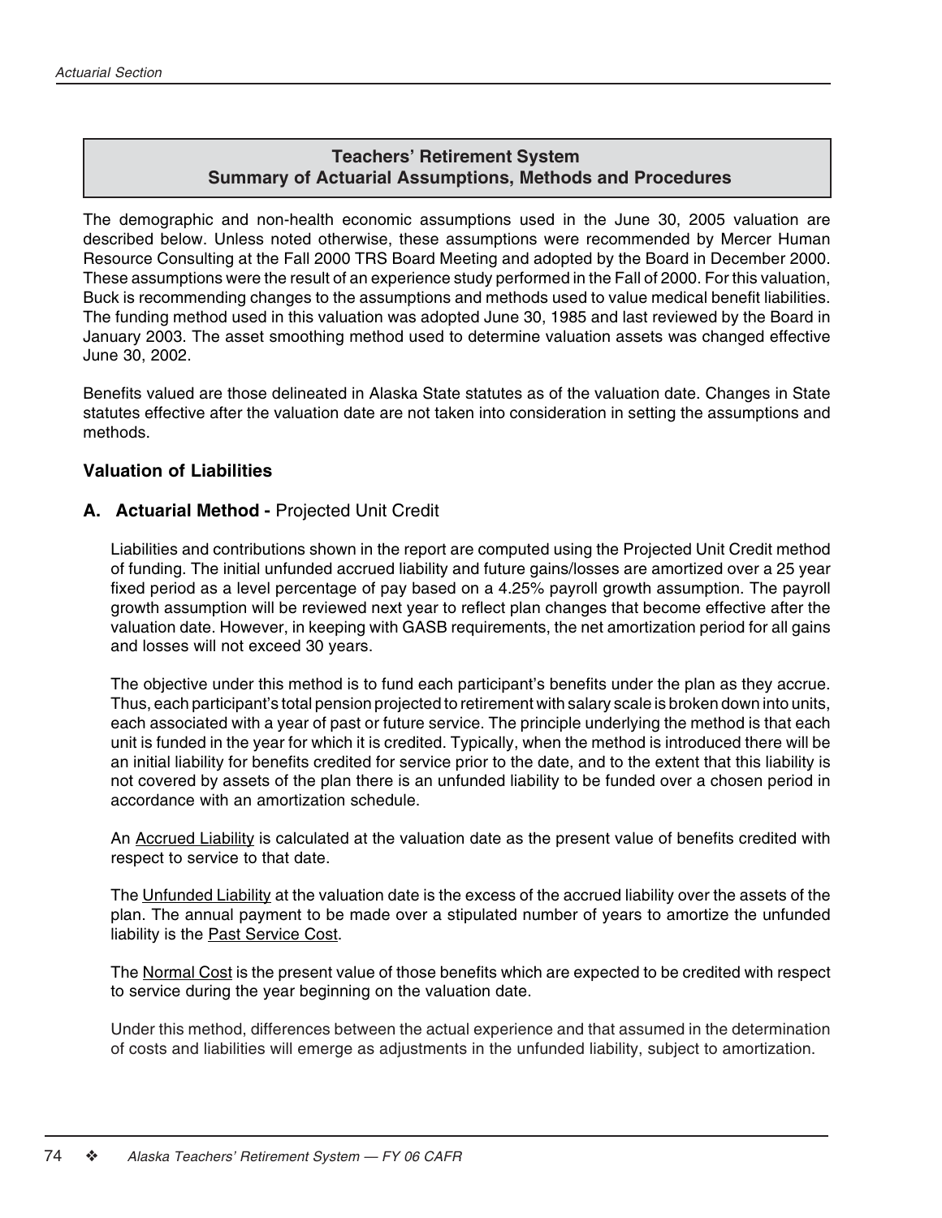## Teachers' Retirement System
## Summary of Actuarial Assumptions, Methods and Procedures

The demographic and non-health economic assumptions used in the June 30, 2005 valuation are described below. Unless noted otherwise, these assumptions were recommended by Mercer Human Resource Consulting at the Fall 2000 TRS Board Meeting and adopted by the Board in December 2000. These assumptions were the result of an experience study performed in the Fall of 2000. For this valuation, Buck is recommending changes to the assumptions and methods used to value medical benefit liabilities. The funding method used in this valuation was adopted June 30, 1985 and last reviewed by the Board in January 2003. The asset smoothing method used to determine valuation assets was changed effective June 30, 2002.

Benefits valued are those delineated in Alaska State statutes as of the valuation date. Changes in State statutes effective after the valuation date are not taken into consideration in setting the assumptions and methods.

### Valuation of Liabilities

#### A. Actuarial Method - Projected Unit Credit

Liabilities and contributions shown in the report are computed using the Projected Unit Credit method of funding. The initial unfunded accrued liability and future gains/losses are amortized over a 25 year fixed period as a level percentage of pay based on a 4.25% payroll growth assumption. The payroll growth assumption will be reviewed next year to reflect plan changes that become effective after the valuation date. However, in keeping with GASB requirements, the net amortization period for all gains and losses will not exceed 30 years.

The objective under this method is to fund each participant's benefits under the plan as they accrue. Thus, each participant's total pension projected to retirement with salary scale is broken down into units, each associated with a year of past or future service. The principle underlying the method is that each unit is funded in the year for which it is credited. Typically, when the method is introduced there will be an initial liability for benefits credited for service prior to the date, and to the extent that this liability is not covered by assets of the plan there is an unfunded liability to be funded over a chosen period in accordance with an amortization schedule.

An Accrued Liability is calculated at the valuation date as the present value of benefits credited with respect to service to that date.

The Unfunded Liability at the valuation date is the excess of the accrued liability over the assets of the plan. The annual payment to be made over a stipulated number of years to amortize the unfunded liability is the Past Service Cost.

The Normal Cost is the present value of those benefits which are expected to be credited with respect to service during the year beginning on the valuation date.

Under this method, differences between the actual experience and that assumed in the determination of costs and liabilities will emerge as adjustments in the unfunded liability, subject to amortization.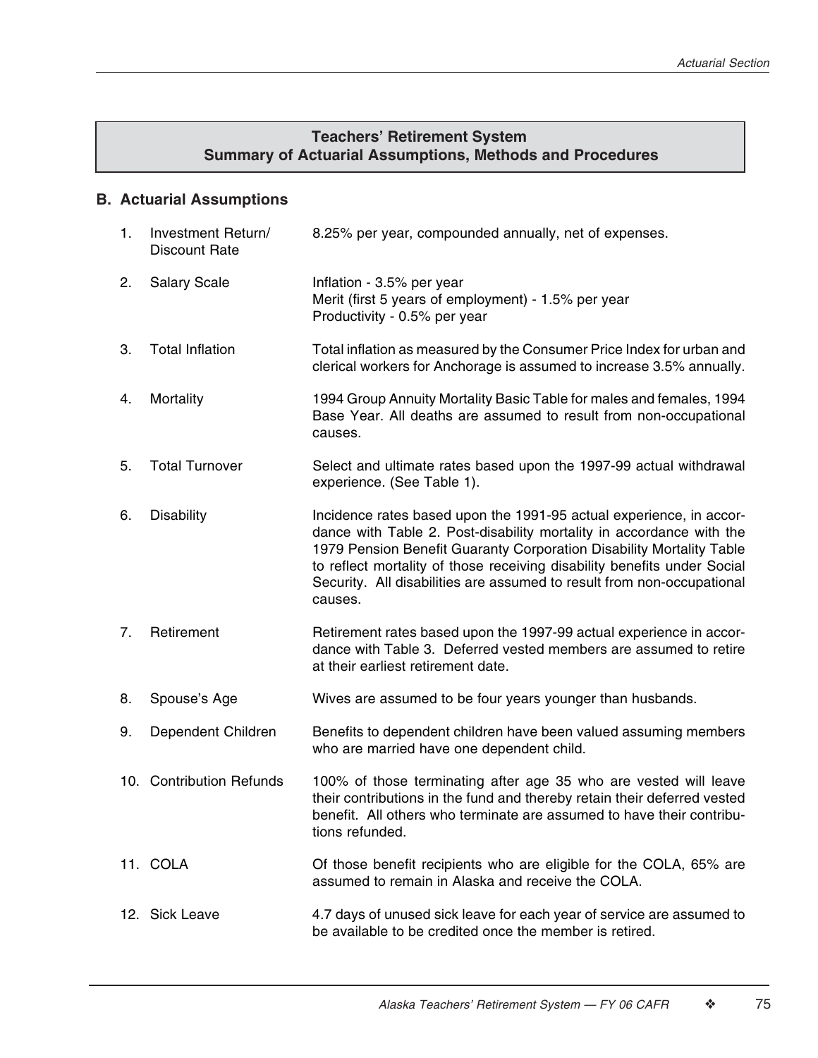## Teachers' Retirement System
## Summary of Actuarial Assumptions, Methods and Procedures

### B. Actuarial Assumptions

1. Investment Return/ Discount Rate — 8.25% per year, compounded annually, net of expenses.

2. Salary Scale — Inflation - 3.5% per year
   Merit (first 5 years of employment) - 1.5% per year
   Productivity - 0.5% per year

3. Total Inflation — Total inflation as measured by the Consumer Price Index for urban and clerical workers for Anchorage is assumed to increase 3.5% annually.

4. Mortality — 1994 Group Annuity Mortality Basic Table for males and females, 1994 Base Year. All deaths are assumed to result from non-occupational causes.

5. Total Turnover — Select and ultimate rates based upon the 1997-99 actual withdrawal experience. (See Table 1).

6. Disability — Incidence rates based upon the 1991-95 actual experience, in accordance with Table 2. Post-disability mortality in accordance with the 1979 Pension Benefit Guaranty Corporation Disability Mortality Table to reflect mortality of those receiving disability benefits under Social Security. All disabilities are assumed to result from non-occupational causes.

7. Retirement — Retirement rates based upon the 1997-99 actual experience in accordance with Table 3. Deferred vested members are assumed to retire at their earliest retirement date.

8. Spouse's Age — Wives are assumed to be four years younger than husbands.

9. Dependent Children — Benefits to dependent children have been valued assuming members who are married have one dependent child.

10. Contribution Refunds — 100% of those terminating after age 35 who are vested will leave their contributions in the fund and thereby retain their deferred vested benefit. All others who terminate are assumed to have their contributions refunded.

11. COLA — Of those benefit recipients who are eligible for the COLA, 65% are assumed to remain in Alaska and receive the COLA.

12. Sick Leave — 4.7 days of unused sick leave for each year of service are assumed to be available to be credited once the member is retired.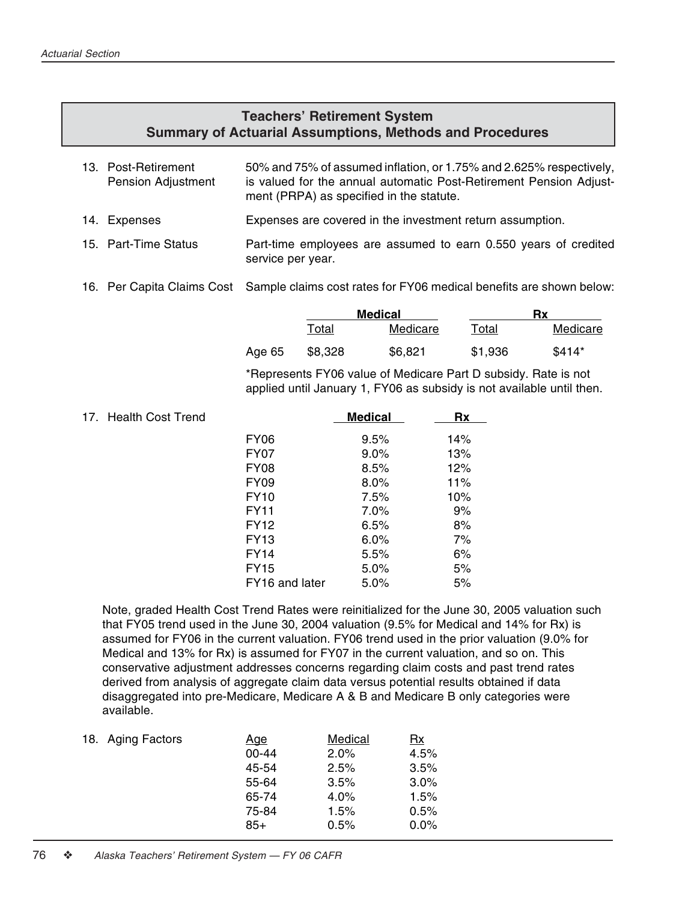## Teachers' Retirement System
## Summary of Actuarial Assumptions, Methods and Procedures

13. Post-Retirement Pension Adjustment

50% and 75% of assumed inflation, or 1.75% and 2.625% respectively, is valued for the annual automatic Post-Retirement Pension Adjustment (PRPA) as specified in the statute.

14. Expenses

Expenses are covered in the investment return assumption.

15. Part-Time Status

Part-time employees are assumed to earn 0.550 years of credited service per year.

16. Per Capita Claims Cost

Sample claims cost rates for FY06 medical benefits are shown below:

| | Medical | | Rx | |
|---|---|---|---|---|
| | Total | Medicare | Total | Medicare |
| Age 65 | $8,328 | $6,821 | $1,936 | $414* |

*Represents FY06 value of Medicare Part D subsidy. Rate is not applied until January 1, FY06 as subsidy is not available until then.

17. Health Cost Trend

| | Medical | Rx |
|---|---|---|
| FY06 | 9.5% | 14% |
| FY07 | 9.0% | 13% |
| FY08 | 8.5% | 12% |
| FY09 | 8.0% | 11% |
| FY10 | 7.5% | 10% |
| FY11 | 7.0% | 9% |
| FY12 | 6.5% | 8% |
| FY13 | 6.0% | 7% |
| FY14 | 5.5% | 6% |
| FY15 | 5.0% | 5% |
| FY16 and later | 5.0% | 5% |

Note, graded Health Cost Trend Rates were reinitialized for the June 30, 2005 valuation such that FY05 trend used in the June 30, 2004 valuation (9.5% for Medical and 14% for Rx) is assumed for FY06 in the current valuation. FY06 trend used in the prior valuation (9.0% for Medical and 13% for Rx) is assumed for FY07 in the current valuation, and so on. This conservative adjustment addresses concerns regarding claim costs and past trend rates derived from analysis of aggregate claim data versus potential results obtained if data disaggregated into pre-Medicare, Medicare A & B and Medicare B only categories were available.

18. Aging Factors

| Age | Medical | Rx |
|---|---|---|
| 00-44 | 2.0% | 4.5% |
| 45-54 | 2.5% | 3.5% |
| 55-64 | 3.5% | 3.0% |
| 65-74 | 4.0% | 1.5% |
| 75-84 | 1.5% | 0.5% |
| 85+ | 0.5% | 0.0% |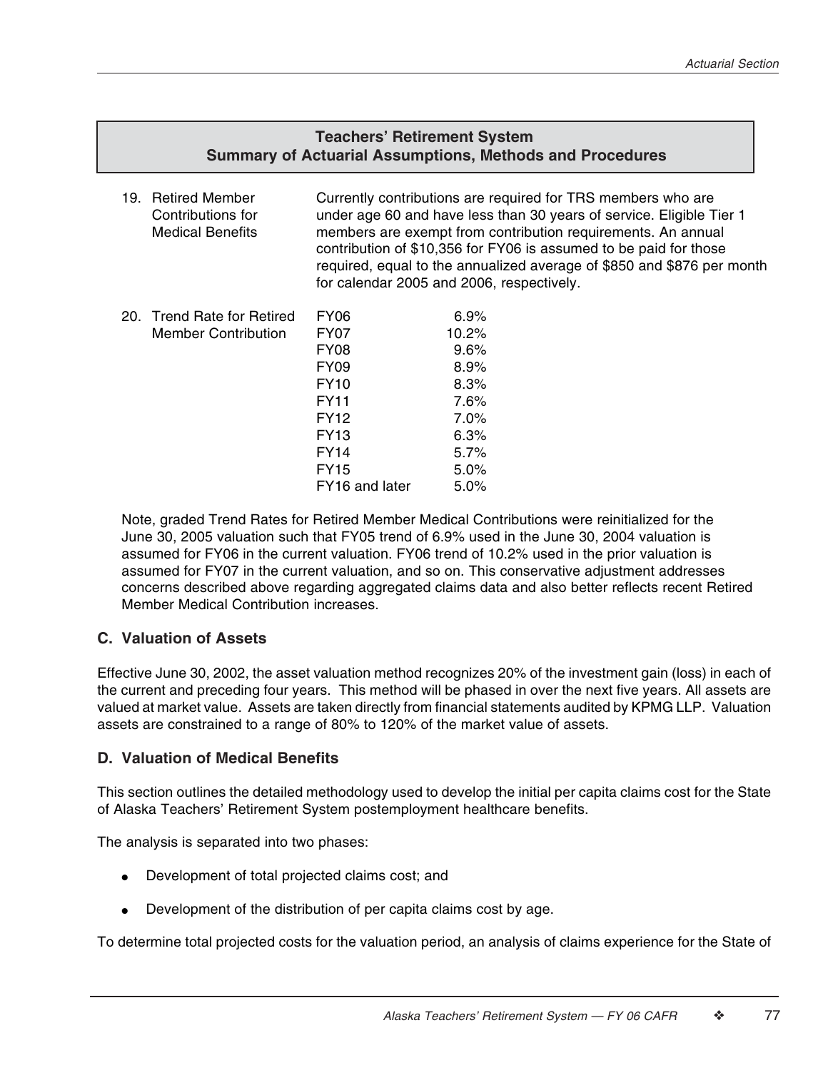## Teachers' Retirement System
## Summary of Actuarial Assumptions, Methods and Procedures

19. Retired Member Contributions for Medical Benefits

    Currently contributions are required for TRS members who are under age 60 and have less than 30 years of service. Eligible Tier 1 members are exempt from contribution requirements. An annual contribution of $10,356 for FY06 is assumed to be paid for those required, equal to the annualized average of $850 and $876 per month for calendar 2005 and 2006, respectively.

20. Trend Rate for Retired Member Contribution

| | |
|---|---|
| FY06 | 6.9% |
| FY07 | 10.2% |
| FY08 | 9.6% |
| FY09 | 8.9% |
| FY10 | 8.3% |
| FY11 | 7.6% |
| FY12 | 7.0% |
| FY13 | 6.3% |
| FY14 | 5.7% |
| FY15 | 5.0% |
| FY16 and later | 5.0% |

Note, graded Trend Rates for Retired Member Medical Contributions were reinitialized for the June 30, 2005 valuation such that FY05 trend of 6.9% used in the June 30, 2004 valuation is assumed for FY06 in the current valuation. FY06 trend of 10.2% used in the prior valuation is assumed for FY07 in the current valuation, and so on. This conservative adjustment addresses concerns described above regarding aggregated claims data and also better reflects recent Retired Member Medical Contribution increases.

### C. Valuation of Assets

Effective June 30, 2002, the asset valuation method recognizes 20% of the investment gain (loss) in each of the current and preceding four years. This method will be phased in over the next five years. All assets are valued at market value. Assets are taken directly from financial statements audited by KPMG LLP. Valuation assets are constrained to a range of 80% to 120% of the market value of assets.

### D. Valuation of Medical Benefits

This section outlines the detailed methodology used to develop the initial per capita claims cost for the State of Alaska Teachers' Retirement System postemployment healthcare benefits.

The analysis is separated into two phases:

- Development of total projected claims cost; and
- Development of the distribution of per capita claims cost by age.

To determine total projected costs for the valuation period, an analysis of claims experience for the State of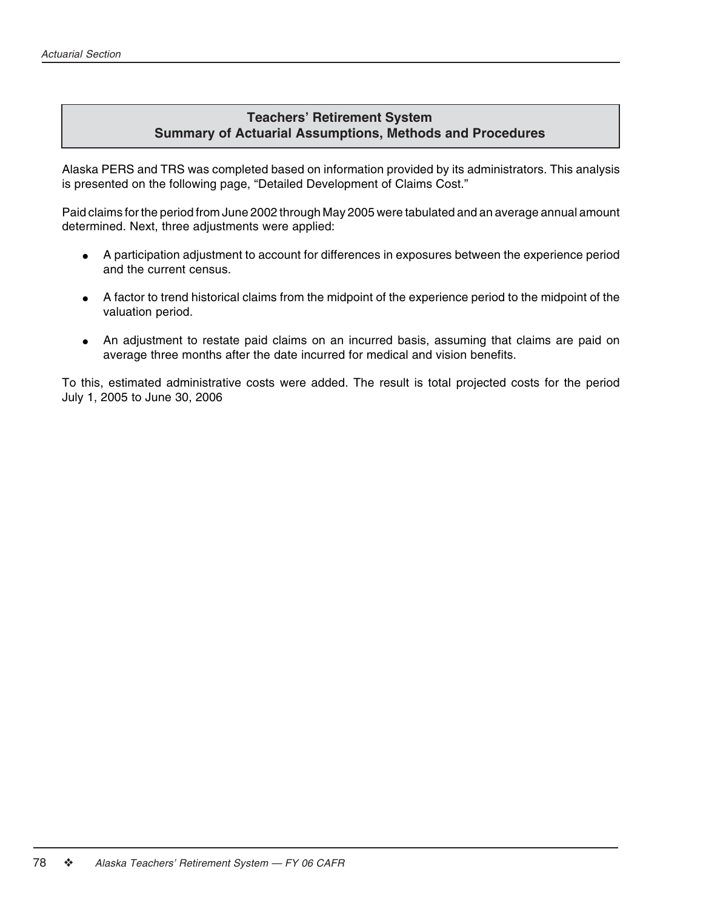## Teachers' Retirement System
## Summary of Actuarial Assumptions, Methods and Procedures

Alaska PERS and TRS was completed based on information provided by its administrators. This analysis is presented on the following page, "Detailed Development of Claims Cost."

Paid claims for the period from June 2002 through May 2005 were tabulated and an average annual amount determined. Next, three adjustments were applied:

- A participation adjustment to account for differences in exposures between the experience period and the current census.
- A factor to trend historical claims from the midpoint of the experience period to the midpoint of the valuation period.
- An adjustment to restate paid claims on an incurred basis, assuming that claims are paid on average three months after the date incurred for medical and vision benefits.

To this, estimated administrative costs were added. The result is total projected costs for the period July 1, 2005 to June 30, 2006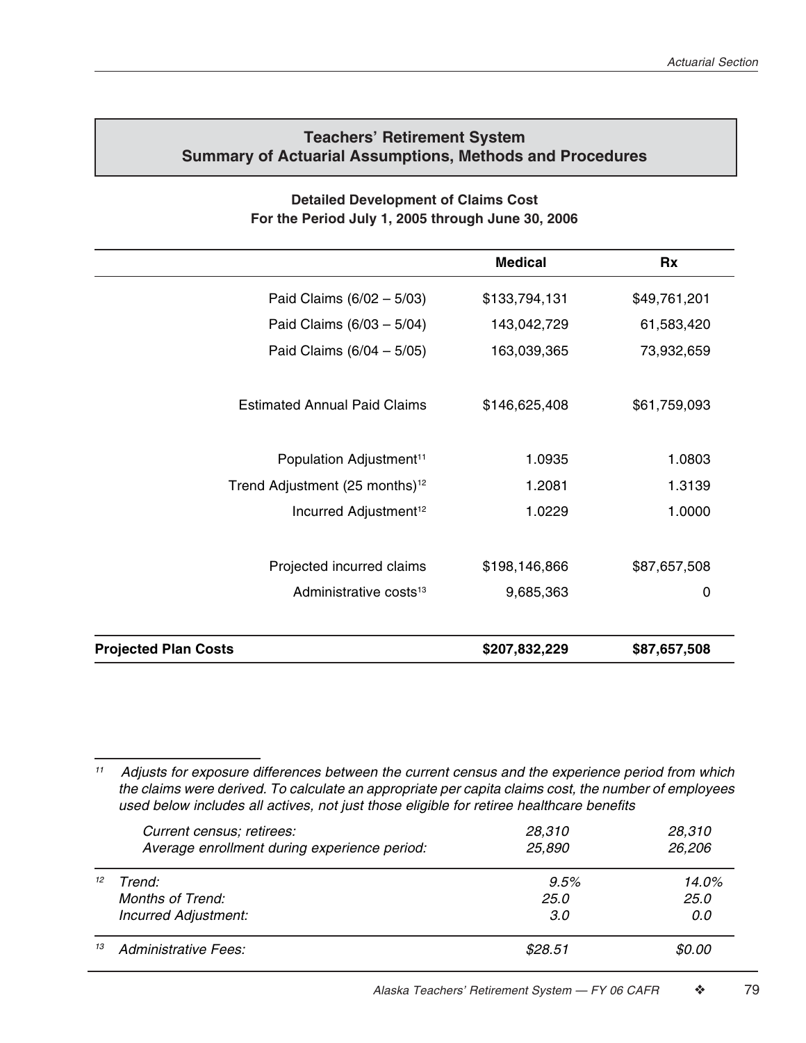## Teachers' Retirement System
## Summary of Actuarial Assumptions, Methods and Procedures

### Detailed Development of Claims Cost
### For the Period July 1, 2005 through June 30, 2006

| | Medical | Rx |
|---|---|---|
| Paid Claims (6/02 – 5/03) | $133,794,131 | $49,761,201 |
| Paid Claims (6/03 – 5/04) | 143,042,729 | 61,583,420 |
| Paid Claims (6/04 – 5/05) | 163,039,365 | 73,932,659 |
| Estimated Annual Paid Claims | $146,625,408 | $61,759,093 |
| Population Adjustment[11] | 1.0935 | 1.0803 |
| Trend Adjustment (25 months)[12] | 1.2081 | 1.3139 |
| Incurred Adjustment[12] | 1.0229 | 1.0000 |
| Projected incurred claims | $198,146,866 | $87,657,508 |
| Administrative costs[13] | 9,685,363 | 0 |
| **Projected Plan Costs** | **$207,832,229** | **$87,657,508** |

[11] *Adjusts for exposure differences between the current census and the experience period from which the claims were derived. To calculate an appropriate per capita claims cost, the number of employees used below includes all actives, not just those eligible for retiree healthcare benefits*

| | | |
|---|---|---|
| *Current census; retirees:* | *28,310* | *28,310* |
| *Average enrollment during experience period:* | *25,890* | *26,206* |

[12]

| | | |
|---|---|---|
| *Trend:* | *9.5%* | *14.0%* |
| *Months of Trend:* | *25.0* | *25.0* |
| *Incurred Adjustment:* | *3.0* | *0.0* |

[13]

| | | |
|---|---|---|
| *Administrative Fees:* | *$28.51* | *$0.00* |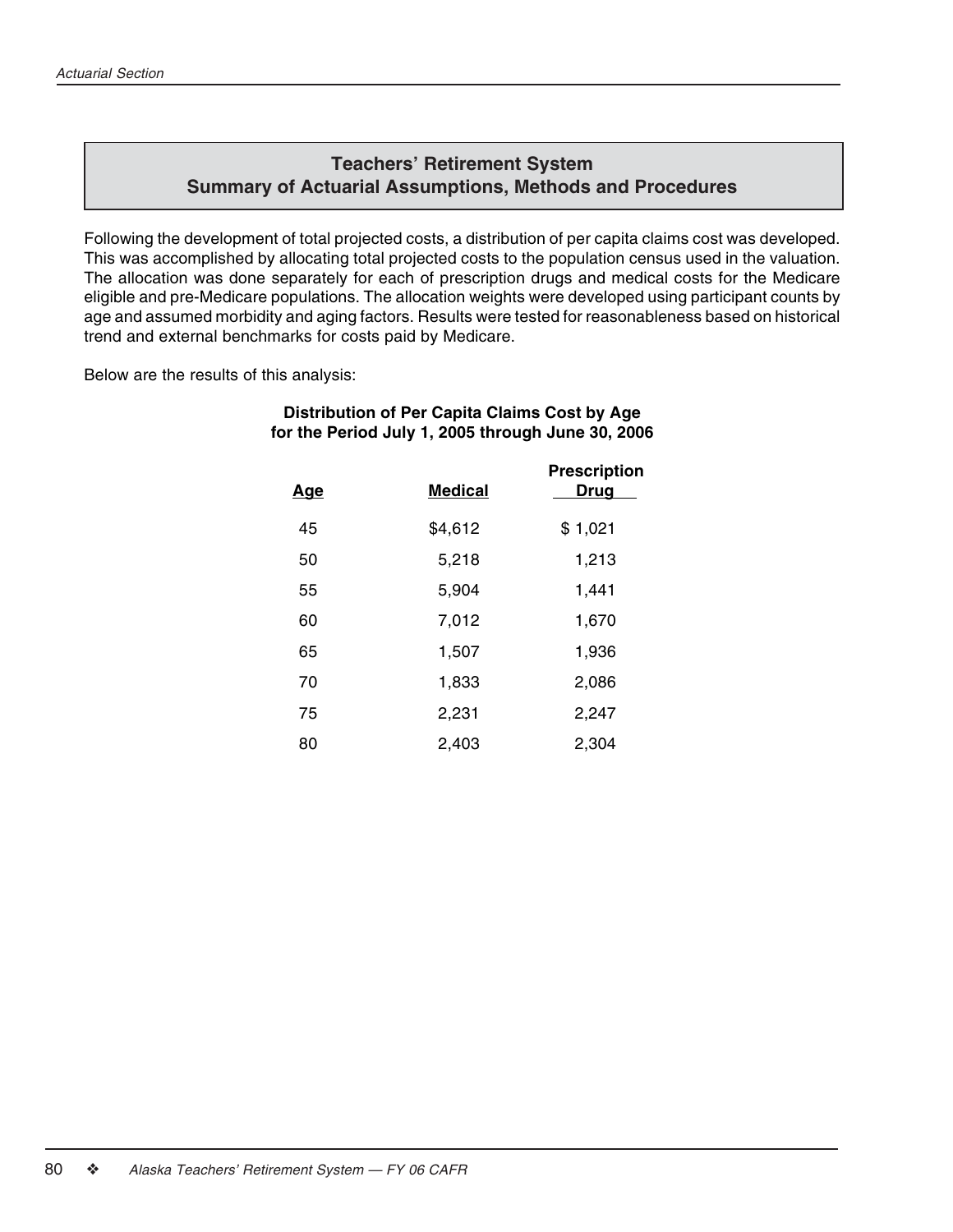## Teachers' Retirement System
## Summary of Actuarial Assumptions, Methods and Procedures

Following the development of total projected costs, a distribution of per capita claims cost was developed. This was accomplished by allocating total projected costs to the population census used in the valuation. The allocation was done separately for each of prescription drugs and medical costs for the Medicare eligible and pre-Medicare populations. The allocation weights were developed using participant counts by age and assumed morbidity and aging factors. Results were tested for reasonableness based on historical trend and external benchmarks for costs paid by Medicare.

Below are the results of this analysis:

**Distribution of Per Capita Claims Cost by Age**
**for the Period July 1, 2005 through June 30, 2006**

| Age | Medical | Prescription Drug |
|---|---|---|
| 45 | $4,612 | $ 1,021 |
| 50 | 5,218 | 1,213 |
| 55 | 5,904 | 1,441 |
| 60 | 7,012 | 1,670 |
| 65 | 1,507 | 1,936 |
| 70 | 1,833 | 2,086 |
| 75 | 2,231 | 2,247 |
| 80 | 2,403 | 2,304 |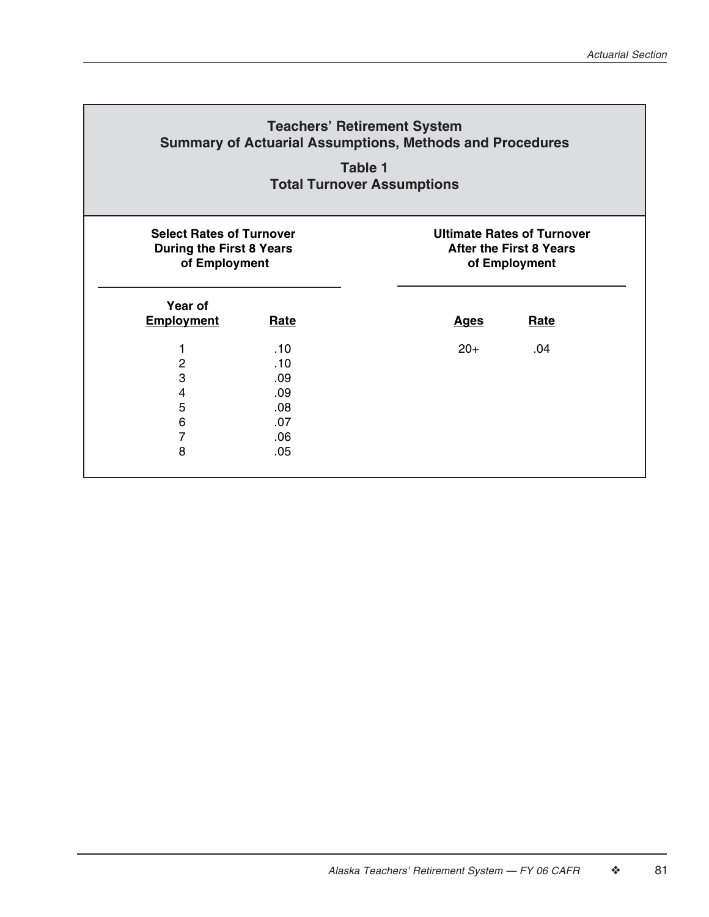## Teachers' Retirement System
## Summary of Actuarial Assumptions, Methods and Procedures

### Table 1
### Total Turnover Assumptions

**Select Rates of Turnover During the First 8 Years of Employment**

| Year of Employment | Rate |
|---|---|
| 1 | .10 |
| 2 | .10 |
| 3 | .09 |
| 4 | .09 |
| 5 | .08 |
| 6 | .07 |
| 7 | .06 |
| 8 | .05 |

**Ultimate Rates of Turnover After the First 8 Years of Employment**

| Ages | Rate |
|---|---|
| 20+ | .04 |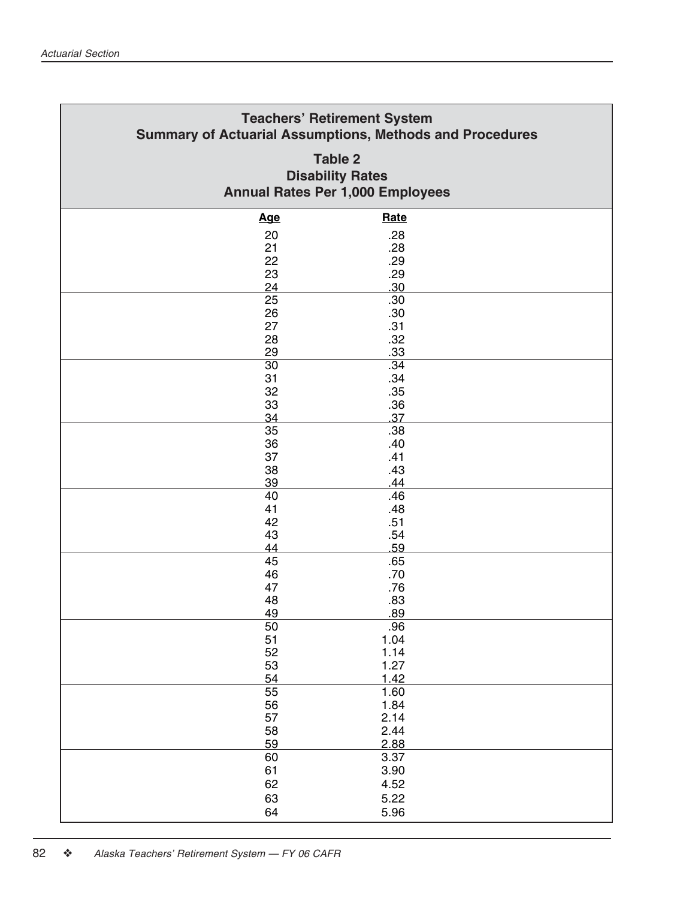## Teachers' Retirement System
## Summary of Actuarial Assumptions, Methods and Procedures

### Table 2
### Disability Rates
### Annual Rates Per 1,000 Employees

| Age | Rate |
|---|---|
| 20 | .28 |
| 21 | .28 |
| 22 | .29 |
| 23 | .29 |
| 24 | .30 |
| 25 | .30 |
| 26 | .30 |
| 27 | .31 |
| 28 | .32 |
| 29 | .33 |
| 30 | .34 |
| 31 | .34 |
| 32 | .35 |
| 33 | .36 |
| 34 | .37 |
| 35 | .38 |
| 36 | .40 |
| 37 | .41 |
| 38 | .43 |
| 39 | .44 |
| 40 | .46 |
| 41 | .48 |
| 42 | .51 |
| 43 | .54 |
| 44 | .59 |
| 45 | .65 |
| 46 | .70 |
| 47 | .76 |
| 48 | .83 |
| 49 | .89 |
| 50 | .96 |
| 51 | 1.04 |
| 52 | 1.14 |
| 53 | 1.27 |
| 54 | 1.42 |
| 55 | 1.60 |
| 56 | 1.84 |
| 57 | 2.14 |
| 58 | 2.44 |
| 59 | 2.88 |
| 60 | 3.37 |
| 61 | 3.90 |
| 62 | 4.52 |
| 63 | 5.22 |
| 64 | 5.96 |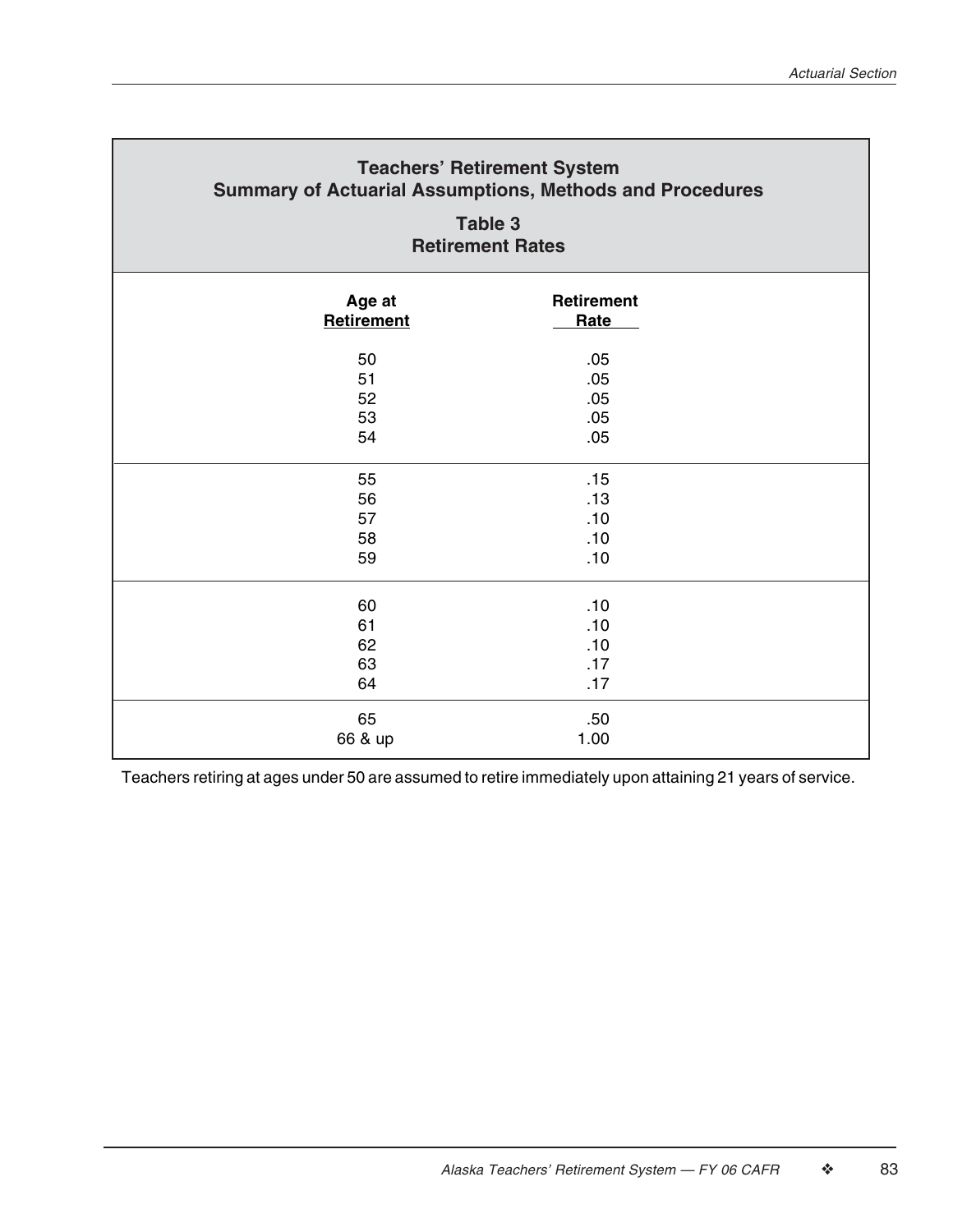## Teachers' Retirement System
## Summary of Actuarial Assumptions, Methods and Procedures

### Table 3
### Retirement Rates

| Age at Retirement | Retirement Rate |
|---|---|
| 50 | .05 |
| 51 | .05 |
| 52 | .05 |
| 53 | .05 |
| 54 | .05 |
| 55 | .15 |
| 56 | .13 |
| 57 | .10 |
| 58 | .10 |
| 59 | .10 |
| 60 | .10 |
| 61 | .10 |
| 62 | .10 |
| 63 | .17 |
| 64 | .17 |
| 65 | .50 |
| 66 & up | 1.00 |

Teachers retiring at ages under 50 are assumed to retire immediately upon attaining 21 years of service.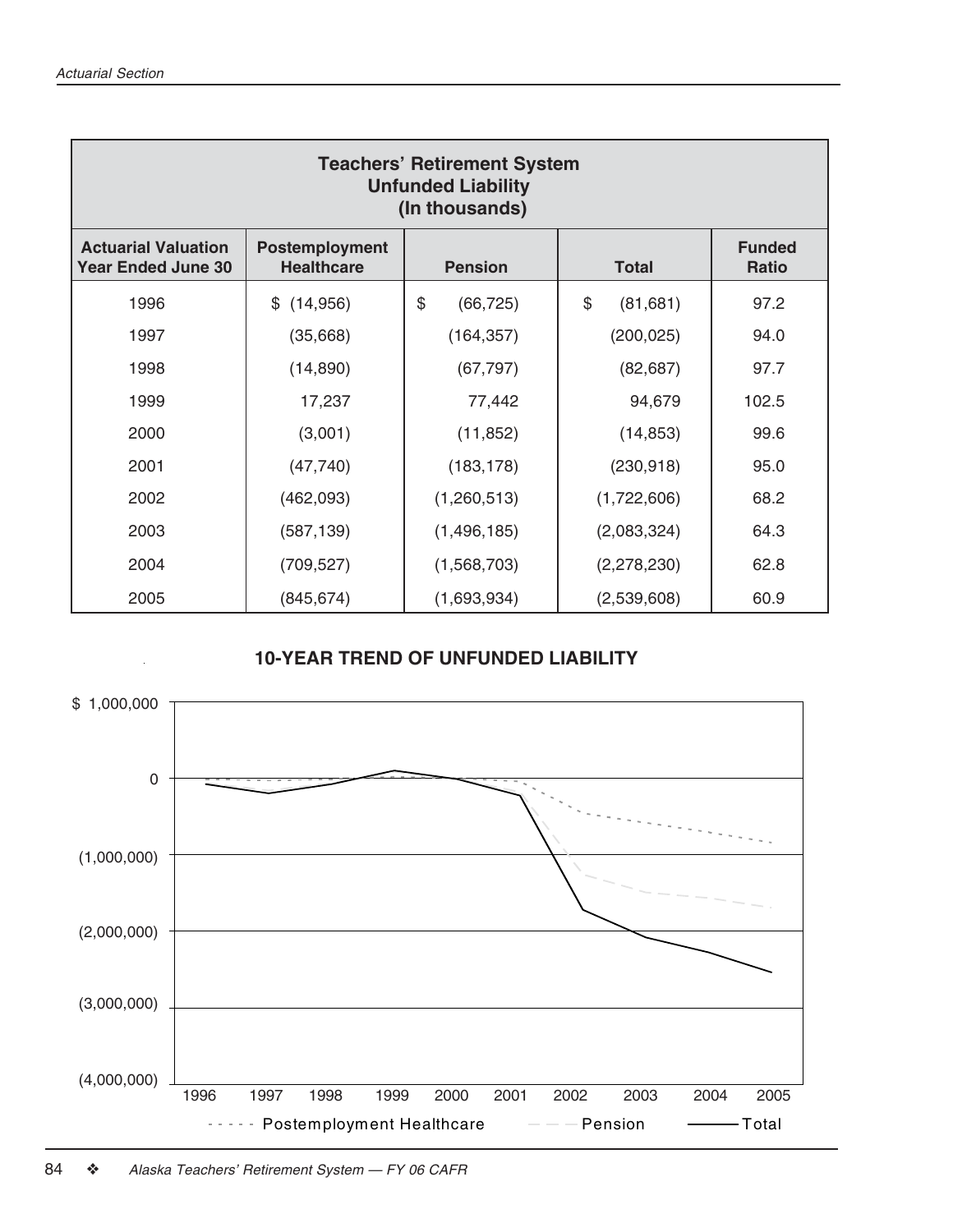| Teachers' Retirement System Unfunded Liability (In thousands) | | | | |
|---|---|---|---|---|
| Actuarial Valuation Year Ended June 30 | Postemployment Healthcare | Pension | Total | Funded Ratio |
| 1996 | $ (14,956) | $ (66,725) | $ (81,681) | 97.2 |
| 1997 | (35,668) | (164,357) | (200,025) | 94.0 |
| 1998 | (14,890) | (67,797) | (82,687) | 97.7 |
| 1999 | 17,237 | 77,442 | 94,679 | 102.5 |
| 2000 | (3,001) | (11,852) | (14,853) | 99.6 |
| 2001 | (47,740) | (183,178) | (230,918) | 95.0 |
| 2002 | (462,093) | (1,260,513) | (1,722,606) | 68.2 |
| 2003 | (587,139) | (1,496,185) | (2,083,324) | 64.3 |
| 2004 | (709,527) | (1,568,703) | (2,278,230) | 62.8 |
| 2005 | (845,674) | (1,693,934) | (2,539,608) | 60.9 |

## 10-YEAR TREND OF UNFUNDED LIABILITY

$ 1,000,000

0

(1,000,000)

(2,000,000)

(3,000,000)

(4,000,000)

1996 1997 1998 1999 2000 2001 2002 2003 2004 2005

- - - - - Postemployment Healthcare — — Pension ——— Total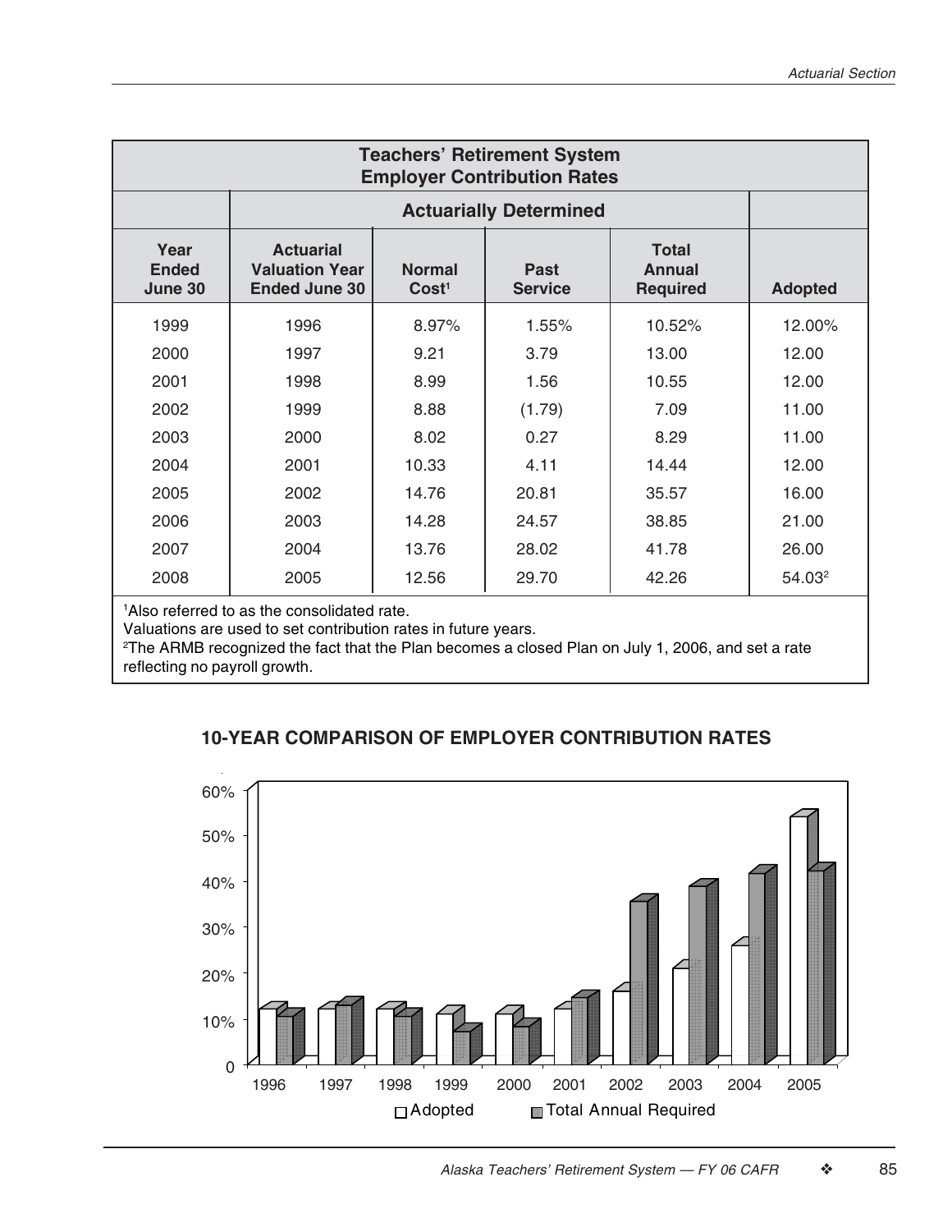| Teachers' Retirement System Employer Contribution Rates | | | | | |
|---|---|---|---|---|---|
| | Actuarially Determined | | | | |
| Year Ended June 30 | Actuarial Valuation Year Ended June 30 | Normal Cost[1] | Past Service | Total Annual Required | Adopted |
| 1999 | 1996 | 8.97% | 1.55% | 10.52% | 12.00% |
| 2000 | 1997 | 9.21 | 3.79 | 13.00 | 12.00 |
| 2001 | 1998 | 8.99 | 1.56 | 10.55 | 12.00 |
| 2002 | 1999 | 8.88 | (1.79) | 7.09 | 11.00 |
| 2003 | 2000 | 8.02 | 0.27 | 8.29 | 11.00 |
| 2004 | 2001 | 10.33 | 4.11 | 14.44 | 12.00 |
| 2005 | 2002 | 14.76 | 20.81 | 35.57 | 16.00 |
| 2006 | 2003 | 14.28 | 24.57 | 38.85 | 21.00 |
| 2007 | 2004 | 13.76 | 28.02 | 41.78 | 26.00 |
| 2008 | 2005 | 12.56 | 29.70 | 42.26 | 54.03[2] |

[1]Also referred to as the consolidated rate.
Valuations are used to set contribution rates in future years.
[2]The ARMB recognized the fact that the Plan becomes a closed Plan on July 1, 2006, and set a rate reflecting no payroll growth.

**10-YEAR COMPARISON OF EMPLOYER CONTRIBUTION RATES**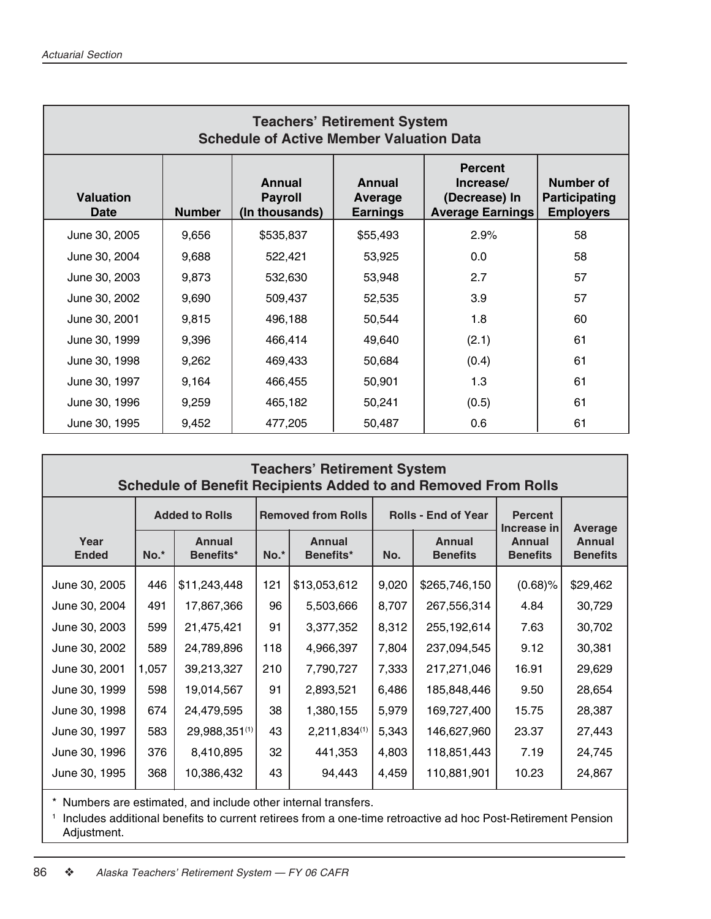## Teachers' Retirement System
### Schedule of Active Member Valuation Data

| Valuation Date | Number | Annual Payroll (In thousands) | Annual Average Earnings | Percent Increase/ (Decrease) In Average Earnings | Number of Participating Employers |
|---|---|---|---|---|---|
| June 30, 2005 | 9,656 | $535,837 | $55,493 | 2.9% | 58 |
| June 30, 2004 | 9,688 | 522,421 | 53,925 | 0.0 | 58 |
| June 30, 2003 | 9,873 | 532,630 | 53,948 | 2.7 | 57 |
| June 30, 2002 | 9,690 | 509,437 | 52,535 | 3.9 | 57 |
| June 30, 2001 | 9,815 | 496,188 | 50,544 | 1.8 | 60 |
| June 30, 1999 | 9,396 | 466,414 | 49,640 | (2.1) | 61 |
| June 30, 1998 | 9,262 | 469,433 | 50,684 | (0.4) | 61 |
| June 30, 1997 | 9,164 | 466,455 | 50,901 | 1.3 | 61 |
| June 30, 1996 | 9,259 | 465,182 | 50,241 | (0.5) | 61 |
| June 30, 1995 | 9,452 | 477,205 | 50,487 | 0.6 | 61 |

## Teachers' Retirement System
### Schedule of Benefit Recipients Added to and Removed From Rolls

| Year Ended | Added to Rolls | | Removed from Rolls | | Rolls - End of Year | | Percent Increase in Annual Benefits | Average Annual Benefits |
|---|---|---|---|---|---|---|---|---|
| | No.* | Annual Benefits* | No.* | Annual Benefits* | No. | Annual Benefits | | |
| June 30, 2005 | 446 | $11,243,448 | 121 | $13,053,612 | 9,020 | $265,746,150 | (0.68)% | $29,462 |
| June 30, 2004 | 491 | 17,867,366 | 96 | 5,503,666 | 8,707 | 267,556,314 | 4.84 | 30,729 |
| June 30, 2003 | 599 | 21,475,421 | 91 | 3,377,352 | 8,312 | 255,192,614 | 7.63 | 30,702 |
| June 30, 2002 | 589 | 24,789,896 | 118 | 4,966,397 | 7,804 | 237,094,545 | 9.12 | 30,381 |
| June 30, 2001 | 1,057 | 39,213,327 | 210 | 7,790,727 | 7,333 | 217,271,046 | 16.91 | 29,629 |
| June 30, 1999 | 598 | 19,014,567 | 91 | 2,893,521 | 6,486 | 185,848,446 | 9.50 | 28,654 |
| June 30, 1998 | 674 | 24,479,595 | 38 | 1,380,155 | 5,979 | 169,727,400 | 15.75 | 28,387 |
| June 30, 1997 | 583 | 29,988,351[1] | 43 | 2,211,834[1] | 5,343 | 146,627,960 | 23.37 | 27,443 |
| June 30, 1996 | 376 | 8,410,895 | 32 | 441,353 | 4,803 | 118,851,443 | 7.19 | 24,745 |
| June 30, 1995 | 368 | 10,386,432 | 43 | 94,443 | 4,459 | 110,881,901 | 10.23 | 24,867 |

\* Numbers are estimated, and include other internal transfers.

[1] Includes additional benefits to current retirees from a one-time retroactive ad hoc Post-Retirement Pension Adjustment.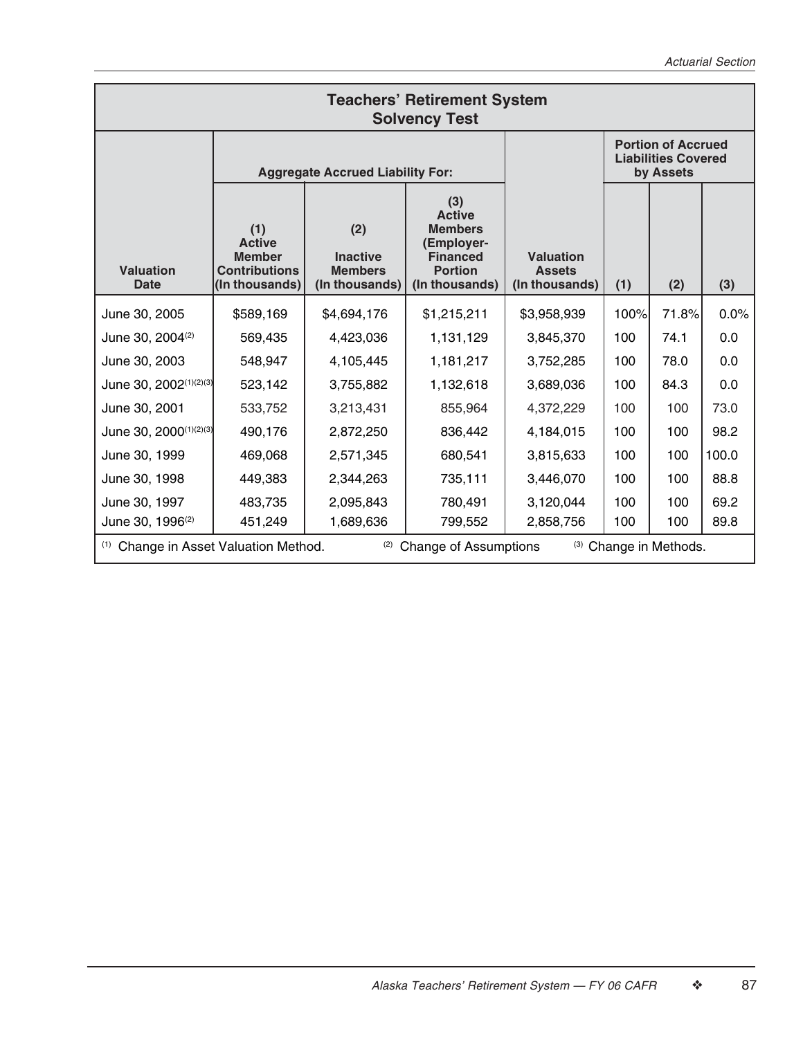## Teachers' Retirement System Solvency Test

| Valuation Date | Aggregate Accrued Liability For: | | | Valuation Assets (In thousands) | Portion of Accrued Liabilities Covered by Assets | | |
|---|---|---|---|---|---|---|---|
| | (1) Active Member Contributions (In thousands) | (2) Inactive Members (In thousands) | (3) Active Members (Employer-Financed Portion (In thousands) | | (1) | (2) | (3) |
| June 30, 2005 | $589,169 | $4,694,176 | $1,215,211 | $3,958,939 | 100% | 71.8% | 0.0% |
| June 30, 2004[(2)] | 569,435 | 4,423,036 | 1,131,129 | 3,845,370 | 100 | 74.1 | 0.0 |
| June 30, 2003 | 548,947 | 4,105,445 | 1,181,217 | 3,752,285 | 100 | 78.0 | 0.0 |
| June 30, 2002[(1)(2)(3)] | 523,142 | 3,755,882 | 1,132,618 | 3,689,036 | 100 | 84.3 | 0.0 |
| June 30, 2001 | 533,752 | 3,213,431 | 855,964 | 4,372,229 | 100 | 100 | 73.0 |
| June 30, 2000[(1)(2)(3)] | 490,176 | 2,872,250 | 836,442 | 4,184,015 | 100 | 100 | 98.2 |
| June 30, 1999 | 469,068 | 2,571,345 | 680,541 | 3,815,633 | 100 | 100 | 100.0 |
| June 30, 1998 | 449,383 | 2,344,263 | 735,111 | 3,446,070 | 100 | 100 | 88.8 |
| June 30, 1997 | 483,735 | 2,095,843 | 780,491 | 3,120,044 | 100 | 100 | 69.2 |
| June 30, 1996[(2)] | 451,249 | 1,689,636 | 799,552 | 2,858,756 | 100 | 100 | 89.8 |

[(1)] Change in Asset Valuation Method. [(2)] Change of Assumptions [(3)] Change in Methods.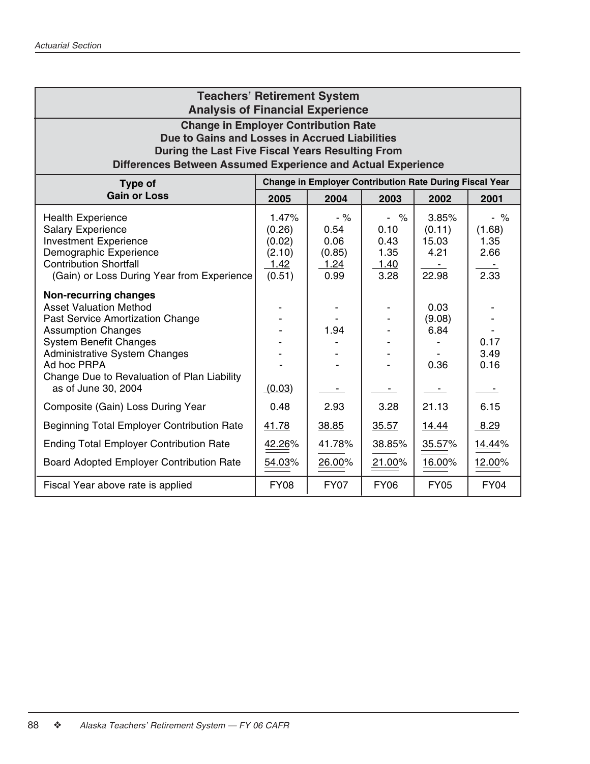## Teachers' Retirement System
## Analysis of Financial Experience

### Change in Employer Contribution Rate Due to Gains and Losses in Accrued Liabilities During the Last Five Fiscal Years Resulting From Differences Between Assumed Experience and Actual Experience

| Type of Gain or Loss | Change in Employer Contribution Rate During Fiscal Year | | | | |
|---|---|---|---|---|---|
| | **2005** | **2004** | **2003** | **2002** | **2001** |
| Health Experience | 1.47% | - % | - % | 3.85% | - % |
| Salary Experience | (0.26) | 0.54 | 0.10 | (0.11) | (1.68) |
| Investment Experience | (0.02) | 0.06 | 0.43 | 15.03 | 1.35 |
| Demographic Experience | (2.10) | (0.85) | 1.35 | 4.21 | 2.66 |
| Contribution Shortfall | 1.42 | 1.24 | 1.40 | - | - |
| (Gain) or Loss During Year from Experience | (0.51) | 0.99 | 3.28 | 22.98 | 2.33 |
| **Non-recurring changes** | | | | | |
| Asset Valuation Method | - | - | - | 0.03 | - |
| Past Service Amortization Change | - | - | - | (9.08) | - |
| Assumption Changes | - | 1.94 | - | 6.84 | - |
| System Benefit Changes | - | - | - | - | 0.17 |
| Administrative System Changes | - | - | - | - | 3.49 |
| Ad hoc PRPA | - | - | - | 0.36 | 0.16 |
| Change Due to Revaluation of Plan Liability as of June 30, 2004 | (0.03) | - | - | - | - |
| Composite (Gain) Loss During Year | 0.48 | 2.93 | 3.28 | 21.13 | 6.15 |
| Beginning Total Employer Contribution Rate | 41.78 | 38.85 | 35.57 | 14.44 | 8.29 |
| Ending Total Employer Contribution Rate | 42.26% | 41.78% | 38.85% | 35.57% | 14.44% |
| Board Adopted Employer Contribution Rate | 54.03% | 26.00% | 21.00% | 16.00% | 12.00% |
| Fiscal Year above rate is applied | FY08 | FY07 | FY06 | FY05 | FY04 |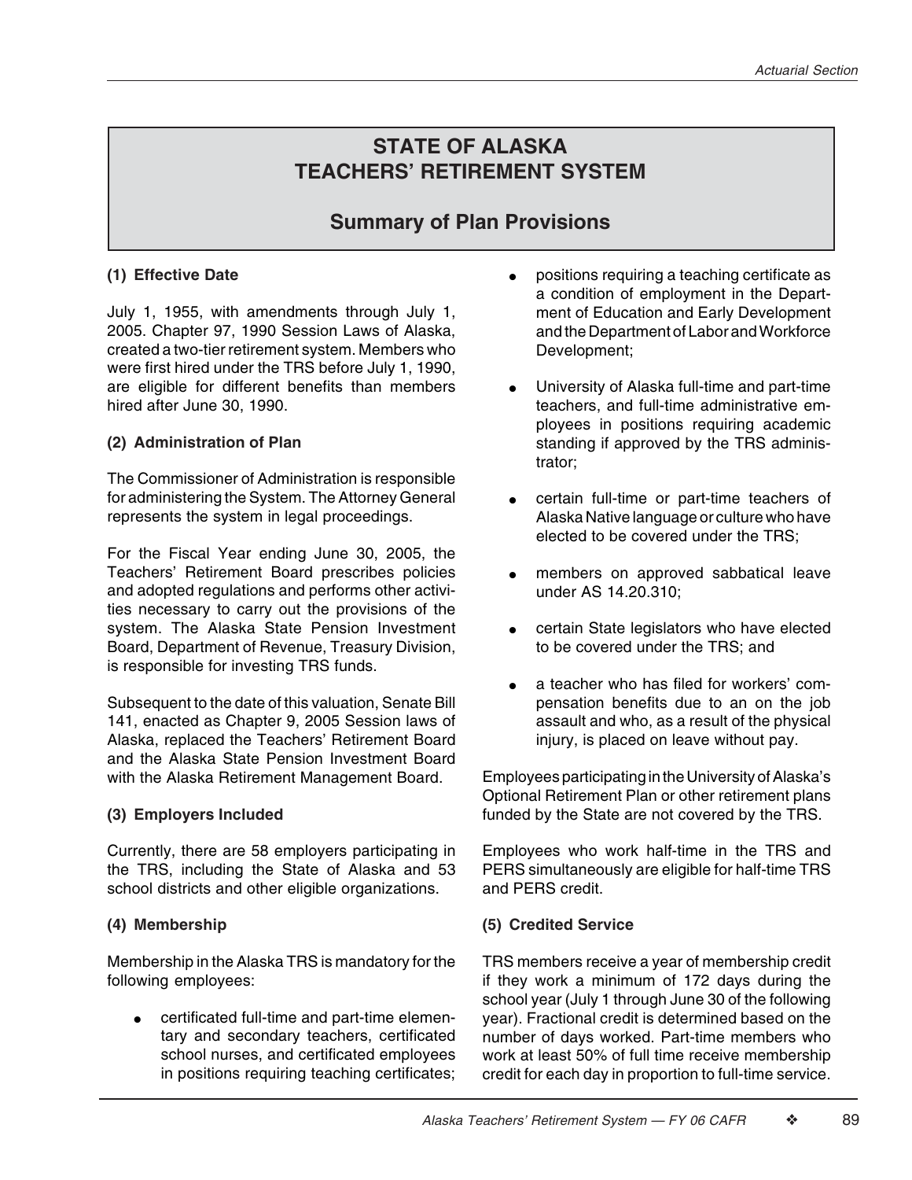# STATE OF ALASKA TEACHERS' RETIREMENT SYSTEM

## Summary of Plan Provisions

**(1) Effective Date**

July 1, 1955, with amendments through July 1, 2005. Chapter 97, 1990 Session Laws of Alaska, created a two-tier retirement system. Members who were first hired under the TRS before July 1, 1990, are eligible for different benefits than members hired after June 30, 1990.

**(2) Administration of Plan**

The Commissioner of Administration is responsible for administering the System. The Attorney General represents the system in legal proceedings.

For the Fiscal Year ending June 30, 2005, the Teachers' Retirement Board prescribes policies and adopted regulations and performs other activities necessary to carry out the provisions of the system. The Alaska State Pension Investment Board, Department of Revenue, Treasury Division, is responsible for investing TRS funds.

Subsequent to the date of this valuation, Senate Bill 141, enacted as Chapter 9, 2005 Session laws of Alaska, replaced the Teachers' Retirement Board and the Alaska State Pension Investment Board with the Alaska Retirement Management Board.

**(3) Employers Included**

Currently, there are 58 employers participating in the TRS, including the State of Alaska and 53 school districts and other eligible organizations.

**(4) Membership**

Membership in the Alaska TRS is mandatory for the following employees:

- certificated full-time and part-time elementary and secondary teachers, certificated school nurses, and certificated employees in positions requiring teaching certificates;
- positions requiring a teaching certificate as a condition of employment in the Department of Education and Early Development and the Department of Labor and Workforce Development;
- University of Alaska full-time and part-time teachers, and full-time administrative employees in positions requiring academic standing if approved by the TRS administrator;
- certain full-time or part-time teachers of Alaska Native language or culture who have elected to be covered under the TRS;
- members on approved sabbatical leave under AS 14.20.310;
- certain State legislators who have elected to be covered under the TRS; and
- a teacher who has filed for workers' compensation benefits due to an on the job assault and who, as a result of the physical injury, is placed on leave without pay.

Employees participating in the University of Alaska's Optional Retirement Plan or other retirement plans funded by the State are not covered by the TRS.

Employees who work half-time in the TRS and PERS simultaneously are eligible for half-time TRS and PERS credit.

**(5) Credited Service**

TRS members receive a year of membership credit if they work a minimum of 172 days during the school year (July 1 through June 30 of the following year). Fractional credit is determined based on the number of days worked. Part-time members who work at least 50% of full time receive membership credit for each day in proportion to full-time service.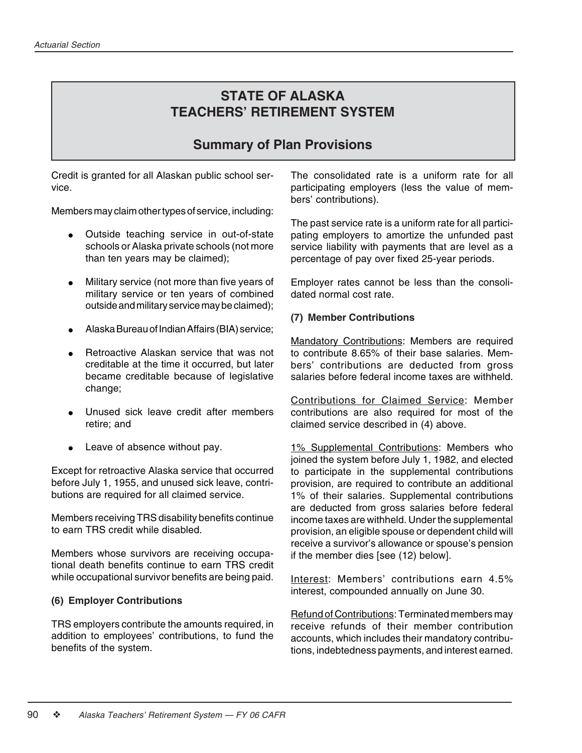# STATE OF ALASKA TEACHERS' RETIREMENT SYSTEM

## Summary of Plan Provisions

Credit is granted for all Alaskan public school service.

Members may claim other types of service, including:

- Outside teaching service in out-of-state schools or Alaska private schools (not more than ten years may be claimed);
- Military service (not more than five years of military service or ten years of combined outside and military service may be claimed);
- Alaska Bureau of Indian Affairs (BIA) service;
- Retroactive Alaskan service that was not creditable at the time it occurred, but later became creditable because of legislative change;
- Unused sick leave credit after members retire; and
- Leave of absence without pay.

Except for retroactive Alaska service that occurred before July 1, 1955, and unused sick leave, contributions are required for all claimed service.

Members receiving TRS disability benefits continue to earn TRS credit while disabled.

Members whose survivors are receiving occupational death benefits continue to earn TRS credit while occupational survivor benefits are being paid.

### (6) Employer Contributions

TRS employers contribute the amounts required, in addition to employees' contributions, to fund the benefits of the system.

The consolidated rate is a uniform rate for all participating employers (less the value of members' contributions).

The past service rate is a uniform rate for all participating employers to amortize the unfunded past service liability with payments that are level as a percentage of pay over fixed 25-year periods.

Employer rates cannot be less than the consolidated normal cost rate.

### (7) Member Contributions

Mandatory Contributions: Members are required to contribute 8.65% of their base salaries. Members' contributions are deducted from gross salaries before federal income taxes are withheld.

Contributions for Claimed Service: Member contributions are also required for most of the claimed service described in (4) above.

1% Supplemental Contributions: Members who joined the system before July 1, 1982, and elected to participate in the supplemental contributions provision, are required to contribute an additional 1% of their salaries. Supplemental contributions are deducted from gross salaries before federal income taxes are withheld. Under the supplemental provision, an eligible spouse or dependent child will receive a survivor's allowance or spouse's pension if the member dies [see (12) below].

Interest: Members' contributions earn 4.5% interest, compounded annually on June 30.

Refund of Contributions: Terminated members may receive refunds of their member contribution accounts, which includes their mandatory contributions, indebtedness payments, and interest earned.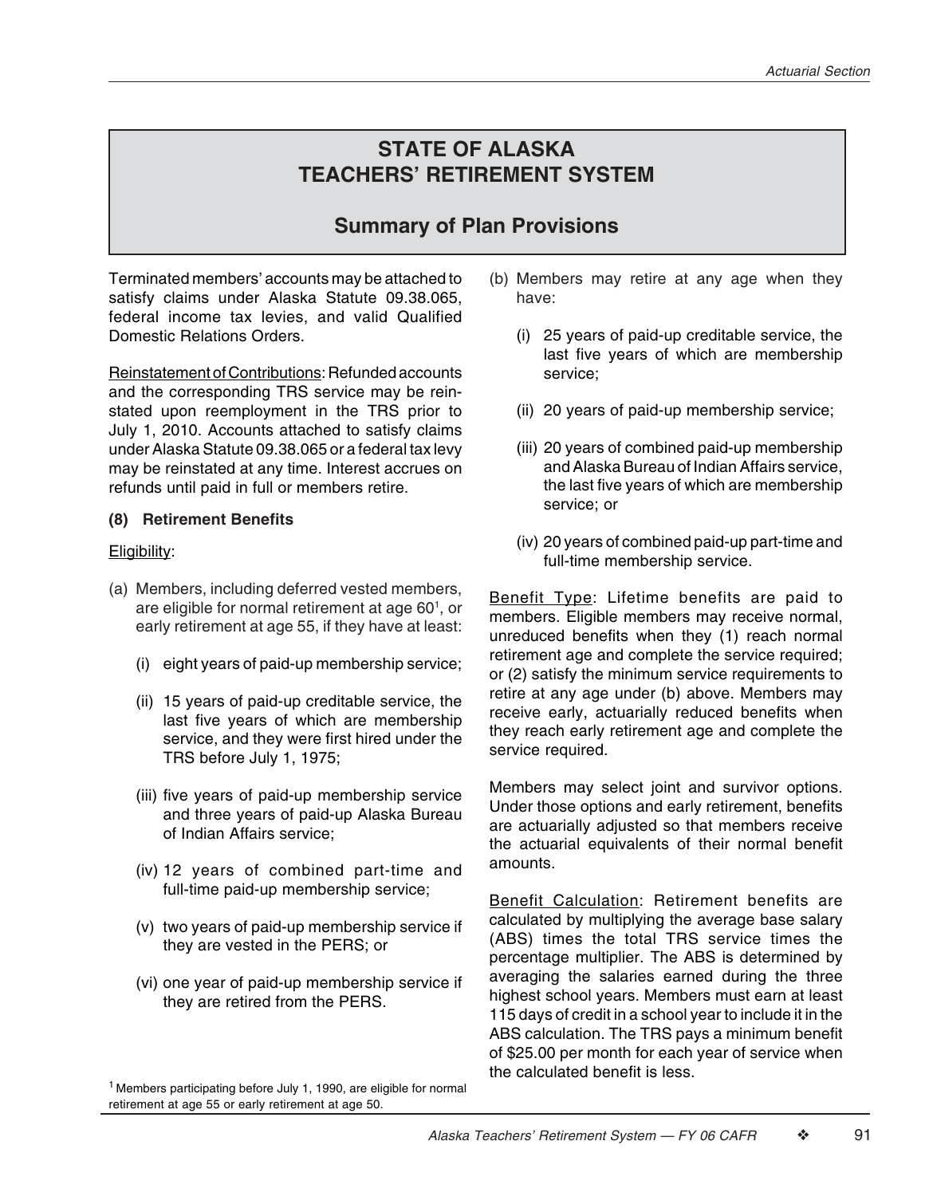# STATE OF ALASKA TEACHERS' RETIREMENT SYSTEM

## Summary of Plan Provisions

Terminated members' accounts may be attached to satisfy claims under Alaska Statute 09.38.065, federal income tax levies, and valid Qualified Domestic Relations Orders.

Reinstatement of Contributions: Refunded accounts and the corresponding TRS service may be reinstated upon reemployment in the TRS prior to July 1, 2010. Accounts attached to satisfy claims under Alaska Statute 09.38.065 or a federal tax levy may be reinstated at any time. Interest accrues on refunds until paid in full or members retire.

**(8) Retirement Benefits**

Eligibility:

(a) Members, including deferred vested members, are eligible for normal retirement at age 60[1], or early retirement at age 55, if they have at least:

   (i) eight years of paid-up membership service;

   (ii) 15 years of paid-up creditable service, the last five years of which are membership service, and they were first hired under the TRS before July 1, 1975;

   (iii) five years of paid-up membership service and three years of paid-up Alaska Bureau of Indian Affairs service;

   (iv) 12 years of combined part-time and full-time paid-up membership service;

   (v) two years of paid-up membership service if they are vested in the PERS; or

   (vi) one year of paid-up membership service if they are retired from the PERS.

(b) Members may retire at any age when they have:

   (i) 25 years of paid-up creditable service, the last five years of which are membership service;

   (ii) 20 years of paid-up membership service;

   (iii) 20 years of combined paid-up membership and Alaska Bureau of Indian Affairs service, the last five years of which are membership service; or

   (iv) 20 years of combined paid-up part-time and full-time membership service.

Benefit Type: Lifetime benefits are paid to members. Eligible members may receive normal, unreduced benefits when they (1) reach normal retirement age and complete the service required; or (2) satisfy the minimum service requirements to retire at any age under (b) above. Members may receive early, actuarially reduced benefits when they reach early retirement age and complete the service required.

Members may select joint and survivor options. Under those options and early retirement, benefits are actuarially adjusted so that members receive the actuarial equivalents of their normal benefit amounts.

Benefit Calculation: Retirement benefits are calculated by multiplying the average base salary (ABS) times the total TRS service times the percentage multiplier. The ABS is determined by averaging the salaries earned during the three highest school years. Members must earn at least 115 days of credit in a school year to include it in the ABS calculation. The TRS pays a minimum benefit of $25.00 per month for each year of service when the calculated benefit is less.

[1] Members participating before July 1, 1990, are eligible for normal retirement at age 55 or early retirement at age 50.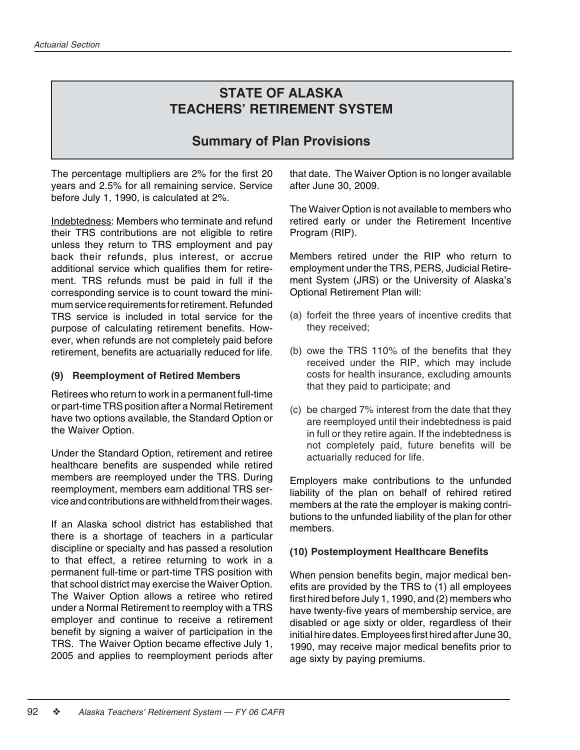# STATE OF ALASKA TEACHERS' RETIREMENT SYSTEM

## Summary of Plan Provisions

The percentage multipliers are 2% for the first 20 years and 2.5% for all remaining service. Service before July 1, 1990, is calculated at 2%.

Indebtedness: Members who terminate and refund their TRS contributions are not eligible to retire unless they return to TRS employment and pay back their refunds, plus interest, or accrue additional service which qualifies them for retirement. TRS refunds must be paid in full if the corresponding service is to count toward the minimum service requirements for retirement. Refunded TRS service is included in total service for the purpose of calculating retirement benefits. However, when refunds are not completely paid before retirement, benefits are actuarially reduced for life.

### (9) Reemployment of Retired Members

Retirees who return to work in a permanent full-time or part-time TRS position after a Normal Retirement have two options available, the Standard Option or the Waiver Option.

Under the Standard Option, retirement and retiree healthcare benefits are suspended while retired members are reemployed under the TRS. During reemployment, members earn additional TRS service and contributions are withheld from their wages.

If an Alaska school district has established that there is a shortage of teachers in a particular discipline or specialty and has passed a resolution to that effect, a retiree returning to work in a permanent full-time or part-time TRS position with that school district may exercise the Waiver Option. The Waiver Option allows a retiree who retired under a Normal Retirement to reemploy with a TRS employer and continue to receive a retirement benefit by signing a waiver of participation in the TRS. The Waiver Option became effective July 1, 2005 and applies to reemployment periods after that date. The Waiver Option is no longer available after June 30, 2009.

The Waiver Option is not available to members who retired early or under the Retirement Incentive Program (RIP).

Members retired under the RIP who return to employment under the TRS, PERS, Judicial Retirement System (JRS) or the University of Alaska's Optional Retirement Plan will:

(a) forfeit the three years of incentive credits that they received;

(b) owe the TRS 110% of the benefits that they received under the RIP, which may include costs for health insurance, excluding amounts that they paid to participate; and

(c) be charged 7% interest from the date that they are reemployed until their indebtedness is paid in full or they retire again. If the indebtedness is not completely paid, future benefits will be actuarially reduced for life.

Employers make contributions to the unfunded liability of the plan on behalf of rehired retired members at the rate the employer is making contributions to the unfunded liability of the plan for other members.

### (10) Postemployment Healthcare Benefits

When pension benefits begin, major medical benefits are provided by the TRS to (1) all employees first hired before July 1, 1990, and (2) members who have twenty-five years of membership service, are disabled or age sixty or older, regardless of their initial hire dates. Employees first hired after June 30, 1990, may receive major medical benefits prior to age sixty by paying premiums.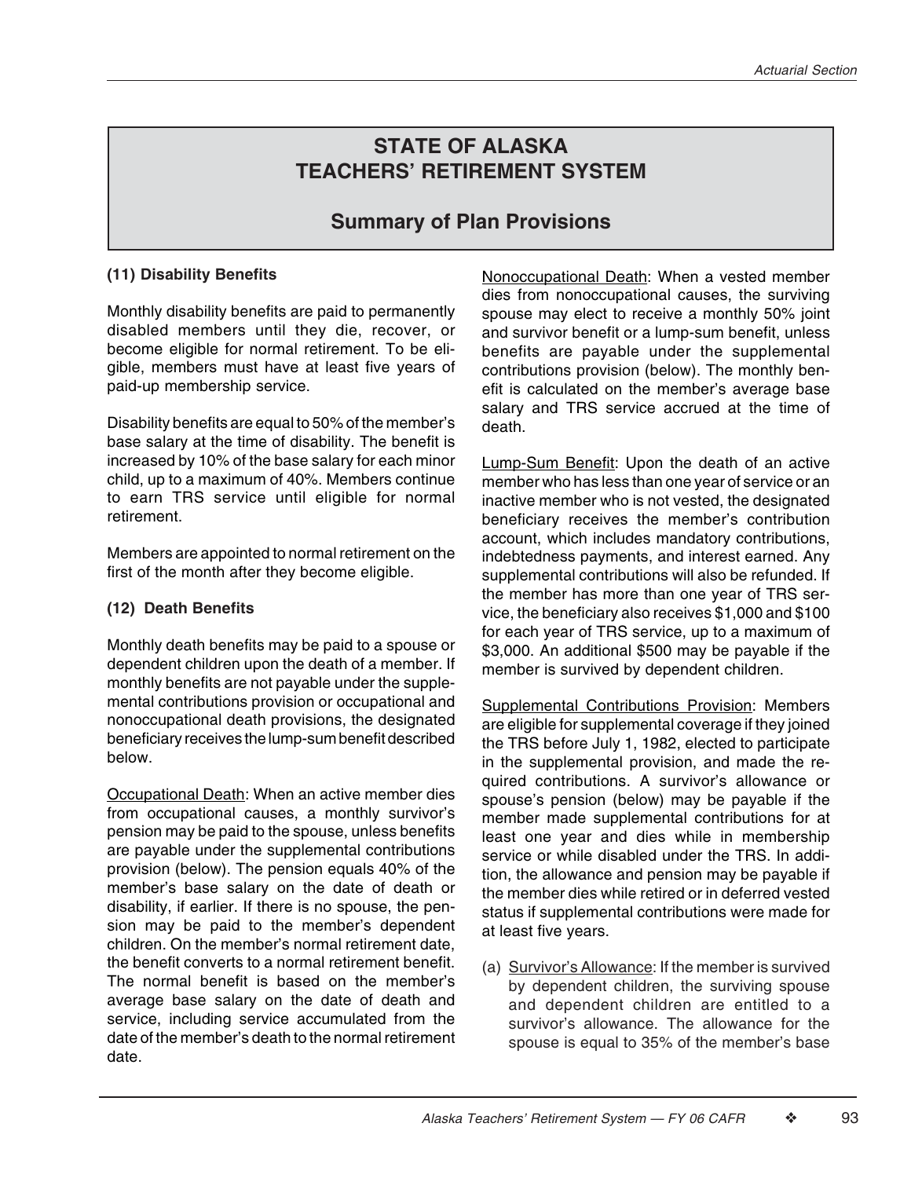# STATE OF ALASKA TEACHERS' RETIREMENT SYSTEM

## Summary of Plan Provisions

**(11) Disability Benefits**

Monthly disability benefits are paid to permanently disabled members until they die, recover, or become eligible for normal retirement. To be eligible, members must have at least five years of paid-up membership service.

Disability benefits are equal to 50% of the member's base salary at the time of disability. The benefit is increased by 10% of the base salary for each minor child, up to a maximum of 40%. Members continue to earn TRS service until eligible for normal retirement.

Members are appointed to normal retirement on the first of the month after they become eligible.

**(12) Death Benefits**

Monthly death benefits may be paid to a spouse or dependent children upon the death of a member. If monthly benefits are not payable under the supplemental contributions provision or occupational and nonoccupational death provisions, the designated beneficiary receives the lump-sum benefit described below.

Occupational Death: When an active member dies from occupational causes, a monthly survivor's pension may be paid to the spouse, unless benefits are payable under the supplemental contributions provision (below). The pension equals 40% of the member's base salary on the date of death or disability, if earlier. If there is no spouse, the pension may be paid to the member's dependent children. On the member's normal retirement date, the benefit converts to a normal retirement benefit. The normal benefit is based on the member's average base salary on the date of death and service, including service accumulated from the date of the member's death to the normal retirement date.

Nonoccupational Death: When a vested member dies from nonoccupational causes, the surviving spouse may elect to receive a monthly 50% joint and survivor benefit or a lump-sum benefit, unless benefits are payable under the supplemental contributions provision (below). The monthly benefit is calculated on the member's average base salary and TRS service accrued at the time of death.

Lump-Sum Benefit: Upon the death of an active member who has less than one year of service or an inactive member who is not vested, the designated beneficiary receives the member's contribution account, which includes mandatory contributions, indebtedness payments, and interest earned. Any supplemental contributions will also be refunded. If the member has more than one year of TRS service, the beneficiary also receives $1,000 and $100 for each year of TRS service, up to a maximum of $3,000. An additional $500 may be payable if the member is survived by dependent children.

Supplemental Contributions Provision: Members are eligible for supplemental coverage if they joined the TRS before July 1, 1982, elected to participate in the supplemental provision, and made the required contributions. A survivor's allowance or spouse's pension (below) may be payable if the member made supplemental contributions for at least one year and dies while in membership service or while disabled under the TRS. In addition, the allowance and pension may be payable if the member dies while retired or in deferred vested status if supplemental contributions were made for at least five years.

(a) Survivor's Allowance: If the member is survived by dependent children, the surviving spouse and dependent children are entitled to a survivor's allowance. The allowance for the spouse is equal to 35% of the member's base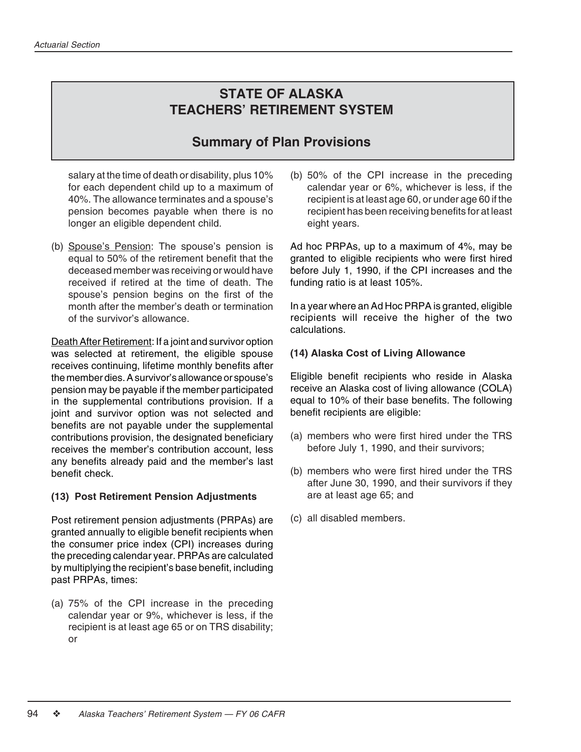## STATE OF ALASKA
## TEACHERS' RETIREMENT SYSTEM

### Summary of Plan Provisions

salary at the time of death or disability, plus 10% for each dependent child up to a maximum of 40%. The allowance terminates and a spouse's pension becomes payable when there is no longer an eligible dependent child.

(b) Spouse's Pension: The spouse's pension is equal to 50% of the retirement benefit that the deceased member was receiving or would have received if retired at the time of death. The spouse's pension begins on the first of the month after the member's death or termination of the survivor's allowance.

Death After Retirement: If a joint and survivor option was selected at retirement, the eligible spouse receives continuing, lifetime monthly benefits after the member dies. A survivor's allowance or spouse's pension may be payable if the member participated in the supplemental contributions provision. If a joint and survivor option was not selected and benefits are not payable under the supplemental contributions provision, the designated beneficiary receives the member's contribution account, less any benefits already paid and the member's last benefit check.

**(13) Post Retirement Pension Adjustments**

Post retirement pension adjustments (PRPAs) are granted annually to eligible benefit recipients when the consumer price index (CPI) increases during the preceding calendar year. PRPAs are calculated by multiplying the recipient's base benefit, including past PRPAs, times:

(a) 75% of the CPI increase in the preceding calendar year or 9%, whichever is less, if the recipient is at least age 65 or on TRS disability; or

(b) 50% of the CPI increase in the preceding calendar year or 6%, whichever is less, if the recipient is at least age 60, or under age 60 if the recipient has been receiving benefits for at least eight years.

Ad hoc PRPAs, up to a maximum of 4%, may be granted to eligible recipients who were first hired before July 1, 1990, if the CPI increases and the funding ratio is at least 105%.

In a year where an Ad Hoc PRPA is granted, eligible recipients will receive the higher of the two calculations.

**(14) Alaska Cost of Living Allowance**

Eligible benefit recipients who reside in Alaska receive an Alaska cost of living allowance (COLA) equal to 10% of their base benefits. The following benefit recipients are eligible:

(a) members who were first hired under the TRS before July 1, 1990, and their survivors;

(b) members who were first hired under the TRS after June 30, 1990, and their survivors if they are at least age 65; and

(c) all disabled members.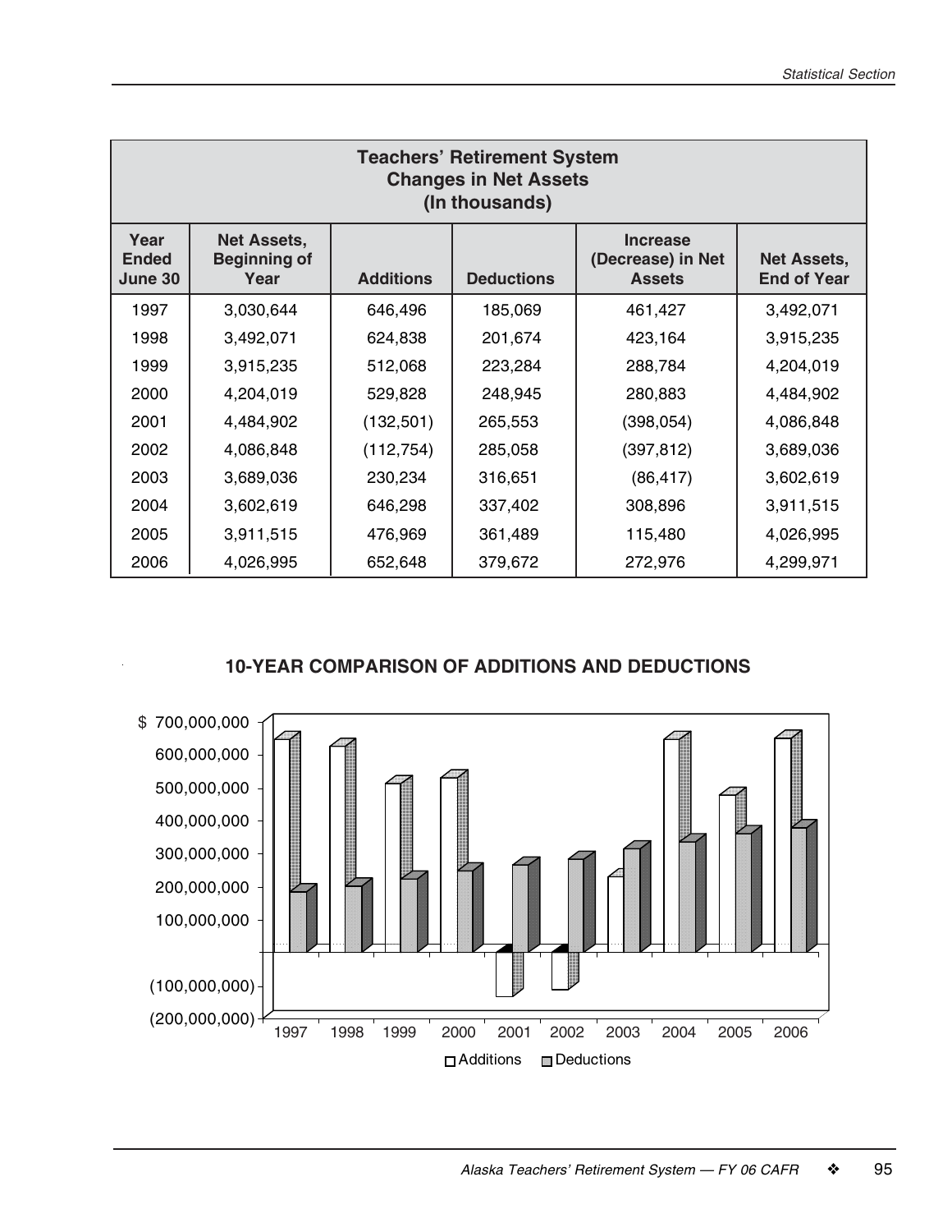## Teachers' Retirement System Changes in Net Assets (In thousands)

| Year Ended June 30 | Net Assets, Beginning of Year | Additions | Deductions | Increase (Decrease) in Net Assets | Net Assets, End of Year |
|---|---|---|---|---|---|
| 1997 | 3,030,644 | 646,496 | 185,069 | 461,427 | 3,492,071 |
| 1998 | 3,492,071 | 624,838 | 201,674 | 423,164 | 3,915,235 |
| 1999 | 3,915,235 | 512,068 | 223,284 | 288,784 | 4,204,019 |
| 2000 | 4,204,019 | 529,828 | 248,945 | 280,883 | 4,484,902 |
| 2001 | 4,484,902 | (132,501) | 265,553 | (398,054) | 4,086,848 |
| 2002 | 4,086,848 | (112,754) | 285,058 | (397,812) | 3,689,036 |
| 2003 | 3,689,036 | 230,234 | 316,651 | (86,417) | 3,602,619 |
| 2004 | 3,602,619 | 646,298 | 337,402 | 308,896 | 3,911,515 |
| 2005 | 3,911,515 | 476,969 | 361,489 | 115,480 | 4,026,995 |
| 2006 | 4,026,995 | 652,648 | 379,672 | 272,976 | 4,299,971 |

### 10-YEAR COMPARISON OF ADDITIONS AND DEDUCTIONS

$ 700,000,000
600,000,000
500,000,000
400,000,000
300,000,000
200,000,000
100,000,000
(100,000,000)
(200,000,000)

1997 1998 1999 2000 2001 2002 2003 2004 2005 2006

□ Additions ▒ Deductions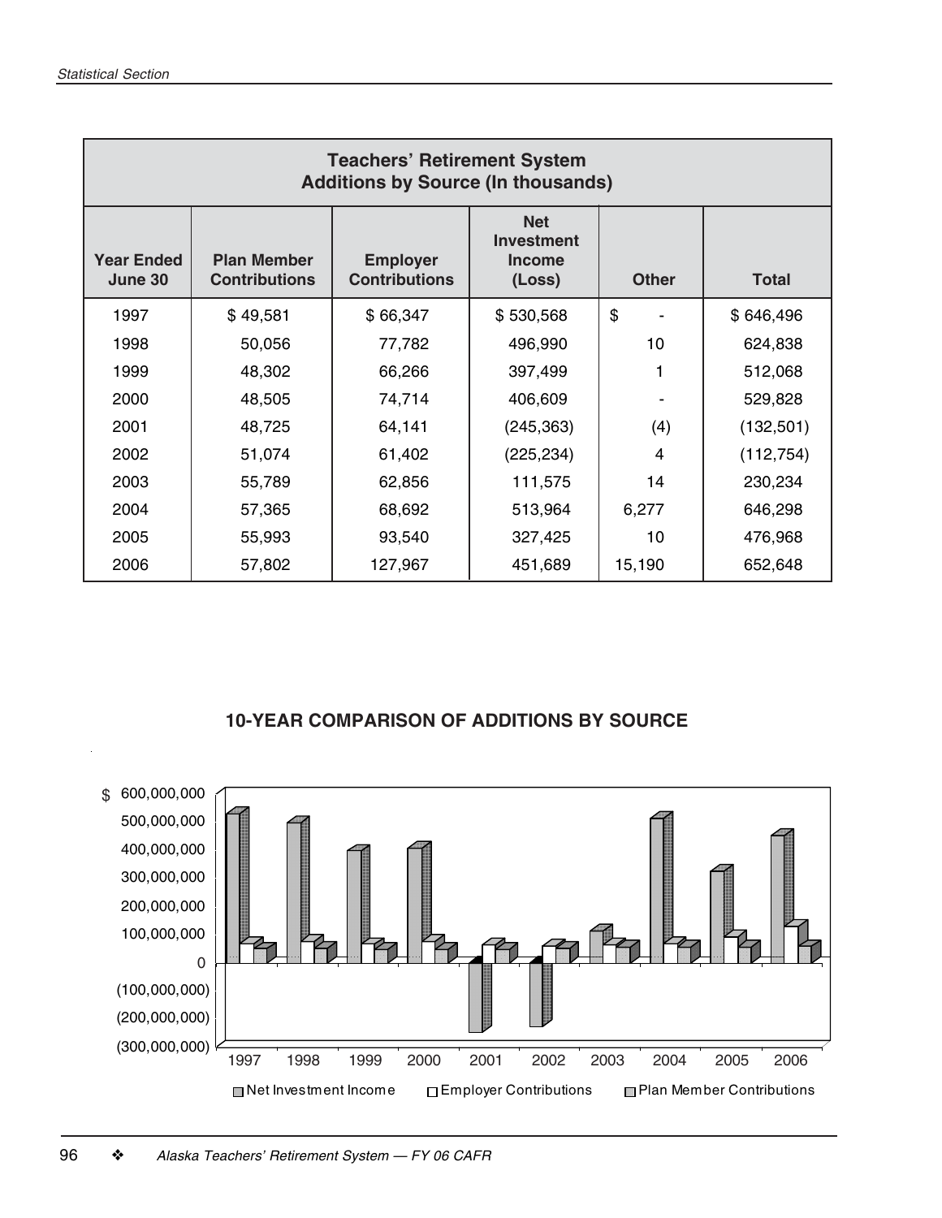## Teachers' Retirement System
### Additions by Source (In thousands)

| Year Ended June 30 | Plan Member Contributions | Employer Contributions | Net Investment Income (Loss) | Other | Total |
|---|---|---|---|---|---|
| 1997 | $ 49,581 | $ 66,347 | $ 530,568 | $ - | $ 646,496 |
| 1998 | 50,056 | 77,782 | 496,990 | 10 | 624,838 |
| 1999 | 48,302 | 66,266 | 397,499 | 1 | 512,068 |
| 2000 | 48,505 | 74,714 | 406,609 | - | 529,828 |
| 2001 | 48,725 | 64,141 | (245,363) | (4) | (132,501) |
| 2002 | 51,074 | 61,402 | (225,234) | 4 | (112,754) |
| 2003 | 55,789 | 62,856 | 111,575 | 14 | 230,234 |
| 2004 | 57,365 | 68,692 | 513,964 | 6,277 | 646,298 |
| 2005 | 55,993 | 93,540 | 327,425 | 10 | 476,968 |
| 2006 | 57,802 | 127,967 | 451,689 | 15,190 | 652,648 |

### 10-YEAR COMPARISON OF ADDITIONS BY SOURCE

$ 600,000,000
500,000,000
400,000,000
300,000,000
200,000,000
100,000,000
0
(100,000,000)
(200,000,000)
(300,000,000)

1997 1998 1999 2000 2001 2002 2003 2004 2005 2006

Net Investment Income | Employer Contributions | Plan Member Contributions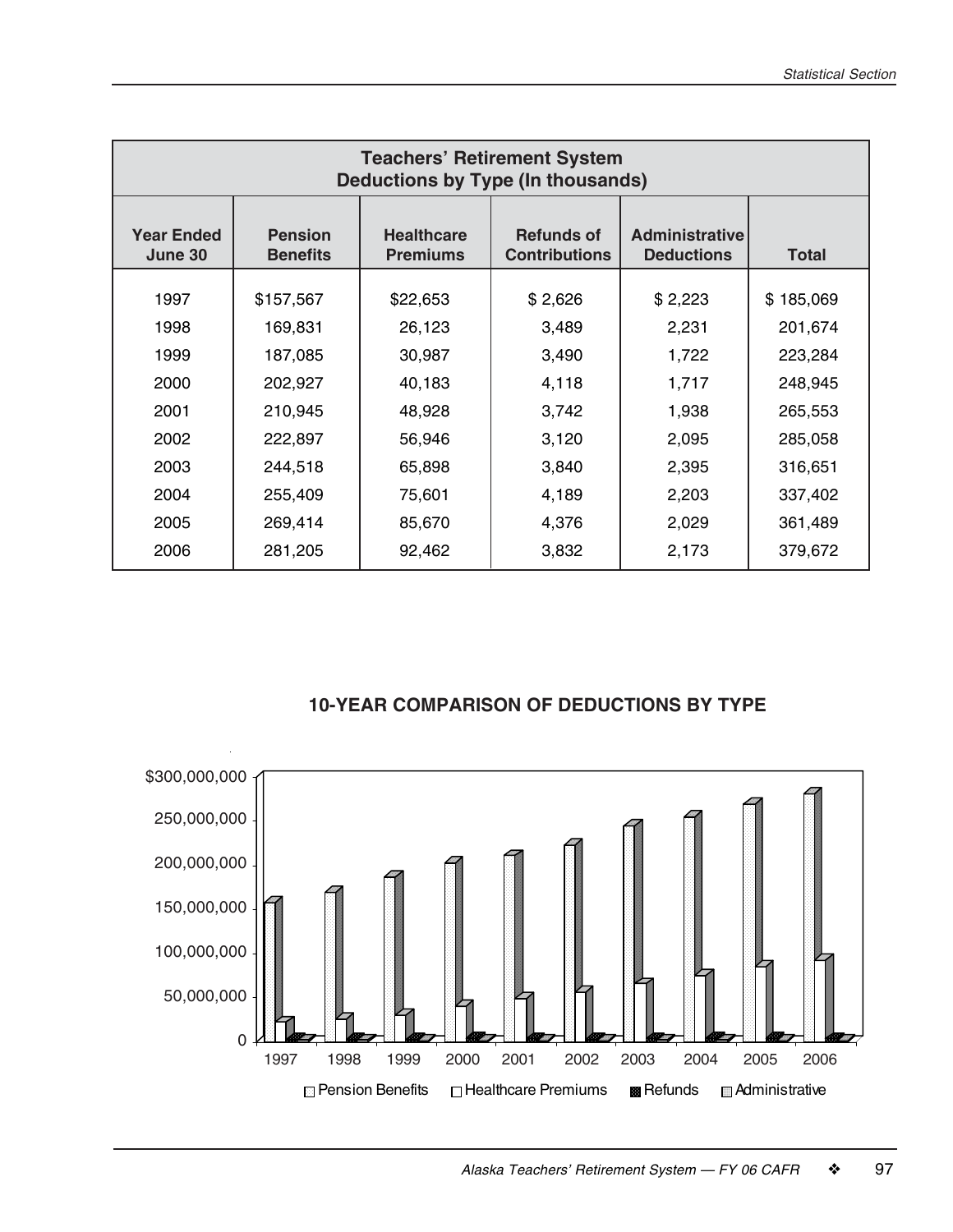## Teachers' Retirement System
### Deductions by Type (In thousands)

| Year Ended June 30 | Pension Benefits | Healthcare Premiums | Refunds of Contributions | Administrative Deductions | Total |
|---|---|---|---|---|---|
| 1997 | $157,567 | $22,653 | $ 2,626 | $ 2,223 | $ 185,069 |
| 1998 | 169,831 | 26,123 | 3,489 | 2,231 | 201,674 |
| 1999 | 187,085 | 30,987 | 3,490 | 1,722 | 223,284 |
| 2000 | 202,927 | 40,183 | 4,118 | 1,717 | 248,945 |
| 2001 | 210,945 | 48,928 | 3,742 | 1,938 | 265,553 |
| 2002 | 222,897 | 56,946 | 3,120 | 2,095 | 285,058 |
| 2003 | 244,518 | 65,898 | 3,840 | 2,395 | 316,651 |
| 2004 | 255,409 | 75,601 | 4,189 | 2,203 | 337,402 |
| 2005 | 269,414 | 85,670 | 4,376 | 2,029 | 361,489 |
| 2006 | 281,205 | 92,462 | 3,832 | 2,173 | 379,672 |

### 10-YEAR COMPARISON OF DEDUCTIONS BY TYPE

$300,000,000
250,000,000
200,000,000
150,000,000
100,000,000
50,000,000
0

1997 1998 1999 2000 2001 2002 2003 2004 2005 2006

Pension Benefits | Healthcare Premiums | Refunds | Administrative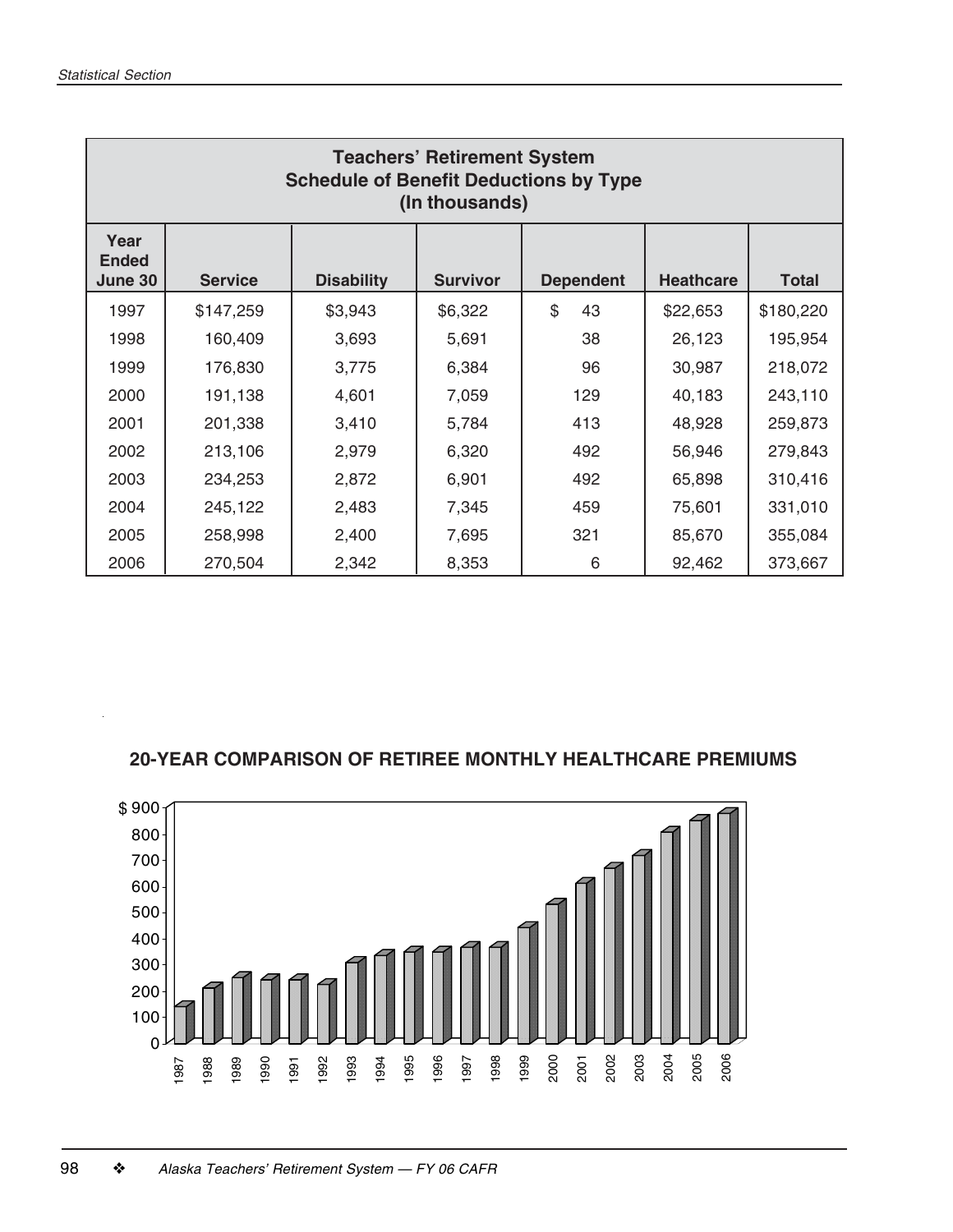## Teachers' Retirement System
### Schedule of Benefit Deductions by Type
### (In thousands)

| Year Ended June 30 | Service | Disability | Survivor | Dependent | Heathcare | Total |
|---|---|---|---|---|---|---|
| 1997 | $147,259 | $3,943 | $6,322 | $ 43 | $22,653 | $180,220 |
| 1998 | 160,409 | 3,693 | 5,691 | 38 | 26,123 | 195,954 |
| 1999 | 176,830 | 3,775 | 6,384 | 96 | 30,987 | 218,072 |
| 2000 | 191,138 | 4,601 | 7,059 | 129 | 40,183 | 243,110 |
| 2001 | 201,338 | 3,410 | 5,784 | 413 | 48,928 | 259,873 |
| 2002 | 213,106 | 2,979 | 6,320 | 492 | 56,946 | 279,843 |
| 2003 | 234,253 | 2,872 | 6,901 | 492 | 65,898 | 310,416 |
| 2004 | 245,122 | 2,483 | 7,345 | 459 | 75,601 | 331,010 |
| 2005 | 258,998 | 2,400 | 7,695 | 321 | 85,670 | 355,084 |
| 2006 | 270,504 | 2,342 | 8,353 | 6 | 92,462 | 373,667 |

**20-YEAR COMPARISON OF RETIREE MONTHLY HEALTHCARE PREMIUMS**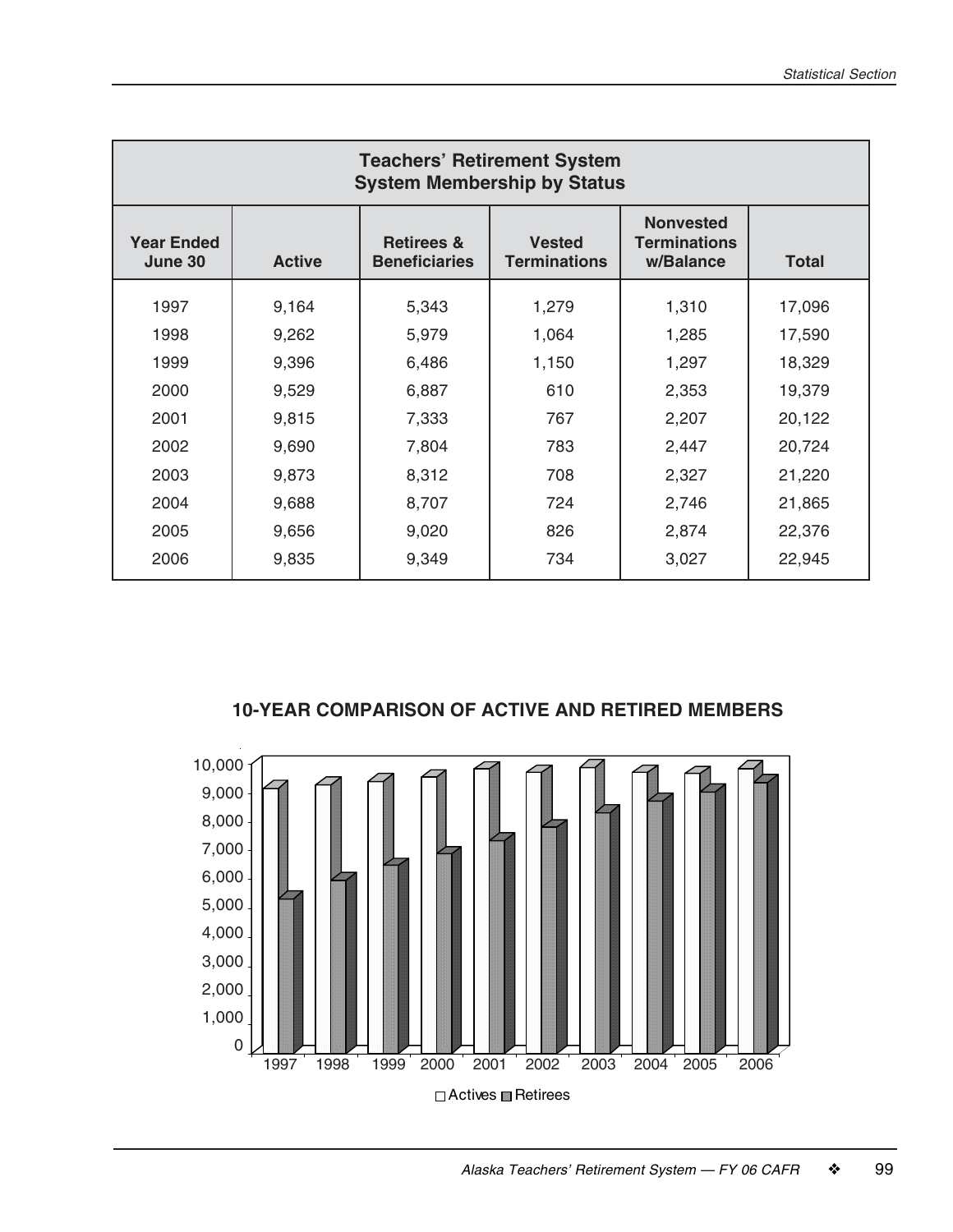## Teachers' Retirement System
## System Membership by Status

| Year Ended June 30 | Active | Retirees & Beneficiaries | Vested Terminations | Nonvested Terminations w/Balance | Total |
|---|---|---|---|---|---|
| 1997 | 9,164 | 5,343 | 1,279 | 1,310 | 17,096 |
| 1998 | 9,262 | 5,979 | 1,064 | 1,285 | 17,590 |
| 1999 | 9,396 | 6,486 | 1,150 | 1,297 | 18,329 |
| 2000 | 9,529 | 6,887 | 610 | 2,353 | 19,379 |
| 2001 | 9,815 | 7,333 | 767 | 2,207 | 20,122 |
| 2002 | 9,690 | 7,804 | 783 | 2,447 | 20,724 |
| 2003 | 9,873 | 8,312 | 708 | 2,327 | 21,220 |
| 2004 | 9,688 | 8,707 | 724 | 2,746 | 21,865 |
| 2005 | 9,656 | 9,020 | 826 | 2,874 | 22,376 |
| 2006 | 9,835 | 9,349 | 734 | 3,027 | 22,945 |

**10-YEAR COMPARISON OF ACTIVE AND RETIRED MEMBERS**

| Year | Actives | Retirees |
|---|---|---|
| 1997 | 9,164 | 5,343 |
| 1998 | 9,262 | 5,979 |
| 1999 | 9,396 | 6,486 |
| 2000 | 9,529 | 6,887 |
| 2001 | 9,815 | 7,333 |
| 2002 | 9,690 | 7,804 |
| 2003 | 9,873 | 8,312 |
| 2004 | 9,688 | 8,707 |
| 2005 | 9,656 | 9,020 |
| 2006 | 9,835 | 9,349 |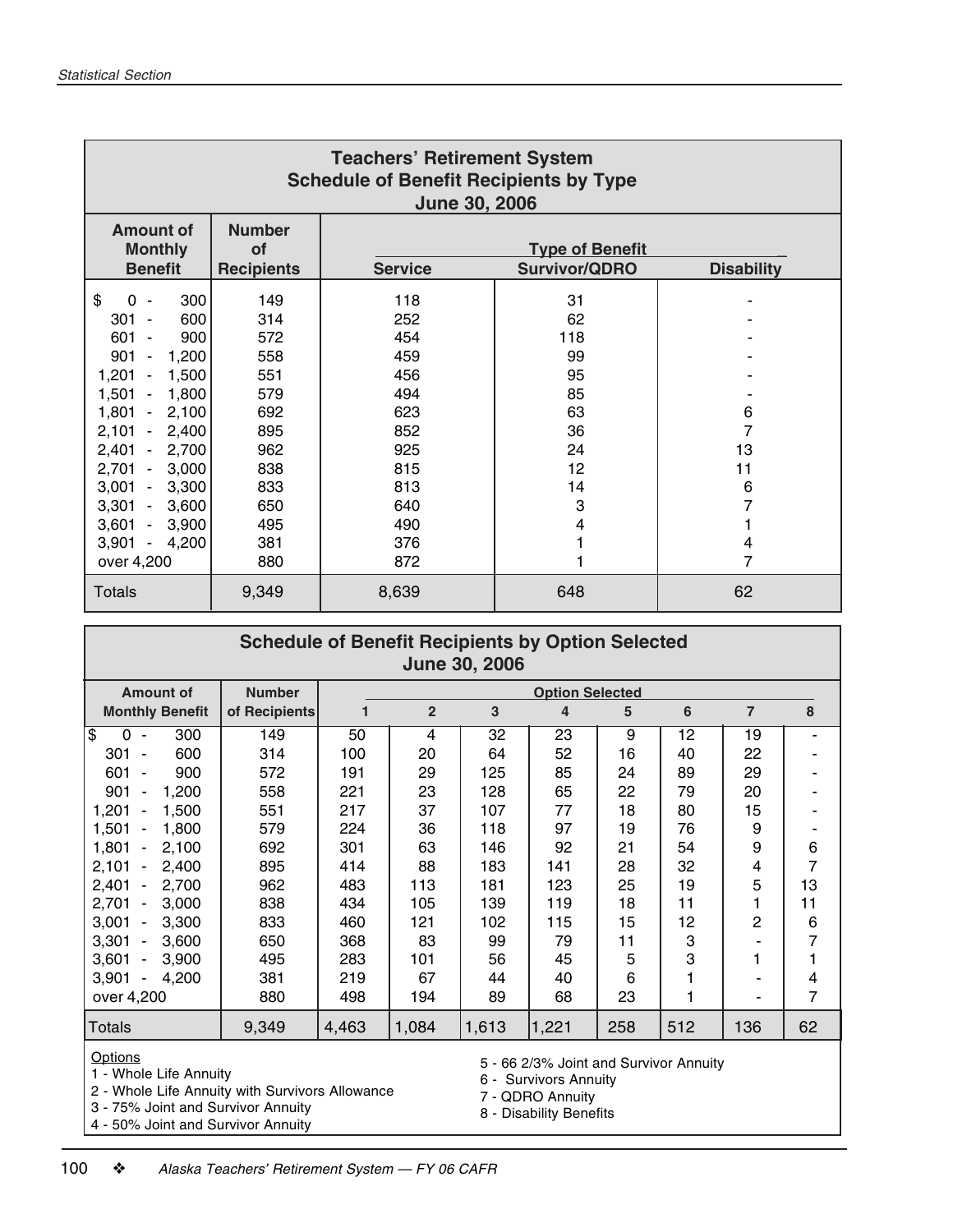## Teachers' Retirement System
## Schedule of Benefit Recipients by Type
## June 30, 2006

| Amount of Monthly Benefit | Number of Recipients | Type of Benefit | | |
|---|---|---|---|---|
| | | Service | Survivor/QDRO | Disability |
| $ 0 - 300 | 149 | 118 | 31 | - |
| 301 - 600 | 314 | 252 | 62 | - |
| 601 - 900 | 572 | 454 | 118 | - |
| 901 - 1,200 | 558 | 459 | 99 | - |
| 1,201 - 1,500 | 551 | 456 | 95 | - |
| 1,501 - 1,800 | 579 | 494 | 85 | - |
| 1,801 - 2,100 | 692 | 623 | 63 | 6 |
| 2,101 - 2,400 | 895 | 852 | 36 | 7 |
| 2,401 - 2,700 | 962 | 925 | 24 | 13 |
| 2,701 - 3,000 | 838 | 815 | 12 | 11 |
| 3,001 - 3,300 | 833 | 813 | 14 | 6 |
| 3,301 - 3,600 | 650 | 640 | 3 | 7 |
| 3,601 - 3,900 | 495 | 490 | 4 | 1 |
| 3,901 - 4,200 | 381 | 376 | 1 | 4 |
| over 4,200 | 880 | 872 | 1 | 7 |
| Totals | 9,349 | 8,639 | 648 | 62 |

## Schedule of Benefit Recipients by Option Selected
## June 30, 2006

| Amount of Monthly Benefit | Number of Recipients | Option Selected | | | | | | | |
|---|---|---|---|---|---|---|---|---|---|
| | | 1 | 2 | 3 | 4 | 5 | 6 | 7 | 8 |
| $ 0 - 300 | 149 | 50 | 4 | 32 | 23 | 9 | 12 | 19 | - |
| 301 - 600 | 314 | 100 | 20 | 64 | 52 | 16 | 40 | 22 | - |
| 601 - 900 | 572 | 191 | 29 | 125 | 85 | 24 | 89 | 29 | - |
| 901 - 1,200 | 558 | 221 | 23 | 128 | 65 | 22 | 79 | 20 | - |
| 1,201 - 1,500 | 551 | 217 | 37 | 107 | 77 | 18 | 80 | 15 | - |
| 1,501 - 1,800 | 579 | 224 | 36 | 118 | 97 | 19 | 76 | 9 | - |
| 1,801 - 2,100 | 692 | 301 | 63 | 146 | 92 | 21 | 54 | 9 | 6 |
| 2,101 - 2,400 | 895 | 414 | 88 | 183 | 141 | 28 | 32 | 4 | 7 |
| 2,401 - 2,700 | 962 | 483 | 113 | 181 | 123 | 25 | 19 | 5 | 13 |
| 2,701 - 3,000 | 838 | 434 | 105 | 139 | 119 | 18 | 11 | 1 | 11 |
| 3,001 - 3,300 | 833 | 460 | 121 | 102 | 115 | 15 | 12 | 2 | 6 |
| 3,301 - 3,600 | 650 | 368 | 83 | 99 | 79 | 11 | 3 | - | 7 |
| 3,601 - 3,900 | 495 | 283 | 101 | 56 | 45 | 5 | 3 | 1 | 1 |
| 3,901 - 4,200 | 381 | 219 | 67 | 44 | 40 | 6 | 1 | - | 4 |
| over 4,200 | 880 | 498 | 194 | 89 | 68 | 23 | 1 | - | 7 |
| Totals | 9,349 | 4,463 | 1,084 | 1,613 | 1,221 | 258 | 512 | 136 | 62 |

Options

1 - Whole Life Annuity
2 - Whole Life Annuity with Survivors Allowance
3 - 75% Joint and Survivor Annuity
4 - 50% Joint and Survivor Annuity
5 - 66 2/3% Joint and Survivor Annuity
6 - Survivors Annuity
7 - QDRO Annuity
8 - Disability Benefits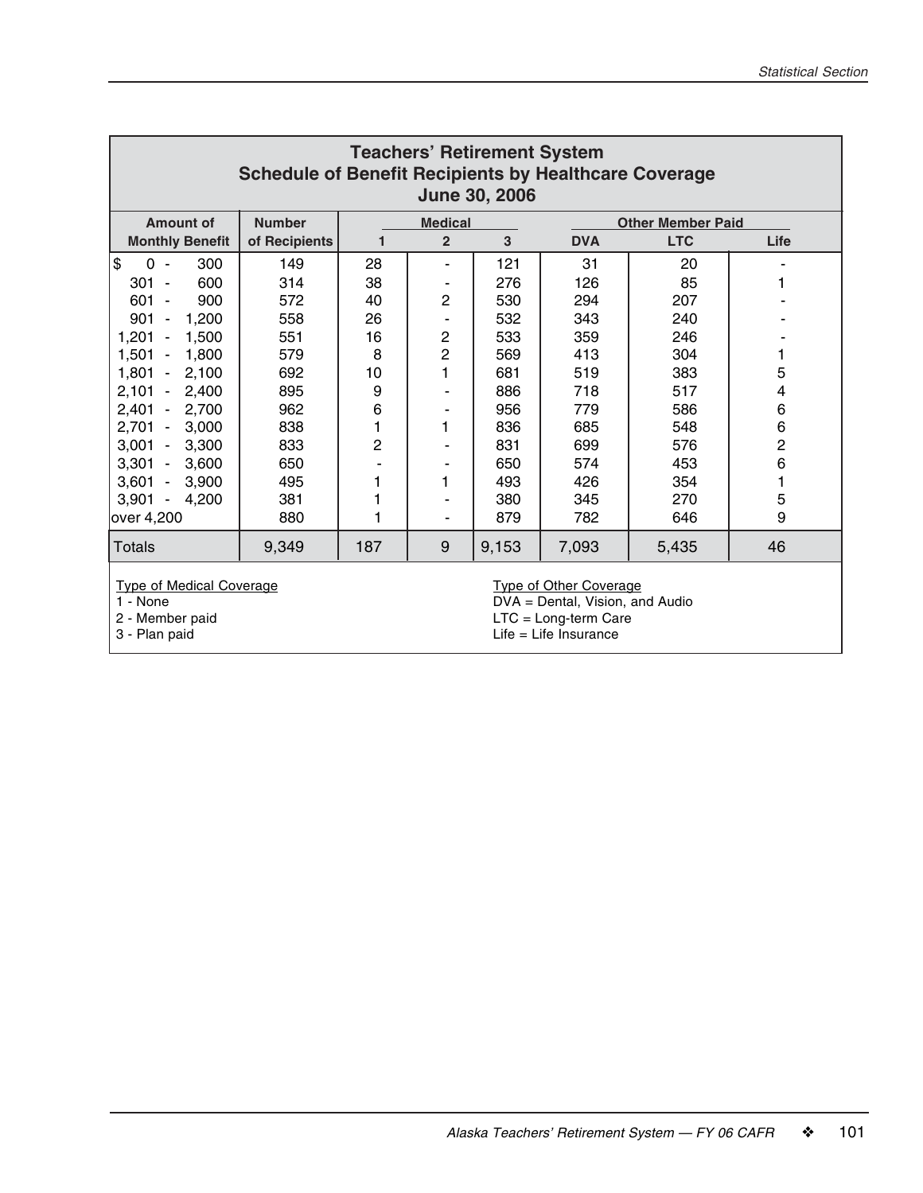## Teachers' Retirement System
## Schedule of Benefit Recipients by Healthcare Coverage
## June 30, 2006

| Amount of Monthly Benefit | Number of Recipients | Medical | | | Other Member Paid | | |
|---|---|---|---|---|---|---|---|
| | | 1 | 2 | 3 | DVA | LTC | Life |
| $ 0 - 300 | 149 | 28 | - | 121 | 31 | 20 | - |
| 301 - 600 | 314 | 38 | - | 276 | 126 | 85 | 1 |
| 601 - 900 | 572 | 40 | 2 | 530 | 294 | 207 | - |
| 901 - 1,200 | 558 | 26 | - | 532 | 343 | 240 | - |
| 1,201 - 1,500 | 551 | 16 | 2 | 533 | 359 | 246 | - |
| 1,501 - 1,800 | 579 | 8 | 2 | 569 | 413 | 304 | 1 |
| 1,801 - 2,100 | 692 | 10 | 1 | 681 | 519 | 383 | 5 |
| 2,101 - 2,400 | 895 | 9 | - | 886 | 718 | 517 | 4 |
| 2,401 - 2,700 | 962 | 6 | - | 956 | 779 | 586 | 6 |
| 2,701 - 3,000 | 838 | 1 | 1 | 836 | 685 | 548 | 6 |
| 3,001 - 3,300 | 833 | 2 | - | 831 | 699 | 576 | 2 |
| 3,301 - 3,600 | 650 | - | - | 650 | 574 | 453 | 6 |
| 3,601 - 3,900 | 495 | 1 | 1 | 493 | 426 | 354 | 1 |
| 3,901 - 4,200 | 381 | 1 | - | 380 | 345 | 270 | 5 |
| over 4,200 | 880 | 1 | - | 879 | 782 | 646 | 9 |
| Totals | 9,349 | 187 | 9 | 9,153 | 7,093 | 5,435 | 46 |

Type of Medical Coverage
1 - None
2 - Member paid
3 - Plan paid

Type of Other Coverage
DVA = Dental, Vision, and Audio
LTC = Long-term Care
Life = Life Insurance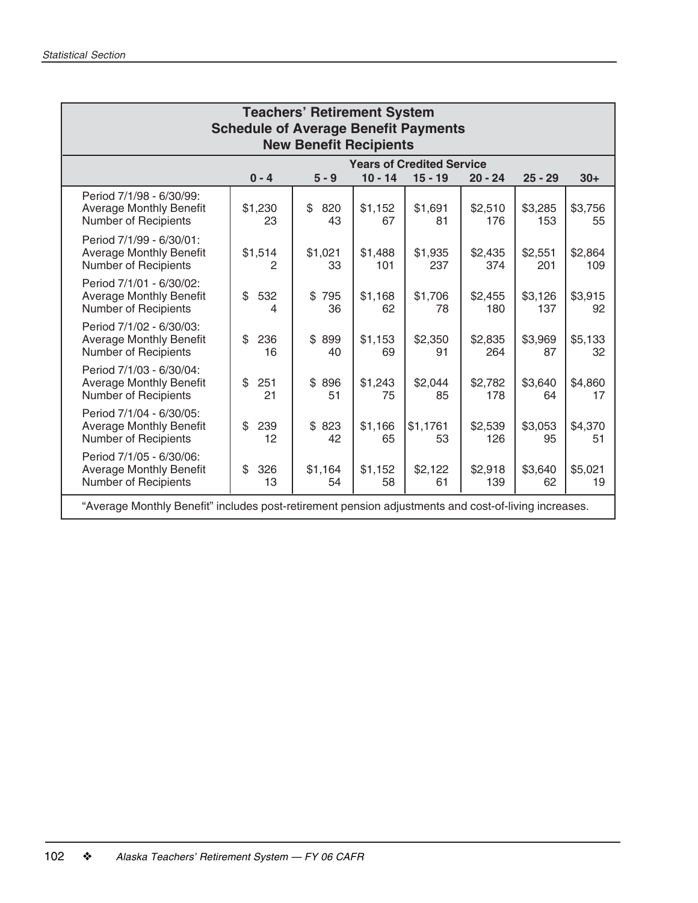## Teachers' Retirement System
## Schedule of Average Benefit Payments
## New Benefit Recipients

| | Years of Credited Service | | | | | | |
|---|---|---|---|---|---|---|---|
| | **0 - 4** | **5 - 9** | **10 - 14** | **15 - 19** | **20 - 24** | **25 - 29** | **30+** |
| Period 7/1/98 - 6/30/99: | | | | | | | |
| Average Monthly Benefit | $1,230 | $ 820 | $1,152 | $1,691 | $2,510 | $3,285 | $3,756 |
| Number of Recipients | 23 | 43 | 67 | 81 | 176 | 153 | 55 |
| Period 7/1/99 - 6/30/01: | | | | | | | |
| Average Monthly Benefit | $1,514 | $1,021 | $1,488 | $1,935 | $2,435 | $2,551 | $2,864 |
| Number of Recipients | 2 | 33 | 101 | 237 | 374 | 201 | 109 |
| Period 7/1/01 - 6/30/02: | | | | | | | |
| Average Monthly Benefit | $ 532 | $ 795 | $1,168 | $1,706 | $2,455 | $3,126 | $3,915 |
| Number of Recipients | 4 | 36 | 62 | 78 | 180 | 137 | 92 |
| Period 7/1/02 - 6/30/03: | | | | | | | |
| Average Monthly Benefit | $ 236 | $ 899 | $1,153 | $2,350 | $2,835 | $3,969 | $5,133 |
| Number of Recipients | 16 | 40 | 69 | 91 | 264 | 87 | 32 |
| Period 7/1/03 - 6/30/04: | | | | | | | |
| Average Monthly Benefit | $ 251 | $ 896 | $1,243 | $2,044 | $2,782 | $3,640 | $4,860 |
| Number of Recipients | 21 | 51 | 75 | 85 | 178 | 64 | 17 |
| Period 7/1/04 - 6/30/05: | | | | | | | |
| Average Monthly Benefit | $ 239 | $ 823 | $1,166 | $1,1761 | $2,539 | $3,053 | $4,370 |
| Number of Recipients | 12 | 42 | 65 | 53 | 126 | 95 | 51 |
| Period 7/1/05 - 6/30/06: | | | | | | | |
| Average Monthly Benefit | $ 326 | $1,164 | $1,152 | $2,122 | $2,918 | $3,640 | $5,021 |
| Number of Recipients | 13 | 54 | 58 | 61 | 139 | 62 | 19 |

"Average Monthly Benefit" includes post-retirement pension adjustments and cost-of-living increases.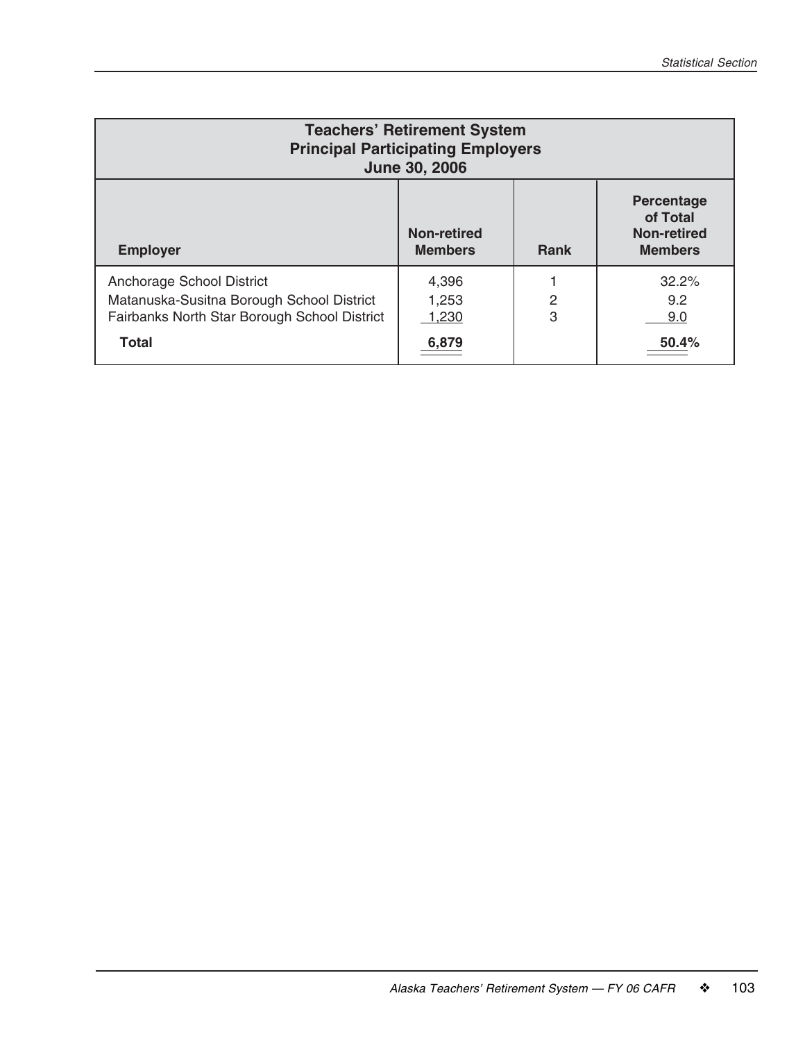## Teachers' Retirement System
## Principal Participating Employers
## June 30, 2006

| Employer | Non-retired Members | Rank | Percentage of Total Non-retired Members |
|---|---|---|---|
| Anchorage School District | 4,396 | 1 | 32.2% |
| Matanuska-Susitna Borough School District | 1,253 | 2 | 9.2 |
| Fairbanks North Star Borough School District | 1,230 | 3 | 9.0 |
| **Total** | **6,879** | | **50.4%** |